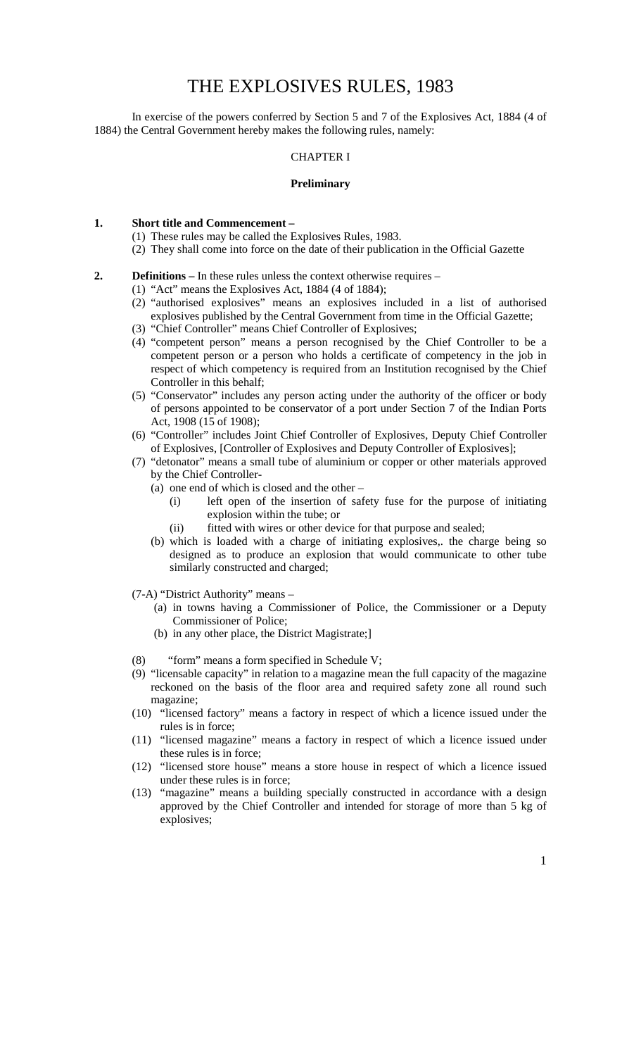# THE EXPLOSIVES RULES, 1983

In exercise of the powers conferred by Section 5 and 7 of the Explosives Act, 1884 (4 of 1884) the Central Government hereby makes the following rules, namely:

## CHAPTER I

### Preliminary

**1. Short title and Commencement –**

(1) These rules may be called the Explosives Rules, 1983.

(2) They shall come into force on the date of their publication in the Official Gazette

**2. Definitions –** In these rules unless the context otherwise requires –

(1) "Act" means the Explosives Act, 1884 (4 of 1884);

(2) "authorised explosives" means an explosives included in a list of authorised explosives published by the Central Government from time in the Official Gazette;

(3) "Chief Controller" means Chief Controller of Explosives;

(4) "competent person" means a person recognised by the Chief Controller to be a competent person or a person who holds a certificate of competency in the job in respect of which competency is required from an Institution recognised by the Chief Controller in this behalf;

(5) "Conservator" includes any person acting under the authority of the officer or body of persons appointed to be conservator of a port under Section 7 of the Indian Ports Act, 1908 (15 of 1908);

(6) "Controller" includes Joint Chief Controller of Explosives, Deputy Chief Controller of Explosives, [Controller of Explosives and Deputy Controller of Explosives];

(7) "detonator" means a small tube of aluminium or copper or other materials approved by the Chief Controller-

- (a) one end of which is closed and the other –
  - (i) left open of the insertion of safety fuse for the purpose of initiating explosion within the tube; or
  - (ii) fitted with wires or other device for that purpose and sealed;
- (b) which is loaded with a charge of initiating explosives,. the charge being so designed as to produce an explosion that would communicate to other tube similarly constructed and charged;

(7-A) "District Authority" means –

- (a) in towns having a Commissioner of Police, the Commissioner or a Deputy Commissioner of Police;
- (b) in any other place, the District Magistrate;]

(8) "form" means a form specified in Schedule V;

(9) "licensable capacity" in relation to a magazine mean the full capacity of the magazine reckoned on the basis of the floor area and required safety zone all round such magazine;

(10) "licensed factory" means a factory in respect of which a licence issued under the rules is in force;

(11) "licensed magazine" means a factory in respect of which a licence issued under these rules is in force;

(12) "licensed store house" means a store house in respect of which a licence issued under these rules is in force;

(13) "magazine" means a building specially constructed in accordance with a design approved by the Chief Controller and intended for storage of more than 5 kg of explosives;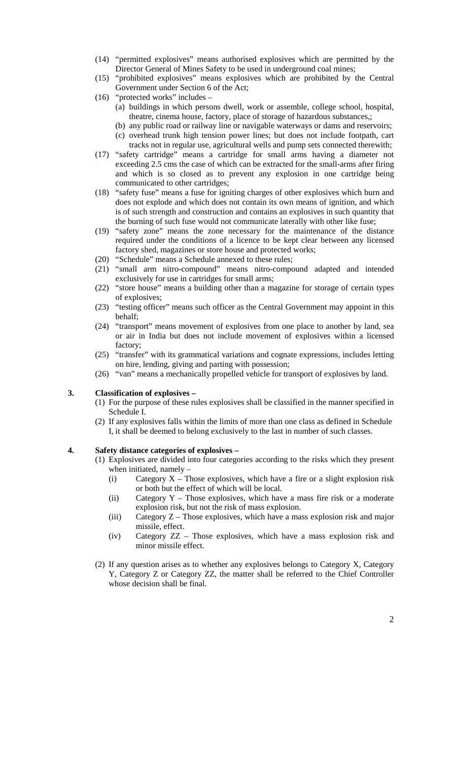(14) "permitted explosives" means authorised explosives which are permitted by the Director General of Mines Safety to be used in underground coal mines;

(15) "prohibited explosives" means explosives which are prohibited by the Central Government under Section 6 of the Act;

(16) "protected works" includes –

   (a) buildings in which persons dwell, work or assemble, college school, hospital, theatre, cinema house, factory, place of storage of hazardous substances,;

   (b) any public road or railway line or navigable waterways or dams and reservoirs;

   (c) overhead trunk high tension power lines; but does not include footpath, cart tracks not in regular use, agricultural wells and pump sets connected therewith;

(17) "safety cartridge" means a cartridge for small arms having a diameter not exceeding 2.5 cms the case of which can be extracted for the small-arms after firing and which is so closed as to prevent any explosion in one cartridge being communicated to other cartridges;

(18) "safety fuse" means a fuse for igniting charges of other explosives which burn and does not explode and which does not contain its own means of ignition, and which is of such strength and construction and contains an explosives in such quantity that the burning of such fuse would not communicate laterally with other like fuse;

(19) "safety zone" means the zone necessary for the maintenance of the distance required under the conditions of a licence to be kept clear between any licensed factory shed, magazines or store house and protected works;

(20) "Schedule" means a Schedule annexed to these rules;

(21) "small arm nitro-compound" means nitro-compound adapted and intended exclusively for use in cartridges for small arms;

(22) "store house" means a building other than a magazine for storage of certain types of explosives;

(23) "testing officer" means such officer as the Central Government may appoint in this behalf;

(24) "transport" means movement of explosives from one place to another by land, sea or air in India but does not include movement of explosives within a licensed factory;

(25) "transfer" with its grammatical variations and cognate expressions, includes letting on hire, lending, giving and parting with possession;

(26) "van" means a mechanically propelled vehicle for transport of explosives by land.

**3. Classification of explosives –**

(1) For the purpose of these rules explosives shall be classified in the manner specified in Schedule I.

(2) If any explosives falls within the limits of more than one class as defined in Schedule I, it shall be deemed to belong exclusively to the last in number of such classes.

**4. Safety distance categories of explosives –**

(1) Explosives are divided into four categories according to the risks which they present when initiated, namely –

   (i) Category X – Those explosives, which have a fire or a slight explosion risk or both but the effect of which will be local.

   (ii) Category Y – Those explosives, which have a mass fire risk or a moderate explosion risk, but not the risk of mass explosion.

   (iii) Category Z – Those explosives, which have a mass explosion risk and major missile, effect.

   (iv) Category ZZ – Those explosives, which have a mass explosion risk and minor missile effect.

(2) If any question arises as to whether any explosives belongs to Category X, Category Y, Category Z or Category ZZ, the matter shall be referred to the Chief Controller whose decision shall be final.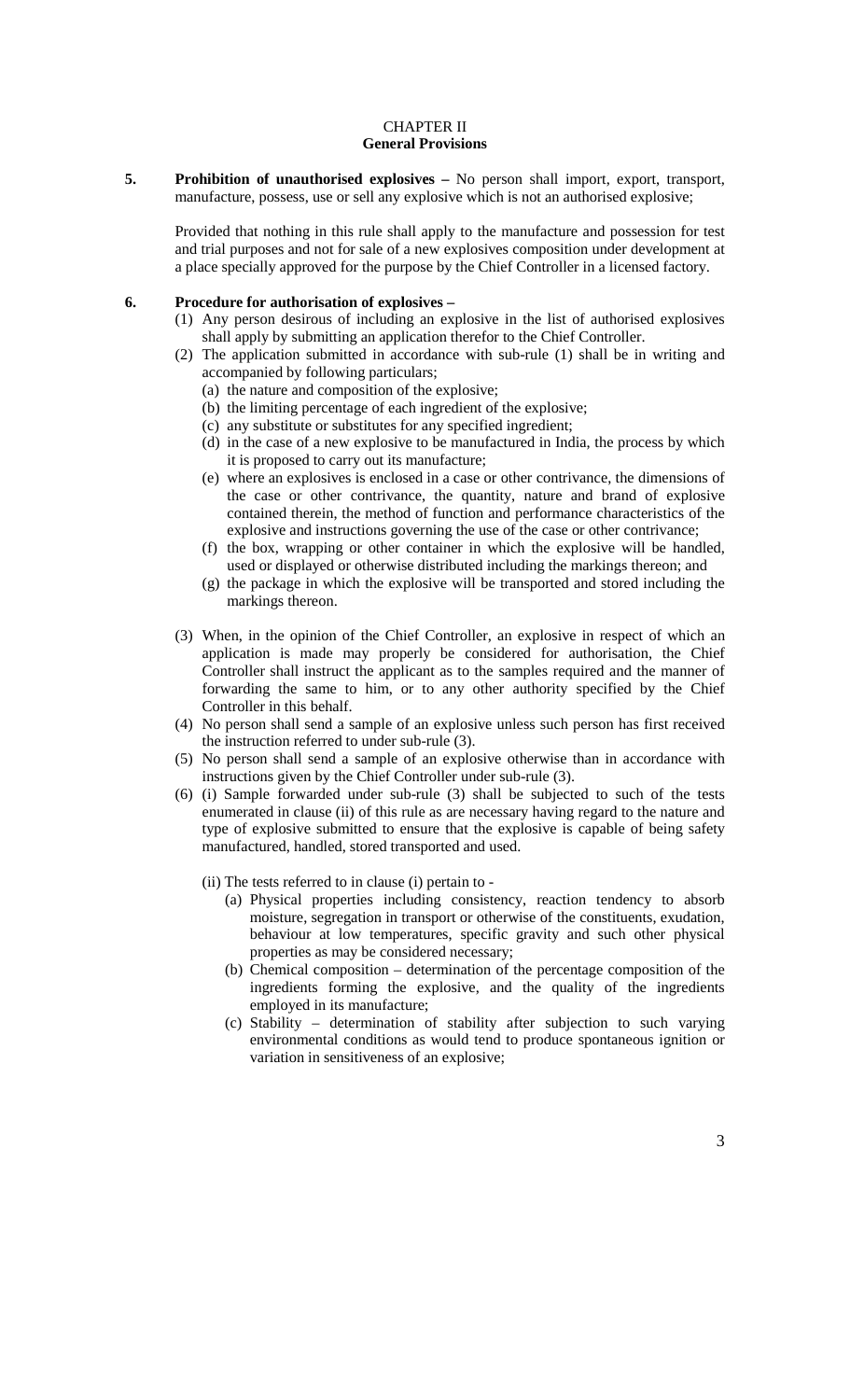## CHAPTER II
## General Provisions

**5. Prohibition of unauthorised explosives –** No person shall import, export, transport, manufacture, possess, use or sell any explosive which is not an authorised explosive;

Provided that nothing in this rule shall apply to the manufacture and possession for test and trial purposes and not for sale of a new explosives composition under development at a place specially approved for the purpose by the Chief Controller in a licensed factory.

**6. Procedure for authorisation of explosives –**

(1) Any person desirous of including an explosive in the list of authorised explosives shall apply by submitting an application therefor to the Chief Controller.

(2) The application submitted in accordance with sub-rule (1) shall be in writing and accompanied by following particulars;

(a) the nature and composition of the explosive;

(b) the limiting percentage of each ingredient of the explosive;

(c) any substitute or substitutes for any specified ingredient;

(d) in the case of a new explosive to be manufactured in India, the process by which it is proposed to carry out its manufacture;

(e) where an explosives is enclosed in a case or other contrivance, the dimensions of the case or other contrivance, the quantity, nature and brand of explosive contained therein, the method of function and performance characteristics of the explosive and instructions governing the use of the case or other contrivance;

(f) the box, wrapping or other container in which the explosive will be handled, used or displayed or otherwise distributed including the markings thereon; and

(g) the package in which the explosive will be transported and stored including the markings thereon.

(3) When, in the opinion of the Chief Controller, an explosive in respect of which an application is made may properly be considered for authorisation, the Chief Controller shall instruct the applicant as to the samples required and the manner of forwarding the same to him, or to any other authority specified by the Chief Controller in this behalf.

(4) No person shall send a sample of an explosive unless such person has first received the instruction referred to under sub-rule (3).

(5) No person shall send a sample of an explosive otherwise than in accordance with instructions given by the Chief Controller under sub-rule (3).

(6) (i) Sample forwarded under sub-rule (3) shall be subjected to such of the tests enumerated in clause (ii) of this rule as are necessary having regard to the nature and type of explosive submitted to ensure that the explosive is capable of being safety manufactured, handled, stored transported and used.

(ii) The tests referred to in clause (i) pertain to -

(a) Physical properties including consistency, reaction tendency to absorb moisture, segregation in transport or otherwise of the constituents, exudation, behaviour at low temperatures, specific gravity and such other physical properties as may be considered necessary;

(b) Chemical composition – determination of the percentage composition of the ingredients forming the explosive, and the quality of the ingredients employed in its manufacture;

(c) Stability – determination of stability after subjection to such varying environmental conditions as would tend to produce spontaneous ignition or variation in sensitiveness of an explosive;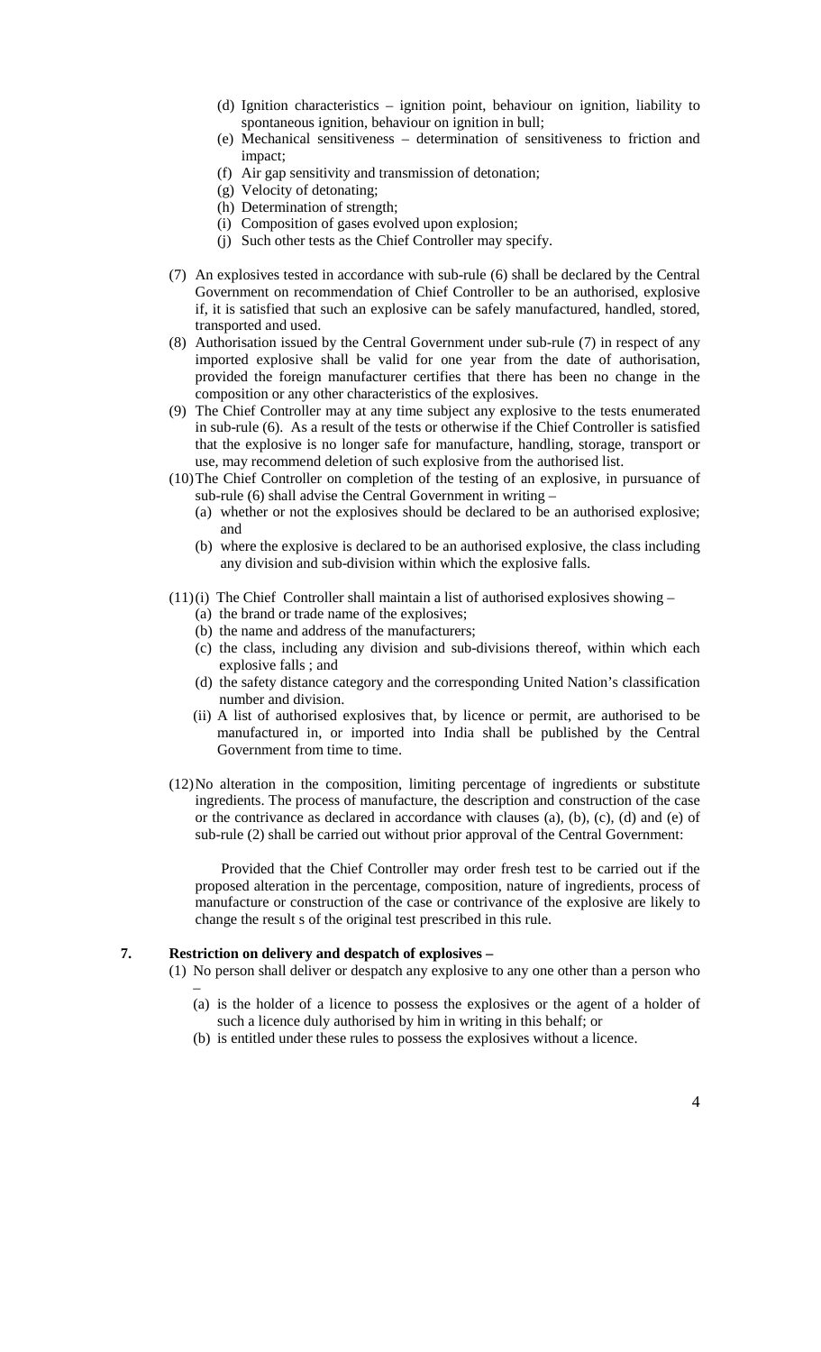(d) Ignition characteristics – ignition point, behaviour on ignition, liability to spontaneous ignition, behaviour on ignition in bull;
(e) Mechanical sensitiveness – determination of sensitiveness to friction and impact;
(f) Air gap sensitivity and transmission of detonation;
(g) Velocity of detonating;
(h) Determination of strength;
(i) Composition of gases evolved upon explosion;
(j) Such other tests as the Chief Controller may specify.

(7) An explosives tested in accordance with sub-rule (6) shall be declared by the Central Government on recommendation of Chief Controller to be an authorised, explosive if, it is satisfied that such an explosive can be safely manufactured, handled, stored, transported and used.

(8) Authorisation issued by the Central Government under sub-rule (7) in respect of any imported explosive shall be valid for one year from the date of authorisation, provided the foreign manufacturer certifies that there has been no change in the composition or any other characteristics of the explosives.

(9) The Chief Controller may at any time subject any explosive to the tests enumerated in sub-rule (6). As a result of the tests or otherwise if the Chief Controller is satisfied that the explosive is no longer safe for manufacture, handling, storage, transport or use, may recommend deletion of such explosive from the authorised list.

(10) The Chief Controller on completion of the testing of an explosive, in pursuance of sub-rule (6) shall advise the Central Government in writing –
(a) whether or not the explosives should be declared to be an authorised explosive; and
(b) where the explosive is declared to be an authorised explosive, the class including any division and sub-division within which the explosive falls.

(11) (i) The Chief Controller shall maintain a list of authorised explosives showing –
(a) the brand or trade name of the explosives;
(b) the name and address of the manufacturers;
(c) the class, including any division and sub-divisions thereof, within which each explosive falls ; and
(d) the safety distance category and the corresponding United Nation's classification number and division.

(ii) A list of authorised explosives that, by licence or permit, are authorised to be manufactured in, or imported into India shall be published by the Central Government from time to time.

(12) No alteration in the composition, limiting percentage of ingredients or substitute ingredients. The process of manufacture, the description and construction of the case or the contrivance as declared in accordance with clauses (a), (b), (c), (d) and (e) of sub-rule (2) shall be carried out without prior approval of the Central Government:

Provided that the Chief Controller may order fresh test to be carried out if the proposed alteration in the percentage, composition, nature of ingredients, process of manufacture or construction of the case or contrivance of the explosive are likely to change the result s of the original test prescribed in this rule.

**7. Restriction on delivery and despatch of explosives –**

(1) No person shall deliver or despatch any explosive to any one other than a person who –
(a) is the holder of a licence to possess the explosives or the agent of a holder of such a licence duly authorised by him in writing in this behalf; or
(b) is entitled under these rules to possess the explosives without a licence.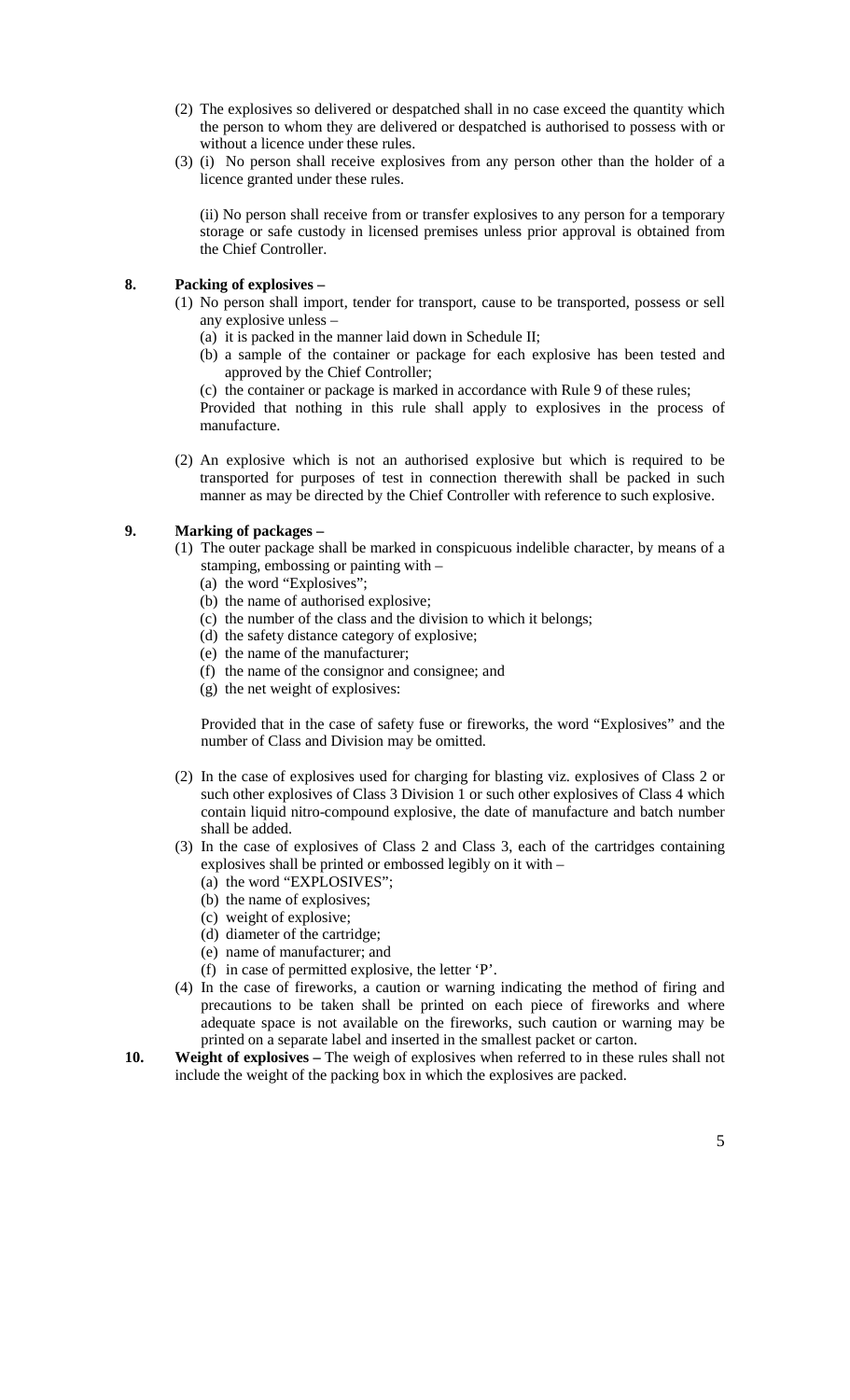(2) The explosives so delivered or despatched shall in no case exceed the quantity which the person to whom they are delivered or despatched is authorised to possess with or without a licence under these rules.

(3) (i) No person shall receive explosives from any person other than the holder of a licence granted under these rules.

(ii) No person shall receive from or transfer explosives to any person for a temporary storage or safe custody in licensed premises unless prior approval is obtained from the Chief Controller.

**8. Packing of explosives –**

(1) No person shall import, tender for transport, cause to be transported, possess or sell any explosive unless –

(a) it is packed in the manner laid down in Schedule II;

(b) a sample of the container or package for each explosive has been tested and approved by the Chief Controller;

(c) the container or package is marked in accordance with Rule 9 of these rules;

Provided that nothing in this rule shall apply to explosives in the process of manufacture.

(2) An explosive which is not an authorised explosive but which is required to be transported for purposes of test in connection therewith shall be packed in such manner as may be directed by the Chief Controller with reference to such explosive.

**9. Marking of packages –**

(1) The outer package shall be marked in conspicuous indelible character, by means of a stamping, embossing or painting with –

(a) the word "Explosives";

(b) the name of authorised explosive;

(c) the number of the class and the division to which it belongs;

(d) the safety distance category of explosive;

(e) the name of the manufacturer;

(f) the name of the consignor and consignee; and

(g) the net weight of explosives:

Provided that in the case of safety fuse or fireworks, the word "Explosives" and the number of Class and Division may be omitted.

(2) In the case of explosives used for charging for blasting viz. explosives of Class 2 or such other explosives of Class 3 Division 1 or such other explosives of Class 4 which contain liquid nitro-compound explosive, the date of manufacture and batch number shall be added.

(3) In the case of explosives of Class 2 and Class 3, each of the cartridges containing explosives shall be printed or embossed legibly on it with –

(a) the word "EXPLOSIVES";

(b) the name of explosives;

(c) weight of explosive;

(d) diameter of the cartridge;

(e) name of manufacturer; and

(f) in case of permitted explosive, the letter 'P'.

(4) In the case of fireworks, a caution or warning indicating the method of firing and precautions to be taken shall be printed on each piece of fireworks and where adequate space is not available on the fireworks, such caution or warning may be printed on a separate label and inserted in the smallest packet or carton.

**10. Weight of explosives –** The weigh of explosives when referred to in these rules shall not include the weight of the packing box in which the explosives are packed.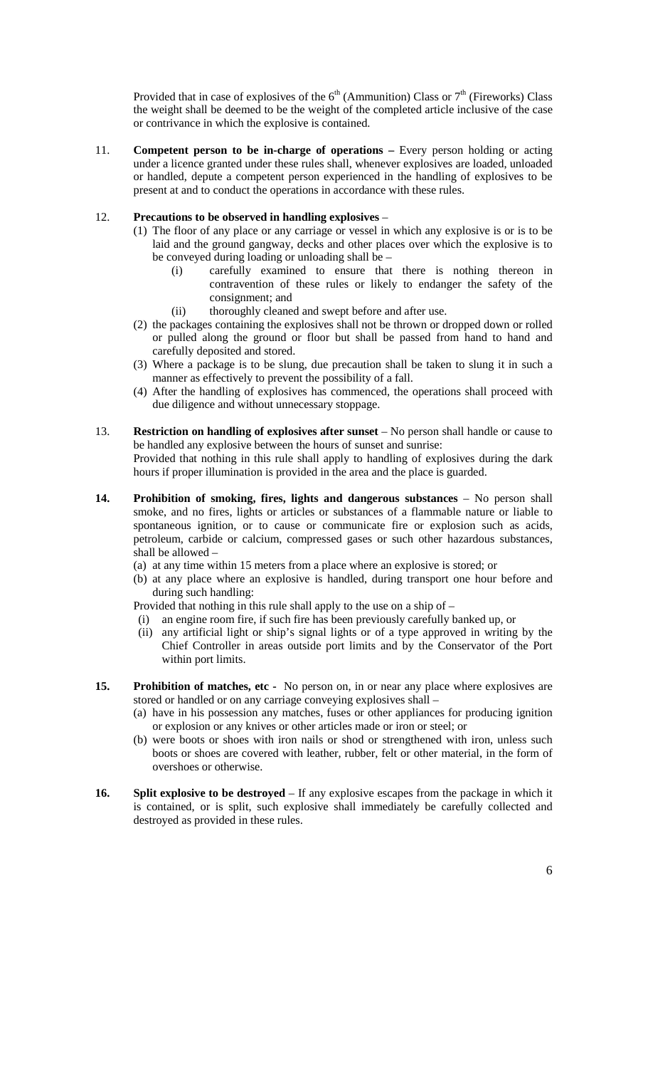Provided that in case of explosives of the 6th (Ammunition) Class or 7th (Fireworks) Class the weight shall be deemed to be the weight of the completed article inclusive of the case or contrivance in which the explosive is contained.

11. **Competent person to be in-charge of operations –** Every person holding or acting under a licence granted under these rules shall, whenever explosives are loaded, unloaded or handled, depute a competent person experienced in the handling of explosives to be present at and to conduct the operations in accordance with these rules.

12. **Precautions to be observed in handling explosives** –

(1) The floor of any place or any carriage or vessel in which any explosive is or is to be laid and the ground gangway, decks and other places over which the explosive is to be conveyed during loading or unloading shall be –

(i) carefully examined to ensure that there is nothing thereon in contravention of these rules or likely to endanger the safety of the consignment; and

(ii) thoroughly cleaned and swept before and after use.

(2) the packages containing the explosives shall not be thrown or dropped down or rolled or pulled along the ground or floor but shall be passed from hand to hand and carefully deposited and stored.

(3) Where a package is to be slung, due precaution shall be taken to slung it in such a manner as effectively to prevent the possibility of a fall.

(4) After the handling of explosives has commenced, the operations shall proceed with due diligence and without unnecessary stoppage.

13. **Restriction on handling of explosives after sunset** – No person shall handle or cause to be handled any explosive between the hours of sunset and sunrise:

Provided that nothing in this rule shall apply to handling of explosives during the dark hours if proper illumination is provided in the area and the place is guarded.

**14. Prohibition of smoking, fires, lights and dangerous substances** – No person shall smoke, and no fires, lights or articles or substances of a flammable nature or liable to spontaneous ignition, or to cause or communicate fire or explosion such as acids, petroleum, carbide or calcium, compressed gases or such other hazardous substances, shall be allowed –

(a) at any time within 15 meters from a place where an explosive is stored; or

(b) at any place where an explosive is handled, during transport one hour before and during such handling:

Provided that nothing in this rule shall apply to the use on a ship of –

(i) an engine room fire, if such fire has been previously carefully banked up, or

(ii) any artificial light or ship's signal lights or of a type approved in writing by the Chief Controller in areas outside port limits and by the Conservator of the Port within port limits.

**15. Prohibition of matches, etc -** No person on, in or near any place where explosives are stored or handled or on any carriage conveying explosives shall –

(a) have in his possession any matches, fuses or other appliances for producing ignition or explosion or any knives or other articles made or iron or steel; or

(b) were boots or shoes with iron nails or shod or strengthened with iron, unless such boots or shoes are covered with leather, rubber, felt or other material, in the form of overshoes or otherwise.

**16. Split explosive to be destroyed** – If any explosive escapes from the package in which it is contained, or is split, such explosive shall immediately be carefully collected and destroyed as provided in these rules.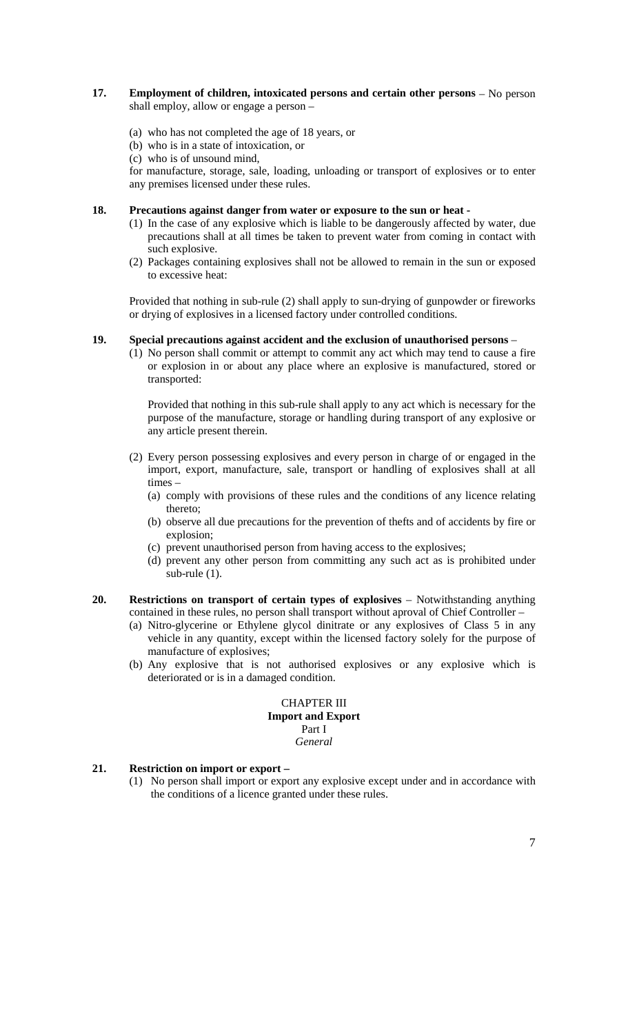**17. Employment of children, intoxicated persons and certain other persons** – No person shall employ, allow or engage a person –

(a) who has not completed the age of 18 years, or
(b) who is in a state of intoxication, or
(c) who is of unsound mind,

for manufacture, storage, sale, loading, unloading or transport of explosives or to enter any premises licensed under these rules.

**18. Precautions against danger from water or exposure to the sun or heat -**

(1) In the case of any explosive which is liable to be dangerously affected by water, due precautions shall at all times be taken to prevent water from coming in contact with such explosive.
(2) Packages containing explosives shall not be allowed to remain in the sun or exposed to excessive heat:

Provided that nothing in sub-rule (2) shall apply to sun-drying of gunpowder or fireworks or drying of explosives in a licensed factory under controlled conditions.

**19. Special precautions against accident and the exclusion of unauthorised persons** –

(1) No person shall commit or attempt to commit any act which may tend to cause a fire or explosion in or about any place where an explosive is manufactured, stored or transported:

Provided that nothing in this sub-rule shall apply to any act which is necessary for the purpose of the manufacture, storage or handling during transport of any explosive or any article present therein.

(2) Every person possessing explosives and every person in charge of or engaged in the import, export, manufacture, sale, transport or handling of explosives shall at all times –
   (a) comply with provisions of these rules and the conditions of any licence relating thereto;
   (b) observe all due precautions for the prevention of thefts and of accidents by fire or explosion;
   (c) prevent unauthorised person from having access to the explosives;
   (d) prevent any other person from committing any such act as is prohibited under sub-rule (1).

**20. Restrictions on transport of certain types of explosives** – Notwithstanding anything contained in these rules, no person shall transport without aproval of Chief Controller –

(a) Nitro-glycerine or Ethylene glycol dinitrate or any explosives of Class 5 in any vehicle in any quantity, except within the licensed factory solely for the purpose of manufacture of explosives;
(b) Any explosive that is not authorised explosives or any explosive which is deteriorated or is in a damaged condition.

## CHAPTER III
## Import and Export
### Part I
*General*

**21. Restriction on import or export –**

(1) No person shall import or export any explosive except under and in accordance with the conditions of a licence granted under these rules.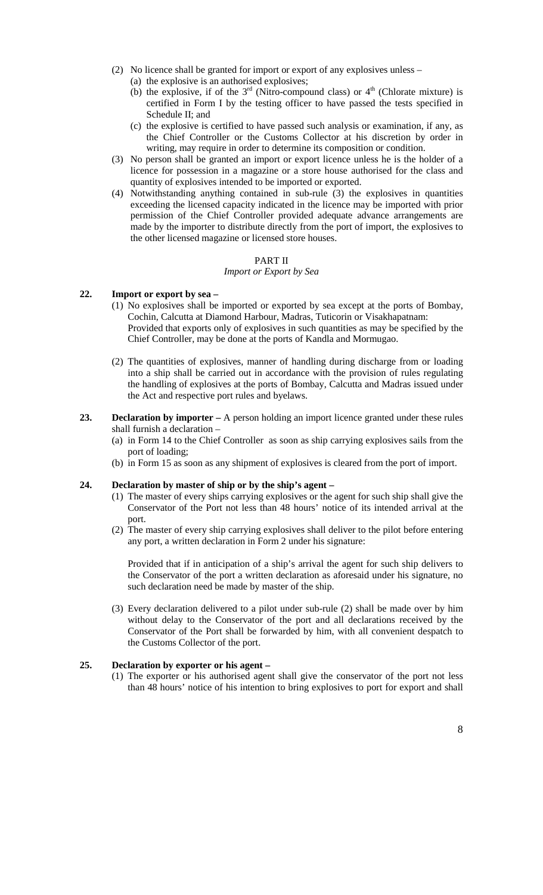(2) No licence shall be granted for import or export of any explosives unless –

(a) the explosive is an authorised explosives;

(b) the explosive, if of the 3rd (Nitro-compound class) or 4th (Chlorate mixture) is certified in Form I by the testing officer to have passed the tests specified in Schedule II; and

(c) the explosive is certified to have passed such analysis or examination, if any, as the Chief Controller or the Customs Collector at his discretion by order in writing, may require in order to determine its composition or condition.

(3) No person shall be granted an import or export licence unless he is the holder of a licence for possession in a magazine or a store house authorised for the class and quantity of explosives intended to be imported or exported.

(4) Notwithstanding anything contained in sub-rule (3) the explosives in quantities exceeding the licensed capacity indicated in the licence may be imported with prior permission of the Chief Controller provided adequate advance arrangements are made by the importer to distribute directly from the port of import, the explosives to the other licensed magazine or licensed store houses.

## PART II

*Import or Export by Sea*

**22. Import or export by sea –**

(1) No explosives shall be imported or exported by sea except at the ports of Bombay, Cochin, Calcutta at Diamond Harbour, Madras, Tuticorin or Visakhapatnam:

Provided that exports only of explosives in such quantities as may be specified by the Chief Controller, may be done at the ports of Kandla and Mormugao.

(2) The quantities of explosives, manner of handling during discharge from or loading into a ship shall be carried out in accordance with the provision of rules regulating the handling of explosives at the ports of Bombay, Calcutta and Madras issued under the Act and respective port rules and byelaws.

**23. Declaration by importer –** A person holding an import licence granted under these rules shall furnish a declaration –

(a) in Form 14 to the Chief Controller as soon as ship carrying explosives sails from the port of loading;

(b) in Form 15 as soon as any shipment of explosives is cleared from the port of import.

**24. Declaration by master of ship or by the ship's agent –**

(1) The master of every ships carrying explosives or the agent for such ship shall give the Conservator of the Port not less than 48 hours' notice of its intended arrival at the port.

(2) The master of every ship carrying explosives shall deliver to the pilot before entering any port, a written declaration in Form 2 under his signature:

Provided that if in anticipation of a ship's arrival the agent for such ship delivers to the Conservator of the port a written declaration as aforesaid under his signature, no such declaration need be made by master of the ship.

(3) Every declaration delivered to a pilot under sub-rule (2) shall be made over by him without delay to the Conservator of the port and all declarations received by the Conservator of the Port shall be forwarded by him, with all convenient despatch to the Customs Collector of the port.

**25. Declaration by exporter or his agent –**

(1) The exporter or his authorised agent shall give the conservator of the port not less than 48 hours' notice of his intention to bring explosives to port for export and shall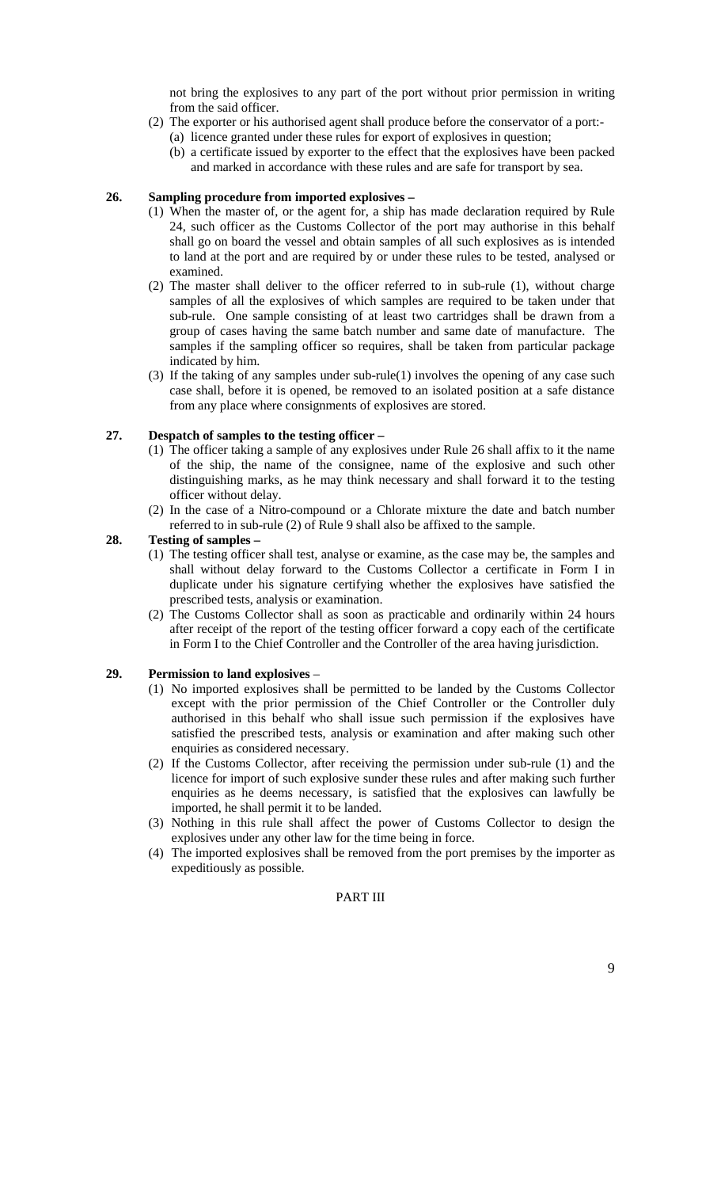not bring the explosives to any part of the port without prior permission in writing from the said officer.

(2) The exporter or his authorised agent shall produce before the conservator of a port:-
  (a) licence granted under these rules for export of explosives in question;
  (b) a certificate issued by exporter to the effect that the explosives have been packed and marked in accordance with these rules and are safe for transport by sea.

**26. Sampling procedure from imported explosives –**

(1) When the master of, or the agent for, a ship has made declaration required by Rule 24, such officer as the Customs Collector of the port may authorise in this behalf shall go on board the vessel and obtain samples of all such explosives as is intended to land at the port and are required by or under these rules to be tested, analysed or examined.

(2) The master shall deliver to the officer referred to in sub-rule (1), without charge samples of all the explosives of which samples are required to be taken under that sub-rule. One sample consisting of at least two cartridges shall be drawn from a group of cases having the same batch number and same date of manufacture. The samples if the sampling officer so requires, shall be taken from particular package indicated by him.

(3) If the taking of any samples under sub-rule(1) involves the opening of any case such case shall, before it is opened, be removed to an isolated position at a safe distance from any place where consignments of explosives are stored.

**27. Despatch of samples to the testing officer –**

(1) The officer taking a sample of any explosives under Rule 26 shall affix to it the name of the ship, the name of the consignee, name of the explosive and such other distinguishing marks, as he may think necessary and shall forward it to the testing officer without delay.

(2) In the case of a Nitro-compound or a Chlorate mixture the date and batch number referred to in sub-rule (2) of Rule 9 shall also be affixed to the sample.

**28. Testing of samples –**

(1) The testing officer shall test, analyse or examine, as the case may be, the samples and shall without delay forward to the Customs Collector a certificate in Form I in duplicate under his signature certifying whether the explosives have satisfied the prescribed tests, analysis or examination.

(2) The Customs Collector shall as soon as practicable and ordinarily within 24 hours after receipt of the report of the testing officer forward a copy each of the certificate in Form I to the Chief Controller and the Controller of the area having jurisdiction.

**29. Permission to land explosives** –

(1) No imported explosives shall be permitted to be landed by the Customs Collector except with the prior permission of the Chief Controller or the Controller duly authorised in this behalf who shall issue such permission if the explosives have satisfied the prescribed tests, analysis or examination and after making such other enquiries as considered necessary.

(2) If the Customs Collector, after receiving the permission under sub-rule (1) and the licence for import of such explosive sunder these rules and after making such further enquiries as he deems necessary, is satisfied that the explosives can lawfully be imported, he shall permit it to be landed.

(3) Nothing in this rule shall affect the power of Customs Collector to design the explosives under any other law for the time being in force.

(4) The imported explosives shall be removed from the port premises by the importer as expeditiously as possible.

PART III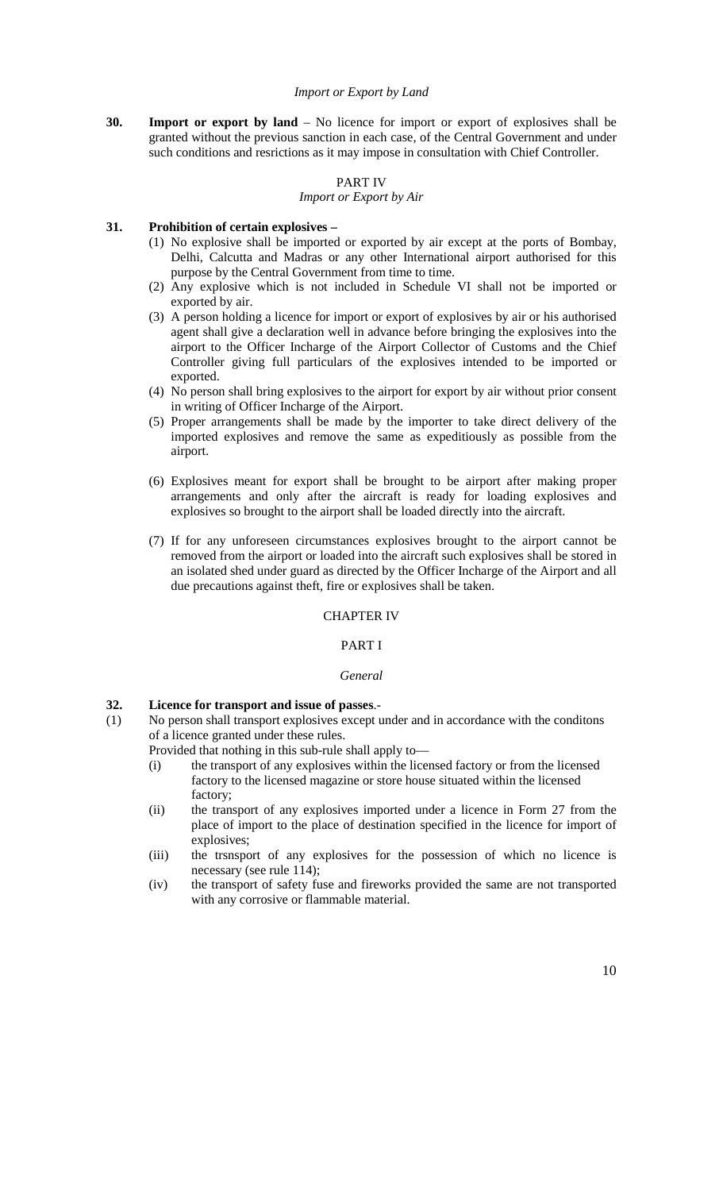*Import or Export by Land*

**30. Import or export by land** – No licence for import or export of explosives shall be granted without the previous sanction in each case, of the Central Government and under such conditions and resrictions as it may impose in consultation with Chief Controller.

## PART IV

*Import or Export by Air*

**31. Prohibition of certain explosives –**

(1) No explosive shall be imported or exported by air except at the ports of Bombay, Delhi, Calcutta and Madras or any other International airport authorised for this purpose by the Central Government from time to time.

(2) Any explosive which is not included in Schedule VI shall not be imported or exported by air.

(3) A person holding a licence for import or export of explosives by air or his authorised agent shall give a declaration well in advance before bringing the explosives into the airport to the Officer Incharge of the Airport Collector of Customs and the Chief Controller giving full particulars of the explosives intended to be imported or exported.

(4) No person shall bring explosives to the airport for export by air without prior consent in writing of Officer Incharge of the Airport.

(5) Proper arrangements shall be made by the importer to take direct delivery of the imported explosives and remove the same as expeditiously as possible from the airport.

(6) Explosives meant for export shall be brought to be airport after making proper arrangements and only after the aircraft is ready for loading explosives and explosives so brought to the airport shall be loaded directly into the aircraft.

(7) If for any unforeseen circumstances explosives brought to the airport cannot be removed from the airport or loaded into the aircraft such explosives shall be stored in an isolated shed under guard as directed by the Officer Incharge of the Airport and all due precautions against theft, fire or explosives shall be taken.

## CHAPTER IV

## PART I

*General*

**32. Licence for transport and issue of passes**.-

(1) No person shall transport explosives except under and in accordance with the conditons of a licence granted under these rules.

Provided that nothing in this sub-rule shall apply to—

(i) the transport of any explosives within the licensed factory or from the licensed factory to the licensed magazine or store house situated within the licensed factory;

(ii) the transport of any explosives imported under a licence in Form 27 from the place of import to the place of destination specified in the licence for import of explosives;

(iii) the trsnsport of any explosives for the possession of which no licence is necessary (see rule 114);

(iv) the transport of safety fuse and fireworks provided the same are not transported with any corrosive or flammable material.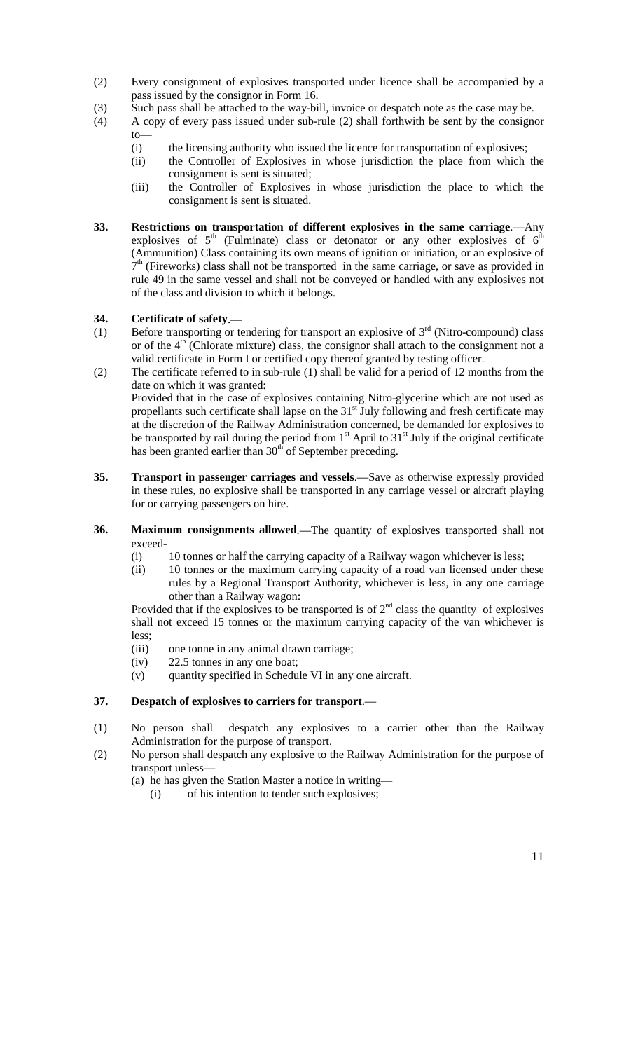(2) Every consignment of explosives transported under licence shall be accompanied by a pass issued by the consignor in Form 16.

(3) Such pass shall be attached to the way-bill, invoice or despatch note as the case may be.

(4) A copy of every pass issued under sub-rule (2) shall forthwith be sent by the consignor to—

  (i) the licensing authority who issued the licence for transportation of explosives;
  (ii) the Controller of Explosives in whose jurisdiction the place from which the consignment is sent is situated;
  (iii) the Controller of Explosives in whose jurisdiction the place to which the consignment is sent is situated.

**33. Restrictions on transportation of different explosives in the same carriage**.—Any explosives of 5th (Fulminate) class or detonator or any other explosives of 6th (Ammunition) Class containing its own means of ignition or initiation, or an explosive of 7th (Fireworks) class shall not be transported in the same carriage, or save as provided in rule 49 in the same vessel and shall not be conveyed or handled with any explosives not of the class and division to which it belongs.

**34. Certificate of safety**.—

(1) Before transporting or tendering for transport an explosive of 3rd (Nitro-compound) class or of the 4th (Chlorate mixture) class, the consignor shall attach to the consignment not a valid certificate in Form I or certified copy thereof granted by testing officer.

(2) The certificate referred to in sub-rule (1) shall be valid for a period of 12 months from the date on which it was granted:
Provided that in the case of explosives containing Nitro-glycerine which are not used as propellants such certificate shall lapse on the 31st July following and fresh certificate may at the discretion of the Railway Administration concerned, be demanded for explosives to be transported by rail during the period from 1st April to 31st July if the original certificate has been granted earlier than 30th of September preceding.

**35. Transport in passenger carriages and vessels**.—Save as otherwise expressly provided in these rules, no explosive shall be transported in any carriage vessel or aircraft playing for or carrying passengers on hire.

**36. Maximum consignments allowed**.—The quantity of explosives transported shall not exceed-

  (i) 10 tonnes or half the carrying capacity of a Railway wagon whichever is less;
  (ii) 10 tonnes or the maximum carrying capacity of a road van licensed under these rules by a Regional Transport Authority, whichever is less, in any one carriage other than a Railway wagon:

Provided that if the explosives to be transported is of 2nd class the quantity of explosives shall not exceed 15 tonnes or the maximum carrying capacity of the van whichever is less;

  (iii) one tonne in any animal drawn carriage;
  (iv) 22.5 tonnes in any one boat;
  (v) quantity specified in Schedule VI in any one aircraft.

**37. Despatch of explosives to carriers for transport**.—

(1) No person shall despatch any explosives to a carrier other than the Railway Administration for the purpose of transport.

(2) No person shall despatch any explosive to the Railway Administration for the purpose of transport unless—

  (a) he has given the Station Master a notice in writing—
    (i) of his intention to tender such explosives;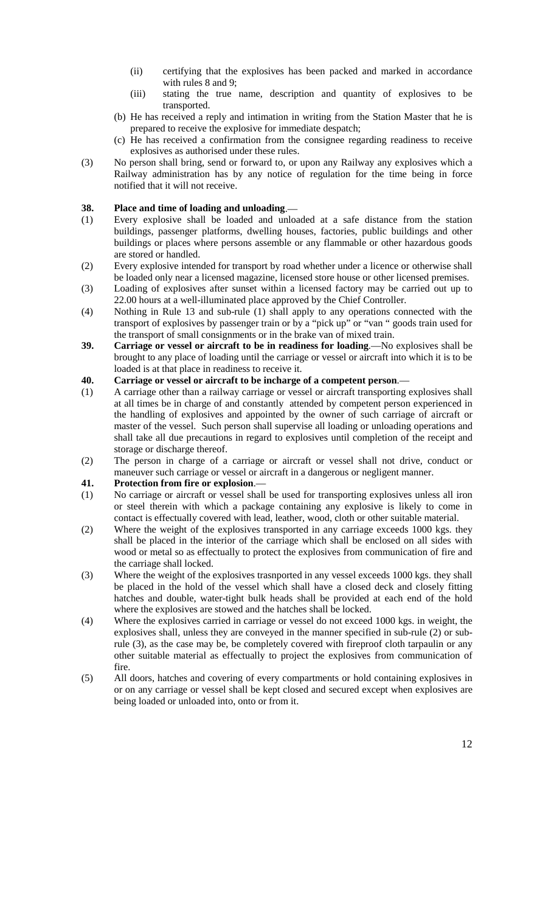(ii) certifying that the explosives has been packed and marked in accordance with rules 8 and 9;

(iii) stating the true name, description and quantity of explosives to be transported.

(b) He has received a reply and intimation in writing from the Station Master that he is prepared to receive the explosive for immediate despatch;

(c) He has received a confirmation from the consignee regarding readiness to receive explosives as authorised under these rules.

(3) No person shall bring, send or forward to, or upon any Railway any explosives which a Railway administration has by any notice of regulation for the time being in force notified that it will not receive.

**38. Place and time of loading and unloading**.—

(1) Every explosive shall be loaded and unloaded at a safe distance from the station buildings, passenger platforms, dwelling houses, factories, public buildings and other buildings or places where persons assemble or any flammable or other hazardous goods are stored or handled.

(2) Every explosive intended for transport by road whether under a licence or otherwise shall be loaded only near a licensed magazine, licensed store house or other licensed premises.

(3) Loading of explosives after sunset within a licensed factory may be carried out up to 22.00 hours at a well-illuminated place approved by the Chief Controller.

(4) Nothing in Rule 13 and sub-rule (1) shall apply to any operations connected with the transport of explosives by passenger train or by a "pick up" or "van " goods train used for the transport of small consignments or in the brake van of mixed train.

**39. Carriage or vessel or aircraft to be in readiness for loading**.—No explosives shall be brought to any place of loading until the carriage or vessel or aircraft into which it is to be loaded is at that place in readiness to receive it.

**40. Carriage or vessel or aircraft to be incharge of a competent person**.—

(1) A carriage other than a railway carriage or vessel or aircraft transporting explosives shall at all times be in charge of and constantly attended by competent person experienced in the handling of explosives and appointed by the owner of such carriage of aircraft or master of the vessel. Such person shall supervise all loading or unloading operations and shall take all due precautions in regard to explosives until completion of the receipt and storage or discharge thereof.

(2) The person in charge of a carriage or aircraft or vessel shall not drive, conduct or maneuver such carriage or vessel or aircraft in a dangerous or negligent manner.

**41. Protection from fire or explosion**.—

(1) No carriage or aircraft or vessel shall be used for transporting explosives unless all iron or steel therein with which a package containing any explosive is likely to come in contact is effectually covered with lead, leather, wood, cloth or other suitable material.

(2) Where the weight of the explosives transported in any carriage exceeds 1000 kgs. they shall be placed in the interior of the carriage which shall be enclosed on all sides with wood or metal so as effectually to protect the explosives from communication of fire and the carriage shall locked.

(3) Where the weight of the explosives trasnported in any vessel exceeds 1000 kgs. they shall be placed in the hold of the vessel which shall have a closed deck and closely fitting hatches and double, water-tight bulk heads shall be provided at each end of the hold where the explosives are stowed and the hatches shall be locked.

(4) Where the explosives carried in carriage or vessel do not exceed 1000 kgs. in weight, the explosives shall, unless they are conveyed in the manner specified in sub-rule (2) or sub-rule (3), as the case may be, be completely covered with fireproof cloth tarpaulin or any other suitable material as effectually to project the explosives from communication of fire.

(5) All doors, hatches and covering of every compartments or hold containing explosives in or on any carriage or vessel shall be kept closed and secured except when explosives are being loaded or unloaded into, onto or from it.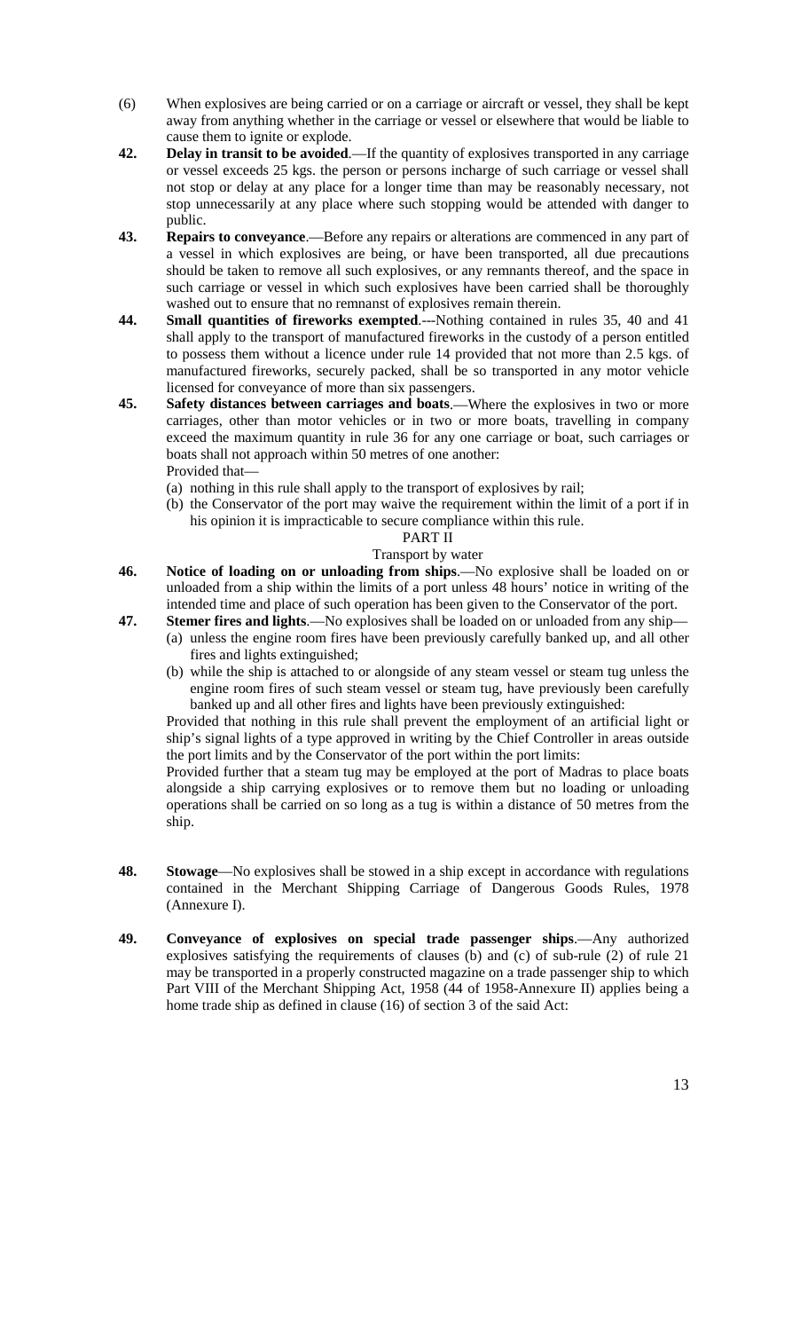(6) When explosives are being carried or on a carriage or aircraft or vessel, they shall be kept away from anything whether in the carriage or vessel or elsewhere that would be liable to cause them to ignite or explode.

**42. Delay in transit to be avoided**.—If the quantity of explosives transported in any carriage or vessel exceeds 25 kgs. the person or persons incharge of such carriage or vessel shall not stop or delay at any place for a longer time than may be reasonably necessary, not stop unnecessarily at any place where such stopping would be attended with danger to public.

**43. Repairs to conveyance**.—Before any repairs or alterations are commenced in any part of a vessel in which explosives are being, or have been transported, all due precautions should be taken to remove all such explosives, or any remnants thereof, and the space in such carriage or vessel in which such explosives have been carried shall be thoroughly washed out to ensure that no remnanst of explosives remain therein.

**44. Small quantities of fireworks exempted**.---Nothing contained in rules 35, 40 and 41 shall apply to the transport of manufactured fireworks in the custody of a person entitled to possess them without a licence under rule 14 provided that not more than 2.5 kgs. of manufactured fireworks, securely packed, shall be so transported in any motor vehicle licensed for conveyance of more than six passengers.

**45. Safety distances between carriages and boats**.—Where the explosives in two or more carriages, other than motor vehicles or in two or more boats, travelling in company exceed the maximum quantity in rule 36 for any one carriage or boat, such carriages or boats shall not approach within 50 metres of one another:

Provided that—

(a) nothing in this rule shall apply to the transport of explosives by rail;

(b) the Conservator of the port may waive the requirement within the limit of a port if in his opinion it is impracticable to secure compliance within this rule.

## PART II

### Transport by water

**46. Notice of loading on or unloading from ships**.—No explosive shall be loaded on or unloaded from a ship within the limits of a port unless 48 hours' notice in writing of the intended time and place of such operation has been given to the Conservator of the port.

**47. Stemer fires and lights**.—No explosives shall be loaded on or unloaded from any ship—

(a) unless the engine room fires have been previously carefully banked up, and all other fires and lights extinguished;

(b) while the ship is attached to or alongside of any steam vessel or steam tug unless the engine room fires of such steam vessel or steam tug, have previously been carefully banked up and all other fires and lights have been previously extinguished:

Provided that nothing in this rule shall prevent the employment of an artificial light or ship's signal lights of a type approved in writing by the Chief Controller in areas outside the port limits and by the Conservator of the port within the port limits:

Provided further that a steam tug may be employed at the port of Madras to place boats alongside a ship carrying explosives or to remove them but no loading or unloading operations shall be carried on so long as a tug is within a distance of 50 metres from the ship.

**48. Stowage**—No explosives shall be stowed in a ship except in accordance with regulations contained in the Merchant Shipping Carriage of Dangerous Goods Rules, 1978 (Annexure I).

**49. Conveyance of explosives on special trade passenger ships**.—Any authorized explosives satisfying the requirements of clauses (b) and (c) of sub-rule (2) of rule 21 may be transported in a properly constructed magazine on a trade passenger ship to which Part VIII of the Merchant Shipping Act, 1958 (44 of 1958-Annexure II) applies being a home trade ship as defined in clause (16) of section 3 of the said Act: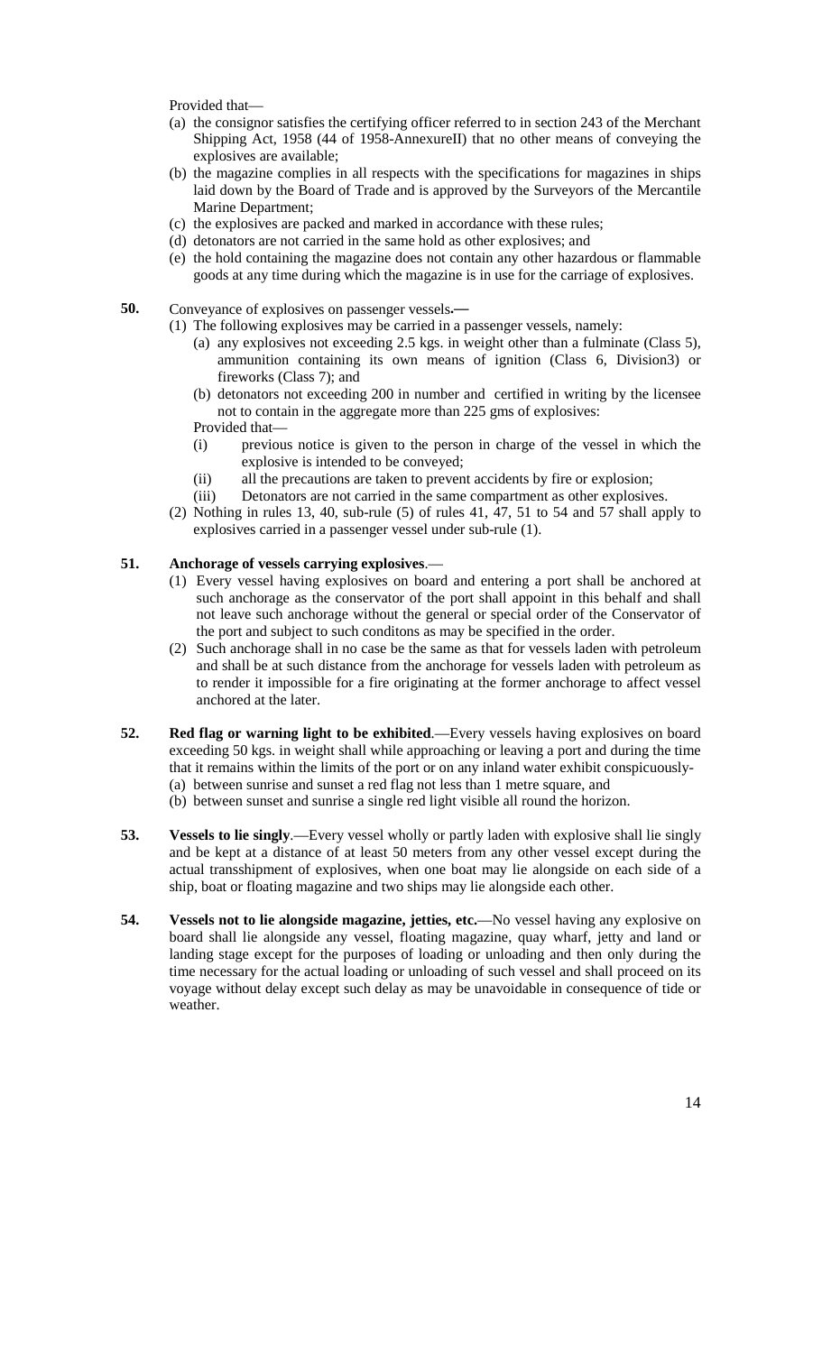Provided that—

(a) the consignor satisfies the certifying officer referred to in section 243 of the Merchant Shipping Act, 1958 (44 of 1958-AnnexureII) that no other means of conveying the explosives are available;
(b) the magazine complies in all respects with the specifications for magazines in ships laid down by the Board of Trade and is approved by the Surveyors of the Mercantile Marine Department;
(c) the explosives are packed and marked in accordance with these rules;
(d) detonators are not carried in the same hold as other explosives; and
(e) the hold containing the magazine does not contain any other hazardous or flammable goods at any time during which the magazine is in use for the carriage of explosives.

**50.** Conveyance of explosives on passenger vessels**.—**

(1) The following explosives may be carried in a passenger vessels, namely:
  (a) any explosives not exceeding 2.5 kgs. in weight other than a fulminate (Class 5), ammunition containing its own means of ignition (Class 6, Division3) or fireworks (Class 7); and
  (b) detonators not exceeding 200 in number and certified in writing by the licensee not to contain in the aggregate more than 225 gms of explosives:

  Provided that—
  (i) previous notice is given to the person in charge of the vessel in which the explosive is intended to be conveyed;
  (ii) all the precautions are taken to prevent accidents by fire or explosion;
  (iii) Detonators are not carried in the same compartment as other explosives.

(2) Nothing in rules 13, 40, sub-rule (5) of rules 41, 47, 51 to 54 and 57 shall apply to explosives carried in a passenger vessel under sub-rule (1).

**51. Anchorage of vessels carrying explosives**.—

(1) Every vessel having explosives on board and entering a port shall be anchored at such anchorage as the conservator of the port shall appoint in this behalf and shall not leave such anchorage without the general or special order of the Conservator of the port and subject to such conditons as may be specified in the order.
(2) Such anchorage shall in no case be the same as that for vessels laden with petroleum and shall be at such distance from the anchorage for vessels laden with petroleum as to render it impossible for a fire originating at the former anchorage to affect vessel anchored at the later.

**52. Red flag or warning light to be exhibited**.—Every vessels having explosives on board exceeding 50 kgs. in weight shall while approaching or leaving a port and during the time that it remains within the limits of the port or on any inland water exhibit conspicuously-

(a) between sunrise and sunset a red flag not less than 1 metre square, and
(b) between sunset and sunrise a single red light visible all round the horizon.

**53. Vessels to lie singly**.—Every vessel wholly or partly laden with explosive shall lie singly and be kept at a distance of at least 50 meters from any other vessel except during the actual transshipment of explosives, when one boat may lie alongside on each side of a ship, boat or floating magazine and two ships may lie alongside each other.

**54. Vessels not to lie alongside magazine, jetties, etc.**—No vessel having any explosive on board shall lie alongside any vessel, floating magazine, quay wharf, jetty and land or landing stage except for the purposes of loading or unloading and then only during the time necessary for the actual loading or unloading of such vessel and shall proceed on its voyage without delay except such delay as may be unavoidable in consequence of tide or weather.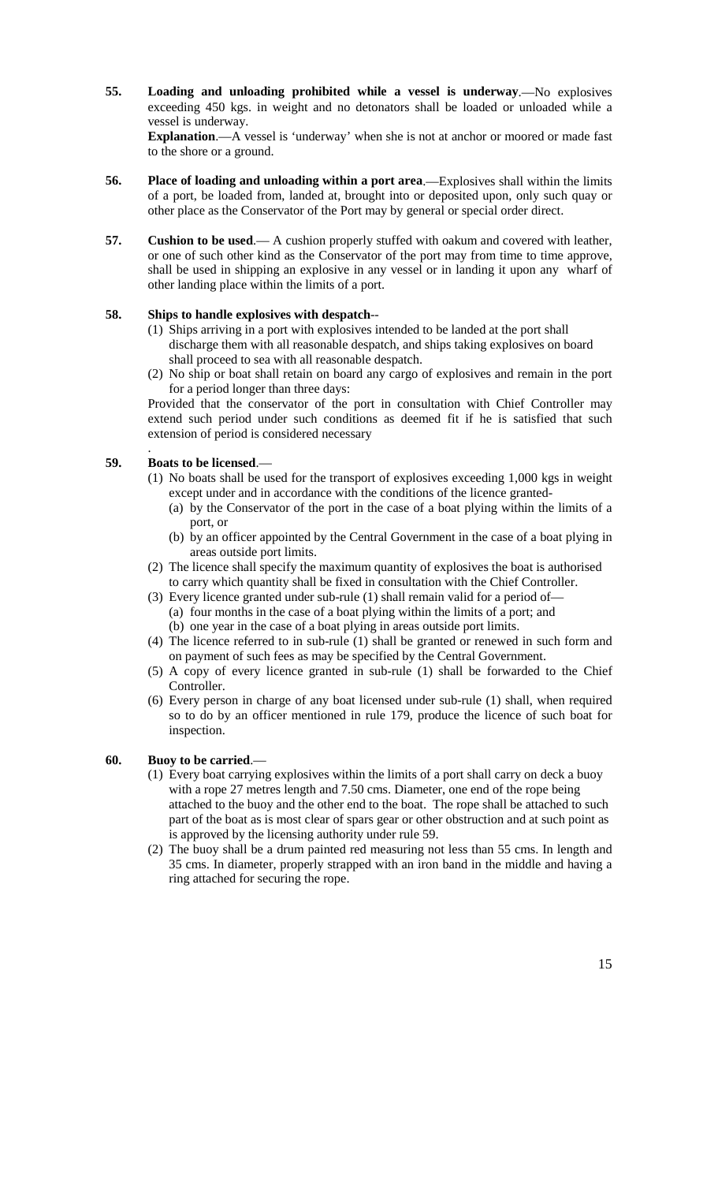**55. Loading and unloading prohibited while a vessel is underway**.—No explosives exceeding 450 kgs. in weight and no detonators shall be loaded or unloaded while a vessel is underway.

**Explanation**.—A vessel is 'underway' when she is not at anchor or moored or made fast to the shore or a ground.

**56. Place of loading and unloading within a port area**.—Explosives shall within the limits of a port, be loaded from, landed at, brought into or deposited upon, only such quay or other place as the Conservator of the Port may by general or special order direct.

**57. Cushion to be used**.— A cushion properly stuffed with oakum and covered with leather, or one of such other kind as the Conservator of the port may from time to time approve, shall be used in shipping an explosive in any vessel or in landing it upon any wharf of other landing place within the limits of a port.

**58. Ships to handle explosives with despatch**--

(1) Ships arriving in a port with explosives intended to be landed at the port shall discharge them with all reasonable despatch, and ships taking explosives on board shall proceed to sea with all reasonable despatch.

(2) No ship or boat shall retain on board any cargo of explosives and remain in the port for a period longer than three days:

Provided that the conservator of the port in consultation with Chief Controller may extend such period under such conditions as deemed fit if he is satisfied that such extension of period is considered necessary

.

**59. Boats to be licensed**.—

(1) No boats shall be used for the transport of explosives exceeding 1,000 kgs in weight except under and in accordance with the conditions of the licence granted-
   (a) by the Conservator of the port in the case of a boat plying within the limits of a port, or
   (b) by an officer appointed by the Central Government in the case of a boat plying in areas outside port limits.

(2) The licence shall specify the maximum quantity of explosives the boat is authorised to carry which quantity shall be fixed in consultation with the Chief Controller.

(3) Every licence granted under sub-rule (1) shall remain valid for a period of—
   (a) four months in the case of a boat plying within the limits of a port; and
   (b) one year in the case of a boat plying in areas outside port limits.

(4) The licence referred to in sub-rule (1) shall be granted or renewed in such form and on payment of such fees as may be specified by the Central Government.

(5) A copy of every licence granted in sub-rule (1) shall be forwarded to the Chief Controller.

(6) Every person in charge of any boat licensed under sub-rule (1) shall, when required so to do by an officer mentioned in rule 179, produce the licence of such boat for inspection.

**60. Buoy to be carried**.—

(1) Every boat carrying explosives within the limits of a port shall carry on deck a buoy with a rope 27 metres length and 7.50 cms. Diameter, one end of the rope being attached to the buoy and the other end to the boat. The rope shall be attached to such part of the boat as is most clear of spars gear or other obstruction and at such point as is approved by the licensing authority under rule 59.

(2) The buoy shall be a drum painted red measuring not less than 55 cms. In length and 35 cms. In diameter, properly strapped with an iron band in the middle and having a ring attached for securing the rope.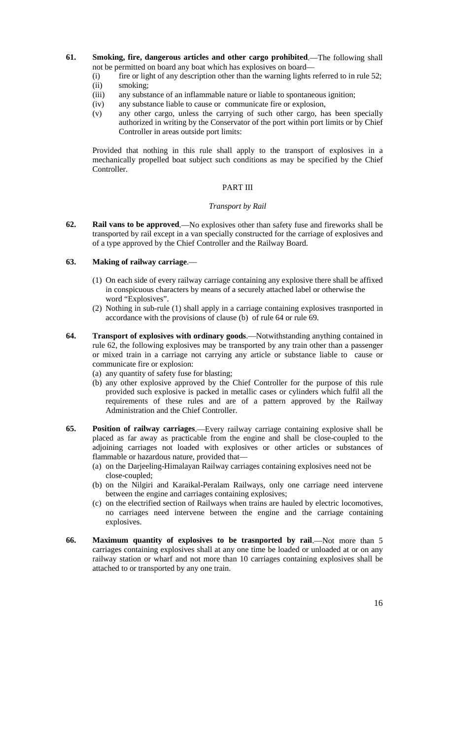**61. Smoking, fire, dangerous articles and other cargo prohibited**.—The following shall not be permitted on board any boat which has explosives on board—

(i) fire or light of any description other than the warning lights referred to in rule 52;
(ii) smoking;
(iii) any substance of an inflammable nature or liable to spontaneous ignition;
(iv) any substance liable to cause or communicate fire or explosion,
(v) any other cargo, unless the carrying of such other cargo, has been specially authorized in writing by the Conservator of the port within port limits or by Chief Controller in areas outside port limits:

Provided that nothing in this rule shall apply to the transport of explosives in a mechanically propelled boat subject such conditions as may be specified by the Chief Controller.

## PART III

### *Transport by Rail*

**62. Rail vans to be approved**.—No explosives other than safety fuse and fireworks shall be transported by rail except in a van specially constructed for the carriage of explosives and of a type approved by the Chief Controller and the Railway Board.

**63. Making of railway carriage**.—

(1) On each side of every railway carriage containing any explosive there shall be affixed in conspicuous characters by means of a securely attached label or otherwise the word "Explosives".

(2) Nothing in sub-rule (1) shall apply in a carriage containing explosives trasnported in accordance with the provisions of clause (b) of rule 64 or rule 69.

**64. Transport of explosives with ordinary goods**.—Notwithstanding anything contained in rule 62, the following explosives may be transported by any train other than a passenger or mixed train in a carriage not carrying any article or substance liable to cause or communicate fire or explosion:

(a) any quantity of safety fuse for blasting;

(b) any other explosive approved by the Chief Controller for the purpose of this rule provided such explosive is packed in metallic cases or cylinders which fulfil all the requirements of these rules and are of a pattern approved by the Railway Administration and the Chief Controller.

**65. Position of railway carriages**.—Every railway carriage containing explosive shall be placed as far away as practicable from the engine and shall be close-coupled to the adjoining carriages not loaded with explosives or other articles or substances of flammable or hazardous nature, provided that—

(a) on the Darjeeling-Himalayan Railway carriages containing explosives need not be close-coupled;

(b) on the Nilgiri and Karaikal-Peralam Railways, only one carriage need intervene between the engine and carriages containing explosives;

(c) on the electrified section of Railways when trains are hauled by electric locomotives, no carriages need intervene between the engine and the carriage containing explosives.

**66. Maximum quantity of explosives to be trasnported by rail**.—Not more than 5 carriages containing explosives shall at any one time be loaded or unloaded at or on any railway station or wharf and not more than 10 carriages containing explosives shall be attached to or transported by any one train.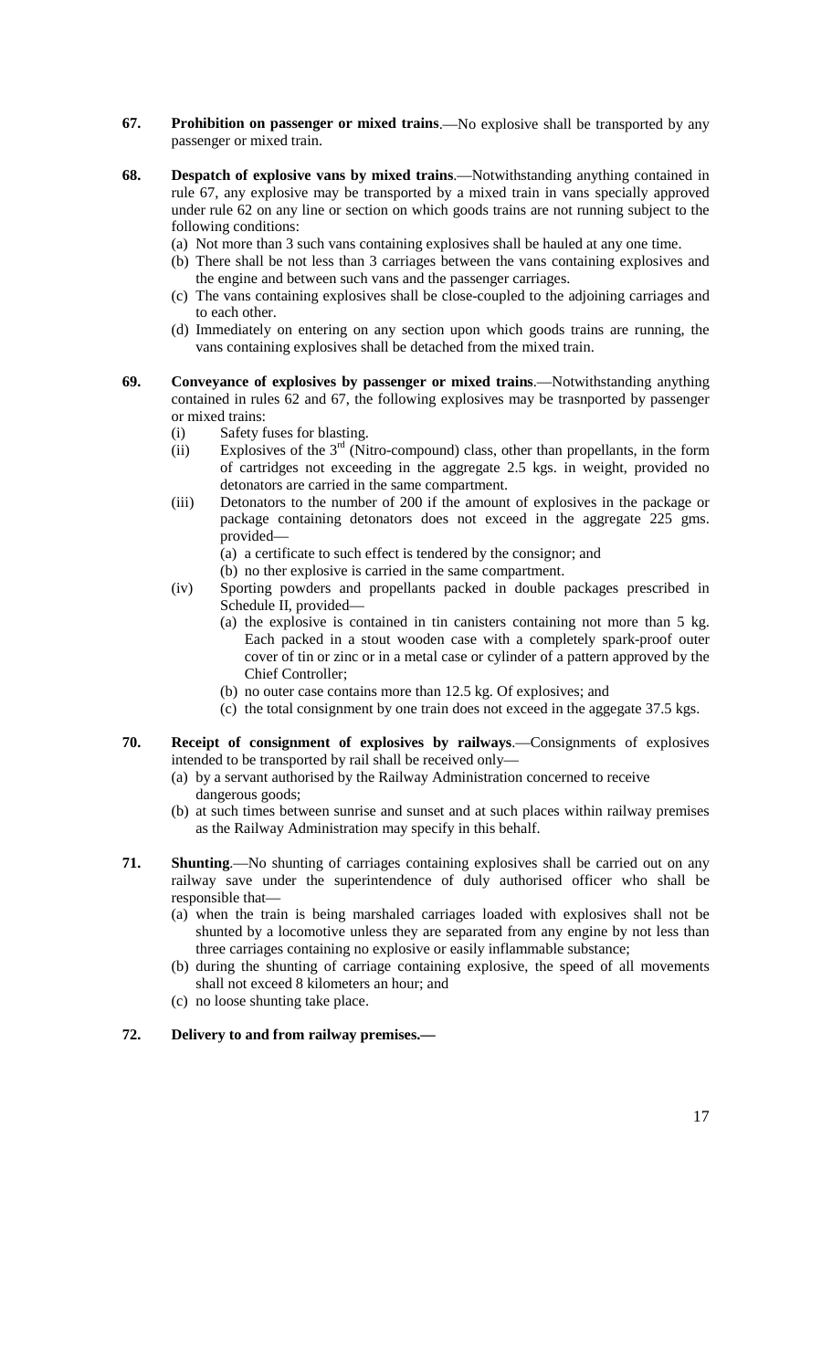**67. Prohibition on passenger or mixed trains**.—No explosive shall be transported by any passenger or mixed train.

**68. Despatch of explosive vans by mixed trains**.—Notwithstanding anything contained in rule 67, any explosive may be transported by a mixed train in vans specially approved under rule 62 on any line or section on which goods trains are not running subject to the following conditions:

(a) Not more than 3 such vans containing explosives shall be hauled at any one time.

(b) There shall be not less than 3 carriages between the vans containing explosives and the engine and between such vans and the passenger carriages.

(c) The vans containing explosives shall be close-coupled to the adjoining carriages and to each other.

(d) Immediately on entering on any section upon which goods trains are running, the vans containing explosives shall be detached from the mixed train.

**69. Conveyance of explosives by passenger or mixed trains**.—Notwithstanding anything contained in rules 62 and 67, the following explosives may be trasnported by passenger or mixed trains:

(i) Safety fuses for blasting.

(ii) Explosives of the 3rd (Nitro-compound) class, other than propellants, in the form of cartridges not exceeding in the aggregate 2.5 kgs. in weight, provided no detonators are carried in the same compartment.

(iii) Detonators to the number of 200 if the amount of explosives in the package or package containing detonators does not exceed in the aggregate 225 gms. provided—

  (a) a certificate to such effect is tendered by the consignor; and

  (b) no ther explosive is carried in the same compartment.

(iv) Sporting powders and propellants packed in double packages prescribed in Schedule II, provided—

  (a) the explosive is contained in tin canisters containing not more than 5 kg. Each packed in a stout wooden case with a completely spark-proof outer cover of tin or zinc or in a metal case or cylinder of a pattern approved by the Chief Controller;

  (b) no outer case contains more than 12.5 kg. Of explosives; and

  (c) the total consignment by one train does not exceed in the aggegate 37.5 kgs.

**70. Receipt of consignment of explosives by railways**.—Consignments of explosives intended to be transported by rail shall be received only—

(a) by a servant authorised by the Railway Administration concerned to receive dangerous goods;

(b) at such times between sunrise and sunset and at such places within railway premises as the Railway Administration may specify in this behalf.

**71. Shunting**.—No shunting of carriages containing explosives shall be carried out on any railway save under the superintendence of duly authorised officer who shall be responsible that—

(a) when the train is being marshaled carriages loaded with explosives shall not be shunted by a locomotive unless they are separated from any engine by not less than three carriages containing no explosive or easily inflammable substance;

(b) during the shunting of carriage containing explosive, the speed of all movements shall not exceed 8 kilometers an hour; and

(c) no loose shunting take place.

**72. Delivery to and from railway premises.—**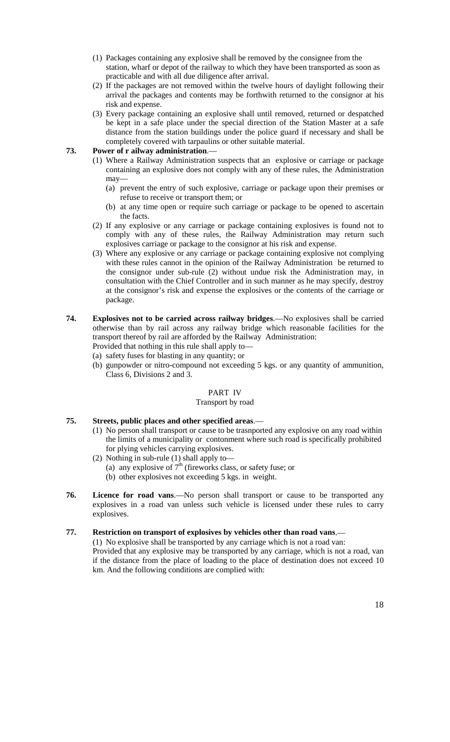(1) Packages containing any explosive shall be removed by the consignee from the station, wharf or depot of the railway to which they have been transported as soon as practicable and with all due diligence after arrival.

(2) If the packages are not removed within the twelve hours of daylight following their arrival the packages and contents may be forthwith returned to the consignor at his risk and expense.

(3) Every package containing an explosive shall until removed, returned or despatched be kept in a safe place under the special direction of the Station Master at a safe distance from the station buildings under the police guard if necessary and shall be completely covered with tarpaulins or other suitable material.

**73. Power of r ailway administration**.—

(1) Where a Railway Administration suspects that an explosive or carriage or package containing an explosive does not comply with any of these rules, the Administration may—

(a) prevent the entry of such explosive, carriage or package upon their premises or refuse to receive or transport them; or

(b) at any time open or require such carriage or package to be opened to ascertain the facts.

(2) If any explosive or any carriage or package containing explosives is found not to comply with any of these rules, the Railway Administration may return such explosives carriage or package to the consignor at his risk and expense.

(3) Where any explosive or any carriage or package containing explosive not complying with these rules cannot in the opinion of the Railway Administration be returned to the consignor under sub-rule (2) without undue risk the Administration may, in consultation with the Chief Controller and in such manner as he may specify, destroy at the consignor's risk and expense the explosives or the contents of the carriage or package.

**74. Explosives not to be carried across railway bridges**.—No explosives shall be carried otherwise than by rail across any railway bridge which reasonable facilities for the transport thereof by rail are afforded by the Railway Administration:

Provided that nothing in this rule shall apply to—

(a) safety fuses for blasting in any quantity; or

(b) gunpowder or nitro-compound not exceeding 5 kgs. or any quantity of ammunition, Class 6, Divisions 2 and 3.

## PART IV

### Transport by road

**75. Streets, public places and other specified areas**.—

(1) No person shall transport or cause to be trasnported any explosive on any road within the limits of a municipality or contonment where such road is specifically prohibited for plying vehicles carrying explosives.

(2) Nothing in sub-rule (1) shall apply to—

(a) any explosive of 7th (fireworks class, or safety fuse; or

(b) other explosives not exceeding 5 kgs. in weight.

**76. Licence for road vans**.—No person shall transport or cause to be transported any explosives in a road van unless such vehicle is licensed under these rules to carry explosives.

**77. Restriction on transport of explosives by vehicles other than road vans**.—

(1) No explosive shall be transported by any carriage which is not a road van:

Provided that any explosive may be transported by any carriage, which is not a road, van if the distance from the place of loading to the place of destination does not exceed 10 km. And the following conditions are complied with: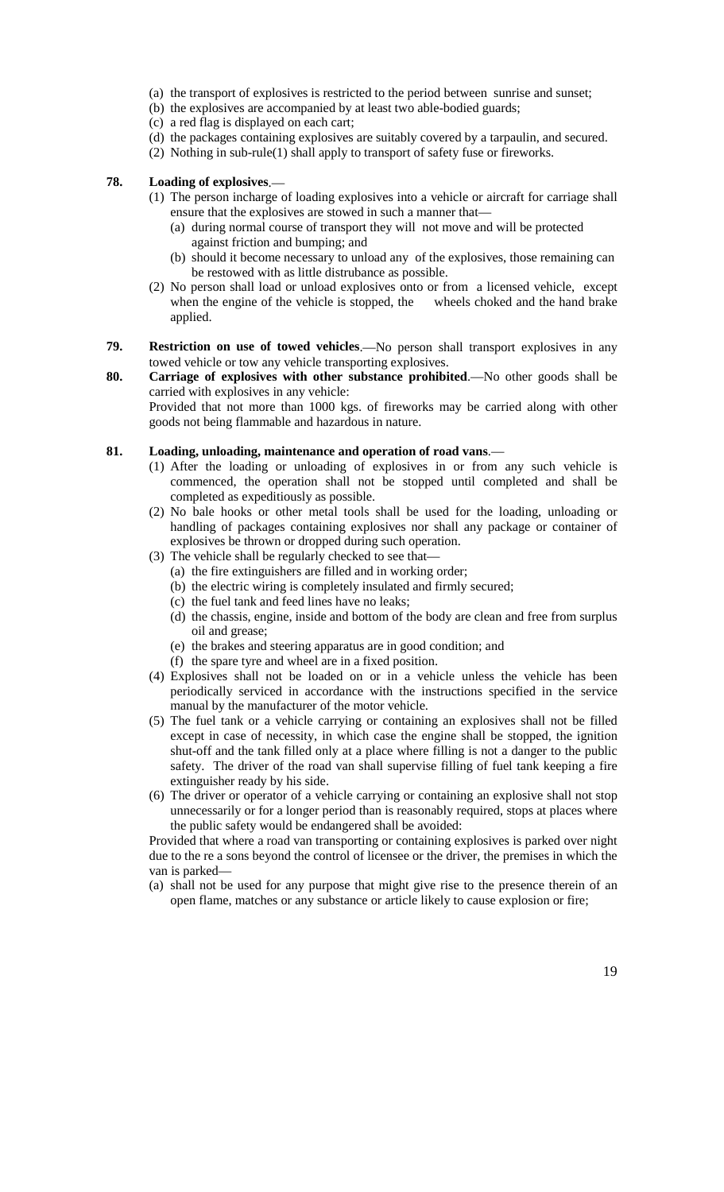(a) the transport of explosives is restricted to the period between sunrise and sunset;
(b) the explosives are accompanied by at least two able-bodied guards;
(c) a red flag is displayed on each cart;
(d) the packages containing explosives are suitably covered by a tarpaulin, and secured.

(2) Nothing in sub-rule(1) shall apply to transport of safety fuse or fireworks.

**78. Loading of explosives**.—

(1) The person incharge of loading explosives into a vehicle or aircraft for carriage shall ensure that the explosives are stowed in such a manner that—

(a) during normal course of transport they will not move and will be protected against friction and bumping; and
(b) should it become necessary to unload any of the explosives, those remaining can be restowed with as little distrubance as possible.

(2) No person shall load or unload explosives onto or from a licensed vehicle, except when the engine of the vehicle is stopped, the wheels choked and the hand brake applied.

**79. Restriction on use of towed vehicles**.—No person shall transport explosives in any towed vehicle or tow any vehicle transporting explosives.

**80. Carriage of explosives with other substance prohibited**.—No other goods shall be carried with explosives in any vehicle:

Provided that not more than 1000 kgs. of fireworks may be carried along with other goods not being flammable and hazardous in nature.

**81. Loading, unloading, maintenance and operation of road vans**.—

(1) After the loading or unloading of explosives in or from any such vehicle is commenced, the operation shall not be stopped until completed and shall be completed as expeditiously as possible.

(2) No bale hooks or other metal tools shall be used for the loading, unloading or handling of packages containing explosives nor shall any package or container of explosives be thrown or dropped during such operation.

(3) The vehicle shall be regularly checked to see that—

(a) the fire extinguishers are filled and in working order;
(b) the electric wiring is completely insulated and firmly secured;
(c) the fuel tank and feed lines have no leaks;
(d) the chassis, engine, inside and bottom of the body are clean and free from surplus oil and grease;
(e) the brakes and steering apparatus are in good condition; and
(f) the spare tyre and wheel are in a fixed position.

(4) Explosives shall not be loaded on or in a vehicle unless the vehicle has been periodically serviced in accordance with the instructions specified in the service manual by the manufacturer of the motor vehicle.

(5) The fuel tank or a vehicle carrying or containing an explosives shall not be filled except in case of necessity, in which case the engine shall be stopped, the ignition shut-off and the tank filled only at a place where filling is not a danger to the public safety. The driver of the road van shall supervise filling of fuel tank keeping a fire extinguisher ready by his side.

(6) The driver or operator of a vehicle carrying or containing an explosive shall not stop unnecessarily or for a longer period than is reasonably required, stops at places where the public safety would be endangered shall be avoided:

Provided that where a road van transporting or containing explosives is parked over night due to the re a sons beyond the control of licensee or the driver, the premises in which the van is parked—

(a) shall not be used for any purpose that might give rise to the presence therein of an open flame, matches or any substance or article likely to cause explosion or fire;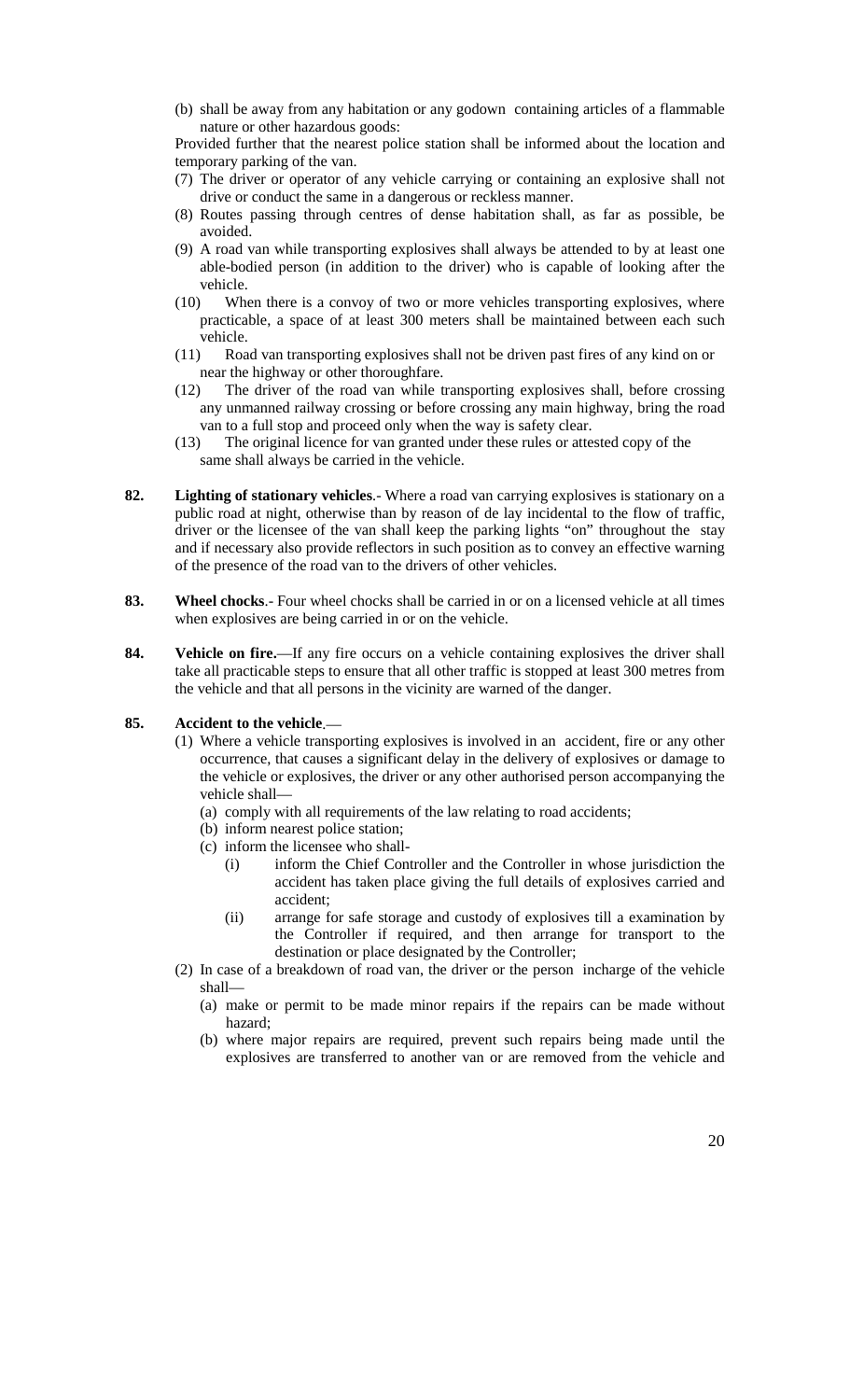(b) shall be away from any habitation or any godown containing articles of a flammable nature or other hazardous goods:

Provided further that the nearest police station shall be informed about the location and temporary parking of the van.

(7) The driver or operator of any vehicle carrying or containing an explosive shall not drive or conduct the same in a dangerous or reckless manner.

(8) Routes passing through centres of dense habitation shall, as far as possible, be avoided.

(9) A road van while transporting explosives shall always be attended to by at least one able-bodied person (in addition to the driver) who is capable of looking after the vehicle.

(10) When there is a convoy of two or more vehicles transporting explosives, where practicable, a space of at least 300 meters shall be maintained between each such vehicle.

(11) Road van transporting explosives shall not be driven past fires of any kind on or near the highway or other thoroughfare.

(12) The driver of the road van while transporting explosives shall, before crossing any unmanned railway crossing or before crossing any main highway, bring the road van to a full stop and proceed only when the way is safety clear.

(13) The original licence for van granted under these rules or attested copy of the same shall always be carried in the vehicle.

**82. Lighting of stationary vehicles**.- Where a road van carrying explosives is stationary on a public road at night, otherwise than by reason of de lay incidental to the flow of traffic, driver or the licensee of the van shall keep the parking lights "on" throughout the stay and if necessary also provide reflectors in such position as to convey an effective warning of the presence of the road van to the drivers of other vehicles.

**83. Wheel chocks**.- Four wheel chocks shall be carried in or on a licensed vehicle at all times when explosives are being carried in or on the vehicle.

**84. Vehicle on fire.**—If any fire occurs on a vehicle containing explosives the driver shall take all practicable steps to ensure that all other traffic is stopped at least 300 metres from the vehicle and that all persons in the vicinity are warned of the danger.

**85. Accident to the vehicle**.—

(1) Where a vehicle transporting explosives is involved in an accident, fire or any other occurrence, that causes a significant delay in the delivery of explosives or damage to the vehicle or explosives, the driver or any other authorised person accompanying the vehicle shall—

(a) comply with all requirements of the law relating to road accidents;

(b) inform nearest police station;

(c) inform the licensee who shall-

(i) inform the Chief Controller and the Controller in whose jurisdiction the accident has taken place giving the full details of explosives carried and accident;

(ii) arrange for safe storage and custody of explosives till a examination by the Controller if required, and then arrange for transport to the destination or place designated by the Controller;

(2) In case of a breakdown of road van, the driver or the person incharge of the vehicle shall—

(a) make or permit to be made minor repairs if the repairs can be made without hazard;

(b) where major repairs are required, prevent such repairs being made until the explosives are transferred to another van or are removed from the vehicle and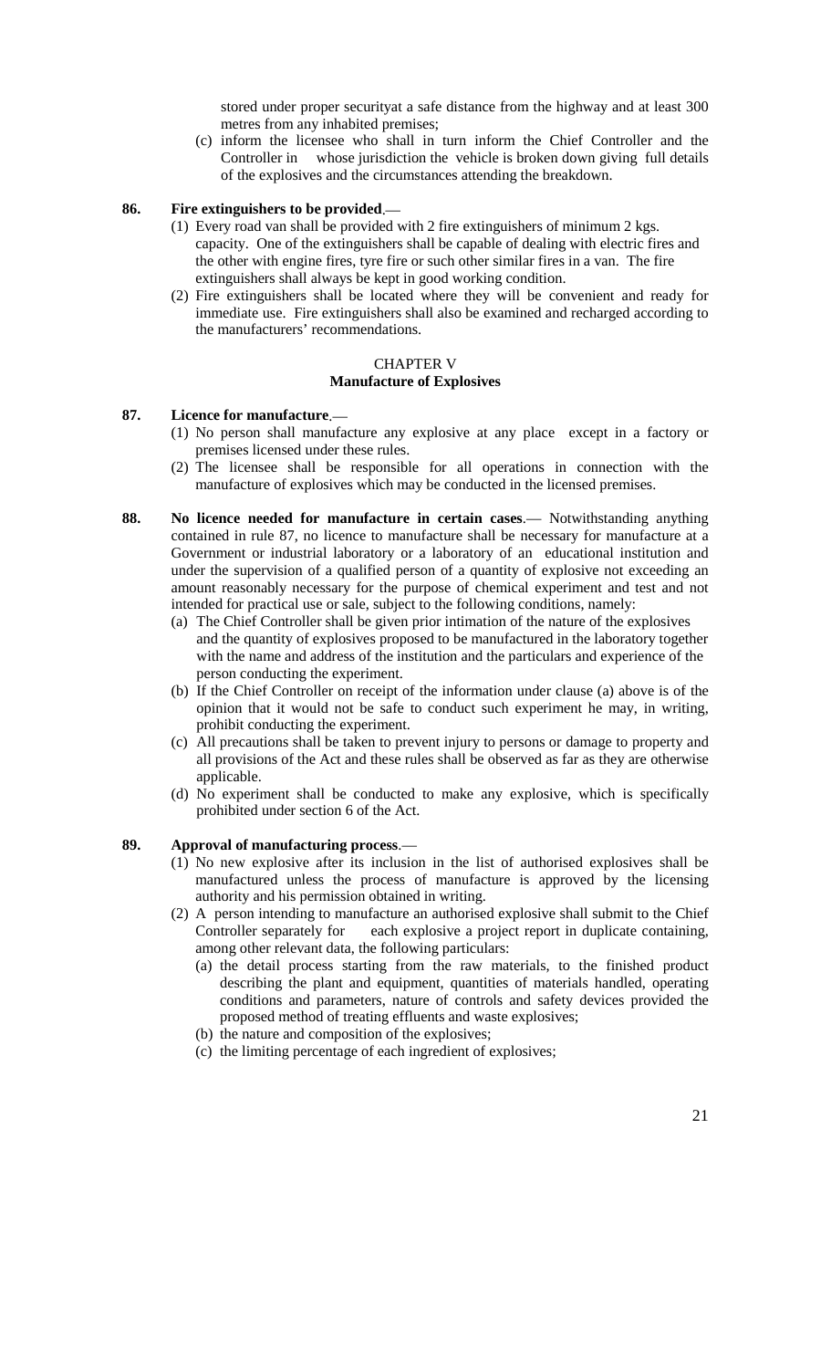stored under proper securityat a safe distance from the highway and at least 300 metres from any inhabited premises;

(c) inform the licensee who shall in turn inform the Chief Controller and the Controller in whose jurisdiction the vehicle is broken down giving full details of the explosives and the circumstances attending the breakdown.

**86. Fire extinguishers to be provided**.—

(1) Every road van shall be provided with 2 fire extinguishers of minimum 2 kgs. capacity. One of the extinguishers shall be capable of dealing with electric fires and the other with engine fires, tyre fire or such other similar fires in a van. The fire extinguishers shall always be kept in good working condition.

(2) Fire extinguishers shall be located where they will be convenient and ready for immediate use. Fire extinguishers shall also be examined and recharged according to the manufacturers' recommendations.

## CHAPTER V
## Manufacture of Explosives

**87. Licence for manufacture**.—

(1) No person shall manufacture any explosive at any place except in a factory or premises licensed under these rules.

(2) The licensee shall be responsible for all operations in connection with the manufacture of explosives which may be conducted in the licensed premises.

**88. No licence needed for manufacture in certain cases**.— Notwithstanding anything contained in rule 87, no licence to manufacture shall be necessary for manufacture at a Government or industrial laboratory or a laboratory of an educational institution and under the supervision of a qualified person of a quantity of explosive not exceeding an amount reasonably necessary for the purpose of chemical experiment and test and not intended for practical use or sale, subject to the following conditions, namely:

(a) The Chief Controller shall be given prior intimation of the nature of the explosives and the quantity of explosives proposed to be manufactured in the laboratory together with the name and address of the institution and the particulars and experience of the person conducting the experiment.

(b) If the Chief Controller on receipt of the information under clause (a) above is of the opinion that it would not be safe to conduct such experiment he may, in writing, prohibit conducting the experiment.

(c) All precautions shall be taken to prevent injury to persons or damage to property and all provisions of the Act and these rules shall be observed as far as they are otherwise applicable.

(d) No experiment shall be conducted to make any explosive, which is specifically prohibited under section 6 of the Act.

**89. Approval of manufacturing process**.—

(1) No new explosive after its inclusion in the list of authorised explosives shall be manufactured unless the process of manufacture is approved by the licensing authority and his permission obtained in writing.

(2) A person intending to manufacture an authorised explosive shall submit to the Chief Controller separately for each explosive a project report in duplicate containing, among other relevant data, the following particulars:

(a) the detail process starting from the raw materials, to the finished product describing the plant and equipment, quantities of materials handled, operating conditions and parameters, nature of controls and safety devices provided the proposed method of treating effluents and waste explosives;

(b) the nature and composition of the explosives;

(c) the limiting percentage of each ingredient of explosives;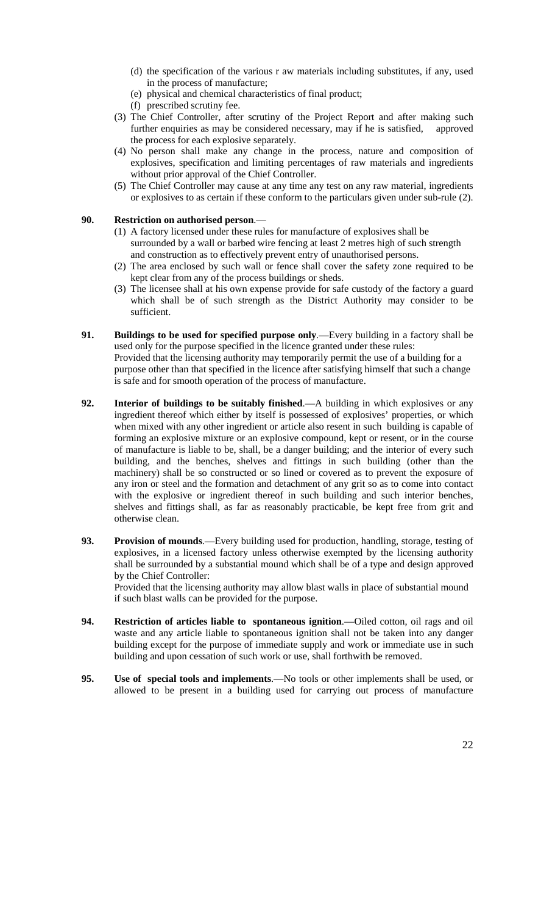(d) the specification of the various r aw materials including substitutes, if any, used in the process of manufacture;
   (e) physical and chemical characteristics of final product;
   (f) prescribed scrutiny fee.

(3) The Chief Controller, after scrutiny of the Project Report and after making such further enquiries as may be considered necessary, may if he is satisfied, approved the process for each explosive separately.

(4) No person shall make any change in the process, nature and composition of explosives, specification and limiting percentages of raw materials and ingredients without prior approval of the Chief Controller.

(5) The Chief Controller may cause at any time any test on any raw material, ingredients or explosives to as certain if these conform to the particulars given under sub-rule (2).

**90. Restriction on authorised person**.—

(1) A factory licensed under these rules for manufacture of explosives shall be surrounded by a wall or barbed wire fencing at least 2 metres high of such strength and construction as to effectively prevent entry of unauthorised persons.

(2) The area enclosed by such wall or fence shall cover the safety zone required to be kept clear from any of the process buildings or sheds.

(3) The licensee shall at his own expense provide for safe custody of the factory a guard which shall be of such strength as the District Authority may consider to be sufficient.

**91. Buildings to be used for specified purpose only**.—Every building in a factory shall be used only for the purpose specified in the licence granted under these rules:
Provided that the licensing authority may temporarily permit the use of a building for a purpose other than that specified in the licence after satisfying himself that such a change is safe and for smooth operation of the process of manufacture.

**92. Interior of buildings to be suitably finished**.—A building in which explosives or any ingredient thereof which either by itself is possessed of explosives' properties, or which when mixed with any other ingredient or article also resent in such building is capable of forming an explosive mixture or an explosive compound, kept or resent, or in the course of manufacture is liable to be, shall, be a danger building; and the interior of every such building, and the benches, shelves and fittings in such building (other than the machinery) shall be so constructed or so lined or covered as to prevent the exposure of any iron or steel and the formation and detachment of any grit so as to come into contact with the explosive or ingredient thereof in such building and such interior benches, shelves and fittings shall, as far as reasonably practicable, be kept free from grit and otherwise clean.

**93. Provision of mounds**.—Every building used for production, handling, storage, testing of explosives, in a licensed factory unless otherwise exempted by the licensing authority shall be surrounded by a substantial mound which shall be of a type and design approved by the Chief Controller:
Provided that the licensing authority may allow blast walls in place of substantial mound if such blast walls can be provided for the purpose.

**94. Restriction of articles liable to spontaneous ignition**.—Oiled cotton, oil rags and oil waste and any article liable to spontaneous ignition shall not be taken into any danger building except for the purpose of immediate supply and work or immediate use in such building and upon cessation of such work or use, shall forthwith be removed.

**95. Use of special tools and implements**.—No tools or other implements shall be used, or allowed to be present in a building used for carrying out process of manufacture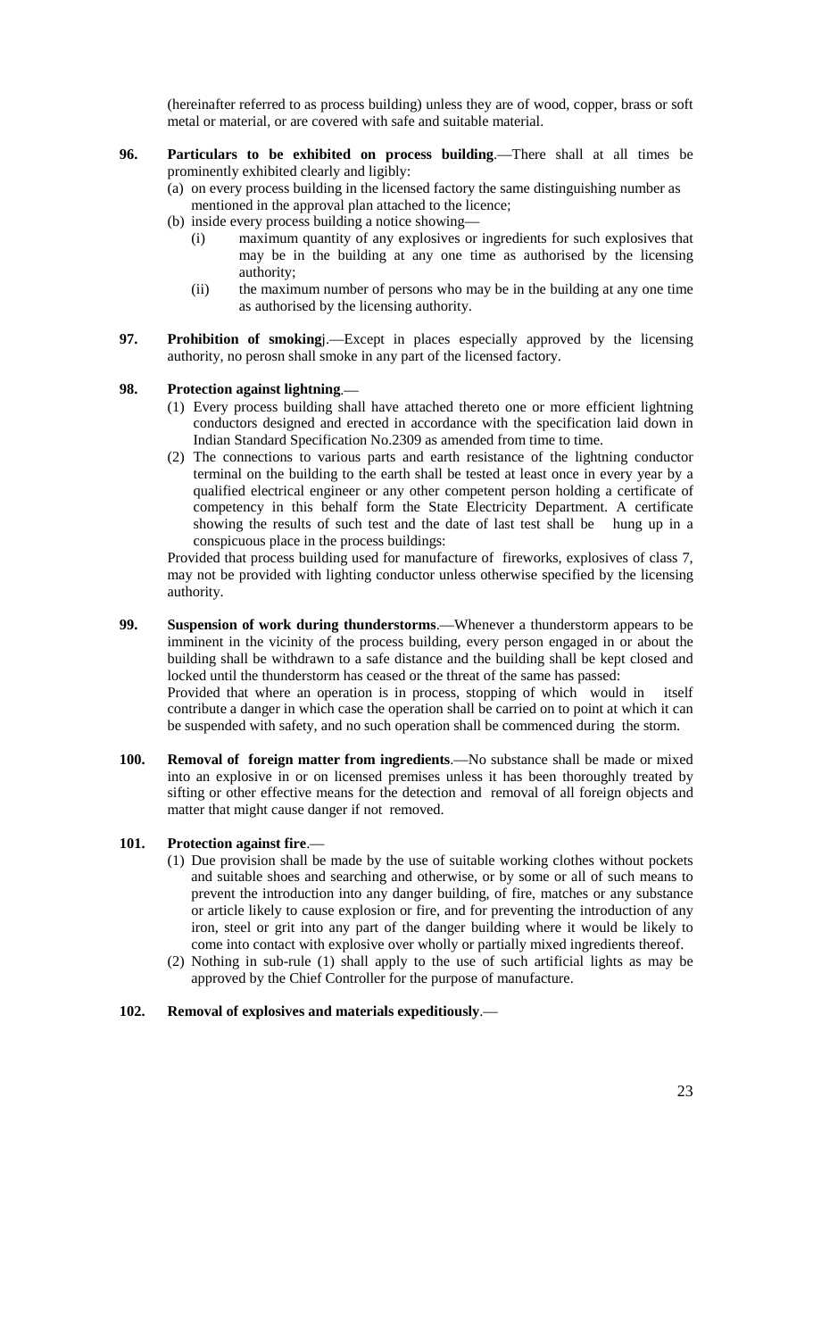(hereinafter referred to as process building) unless they are of wood, copper, brass or soft metal or material, or are covered with safe and suitable material.

**96. Particulars to be exhibited on process building**.—There shall at all times be prominently exhibited clearly and ligibly:

(a) on every process building in the licensed factory the same distinguishing number as mentioned in the approval plan attached to the licence;

(b) inside every process building a notice showing—

(i) maximum quantity of any explosives or ingredients for such explosives that may be in the building at any one time as authorised by the licensing authority;

(ii) the maximum number of persons who may be in the building at any one time as authorised by the licensing authority.

**97. Prohibition of smoking**j.—Except in places especially approved by the licensing authority, no perosn shall smoke in any part of the licensed factory.

**98. Protection against lightning**.—

(1) Every process building shall have attached thereto one or more efficient lightning conductors designed and erected in accordance with the specification laid down in Indian Standard Specification No.2309 as amended from time to time.

(2) The connections to various parts and earth resistance of the lightning conductor terminal on the building to the earth shall be tested at least once in every year by a qualified electrical engineer or any other competent person holding a certificate of competency in this behalf form the State Electricity Department. A certificate showing the results of such test and the date of last test shall be hung up in a conspicuous place in the process buildings:

Provided that process building used for manufacture of fireworks, explosives of class 7, may not be provided with lighting conductor unless otherwise specified by the licensing authority.

**99. Suspension of work during thunderstorms**.—Whenever a thunderstorm appears to be imminent in the vicinity of the process building, every person engaged in or about the building shall be withdrawn to a safe distance and the building shall be kept closed and locked until the thunderstorm has ceased or the threat of the same has passed:

Provided that where an operation is in process, stopping of which would in itself contribute a danger in which case the operation shall be carried on to point at which it can be suspended with safety, and no such operation shall be commenced during the storm.

**100. Removal of foreign matter from ingredients**.—No substance shall be made or mixed into an explosive in or on licensed premises unless it has been thoroughly treated by sifting or other effective means for the detection and removal of all foreign objects and matter that might cause danger if not removed.

**101. Protection against fire**.—

(1) Due provision shall be made by the use of suitable working clothes without pockets and suitable shoes and searching and otherwise, or by some or all of such means to prevent the introduction into any danger building, of fire, matches or any substance or article likely to cause explosion or fire, and for preventing the introduction of any iron, steel or grit into any part of the danger building where it would be likely to come into contact with explosive over wholly or partially mixed ingredients thereof.

(2) Nothing in sub-rule (1) shall apply to the use of such artificial lights as may be approved by the Chief Controller for the purpose of manufacture.

**102. Removal of explosives and materials expeditiously**.—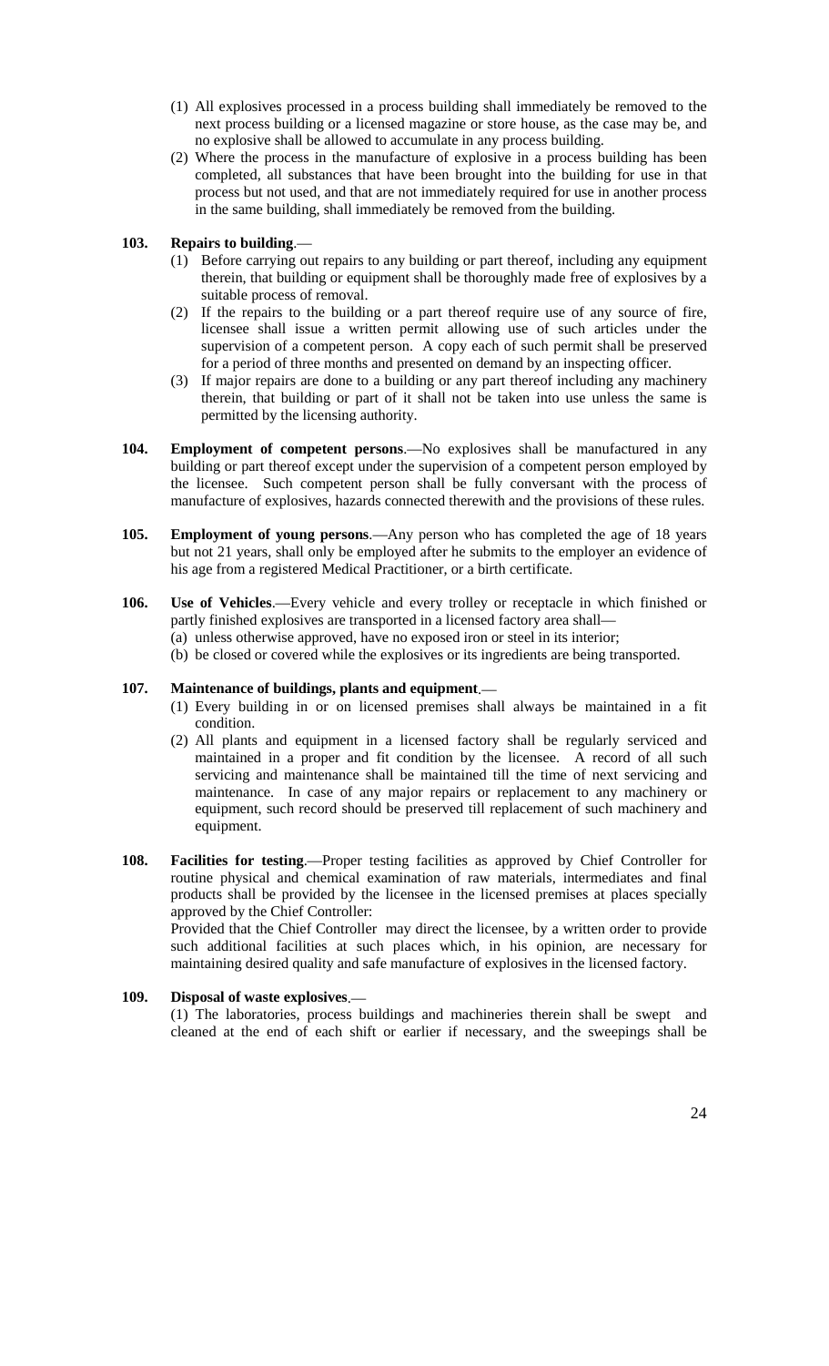(1) All explosives processed in a process building shall immediately be removed to the next process building or a licensed magazine or store house, as the case may be, and no explosive shall be allowed to accumulate in any process building.

(2) Where the process in the manufacture of explosive in a process building has been completed, all substances that have been brought into the building for use in that process but not used, and that are not immediately required for use in another process in the same building, shall immediately be removed from the building.

**103. Repairs to building**.—

(1) Before carrying out repairs to any building or part thereof, including any equipment therein, that building or equipment shall be thoroughly made free of explosives by a suitable process of removal.

(2) If the repairs to the building or a part thereof require use of any source of fire, licensee shall issue a written permit allowing use of such articles under the supervision of a competent person. A copy each of such permit shall be preserved for a period of three months and presented on demand by an inspecting officer.

(3) If major repairs are done to a building or any part thereof including any machinery therein, that building or part of it shall not be taken into use unless the same is permitted by the licensing authority.

**104. Employment of competent persons**.—No explosives shall be manufactured in any building or part thereof except under the supervision of a competent person employed by the licensee. Such competent person shall be fully conversant with the process of manufacture of explosives, hazards connected therewith and the provisions of these rules.

**105. Employment of young persons**.—Any person who has completed the age of 18 years but not 21 years, shall only be employed after he submits to the employer an evidence of his age from a registered Medical Practitioner, or a birth certificate.

**106. Use of Vehicles**.—Every vehicle and every trolley or receptacle in which finished or partly finished explosives are transported in a licensed factory area shall—

(a) unless otherwise approved, have no exposed iron or steel in its interior;

(b) be closed or covered while the explosives or its ingredients are being transported.

**107. Maintenance of buildings, plants and equipment**.—

(1) Every building in or on licensed premises shall always be maintained in a fit condition.

(2) All plants and equipment in a licensed factory shall be regularly serviced and maintained in a proper and fit condition by the licensee. A record of all such servicing and maintenance shall be maintained till the time of next servicing and maintenance. In case of any major repairs or replacement to any machinery or equipment, such record should be preserved till replacement of such machinery and equipment.

**108. Facilities for testing**.—Proper testing facilities as approved by Chief Controller for routine physical and chemical examination of raw materials, intermediates and final products shall be provided by the licensee in the licensed premises at places specially approved by the Chief Controller:

Provided that the Chief Controller may direct the licensee, by a written order to provide such additional facilities at such places which, in his opinion, are necessary for maintaining desired quality and safe manufacture of explosives in the licensed factory.

**109. Disposal of waste explosives**.—

(1) The laboratories, process buildings and machineries therein shall be swept and cleaned at the end of each shift or earlier if necessary, and the sweepings shall be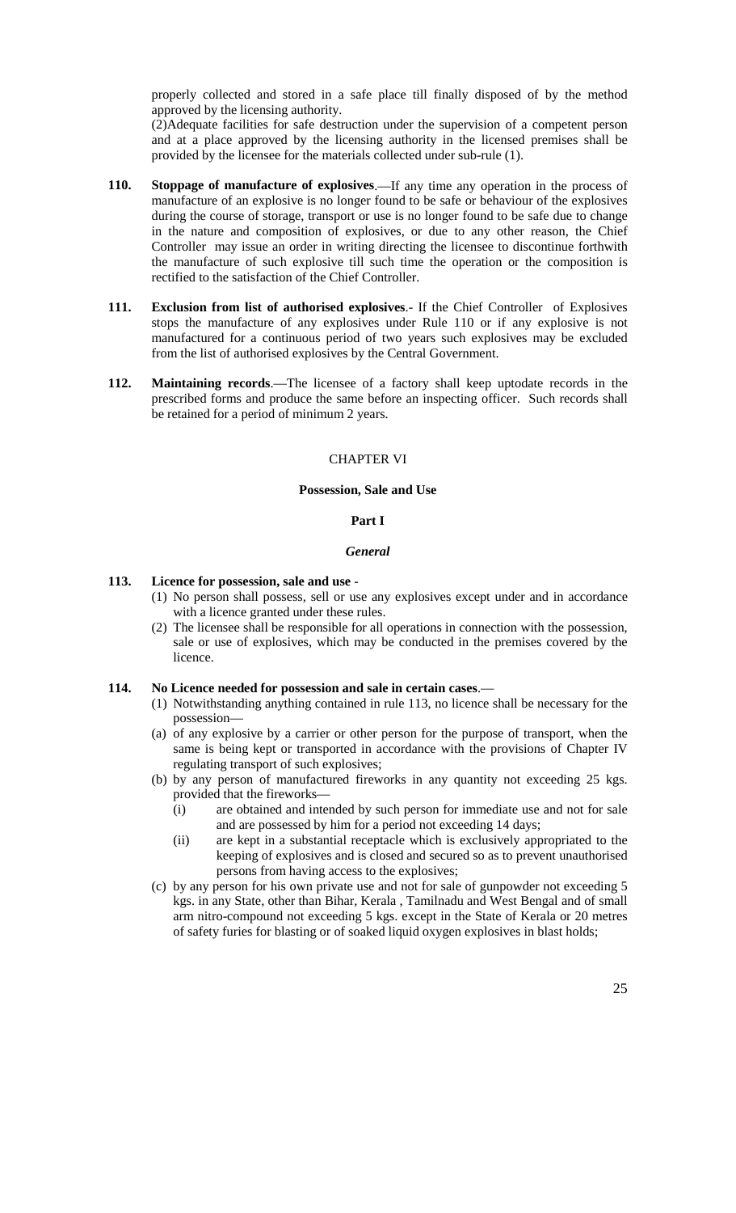properly collected and stored in a safe place till finally disposed of by the method approved by the licensing authority.

(2)Adequate facilities for safe destruction under the supervision of a competent person and at a place approved by the licensing authority in the licensed premises shall be provided by the licensee for the materials collected under sub-rule (1).

**110. Stoppage of manufacture of explosives**.—If any time any operation in the process of manufacture of an explosive is no longer found to be safe or behaviour of the explosives during the course of storage, transport or use is no longer found to be safe due to change in the nature and composition of explosives, or due to any other reason, the Chief Controller may issue an order in writing directing the licensee to discontinue forthwith the manufacture of such explosive till such time the operation or the composition is rectified to the satisfaction of the Chief Controller.

**111. Exclusion from list of authorised explosives**.- If the Chief Controller of Explosives stops the manufacture of any explosives under Rule 110 or if any explosive is not manufactured for a continuous period of two years such explosives may be excluded from the list of authorised explosives by the Central Government.

**112. Maintaining records**.—The licensee of a factory shall keep uptodate records in the prescribed forms and produce the same before an inspecting officer. Such records shall be retained for a period of minimum 2 years.

## CHAPTER VI

## Possession, Sale and Use

### Part I

#### *General*

**113. Licence for possession, sale and use** -

(1) No person shall possess, sell or use any explosives except under and in accordance with a licence granted under these rules.

(2) The licensee shall be responsible for all operations in connection with the possession, sale or use of explosives, which may be conducted in the premises covered by the licence.

**114. No Licence needed for possession and sale in certain cases**.—

(1) Notwithstanding anything contained in rule 113, no licence shall be necessary for the possession—

(a) of any explosive by a carrier or other person for the purpose of transport, when the same is being kept or transported in accordance with the provisions of Chapter IV regulating transport of such explosives;

(b) by any person of manufactured fireworks in any quantity not exceeding 25 kgs. provided that the fireworks—

  (i) are obtained and intended by such person for immediate use and not for sale and are possessed by him for a period not exceeding 14 days;

  (ii) are kept in a substantial receptacle which is exclusively appropriated to the keeping of explosives and is closed and secured so as to prevent unauthorised persons from having access to the explosives;

(c) by any person for his own private use and not for sale of gunpowder not exceeding 5 kgs. in any State, other than Bihar, Kerala , Tamilnadu and West Bengal and of small arm nitro-compound not exceeding 5 kgs. except in the State of Kerala or 20 metres of safety furies for blasting or of soaked liquid oxygen explosives in blast holds;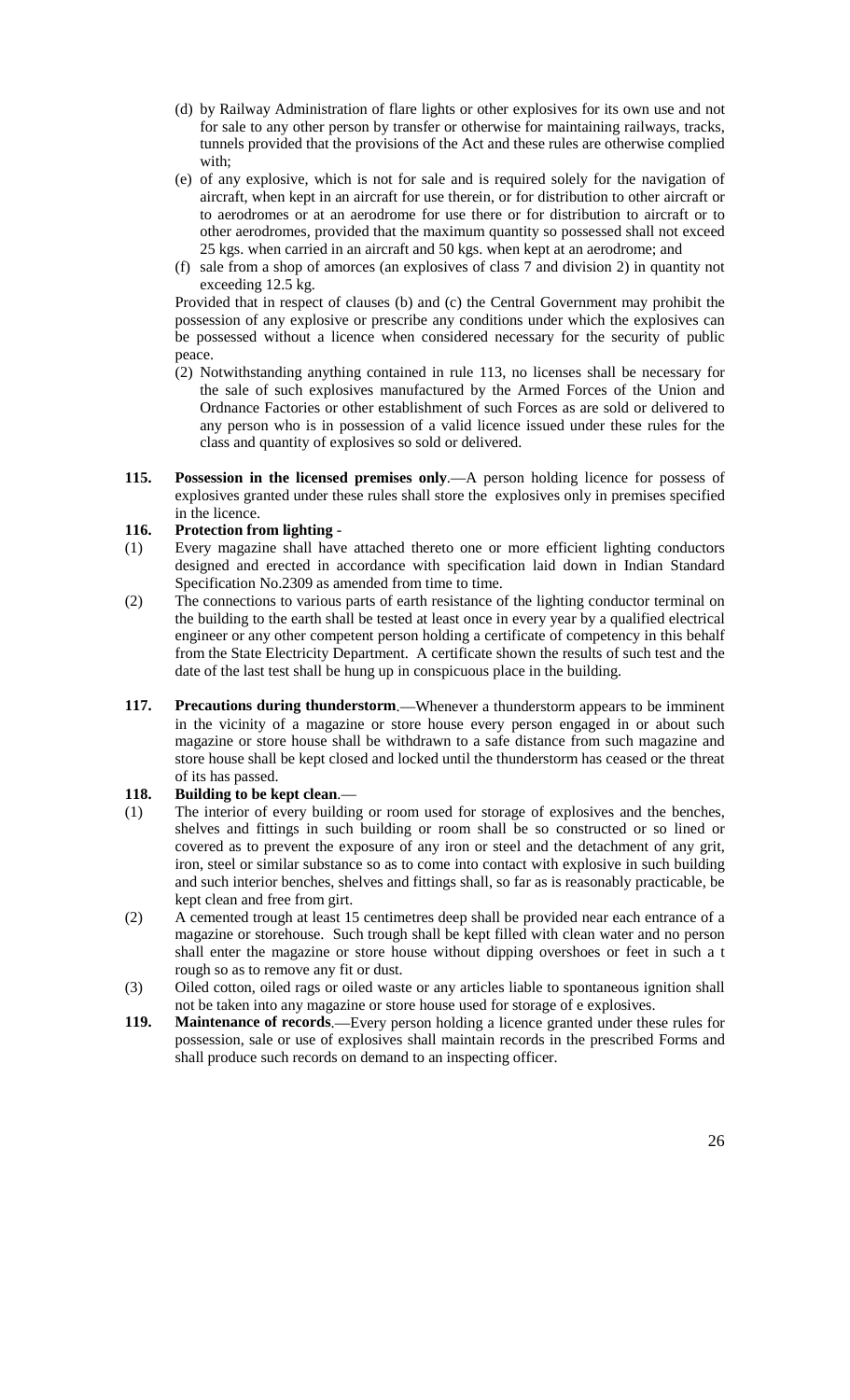(d) by Railway Administration of flare lights or other explosives for its own use and not for sale to any other person by transfer or otherwise for maintaining railways, tracks, tunnels provided that the provisions of the Act and these rules are otherwise complied with;

(e) of any explosive, which is not for sale and is required solely for the navigation of aircraft, when kept in an aircraft for use therein, or for distribution to other aircraft or to aerodromes or at an aerodrome for use there or for distribution to aircraft or to other aerodromes, provided that the maximum quantity so possessed shall not exceed 25 kgs. when carried in an aircraft and 50 kgs. when kept at an aerodrome; and

(f) sale from a shop of amorces (an explosives of class 7 and division 2) in quantity not exceeding 12.5 kg.

Provided that in respect of clauses (b) and (c) the Central Government may prohibit the possession of any explosive or prescribe any conditions under which the explosives can be possessed without a licence when considered necessary for the security of public peace.

(2) Notwithstanding anything contained in rule 113, no licenses shall be necessary for the sale of such explosives manufactured by the Armed Forces of the Union and Ordnance Factories or other establishment of such Forces as are sold or delivered to any person who is in possession of a valid licence issued under these rules for the class and quantity of explosives so sold or delivered.

**115. Possession in the licensed premises only**.—A person holding licence for possess of explosives granted under these rules shall store the explosives only in premises specified in the licence.

**116. Protection from lighting** -

(1) Every magazine shall have attached thereto one or more efficient lighting conductors designed and erected in accordance with specification laid down in Indian Standard Specification No.2309 as amended from time to time.

(2) The connections to various parts of earth resistance of the lighting conductor terminal on the building to the earth shall be tested at least once in every year by a qualified electrical engineer or any other competent person holding a certificate of competency in this behalf from the State Electricity Department. A certificate shown the results of such test and the date of the last test shall be hung up in conspicuous place in the building.

**117. Precautions during thunderstorm**.—Whenever a thunderstorm appears to be imminent in the vicinity of a magazine or store house every person engaged in or about such magazine or store house shall be withdrawn to a safe distance from such magazine and store house shall be kept closed and locked until the thunderstorm has ceased or the threat of its has passed.

**118. Building to be kept clean**.—

(1) The interior of every building or room used for storage of explosives and the benches, shelves and fittings in such building or room shall be so constructed or so lined or covered as to prevent the exposure of any iron or steel and the detachment of any grit, iron, steel or similar substance so as to come into contact with explosive in such building and such interior benches, shelves and fittings shall, so far as is reasonably practicable, be kept clean and free from girt.

(2) A cemented trough at least 15 centimetres deep shall be provided near each entrance of a magazine or storehouse. Such trough shall be kept filled with clean water and no person shall enter the magazine or store house without dipping overshoes or feet in such a t rough so as to remove any fit or dust.

(3) Oiled cotton, oiled rags or oiled waste or any articles liable to spontaneous ignition shall not be taken into any magazine or store house used for storage of e explosives.

**119. Maintenance of records**.—Every person holding a licence granted under these rules for possession, sale or use of explosives shall maintain records in the prescribed Forms and shall produce such records on demand to an inspecting officer.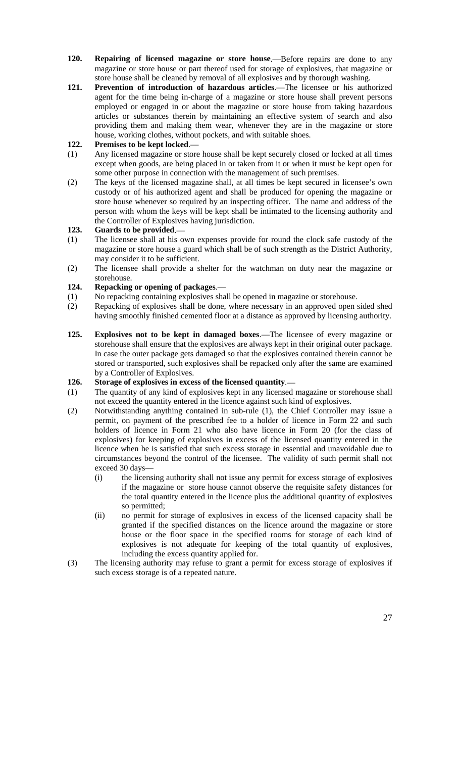**120. Repairing of licensed magazine or store house**.—Before repairs are done to any magazine or store house or part thereof used for storage of explosives, that magazine or store house shall be cleaned by removal of all explosives and by thorough washing.

**121. Prevention of introduction of hazardous articles**.—The licensee or his authorized agent for the time being in-charge of a magazine or store house shall prevent persons employed or engaged in or about the magazine or store house from taking hazardous articles or substances therein by maintaining an effective system of search and also providing them and making them wear, whenever they are in the magazine or store house, working clothes, without pockets, and with suitable shoes.

**122. Premises to be kept locked**.—

(1) Any licensed magazine or store house shall be kept securely closed or locked at all times except when goods, are being placed in or taken from it or when it must be kept open for some other purpose in connection with the management of such premises.

(2) The keys of the licensed magazine shall, at all times be kept secured in licensee's own custody or of his authorized agent and shall be produced for opening the magazine or store house whenever so required by an inspecting officer. The name and address of the person with whom the keys will be kept shall be intimated to the licensing authority and the Controller of Explosives having jurisdiction.

**123. Guards to be provided**.—

(1) The licensee shall at his own expenses provide for round the clock safe custody of the magazine or store house a guard which shall be of such strength as the District Authority, may consider it to be sufficient.

(2) The licensee shall provide a shelter for the watchman on duty near the magazine or storehouse.

**124. Repacking or opening of packages**.—

(1) No repacking containing explosives shall be opened in magazine or storehouse.

(2) Repacking of explosives shall be done, where necessary in an approved open sided shed having smoothly finished cemented floor at a distance as approved by licensing authority.

**125. Explosives not to be kept in damaged boxes**.—The licensee of every magazine or storehouse shall ensure that the explosives are always kept in their original outer package. In case the outer package gets damaged so that the explosives contained therein cannot be stored or transported, such explosives shall be repacked only after the same are examined by a Controller of Explosives.

**126. Storage of explosives in excess of the licensed quantity**.—

(1) The quantity of any kind of explosives kept in any licensed magazine or storehouse shall not exceed the quantity entered in the licence against such kind of explosives.

(2) Notwithstanding anything contained in sub-rule (1), the Chief Controller may issue a permit, on payment of the prescribed fee to a holder of licence in Form 22 and such holders of licence in Form 21 who also have licence in Form 20 (for the class of explosives) for keeping of explosives in excess of the licensed quantity entered in the licence when he is satisfied that such excess storage in essential and unavoidable due to circumstances beyond the control of the licensee. The validity of such permit shall not exceed 30 days—

   (i) the licensing authority shall not issue any permit for excess storage of explosives if the magazine or store house cannot observe the requisite safety distances for the total quantity entered in the licence plus the additional quantity of explosives so permitted;

   (ii) no permit for storage of explosives in excess of the licensed capacity shall be granted if the specified distances on the licence around the magazine or store house or the floor space in the specified rooms for storage of each kind of explosives is not adequate for keeping of the total quantity of explosives, including the excess quantity applied for.

(3) The licensing authority may refuse to grant a permit for excess storage of explosives if such excess storage is of a repeated nature.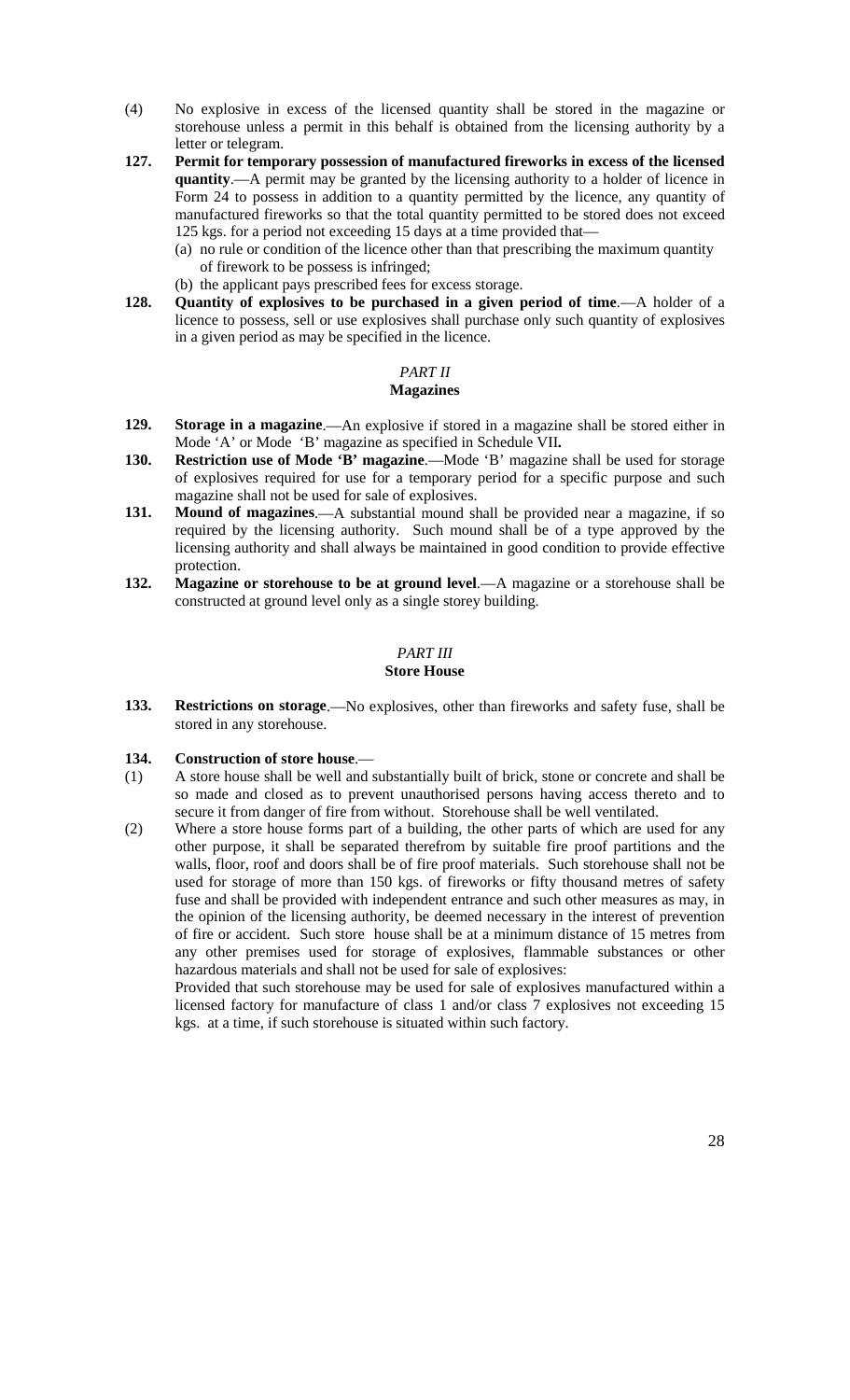(4) No explosive in excess of the licensed quantity shall be stored in the magazine or storehouse unless a permit in this behalf is obtained from the licensing authority by a letter or telegram.

**127. Permit for temporary possession of manufactured fireworks in excess of the licensed quantity**.—A permit may be granted by the licensing authority to a holder of licence in Form 24 to possess in addition to a quantity permitted by the licence, any quantity of manufactured fireworks so that the total quantity permitted to be stored does not exceed 125 kgs. for a period not exceeding 15 days at a time provided that—

(a) no rule or condition of the licence other than that prescribing the maximum quantity of firework to be possess is infringed;

(b) the applicant pays prescribed fees for excess storage.

**128. Quantity of explosives to be purchased in a given period of time**.—A holder of a licence to possess, sell or use explosives shall purchase only such quantity of explosives in a given period as may be specified in the licence.

## *PART II*
## Magazines

**129. Storage in a magazine**.—An explosive if stored in a magazine shall be stored either in Mode 'A' or Mode 'B' magazine as specified in Schedule VII**.**

**130. Restriction use of Mode 'B' magazine**.—Mode 'B' magazine shall be used for storage of explosives required for use for a temporary period for a specific purpose and such magazine shall not be used for sale of explosives.

**131. Mound of magazines**.—A substantial mound shall be provided near a magazine, if so required by the licensing authority. Such mound shall be of a type approved by the licensing authority and shall always be maintained in good condition to provide effective protection.

**132. Magazine or storehouse to be at ground level**.—A magazine or a storehouse shall be constructed at ground level only as a single storey building.

## *PART III*
## Store House

**133. Restrictions on storage**.—No explosives, other than fireworks and safety fuse, shall be stored in any storehouse.

**134. Construction of store house**.—

(1) A store house shall be well and substantially built of brick, stone or concrete and shall be so made and closed as to prevent unauthorised persons having access thereto and to secure it from danger of fire from without. Storehouse shall be well ventilated.

(2) Where a store house forms part of a building, the other parts of which are used for any other purpose, it shall be separated therefrom by suitable fire proof partitions and the walls, floor, roof and doors shall be of fire proof materials. Such storehouse shall not be used for storage of more than 150 kgs. of fireworks or fifty thousand metres of safety fuse and shall be provided with independent entrance and such other measures as may, in the opinion of the licensing authority, be deemed necessary in the interest of prevention of fire or accident. Such store house shall be at a minimum distance of 15 metres from any other premises used for storage of explosives, flammable substances or other hazardous materials and shall not be used for sale of explosives:

Provided that such storehouse may be used for sale of explosives manufactured within a licensed factory for manufacture of class 1 and/or class 7 explosives not exceeding 15 kgs. at a time, if such storehouse is situated within such factory.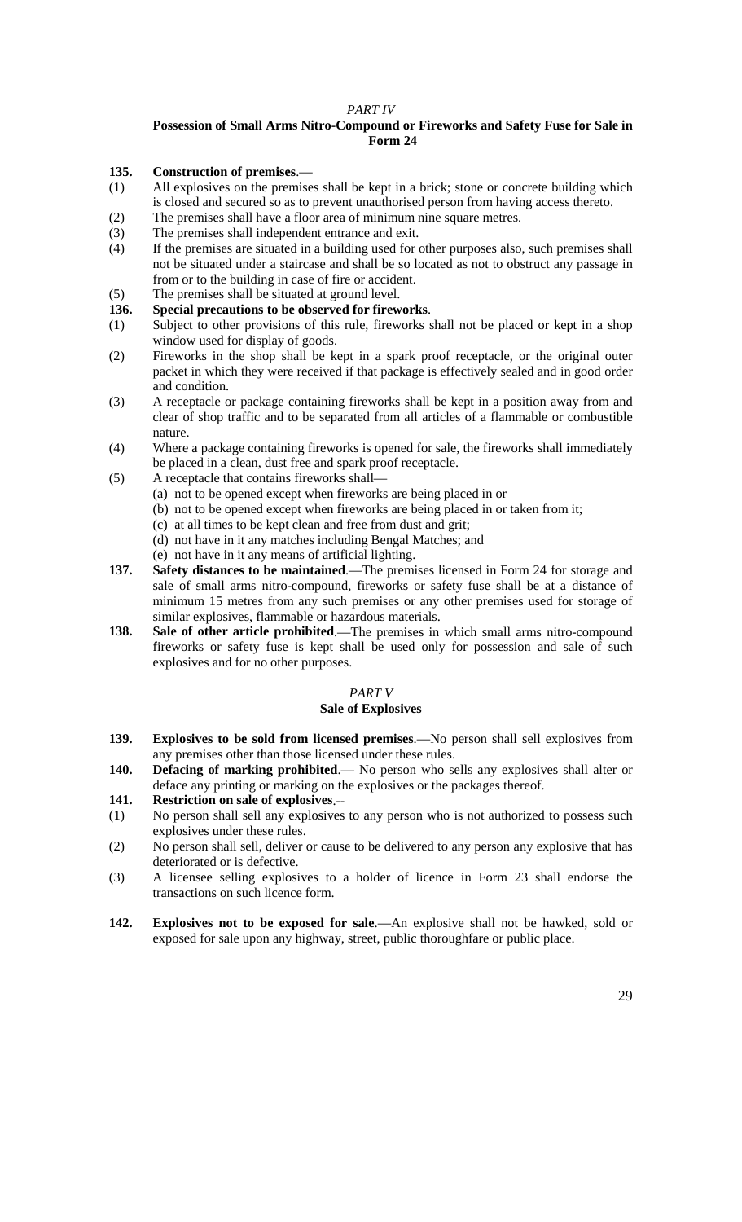*PART IV*

**Possession of Small Arms Nitro-Compound or Fireworks and Safety Fuse for Sale in Form 24**

**135. Construction of premises**.—

(1) All explosives on the premises shall be kept in a brick; stone or concrete building which is closed and secured so as to prevent unauthorised person from having access thereto.

(2) The premises shall have a floor area of minimum nine square metres.

(3) The premises shall independent entrance and exit.

(4) If the premises are situated in a building used for other purposes also, such premises shall not be situated under a staircase and shall be so located as not to obstruct any passage in from or to the building in case of fire or accident.

(5) The premises shall be situated at ground level.

**136. Special precautions to be observed for fireworks**.

(1) Subject to other provisions of this rule, fireworks shall not be placed or kept in a shop window used for display of goods.

(2) Fireworks in the shop shall be kept in a spark proof receptacle, or the original outer packet in which they were received if that package is effectively sealed and in good order and condition.

(3) A receptacle or package containing fireworks shall be kept in a position away from and clear of shop traffic and to be separated from all articles of a flammable or combustible nature.

(4) Where a package containing fireworks is opened for sale, the fireworks shall immediately be placed in a clean, dust free and spark proof receptacle.

(5) A receptacle that contains fireworks shall—

(a) not to be opened except when fireworks are being placed in or

(b) not to be opened except when fireworks are being placed in or taken from it;

(c) at all times to be kept clean and free from dust and grit;

(d) not have in it any matches including Bengal Matches; and

(e) not have in it any means of artificial lighting.

**137. Safety distances to be maintained**.—The premises licensed in Form 24 for storage and sale of small arms nitro-compound, fireworks or safety fuse shall be at a distance of minimum 15 metres from any such premises or any other premises used for storage of similar explosives, flammable or hazardous materials.

**138. Sale of other article prohibited**.—The premises in which small arms nitro-compound fireworks or safety fuse is kept shall be used only for possession and sale of such explosives and for no other purposes.

*PART V*

**Sale of Explosives**

**139. Explosives to be sold from licensed premises**.—No person shall sell explosives from any premises other than those licensed under these rules.

**140. Defacing of marking prohibited**.— No person who sells any explosives shall alter or deface any printing or marking on the explosives or the packages thereof.

**141. Restriction on sale of explosives**.--

(1) No person shall sell any explosives to any person who is not authorized to possess such explosives under these rules.

(2) No person shall sell, deliver or cause to be delivered to any person any explosive that has deteriorated or is defective.

(3) A licensee selling explosives to a holder of licence in Form 23 shall endorse the transactions on such licence form.

**142. Explosives not to be exposed for sale**.—An explosive shall not be hawked, sold or exposed for sale upon any highway, street, public thoroughfare or public place.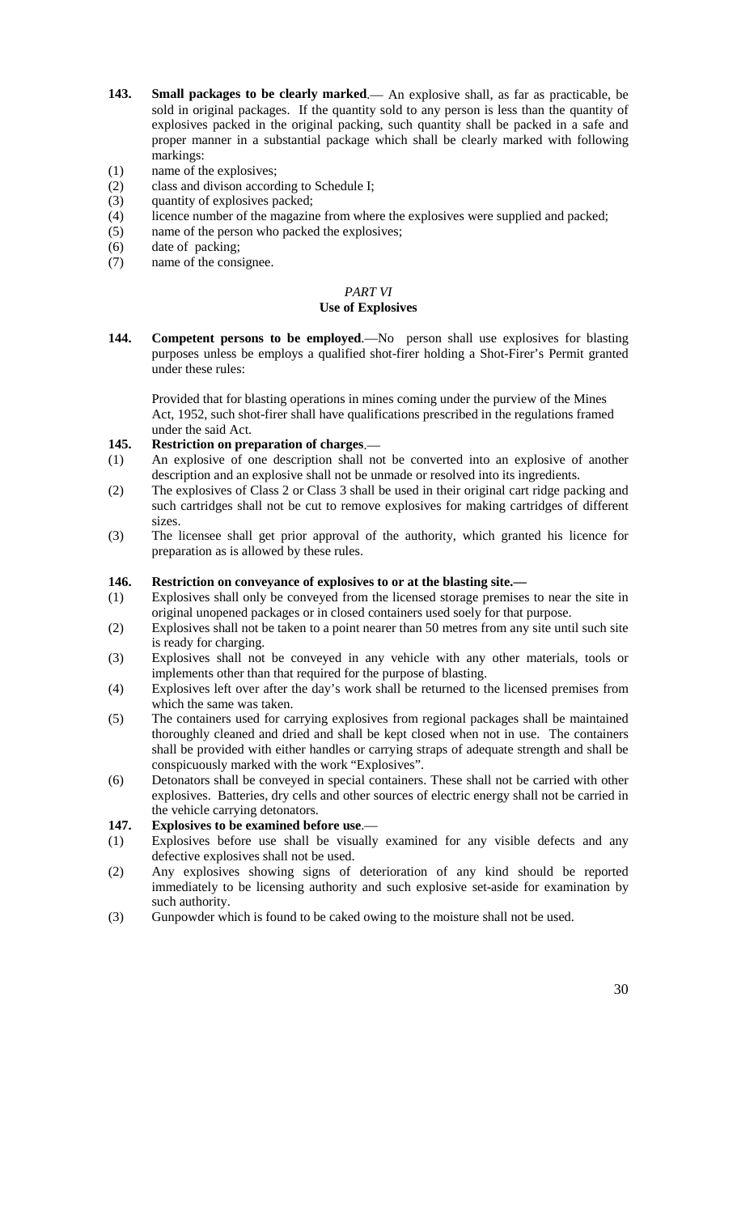**143. Small packages to be clearly marked**.— An explosive shall, as far as practicable, be sold in original packages. If the quantity sold to any person is less than the quantity of explosives packed in the original packing, such quantity shall be packed in a safe and proper manner in a substantial package which shall be clearly marked with following markings:

(1) name of the explosives;
(2) class and divison according to Schedule I;
(3) quantity of explosives packed;
(4) licence number of the magazine from where the explosives were supplied and packed;
(5) name of the person who packed the explosives;
(6) date of packing;
(7) name of the consignee.

## *PART VI*
## Use of Explosives

**144. Competent persons to be employed**.—No person shall use explosives for blasting purposes unless be employs a qualified shot-firer holding a Shot-Firer's Permit granted under these rules:

Provided that for blasting operations in mines coming under the purview of the Mines Act, 1952, such shot-firer shall have qualifications prescribed in the regulations framed under the said Act.

**145. Restriction on preparation of charges**.—

(1) An explosive of one description shall not be converted into an explosive of another description and an explosive shall not be unmade or resolved into its ingredients.
(2) The explosives of Class 2 or Class 3 shall be used in their original cart ridge packing and such cartridges shall not be cut to remove explosives for making cartridges of different sizes.
(3) The licensee shall get prior approval of the authority, which granted his licence for preparation as is allowed by these rules.

**146. Restriction on conveyance of explosives to or at the blasting site.—**

(1) Explosives shall only be conveyed from the licensed storage premises to near the site in original unopened packages or in closed containers used soely for that purpose.
(2) Explosives shall not be taken to a point nearer than 50 metres from any site until such site is ready for charging.
(3) Explosives shall not be conveyed in any vehicle with any other materials, tools or implements other than that required for the purpose of blasting.
(4) Explosives left over after the day's work shall be returned to the licensed premises from which the same was taken.
(5) The containers used for carrying explosives from regional packages shall be maintained thoroughly cleaned and dried and shall be kept closed when not in use. The containers shall be provided with either handles or carrying straps of adequate strength and shall be conspicuously marked with the work "Explosives".
(6) Detonators shall be conveyed in special containers. These shall not be carried with other explosives. Batteries, dry cells and other sources of electric energy shall not be carried in the vehicle carrying detonators.

**147. Explosives to be examined before use**.—

(1) Explosives before use shall be visually examined for any visible defects and any defective explosives shall not be used.
(2) Any explosives showing signs of deterioration of any kind should be reported immediately to be licensing authority and such explosive set-aside for examination by such authority.
(3) Gunpowder which is found to be caked owing to the moisture shall not be used.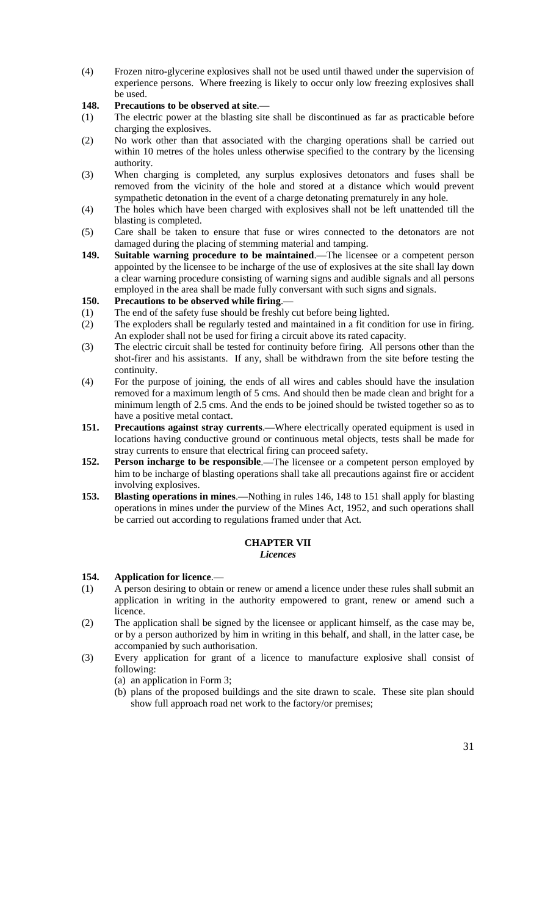(4) Frozen nitro-glycerine explosives shall not be used until thawed under the supervision of experience persons. Where freezing is likely to occur only low freezing explosives shall be used.

**148. Precautions to be observed at site**.—

(1) The electric power at the blasting site shall be discontinued as far as practicable before charging the explosives.

(2) No work other than that associated with the charging operations shall be carried out within 10 metres of the holes unless otherwise specified to the contrary by the licensing authority.

(3) When charging is completed, any surplus explosives detonators and fuses shall be removed from the vicinity of the hole and stored at a distance which would prevent sympathetic detonation in the event of a charge detonating prematurely in any hole.

(4) The holes which have been charged with explosives shall not be left unattended till the blasting is completed.

(5) Care shall be taken to ensure that fuse or wires connected to the detonators are not damaged during the placing of stemming material and tamping.

**149. Suitable warning procedure to be maintained**.—The licensee or a competent person appointed by the licensee to be incharge of the use of explosives at the site shall lay down a clear warning procedure consisting of warning signs and audible signals and all persons employed in the area shall be made fully conversant with such signs and signals.

**150. Precautions to be observed while firing**.—

(1) The end of the safety fuse should be freshly cut before being lighted.

(2) The exploders shall be regularly tested and maintained in a fit condition for use in firing. An exploder shall not be used for firing a circuit above its rated capacity.

(3) The electric circuit shall be tested for continuity before firing. All persons other than the shot-firer and his assistants. If any, shall be withdrawn from the site before testing the continuity.

(4) For the purpose of joining, the ends of all wires and cables should have the insulation removed for a maximum length of 5 cms. And should then be made clean and bright for a minimum length of 2.5 cms. And the ends to be joined should be twisted together so as to have a positive metal contact.

**151. Precautions against stray currents**.—Where electrically operated equipment is used in locations having conductive ground or continuous metal objects, tests shall be made for stray currents to ensure that electrical firing can proceed safety.

**152. Person incharge to be responsible**.—The licensee or a competent person employed by him to be incharge of blasting operations shall take all precautions against fire or accident involving explosives.

**153. Blasting operations in mines**.—Nothing in rules 146, 148 to 151 shall apply for blasting operations in mines under the purview of the Mines Act, 1952, and such operations shall be carried out according to regulations framed under that Act.

## CHAPTER VII

### *Licences*

**154. Application for licence**.—

(1) A person desiring to obtain or renew or amend a licence under these rules shall submit an application in writing in the authority empowered to grant, renew or amend such a licence.

(2) The application shall be signed by the licensee or applicant himself, as the case may be, or by a person authorized by him in writing in this behalf, and shall, in the latter case, be accompanied by such authorisation.

(3) Every application for grant of a licence to manufacture explosive shall consist of following:

(a) an application in Form 3;

(b) plans of the proposed buildings and the site drawn to scale. These site plan should show full approach road net work to the factory/or premises;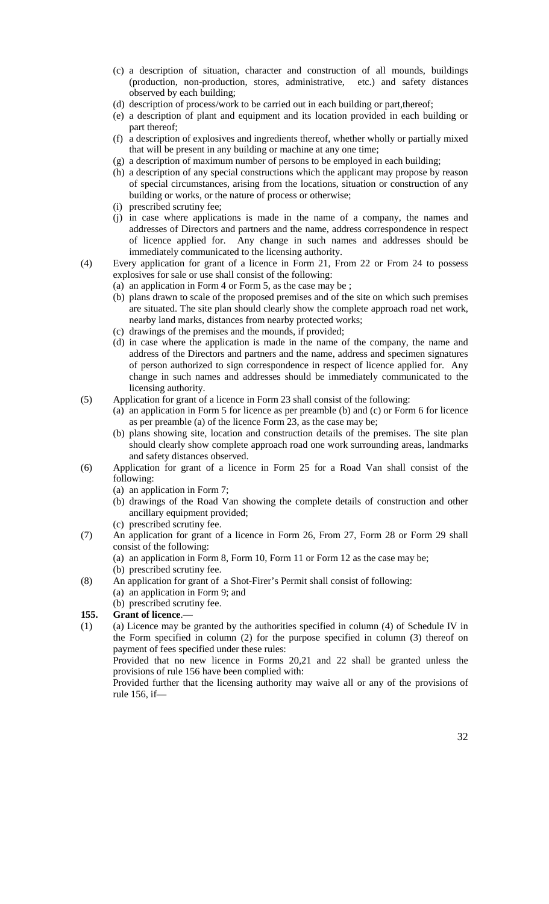(c) a description of situation, character and construction of all mounds, buildings (production, non-production, stores, administrative, etc.) and safety distances observed by each building;

(d) description of process/work to be carried out in each building or part,thereof;

(e) a description of plant and equipment and its location provided in each building or part thereof;

(f) a description of explosives and ingredients thereof, whether wholly or partially mixed that will be present in any building or machine at any one time;

(g) a description of maximum number of persons to be employed in each building;

(h) a description of any special constructions which the applicant may propose by reason of special circumstances, arising from the locations, situation or construction of any building or works, or the nature of process or otherwise;

(i) prescribed scrutiny fee;

(j) in case where applications is made in the name of a company, the names and addresses of Directors and partners and the name, address correspondence in respect of licence applied for. Any change in such names and addresses should be immediately communicated to the licensing authority.

(4) Every application for grant of a licence in Form 21, From 22 or From 24 to possess explosives for sale or use shall consist of the following:

(a) an application in Form 4 or Form 5, as the case may be ;

(b) plans drawn to scale of the proposed premises and of the site on which such premises are situated. The site plan should clearly show the complete approach road net work, nearby land marks, distances from nearby protected works;

(c) drawings of the premises and the mounds, if provided;

(d) in case where the application is made in the name of the company, the name and address of the Directors and partners and the name, address and specimen signatures of person authorized to sign correspondence in respect of licence applied for. Any change in such names and addresses should be immediately communicated to the licensing authority.

(5) Application for grant of a licence in Form 23 shall consist of the following:

(a) an application in Form 5 for licence as per preamble (b) and (c) or Form 6 for licence as per preamble (a) of the licence Form 23, as the case may be;

(b) plans showing site, location and construction details of the premises. The site plan should clearly show complete approach road one work surrounding areas, landmarks and safety distances observed.

(6) Application for grant of a licence in Form 25 for a Road Van shall consist of the following:

(a) an application in Form 7;

(b) drawings of the Road Van showing the complete details of construction and other ancillary equipment provided;

(c) prescribed scrutiny fee.

(7) An application for grant of a licence in Form 26, From 27, Form 28 or Form 29 shall consist of the following:

(a) an application in Form 8, Form 10, Form 11 or Form 12 as the case may be;

(b) prescribed scrutiny fee.

(8) An application for grant of a Shot-Firer's Permit shall consist of following:

(a) an application in Form 9; and

(b) prescribed scrutiny fee.

**155. Grant of licence**.—

(1) (a) Licence may be granted by the authorities specified in column (4) of Schedule IV in the Form specified in column (2) for the purpose specified in column (3) thereof on payment of fees specified under these rules:

Provided that no new licence in Forms 20,21 and 22 shall be granted unless the provisions of rule 156 have been complied with:

Provided further that the licensing authority may waive all or any of the provisions of rule 156, if—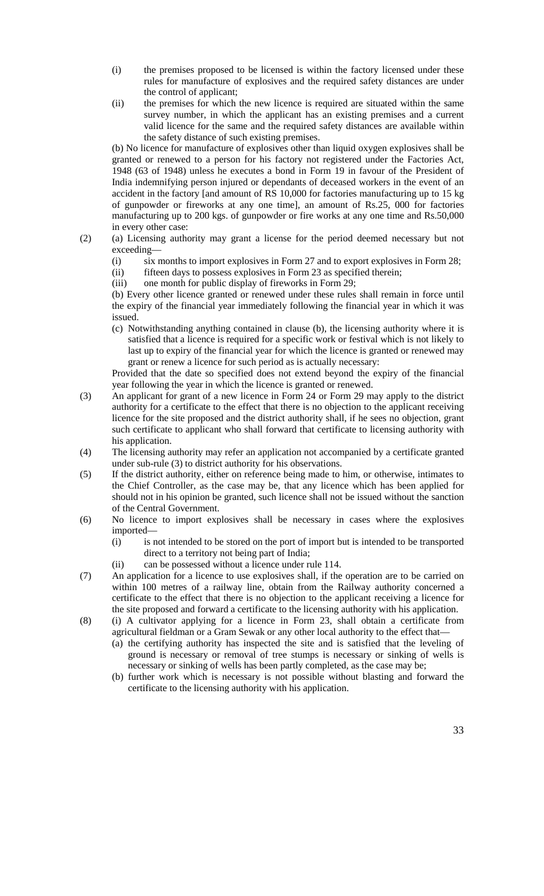(i) the premises proposed to be licensed is within the factory licensed under these rules for manufacture of explosives and the required safety distances are under the control of applicant;

(ii) the premises for which the new licence is required are situated within the same survey number, in which the applicant has an existing premises and a current valid licence for the same and the required safety distances are available within the safety distance of such existing premises.

(b) No licence for manufacture of explosives other than liquid oxygen explosives shall be granted or renewed to a person for his factory not registered under the Factories Act, 1948 (63 of 1948) unless he executes a bond in Form 19 in favour of the President of India indemnifying person injured or dependants of deceased workers in the event of an accident in the factory [and amount of RS 10,000 for factories manufacturing up to 15 kg of gunpowder or fireworks at any one time], an amount of Rs.25, 000 for factories manufacturing up to 200 kgs. of gunpowder or fire works at any one time and Rs.50,000 in every other case:

(2) (a) Licensing authority may grant a license for the period deemed necessary but not exceeding—

(i) six months to import explosives in Form 27 and to export explosives in Form 28;

(ii) fifteen days to possess explosives in Form 23 as specified therein;

(iii) one month for public display of fireworks in Form 29;

(b) Every other licence granted or renewed under these rules shall remain in force until the expiry of the financial year immediately following the financial year in which it was issued.

(c) Notwithstanding anything contained in clause (b), the licensing authority where it is satisfied that a licence is required for a specific work or festival which is not likely to last up to expiry of the financial year for which the licence is granted or renewed may grant or renew a licence for such period as is actually necessary:

Provided that the date so specified does not extend beyond the expiry of the financial year following the year in which the licence is granted or renewed.

(3) An applicant for grant of a new licence in Form 24 or Form 29 may apply to the district authority for a certificate to the effect that there is no objection to the applicant receiving licence for the site proposed and the district authority shall, if he sees no objection, grant such certificate to applicant who shall forward that certificate to licensing authority with his application.

(4) The licensing authority may refer an application not accompanied by a certificate granted under sub-rule (3) to district authority for his observations.

(5) If the district authority, either on reference being made to him, or otherwise, intimates to the Chief Controller, as the case may be, that any licence which has been applied for should not in his opinion be granted, such licence shall not be issued without the sanction of the Central Government.

(6) No licence to import explosives shall be necessary in cases where the explosives imported—

(i) is not intended to be stored on the port of import but is intended to be transported direct to a territory not being part of India;

(ii) can be possessed without a licence under rule 114.

(7) An application for a licence to use explosives shall, if the operation are to be carried on within 100 metres of a railway line, obtain from the Railway authority concerned a certificate to the effect that there is no objection to the applicant receiving a licence for the site proposed and forward a certificate to the licensing authority with his application.

(8) (i) A cultivator applying for a licence in Form 23, shall obtain a certificate from agricultural fieldman or a Gram Sewak or any other local authority to the effect that—

(a) the certifying authority has inspected the site and is satisfied that the leveling of ground is necessary or removal of tree stumps is necessary or sinking of wells is necessary or sinking of wells has been partly completed, as the case may be;

(b) further work which is necessary is not possible without blasting and forward the certificate to the licensing authority with his application.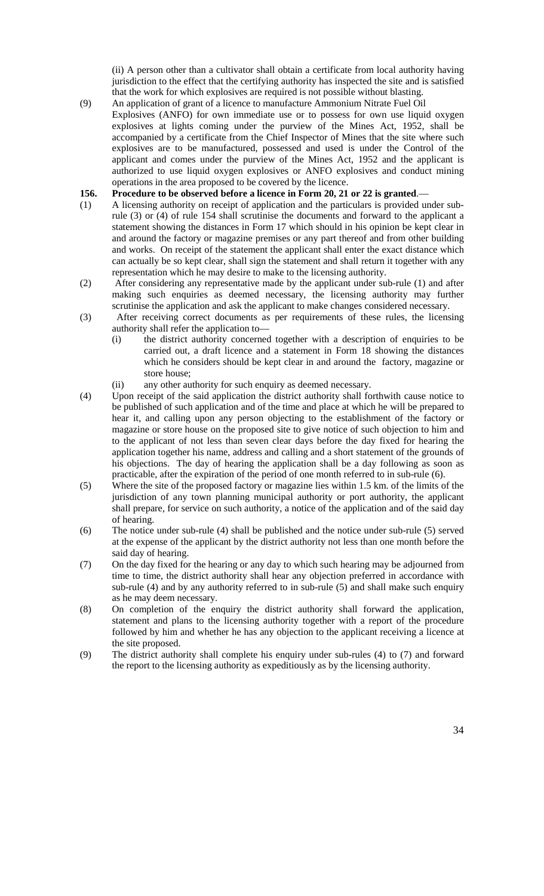(ii) A person other than a cultivator shall obtain a certificate from local authority having jurisdiction to the effect that the certifying authority has inspected the site and is satisfied that the work for which explosives are required is not possible without blasting.

(9) An application of grant of a licence to manufacture Ammonium Nitrate Fuel Oil Explosives (ANFO) for own immediate use or to possess for own use liquid oxygen explosives at lights coming under the purview of the Mines Act, 1952, shall be accompanied by a certificate from the Chief Inspector of Mines that the site where such explosives are to be manufactured, possessed and used is under the Control of the applicant and comes under the purview of the Mines Act, 1952 and the applicant is authorized to use liquid oxygen explosives or ANFO explosives and conduct mining operations in the area proposed to be covered by the licence.

**156. Procedure to be observed before a licence in Form 20, 21 or 22 is granted**.—

(1) A licensing authority on receipt of application and the particulars is provided under sub-rule (3) or (4) of rule 154 shall scrutinise the documents and forward to the applicant a statement showing the distances in Form 17 which should in his opinion be kept clear in and around the factory or magazine premises or any part thereof and from other building and works. On receipt of the statement the applicant shall enter the exact distance which can actually be so kept clear, shall sign the statement and shall return it together with any representation which he may desire to make to the licensing authority.

(2) After considering any representative made by the applicant under sub-rule (1) and after making such enquiries as deemed necessary, the licensing authority may further scrutinise the application and ask the applicant to make changes considered necessary.

(3) After receiving correct documents as per requirements of these rules, the licensing authority shall refer the application to—

   (i) the district authority concerned together with a description of enquiries to be carried out, a draft licence and a statement in Form 18 showing the distances which he considers should be kept clear in and around the factory, magazine or store house;

   (ii) any other authority for such enquiry as deemed necessary.

(4) Upon receipt of the said application the district authority shall forthwith cause notice to be published of such application and of the time and place at which he will be prepared to hear it, and calling upon any person objecting to the establishment of the factory or magazine or store house on the proposed site to give notice of such objection to him and to the applicant of not less than seven clear days before the day fixed for hearing the application together his name, address and calling and a short statement of the grounds of his objections. The day of hearing the application shall be a day following as soon as practicable, after the expiration of the period of one month referred to in sub-rule (6).

(5) Where the site of the proposed factory or magazine lies within 1.5 km. of the limits of the jurisdiction of any town planning municipal authority or port authority, the applicant shall prepare, for service on such authority, a notice of the application and of the said day of hearing.

(6) The notice under sub-rule (4) shall be published and the notice under sub-rule (5) served at the expense of the applicant by the district authority not less than one month before the said day of hearing.

(7) On the day fixed for the hearing or any day to which such hearing may be adjourned from time to time, the district authority shall hear any objection preferred in accordance with sub-rule (4) and by any authority referred to in sub-rule (5) and shall make such enquiry as he may deem necessary.

(8) On completion of the enquiry the district authority shall forward the application, statement and plans to the licensing authority together with a report of the procedure followed by him and whether he has any objection to the applicant receiving a licence at the site proposed.

(9) The district authority shall complete his enquiry under sub-rules (4) to (7) and forward the report to the licensing authority as expeditiously as by the licensing authority.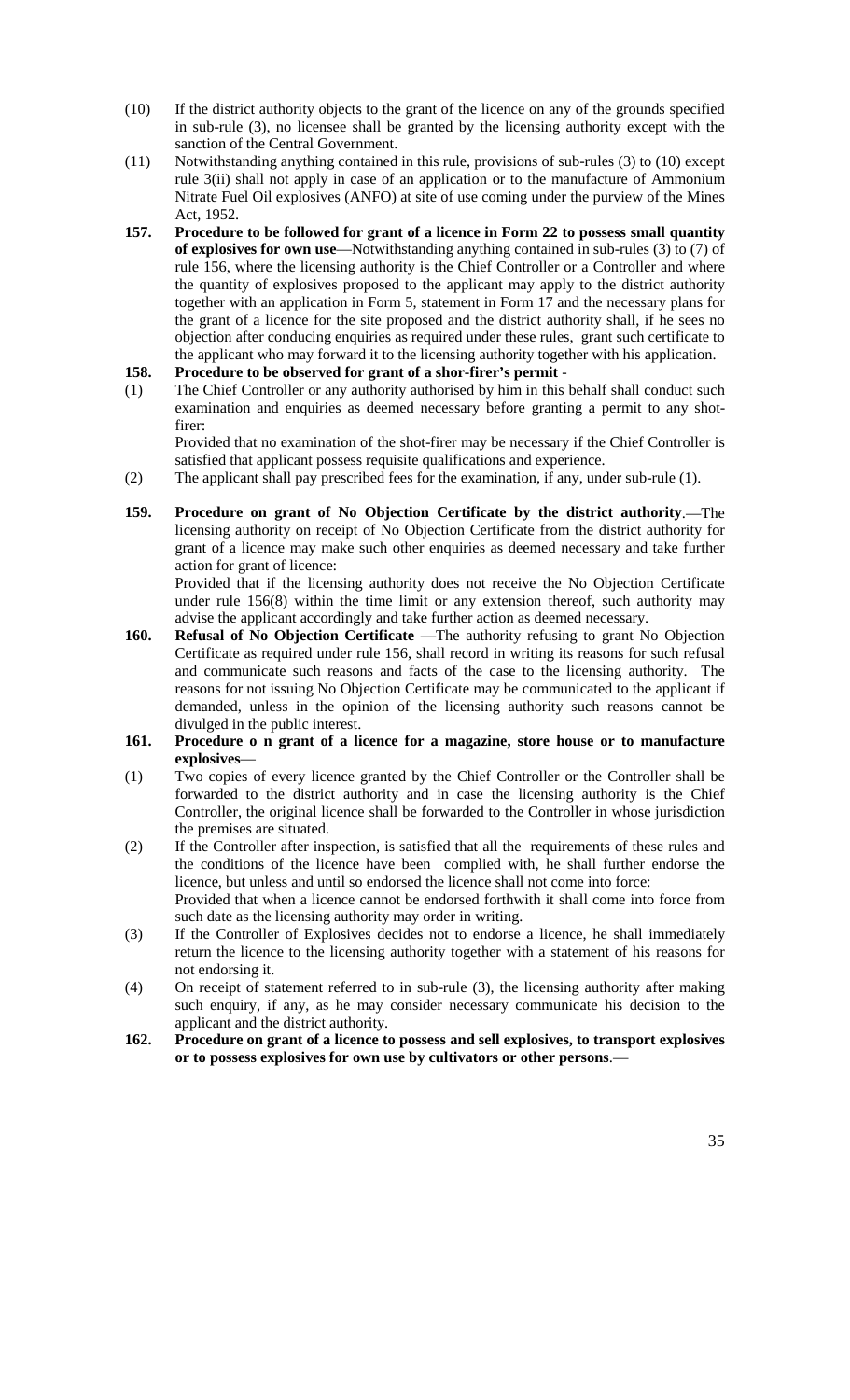(10) If the district authority objects to the grant of the licence on any of the grounds specified in sub-rule (3), no licensee shall be granted by the licensing authority except with the sanction of the Central Government.

(11) Notwithstanding anything contained in this rule, provisions of sub-rules (3) to (10) except rule 3(ii) shall not apply in case of an application or to the manufacture of Ammonium Nitrate Fuel Oil explosives (ANFO) at site of use coming under the purview of the Mines Act, 1952.

**157. Procedure to be followed for grant of a licence in Form 22 to possess small quantity of explosives for own use**—Notwithstanding anything contained in sub-rules (3) to (7) of rule 156, where the licensing authority is the Chief Controller or a Controller and where the quantity of explosives proposed to the applicant may apply to the district authority together with an application in Form 5, statement in Form 17 and the necessary plans for the grant of a licence for the site proposed and the district authority shall, if he sees no objection after conducing enquiries as required under these rules, grant such certificate to the applicant who may forward it to the licensing authority together with his application.

**158. Procedure to be observed for grant of a shor-firer's permit** -

(1) The Chief Controller or any authority authorised by him in this behalf shall conduct such examination and enquiries as deemed necessary before granting a permit to any shot-firer:

Provided that no examination of the shot-firer may be necessary if the Chief Controller is satisfied that applicant possess requisite qualifications and experience.

(2) The applicant shall pay prescribed fees for the examination, if any, under sub-rule (1).

**159. Procedure on grant of No Objection Certificate by the district authority**.—The licensing authority on receipt of No Objection Certificate from the district authority for grant of a licence may make such other enquiries as deemed necessary and take further action for grant of licence:

Provided that if the licensing authority does not receive the No Objection Certificate under rule 156(8) within the time limit or any extension thereof, such authority may advise the applicant accordingly and take further action as deemed necessary.

**160. Refusal of No Objection Certificate** —The authority refusing to grant No Objection Certificate as required under rule 156, shall record in writing its reasons for such refusal and communicate such reasons and facts of the case to the licensing authority. The reasons for not issuing No Objection Certificate may be communicated to the applicant if demanded, unless in the opinion of the licensing authority such reasons cannot be divulged in the public interest.

**161. Procedure o n grant of a licence for a magazine, store house or to manufacture explosives**—

(1) Two copies of every licence granted by the Chief Controller or the Controller shall be forwarded to the district authority and in case the licensing authority is the Chief Controller, the original licence shall be forwarded to the Controller in whose jurisdiction the premises are situated.

(2) If the Controller after inspection, is satisfied that all the requirements of these rules and the conditions of the licence have been complied with, he shall further endorse the licence, but unless and until so endorsed the licence shall not come into force:

Provided that when a licence cannot be endorsed forthwith it shall come into force from such date as the licensing authority may order in writing.

(3) If the Controller of Explosives decides not to endorse a licence, he shall immediately return the licence to the licensing authority together with a statement of his reasons for not endorsing it.

(4) On receipt of statement referred to in sub-rule (3), the licensing authority after making such enquiry, if any, as he may consider necessary communicate his decision to the applicant and the district authority.

**162. Procedure on grant of a licence to possess and sell explosives, to transport explosives or to possess explosives for own use by cultivators or other persons**.—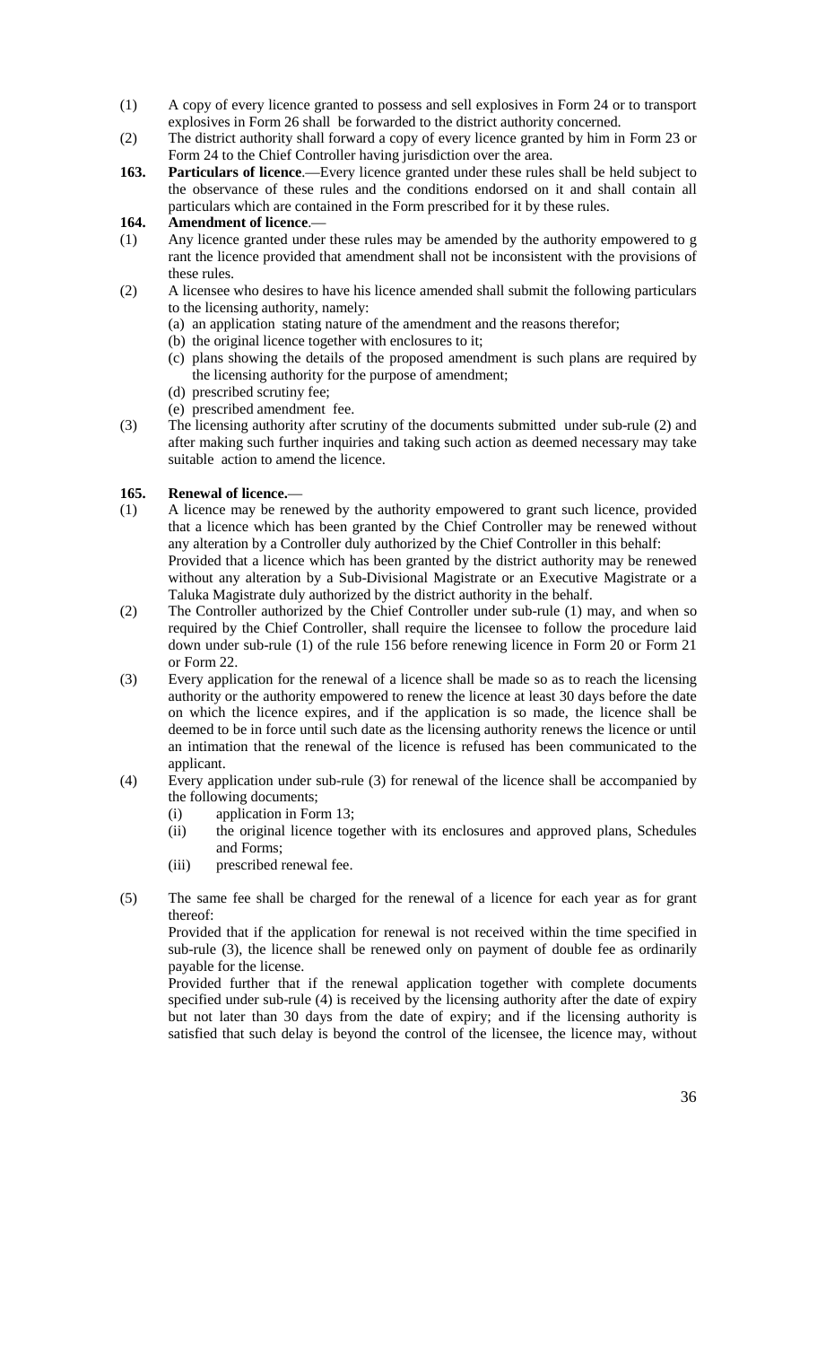(1) A copy of every licence granted to possess and sell explosives in Form 24 or to transport explosives in Form 26 shall be forwarded to the district authority concerned.

(2) The district authority shall forward a copy of every licence granted by him in Form 23 or Form 24 to the Chief Controller having jurisdiction over the area.

**163. Particulars of licence**.—Every licence granted under these rules shall be held subject to the observance of these rules and the conditions endorsed on it and shall contain all particulars which are contained in the Form prescribed for it by these rules.

**164. Amendment of licence**.—

(1) Any licence granted under these rules may be amended by the authority empowered to g rant the licence provided that amendment shall not be inconsistent with the provisions of these rules.

(2) A licensee who desires to have his licence amended shall submit the following particulars to the licensing authority, namely:

- (a) an application stating nature of the amendment and the reasons therefor;
- (b) the original licence together with enclosures to it;
- (c) plans showing the details of the proposed amendment is such plans are required by the licensing authority for the purpose of amendment;
- (d) prescribed scrutiny fee;
- (e) prescribed amendment fee.

(3) The licensing authority after scrutiny of the documents submitted under sub-rule (2) and after making such further inquiries and taking such action as deemed necessary may take suitable action to amend the licence.

**165. Renewal of licence.**—

(1) A licence may be renewed by the authority empowered to grant such licence, provided that a licence which has been granted by the Chief Controller may be renewed without any alteration by a Controller duly authorized by the Chief Controller in this behalf:

Provided that a licence which has been granted by the district authority may be renewed without any alteration by a Sub-Divisional Magistrate or an Executive Magistrate or a Taluka Magistrate duly authorized by the district authority in the behalf.

(2) The Controller authorized by the Chief Controller under sub-rule (1) may, and when so required by the Chief Controller, shall require the licensee to follow the procedure laid down under sub-rule (1) of the rule 156 before renewing licence in Form 20 or Form 21 or Form 22.

(3) Every application for the renewal of a licence shall be made so as to reach the licensing authority or the authority empowered to renew the licence at least 30 days before the date on which the licence expires, and if the application is so made, the licence shall be deemed to be in force until such date as the licensing authority renews the licence or until an intimation that the renewal of the licence is refused has been communicated to the applicant.

(4) Every application under sub-rule (3) for renewal of the licence shall be accompanied by the following documents;

- (i) application in Form 13;
- (ii) the original licence together with its enclosures and approved plans, Schedules and Forms;
- (iii) prescribed renewal fee.

(5) The same fee shall be charged for the renewal of a licence for each year as for grant thereof:

Provided that if the application for renewal is not received within the time specified in sub-rule (3), the licence shall be renewed only on payment of double fee as ordinarily payable for the license.

Provided further that if the renewal application together with complete documents specified under sub-rule (4) is received by the licensing authority after the date of expiry but not later than 30 days from the date of expiry; and if the licensing authority is satisfied that such delay is beyond the control of the licensee, the licence may, without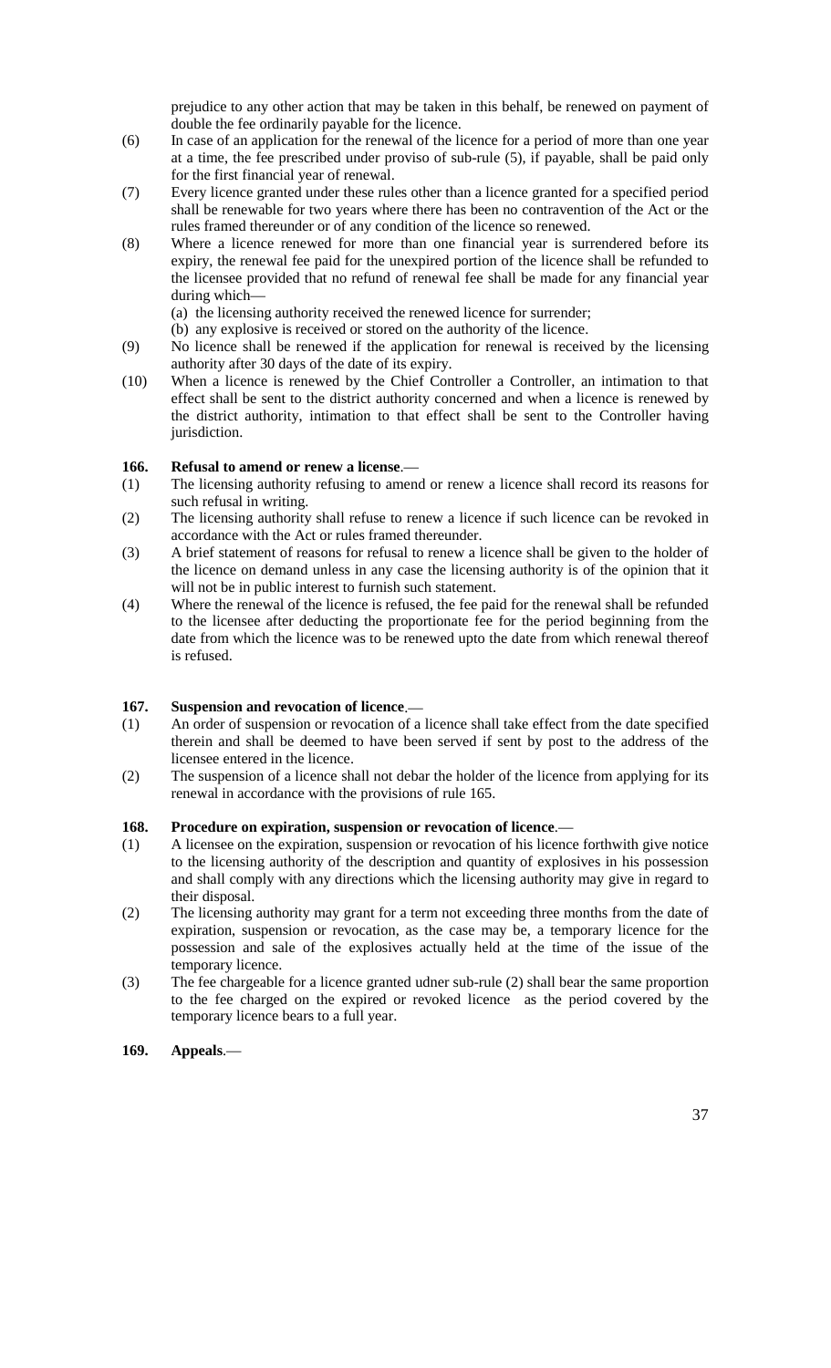prejudice to any other action that may be taken in this behalf, be renewed on payment of double the fee ordinarily payable for the licence.

(6) In case of an application for the renewal of the licence for a period of more than one year at a time, the fee prescribed under proviso of sub-rule (5), if payable, shall be paid only for the first financial year of renewal.

(7) Every licence granted under these rules other than a licence granted for a specified period shall be renewable for two years where there has been no contravention of the Act or the rules framed thereunder or of any condition of the licence so renewed.

(8) Where a licence renewed for more than one financial year is surrendered before its expiry, the renewal fee paid for the unexpired portion of the licence shall be refunded to the licensee provided that no refund of renewal fee shall be made for any financial year during which—

(a) the licensing authority received the renewed licence for surrender;

(b) any explosive is received or stored on the authority of the licence.

(9) No licence shall be renewed if the application for renewal is received by the licensing authority after 30 days of the date of its expiry.

(10) When a licence is renewed by the Chief Controller a Controller, an intimation to that effect shall be sent to the district authority concerned and when a licence is renewed by the district authority, intimation to that effect shall be sent to the Controller having jurisdiction.

**166. Refusal to amend or renew a license**.—

(1) The licensing authority refusing to amend or renew a licence shall record its reasons for such refusal in writing.

(2) The licensing authority shall refuse to renew a licence if such licence can be revoked in accordance with the Act or rules framed thereunder.

(3) A brief statement of reasons for refusal to renew a licence shall be given to the holder of the licence on demand unless in any case the licensing authority is of the opinion that it will not be in public interest to furnish such statement.

(4) Where the renewal of the licence is refused, the fee paid for the renewal shall be refunded to the licensee after deducting the proportionate fee for the period beginning from the date from which the licence was to be renewed upto the date from which renewal thereof is refused.

**167. Suspension and revocation of licence**.—

(1) An order of suspension or revocation of a licence shall take effect from the date specified therein and shall be deemed to have been served if sent by post to the address of the licensee entered in the licence.

(2) The suspension of a licence shall not debar the holder of the licence from applying for its renewal in accordance with the provisions of rule 165.

**168. Procedure on expiration, suspension or revocation of licence**.—

(1) A licensee on the expiration, suspension or revocation of his licence forthwith give notice to the licensing authority of the description and quantity of explosives in his possession and shall comply with any directions which the licensing authority may give in regard to their disposal.

(2) The licensing authority may grant for a term not exceeding three months from the date of expiration, suspension or revocation, as the case may be, a temporary licence for the possession and sale of the explosives actually held at the time of the issue of the temporary licence.

(3) The fee chargeable for a licence granted udner sub-rule (2) shall bear the same proportion to the fee charged on the expired or revoked licence as the period covered by the temporary licence bears to a full year.

**169. Appeals**.—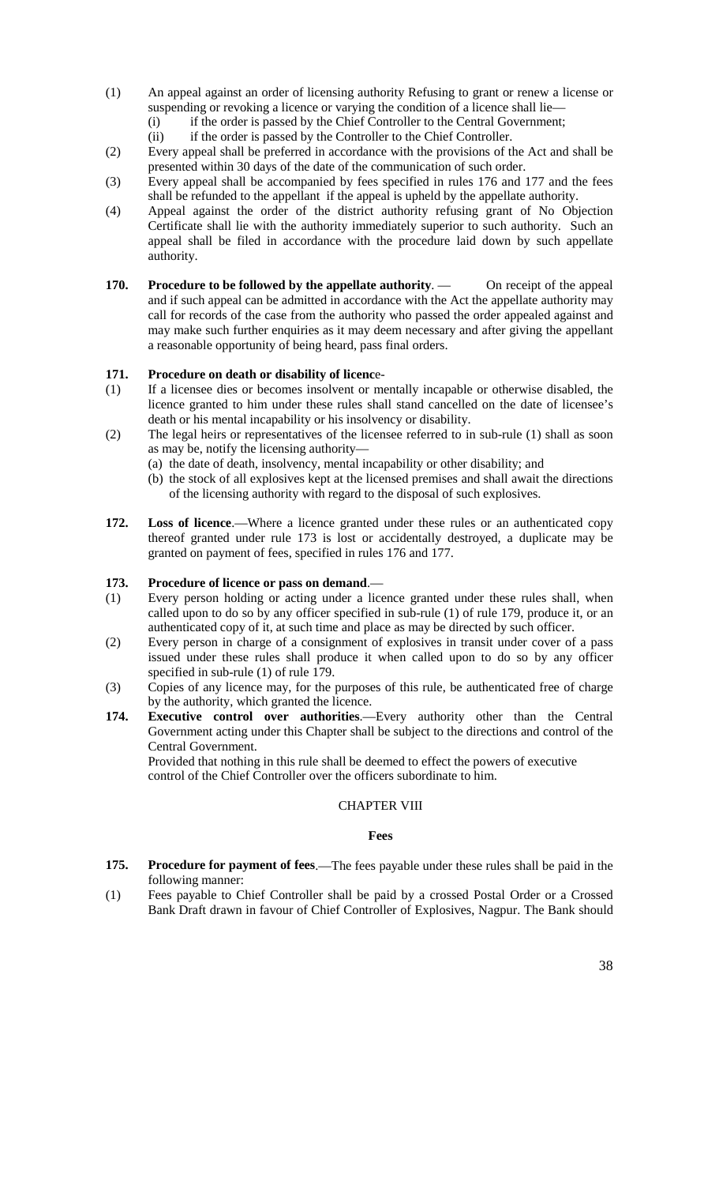(1) An appeal against an order of licensing authority Refusing to grant or renew a license or suspending or revoking a licence or varying the condition of a licence shall lie—
   (i) if the order is passed by the Chief Controller to the Central Government;
   (ii) if the order is passed by the Controller to the Chief Controller.

(2) Every appeal shall be preferred in accordance with the provisions of the Act and shall be presented within 30 days of the date of the communication of such order.

(3) Every appeal shall be accompanied by fees specified in rules 176 and 177 and the fees shall be refunded to the appellant if the appeal is upheld by the appellate authority.

(4) Appeal against the order of the district authority refusing grant of No Objection Certificate shall lie with the authority immediately superior to such authority. Such an appeal shall be filed in accordance with the procedure laid down by such appellate authority.

**170. Procedure to be followed by the appellate authority**. — On receipt of the appeal and if such appeal can be admitted in accordance with the Act the appellate authority may call for records of the case from the authority who passed the order appealed against and may make such further enquiries as it may deem necessary and after giving the appellant a reasonable opportunity of being heard, pass final orders.

**171. Procedure on death or disability of licence-**

(1) If a licensee dies or becomes insolvent or mentally incapable or otherwise disabled, the licence granted to him under these rules shall stand cancelled on the date of licensee's death or his mental incapability or his insolvency or disability.

(2) The legal heirs or representatives of the licensee referred to in sub-rule (1) shall as soon as may be, notify the licensing authority—
   (a) the date of death, insolvency, mental incapability or other disability; and
   (b) the stock of all explosives kept at the licensed premises and shall await the directions of the licensing authority with regard to the disposal of such explosives.

**172. Loss of licence**.—Where a licence granted under these rules or an authenticated copy thereof granted under rule 173 is lost or accidentally destroyed, a duplicate may be granted on payment of fees, specified in rules 176 and 177.

**173. Procedure of licence or pass on demand**.—

(1) Every person holding or acting under a licence granted under these rules shall, when called upon to do so by any officer specified in sub-rule (1) of rule 179, produce it, or an authenticated copy of it, at such time and place as may be directed by such officer.

(2) Every person in charge of a consignment of explosives in transit under cover of a pass issued under these rules shall produce it when called upon to do so by any officer specified in sub-rule (1) of rule 179.

(3) Copies of any licence may, for the purposes of this rule, be authenticated free of charge by the authority, which granted the licence.

**174. Executive control over authorities**.—Every authority other than the Central Government acting under this Chapter shall be subject to the directions and control of the Central Government.

Provided that nothing in this rule shall be deemed to effect the powers of executive control of the Chief Controller over the officers subordinate to him.

## CHAPTER VIII

### Fees

**175. Procedure for payment of fees**.—The fees payable under these rules shall be paid in the following manner:

(1) Fees payable to Chief Controller shall be paid by a crossed Postal Order or a Crossed Bank Draft drawn in favour of Chief Controller of Explosives, Nagpur. The Bank should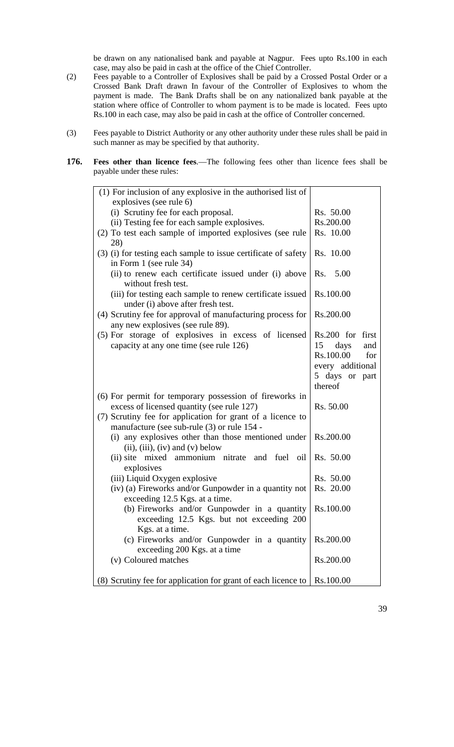be drawn on any nationalised bank and payable at Nagpur. Fees upto Rs.100 in each case, may also be paid in cash at the office of the Chief Controller.

(2) Fees payable to a Controller of Explosives shall be paid by a Crossed Postal Order or a Crossed Bank Draft drawn In favour of the Controller of Explosives to whom the payment is made. The Bank Drafts shall be on any nationalized bank payable at the station where office of Controller to whom payment is to be made is located. Fees upto Rs.100 in each case, may also be paid in cash at the office of Controller concerned.

(3) Fees payable to District Authority or any other authority under these rules shall be paid in such manner as may be specified by that authority.

**176. Fees other than licence fees**.—The following fees other than licence fees shall be payable under these rules:

| | |
|---|---|
| (1) For inclusion of any explosive in the authorised list of explosives (see rule 6) | |
| (i) Scrutiny fee for each proposal. | Rs. 50.00 |
| (ii) Testing fee for each sample explosives. | Rs.200.00 |
| (2) To test each sample of imported explosives (see rule 28) | Rs. 10.00 |
| (3) (i) for testing each sample to issue certificate of safety in Form 1 (see rule 34) | Rs. 10.00 |
| (ii) to renew each certificate issued under (i) above without fresh test. | Rs. 5.00 |
| (iii) for testing each sample to renew certificate issued under (i) above after fresh test. | Rs.100.00 |
| (4) Scrutiny fee for approval of manufacturing process for any new explosives (see rule 89). | Rs.200.00 |
| (5) For storage of explosives in excess of licensed capacity at any one time (see rule 126) | Rs.200 for first 15 days and Rs.100.00 for every additional 5 days or part thereof |
| (6) For permit for temporary possession of fireworks in excess of licensed quantity (see rule 127) | Rs. 50.00 |
| (7) Scrutiny fee for application for grant of a licence to manufacture (see sub-rule (3) or rule 154 - | |
| (i) any explosives other than those mentioned under (ii), (iii), (iv) and (v) below | Rs.200.00 |
| (ii) site mixed ammonium nitrate and fuel oil explosives | Rs. 50.00 |
| (iii) Liquid Oxygen explosive | Rs. 50.00 |
| (iv) (a) Fireworks and/or Gunpowder in a quantity not exceeding 12.5 Kgs. at a time. | Rs. 20.00 |
| (b) Fireworks and/or Gunpowder in a quantity exceeding 12.5 Kgs. but not exceeding 200 Kgs. at a time. | Rs.100.00 |
| (c) Fireworks and/or Gunpowder in a quantity exceeding 200 Kgs. at a time | Rs.200.00 |
| (v) Coloured matches | Rs.200.00 |
| (8) Scrutiny fee for application for grant of each licence to | Rs.100.00 |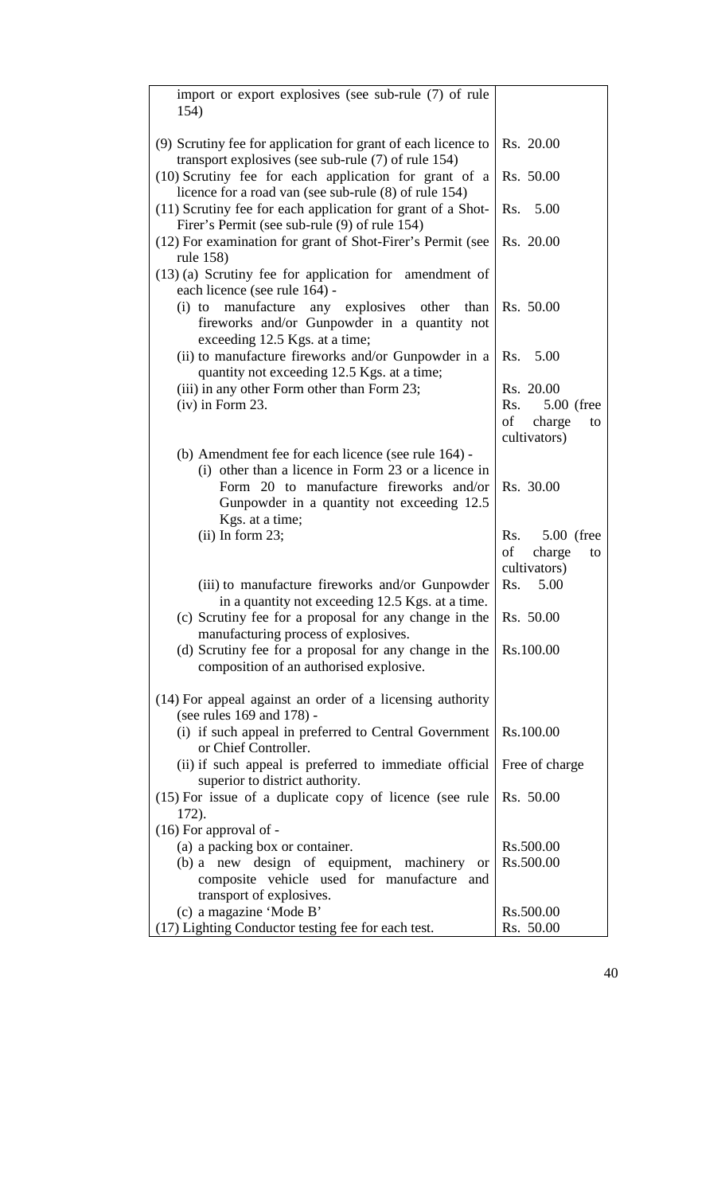| | |
|---|---|
| import or export explosives (see sub-rule (7) of rule 154) | |
| (9) Scrutiny fee for application for grant of each licence to transport explosives (see sub-rule (7) of rule 154) | Rs. 20.00 |
| (10) Scrutiny fee for each application for grant of a licence for a road van (see sub-rule (8) of rule 154) | Rs. 50.00 |
| (11) Scrutiny fee for each application for grant of a Shot-Firer's Permit (see sub-rule (9) of rule 154) | Rs. 5.00 |
| (12) For examination for grant of Shot-Firer's Permit (see rule 158) | Rs. 20.00 |
| (13) (a) Scrutiny fee for application for amendment of each licence (see rule 164) - | |
| (i) to manufacture any explosives other than fireworks and/or Gunpowder in a quantity not exceeding 12.5 Kgs. at a time; | Rs. 50.00 |
| (ii) to manufacture fireworks and/or Gunpowder in a quantity not exceeding 12.5 Kgs. at a time; | Rs. 5.00 |
| (iii) in any other Form other than Form 23; | Rs. 20.00 |
| (iv) in Form 23. | Rs. 5.00 (free of charge to cultivators) |
| (b) Amendment fee for each licence (see rule 164) - | |
| (i) other than a licence in Form 23 or a licence in Form 20 to manufacture fireworks and/or Gunpowder in a quantity not exceeding 12.5 Kgs. at a time; | Rs. 30.00 |
| (ii) In form 23; | Rs. 5.00 (free of charge to cultivators) |
| (iii) to manufacture fireworks and/or Gunpowder in a quantity not exceeding 12.5 Kgs. at a time. | Rs. 5.00 |
| (c) Scrutiny fee for a proposal for any change in the manufacturing process of explosives. | Rs. 50.00 |
| (d) Scrutiny fee for a proposal for any change in the composition of an authorised explosive. | Rs.100.00 |
| (14) For appeal against an order of a licensing authority (see rules 169 and 178) - | |
| (i) if such appeal in preferred to Central Government or Chief Controller. | Rs.100.00 |
| (ii) if such appeal is preferred to immediate official superior to district authority. | Free of charge |
| (15) For issue of a duplicate copy of licence (see rule 172). | Rs. 50.00 |
| (16) For approval of - | |
| (a) a packing box or container. | Rs.500.00 |
| (b) a new design of equipment, machinery or composite vehicle used for manufacture and transport of explosives. | Rs.500.00 |
| (c) a magazine 'Mode B' | Rs.500.00 |
| (17) Lighting Conductor testing fee for each test. | Rs. 50.00 |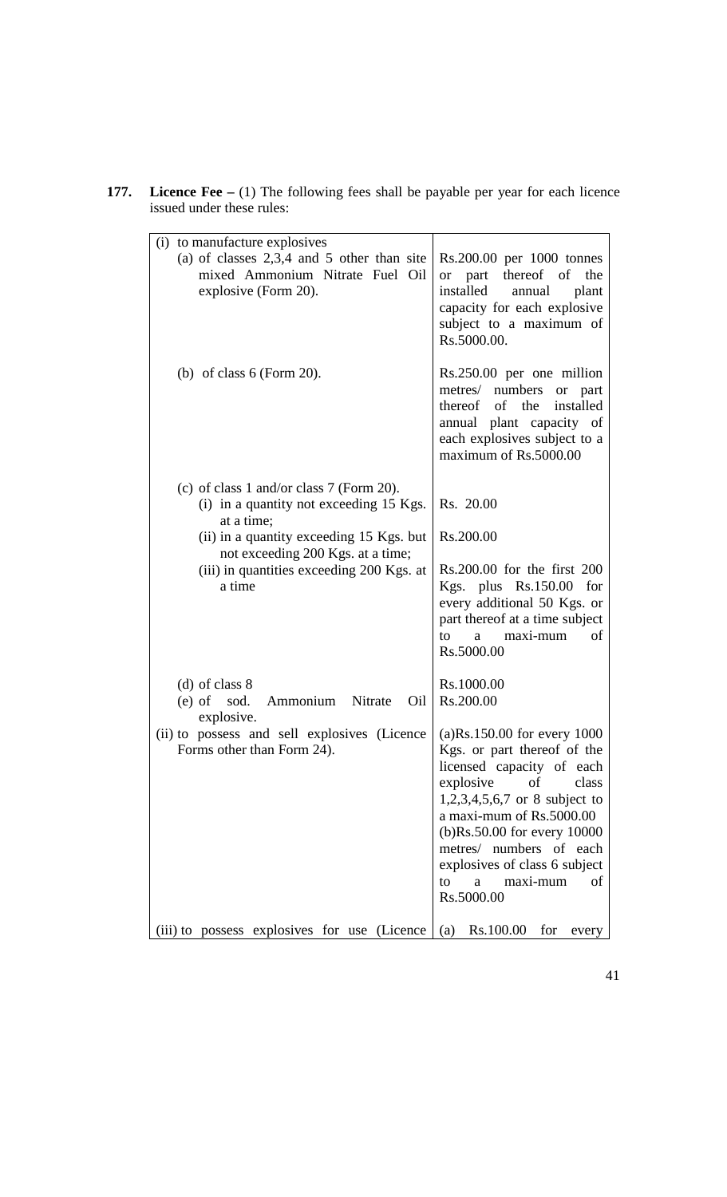**177. Licence Fee –** (1) The following fees shall be payable per year for each licence issued under these rules:

| | |
|---|---|
| (i) to manufacture explosives | |
| (a) of classes 2,3,4 and 5 other than site mixed Ammonium Nitrate Fuel Oil explosive (Form 20). | Rs.200.00 per 1000 tonnes or part thereof of the installed annual plant capacity for each explosive subject to a maximum of Rs.5000.00. |
| (b) of class 6 (Form 20). | Rs.250.00 per one million metres/ numbers or part thereof of the installed annual plant capacity of each explosives subject to a maximum of Rs.5000.00 |
| (c) of class 1 and/or class 7 (Form 20). | |
| (i) in a quantity not exceeding 15 Kgs. at a time; | Rs. 20.00 |
| (ii) in a quantity exceeding 15 Kgs. but not exceeding 200 Kgs. at a time; | Rs.200.00 |
| (iii) in quantities exceeding 200 Kgs. at a time | Rs.200.00 for the first 200 Kgs. plus Rs.150.00 for every additional 50 Kgs. or part thereof at a time subject to a maxi-mum of Rs.5000.00 |
| (d) of class 8 | Rs.1000.00 |
| (e) of sod. Ammonium Nitrate Oil explosive. | Rs.200.00 |
| (ii) to possess and sell explosives (Licence Forms other than Form 24). | (a)Rs.150.00 for every 1000 Kgs. or part thereof of the licensed capacity of each explosive of class 1,2,3,4,5,6,7 or 8 subject to a maxi-mum of Rs.5000.00 (b)Rs.50.00 for every 10000 metres/ numbers of each explosives of class 6 subject to a maxi-mum of Rs.5000.00 |
| (iii) to possess explosives for use (Licence | (a) Rs.100.00 for every |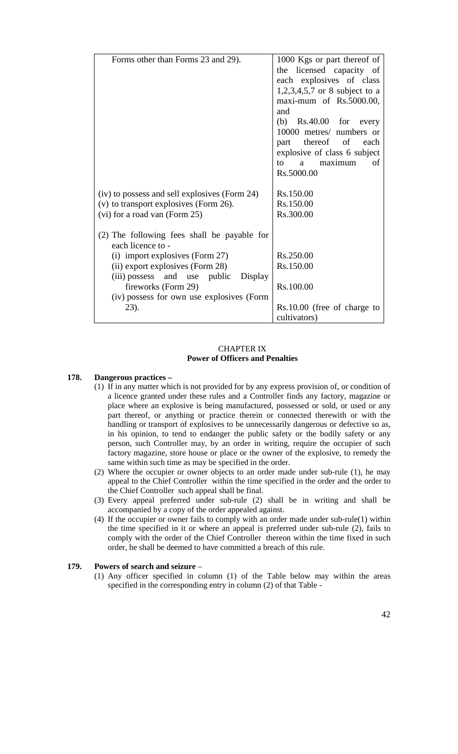| | |
|---|---|
| Forms other than Forms 23 and 29). | 1000 Kgs or part thereof of the licensed capacity of each explosives of class 1,2,3,4,5,7 or 8 subject to a maxi-mum of Rs.5000.00, and<br>(b) Rs.40.00 for every 10000 metres/ numbers or part thereof of each explosive of class 6 subject to a maximum of Rs.5000.00 |
| (iv) to possess and sell explosives (Form 24) | Rs.150.00 |
| (v) to transport explosives (Form 26). | Rs.150.00 |
| (vi) for a road van (Form 25) | Rs.300.00 |
| (2) The following fees shall be payable for each licence to - | |
| (i) import explosives (Form 27) | Rs.250.00 |
| (ii) export explosives (Form 28) | Rs.150.00 |
| (iii) possess and use public Display fireworks (Form 29) | Rs.100.00 |
| (iv) possess for own use explosives (Form 23). | Rs.10.00 (free of charge to cultivators) |

## CHAPTER IX
## Power of Officers and Penalties

**178. Dangerous practices –**

(1) If in any matter which is not provided for by any express provision of, or condition of a licence granted under these rules and a Controller finds any factory, magazine or place where an explosive is being manufactured, possessed or sold, or used or any part thereof, or anything or practice therein or connected therewith or with the handling or transport of explosives to be unnecessarily dangerous or defective so as, in his opinion, to tend to endanger the public safety or the bodily safety or any person, such Controller may, by an order in writing, require the occupier of such factory magazine, store house or place or the owner of the explosive, to remedy the same within such time as may be specified in the order.

(2) Where the occupier or owner objects to an order made under sub-rule (1), he may appeal to the Chief Controller within the time specified in the order and the order to the Chief Controller such appeal shall be final.

(3) Every appeal preferred under sub-rule (2) shall be in writing and shall be accompanied by a copy of the order appealed against.

(4) If the occupier or owner fails to comply with an order made under sub-rule(1) within the time specified in it or where an appeal is preferred under sub-rule (2), fails to comply with the order of the Chief Controller thereon within the time fixed in such order, he shall be deemed to have committed a breach of this rule.

**179. Powers of search and seizure** –

(1) Any officer specified in column (1) of the Table below may within the areas specified in the corresponding entry in column (2) of that Table -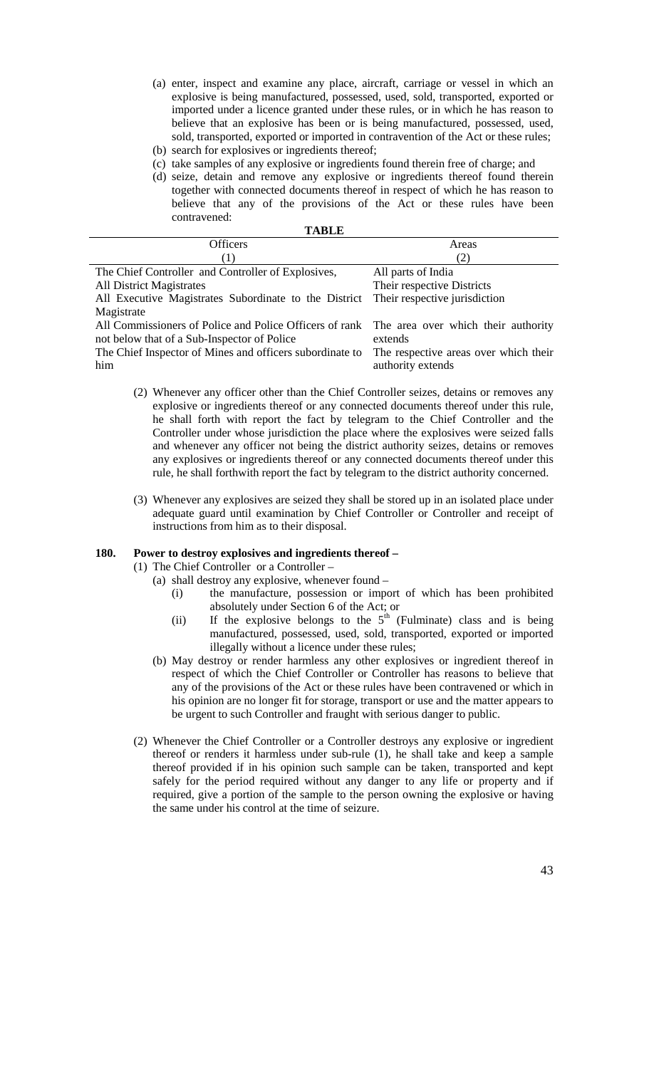(a) enter, inspect and examine any place, aircraft, carriage or vessel in which an explosive is being manufactured, possessed, used, sold, transported, exported or imported under a licence granted under these rules, or in which he has reason to believe that an explosive has been or is being manufactured, possessed, used, sold, transported, exported or imported in contravention of the Act or these rules;

(b) search for explosives or ingredients thereof;

(c) take samples of any explosive or ingredients found therein free of charge; and

(d) seize, detain and remove any explosive or ingredients thereof found therein together with connected documents thereof in respect of which he has reason to believe that any of the provisions of the Act or these rules have been contravened:

**TABLE**

| Officers | Areas |
|---|---|
| (1) | (2) |
| The Chief Controller and Controller of Explosives, | All parts of India |
| All District Magistrates | Their respective Districts |
| All Executive Magistrates Subordinate to the District Magistrate | Their respective jurisdiction |
| All Commissioners of Police and Police Officers of rank not below that of a Sub-Inspector of Police | The area over which their authority extends |
| The Chief Inspector of Mines and officers subordinate to him | The respective areas over which their authority extends |

(2) Whenever any officer other than the Chief Controller seizes, detains or removes any explosive or ingredients thereof or any connected documents thereof under this rule, he shall forth with report the fact by telegram to the Chief Controller and the Controller under whose jurisdiction the place where the explosives were seized falls and whenever any officer not being the district authority seizes, detains or removes any explosives or ingredients thereof or any connected documents thereof under this rule, he shall forthwith report the fact by telegram to the district authority concerned.

(3) Whenever any explosives are seized they shall be stored up in an isolated place under adequate guard until examination by Chief Controller or Controller and receipt of instructions from him as to their disposal.

**180. Power to destroy explosives and ingredients thereof –**

(1) The Chief Controller or a Controller –

(a) shall destroy any explosive, whenever found –

(i) the manufacture, possession or import of which has been prohibited absolutely under Section 6 of the Act; or

(ii) If the explosive belongs to the 5th (Fulminate) class and is being manufactured, possessed, used, sold, transported, exported or imported illegally without a licence under these rules;

(b) May destroy or render harmless any other explosives or ingredient thereof in respect of which the Chief Controller or Controller has reasons to believe that any of the provisions of the Act or these rules have been contravened or which in his opinion are no longer fit for storage, transport or use and the matter appears to be urgent to such Controller and fraught with serious danger to public.

(2) Whenever the Chief Controller or a Controller destroys any explosive or ingredient thereof or renders it harmless under sub-rule (1), he shall take and keep a sample thereof provided if in his opinion such sample can be taken, transported and kept safely for the period required without any danger to any life or property and if required, give a portion of the sample to the person owning the explosive or having the same under his control at the time of seizure.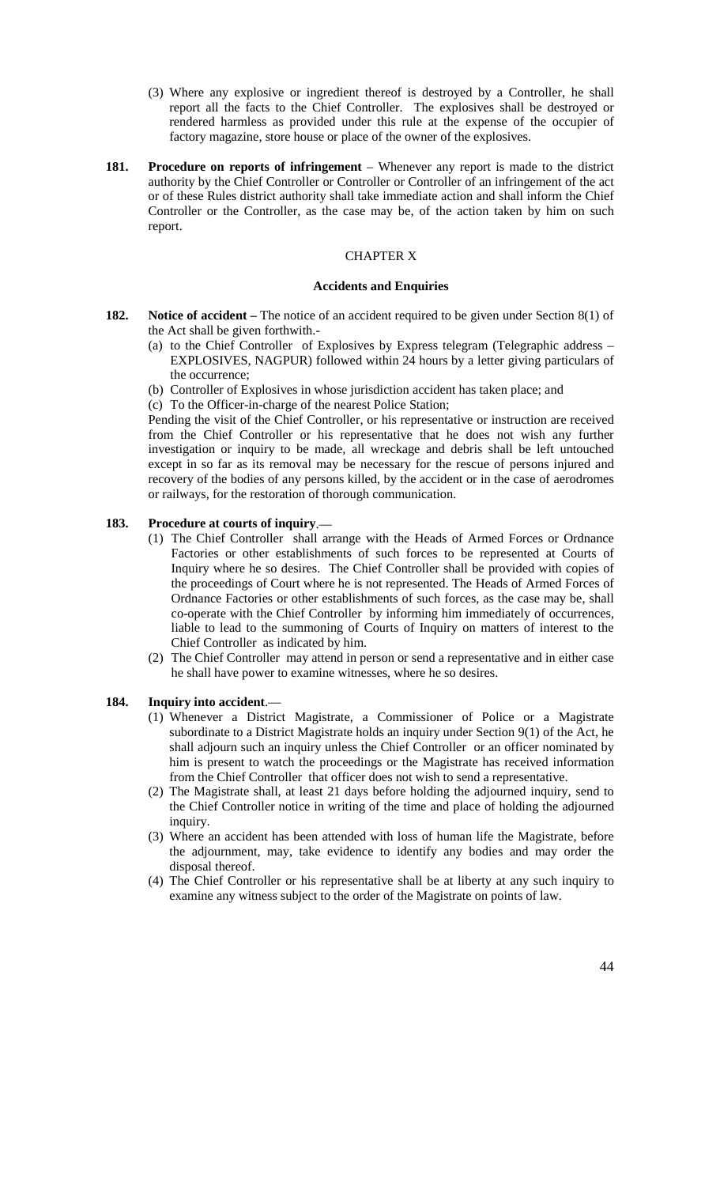(3) Where any explosive or ingredient thereof is destroyed by a Controller, he shall report all the facts to the Chief Controller. The explosives shall be destroyed or rendered harmless as provided under this rule at the expense of the occupier of factory magazine, store house or place of the owner of the explosives.

**181. Procedure on reports of infringement** – Whenever any report is made to the district authority by the Chief Controller or Controller or Controller of an infringement of the act or of these Rules district authority shall take immediate action and shall inform the Chief Controller or the Controller, as the case may be, of the action taken by him on such report.

## CHAPTER X

### Accidents and Enquiries

**182. Notice of accident –** The notice of an accident required to be given under Section 8(1) of the Act shall be given forthwith.-

(a) to the Chief Controller of Explosives by Express telegram (Telegraphic address – EXPLOSIVES, NAGPUR) followed within 24 hours by a letter giving particulars of the occurrence;

(b) Controller of Explosives in whose jurisdiction accident has taken place; and

(c) To the Officer-in-charge of the nearest Police Station;

Pending the visit of the Chief Controller, or his representative or instruction are received from the Chief Controller or his representative that he does not wish any further investigation or inquiry to be made, all wreckage and debris shall be left untouched except in so far as its removal may be necessary for the rescue of persons injured and recovery of the bodies of any persons killed, by the accident or in the case of aerodromes or railways, for the restoration of thorough communication.

**183. Procedure at courts of inquiry**.—

(1) The Chief Controller shall arrange with the Heads of Armed Forces or Ordnance Factories or other establishments of such forces to be represented at Courts of Inquiry where he so desires. The Chief Controller shall be provided with copies of the proceedings of Court where he is not represented. The Heads of Armed Forces of Ordnance Factories or other establishments of such forces, as the case may be, shall co-operate with the Chief Controller by informing him immediately of occurrences, liable to lead to the summoning of Courts of Inquiry on matters of interest to the Chief Controller as indicated by him.

(2) The Chief Controller may attend in person or send a representative and in either case he shall have power to examine witnesses, where he so desires.

**184. Inquiry into accident**.—

(1) Whenever a District Magistrate, a Commissioner of Police or a Magistrate subordinate to a District Magistrate holds an inquiry under Section 9(1) of the Act, he shall adjourn such an inquiry unless the Chief Controller or an officer nominated by him is present to watch the proceedings or the Magistrate has received information from the Chief Controller that officer does not wish to send a representative.

(2) The Magistrate shall, at least 21 days before holding the adjourned inquiry, send to the Chief Controller notice in writing of the time and place of holding the adjourned inquiry.

(3) Where an accident has been attended with loss of human life the Magistrate, before the adjournment, may, take evidence to identify any bodies and may order the disposal thereof.

(4) The Chief Controller or his representative shall be at liberty at any such inquiry to examine any witness subject to the order of the Magistrate on points of law.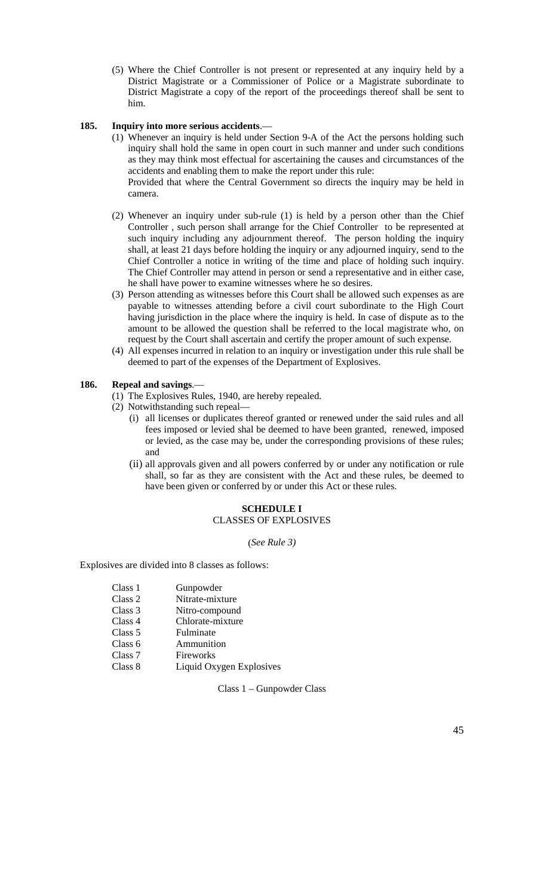(5) Where the Chief Controller is not present or represented at any inquiry held by a District Magistrate or a Commissioner of Police or a Magistrate subordinate to District Magistrate a copy of the report of the proceedings thereof shall be sent to him.

**185. Inquiry into more serious accidents**.—

(1) Whenever an inquiry is held under Section 9-A of the Act the persons holding such inquiry shall hold the same in open court in such manner and under such conditions as they may think most effectual for ascertaining the causes and circumstances of the accidents and enabling them to make the report under this rule:

Provided that where the Central Government so directs the inquiry may be held in camera.

(2) Whenever an inquiry under sub-rule (1) is held by a person other than the Chief Controller , such person shall arrange for the Chief Controller to be represented at such inquiry including any adjournment thereof. The person holding the inquiry shall, at least 21 days before holding the inquiry or any adjourned inquiry, send to the Chief Controller a notice in writing of the time and place of holding such inquiry. The Chief Controller may attend in person or send a representative and in either case, he shall have power to examine witnesses where he so desires.

(3) Person attending as witnesses before this Court shall be allowed such expenses as are payable to witnesses attending before a civil court subordinate to the High Court having jurisdiction in the place where the inquiry is held. In case of dispute as to the amount to be allowed the question shall be referred to the local magistrate who, on request by the Court shall ascertain and certify the proper amount of such expense.

(4) All expenses incurred in relation to an inquiry or investigation under this rule shall be deemed to part of the expenses of the Department of Explosives.

**186. Repeal and savings**.—

(1) The Explosives Rules, 1940, are hereby repealed.

(2) Notwithstanding such repeal—

(i) all licenses or duplicates thereof granted or renewed under the said rules and all fees imposed or levied shal be deemed to have been granted, renewed, imposed or levied, as the case may be, under the corresponding provisions of these rules; and

(ii) all approvals given and all powers conferred by or under any notification or rule shall, so far as they are consistent with the Act and these rules, be deemed to have been given or conferred by or under this Act or these rules.

## SCHEDULE I
### CLASSES OF EXPLOSIVES

(*See Rule 3)*

Explosives are divided into 8 classes as follows:

| | |
|---|---|
| Class 1 | Gunpowder |
| Class 2 | Nitrate-mixture |
| Class 3 | Nitro-compound |
| Class 4 | Chlorate-mixture |
| Class 5 | Fulminate |
| Class 6 | Ammunition |
| Class 7 | Fireworks |
| Class 8 | Liquid Oxygen Explosives |

Class 1 – Gunpowder Class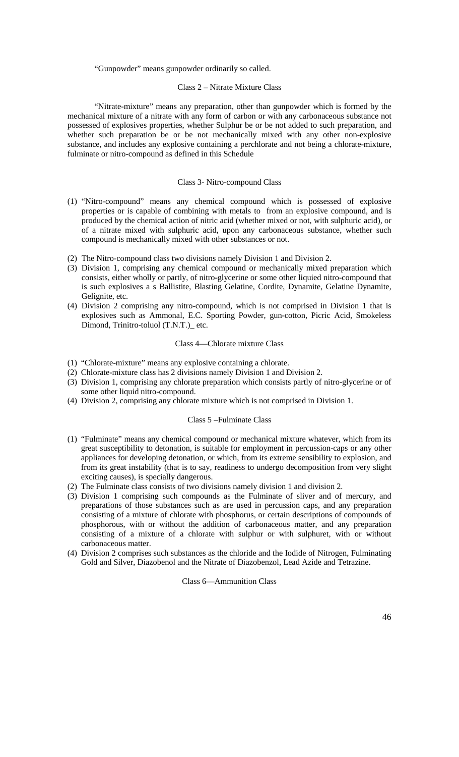"Gunpowder" means gunpowder ordinarily so called.

## Class 2 – Nitrate Mixture Class

"Nitrate-mixture" means any preparation, other than gunpowder which is formed by the mechanical mixture of a nitrate with any form of carbon or with any carbonaceous substance not possessed of explosives properties, whether Sulphur be or be not added to such preparation, and whether such preparation be or be not mechanically mixed with any other non-explosive substance, and includes any explosive containing a perchlorate and not being a chlorate-mixture, fulminate or nitro-compound as defined in this Schedule

## Class 3- Nitro-compound Class

(1) "Nitro-compound" means any chemical compound which is possessed of explosive properties or is capable of combining with metals to from an explosive compound, and is produced by the chemical action of nitric acid (whether mixed or not, with sulphuric acid), or of a nitrate mixed with sulphuric acid, upon any carbonaceous substance, whether such compound is mechanically mixed with other substances or not.

(2) The Nitro-compound class two divisions namely Division 1 and Division 2.

(3) Division 1, comprising any chemical compound or mechanically mixed preparation which consists, either wholly or partly, of nitro-glycerine or some other liquied nitro-compound that is such explosives a s Ballistite, Blasting Gelatine, Cordite, Dynamite, Gelatine Dynamite, Gelignite, etc.

(4) Division 2 comprising any nitro-compound, which is not comprised in Division 1 that is explosives such as Ammonal, E.C. Sporting Powder, gun-cotton, Picric Acid, Smokeless Dimond, Trinitro-toluol (T.N.T.)_ etc.

## Class 4—Chlorate mixture Class

(1) "Chlorate-mixture" means any explosive containing a chlorate.

(2) Chlorate-mixture class has 2 divisions namely Division 1 and Division 2.

(3) Division 1, comprising any chlorate preparation which consists partly of nitro-glycerine or of some other liquid nitro-compound.

(4) Division 2, comprising any chlorate mixture which is not comprised in Division 1.

## Class 5 –Fulminate Class

(1) "Fulminate" means any chemical compound or mechanical mixture whatever, which from its great susceptibility to detonation, is suitable for employment in percussion-caps or any other appliances for developing detonation, or which, from its extreme sensibility to explosion, and from its great instability (that is to say, readiness to undergo decomposition from very slight exciting causes), is specially dangerous.

(2) The Fulminate class consists of two divisions namely division 1 and division 2.

(3) Division 1 comprising such compounds as the Fulminate of sliver and of mercury, and preparations of those substances such as are used in percussion caps, and any preparation consisting of a mixture of chlorate with phosphorus, or certain descriptions of compounds of phosphorous, with or without the addition of carbonaceous matter, and any preparation consisting of a mixture of a chlorate with sulphur or with sulphuret, with or without carbonaceous matter.

(4) Division 2 comprises such substances as the chloride and the Iodide of Nitrogen, Fulminating Gold and Silver, Diazobenol and the Nitrate of Diazobenzol, Lead Azide and Tetrazine.

## Class 6—Ammunition Class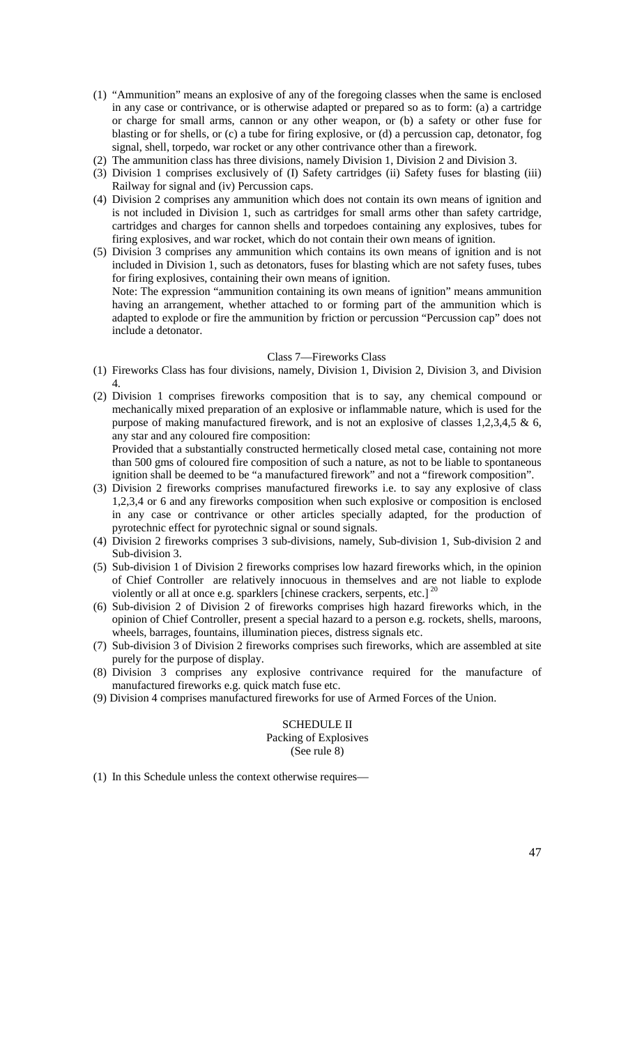(1) "Ammunition" means an explosive of any of the foregoing classes when the same is enclosed in any case or contrivance, or is otherwise adapted or prepared so as to form: (a) a cartridge or charge for small arms, cannon or any other weapon, or (b) a safety or other fuse for blasting or for shells, or (c) a tube for firing explosive, or (d) a percussion cap, detonator, fog signal, shell, torpedo, war rocket or any other contrivance other than a firework.

(2) The ammunition class has three divisions, namely Division 1, Division 2 and Division 3.

(3) Division 1 comprises exclusively of (I) Safety cartridges (ii) Safety fuses for blasting (iii) Railway for signal and (iv) Percussion caps.

(4) Division 2 comprises any ammunition which does not contain its own means of ignition and is not included in Division 1, such as cartridges for small arms other than safety cartridge, cartridges and charges for cannon shells and torpedoes containing any explosives, tubes for firing explosives, and war rocket, which do not contain their own means of ignition.

(5) Division 3 comprises any ammunition which contains its own means of ignition and is not included in Division 1, such as detonators, fuses for blasting which are not safety fuses, tubes for firing explosives, containing their own means of ignition.
Note: The expression "ammunition containing its own means of ignition" means ammunition having an arrangement, whether attached to or forming part of the ammunition which is adapted to explode or fire the ammunition by friction or percussion "Percussion cap" does not include a detonator.

Class 7—Fireworks Class

(1) Fireworks Class has four divisions, namely, Division 1, Division 2, Division 3, and Division 4.

(2) Division 1 comprises fireworks composition that is to say, any chemical compound or mechanically mixed preparation of an explosive or inflammable nature, which is used for the purpose of making manufactured firework, and is not an explosive of classes 1,2,3,4,5 & 6, any star and any coloured fire composition:
Provided that a substantially constructed hermetically closed metal case, containing not more than 500 gms of coloured fire composition of such a nature, as not to be liable to spontaneous ignition shall be deemed to be "a manufactured firework" and not a "firework composition".

(3) Division 2 fireworks comprises manufactured fireworks i.e. to say any explosive of class 1,2,3,4 or 6 and any fireworks composition when such explosive or composition is enclosed in any case or contrivance or other articles specially adapted, for the production of pyrotechnic effect for pyrotechnic signal or sound signals.

(4) Division 2 fireworks comprises 3 sub-divisions, namely, Sub-division 1, Sub-division 2 and Sub-division 3.

(5) Sub-division 1 of Division 2 fireworks comprises low hazard fireworks which, in the opinion of Chief Controller are relatively innocuous in themselves and are not liable to explode violently or all at once e.g. sparklers [chinese crackers, serpents, etc.][20]

(6) Sub-division 2 of Division 2 of fireworks comprises high hazard fireworks which, in the opinion of Chief Controller, present a special hazard to a person e.g. rockets, shells, maroons, wheels, barrages, fountains, illumination pieces, distress signals etc.

(7) Sub-division 3 of Division 2 fireworks comprises such fireworks, which are assembled at site purely for the purpose of display.

(8) Division 3 comprises any explosive contrivance required for the manufacture of manufactured fireworks e.g. quick match fuse etc.

(9) Division 4 comprises manufactured fireworks for use of Armed Forces of the Union.

SCHEDULE II
Packing of Explosives
(See rule 8)

(1) In this Schedule unless the context otherwise requires—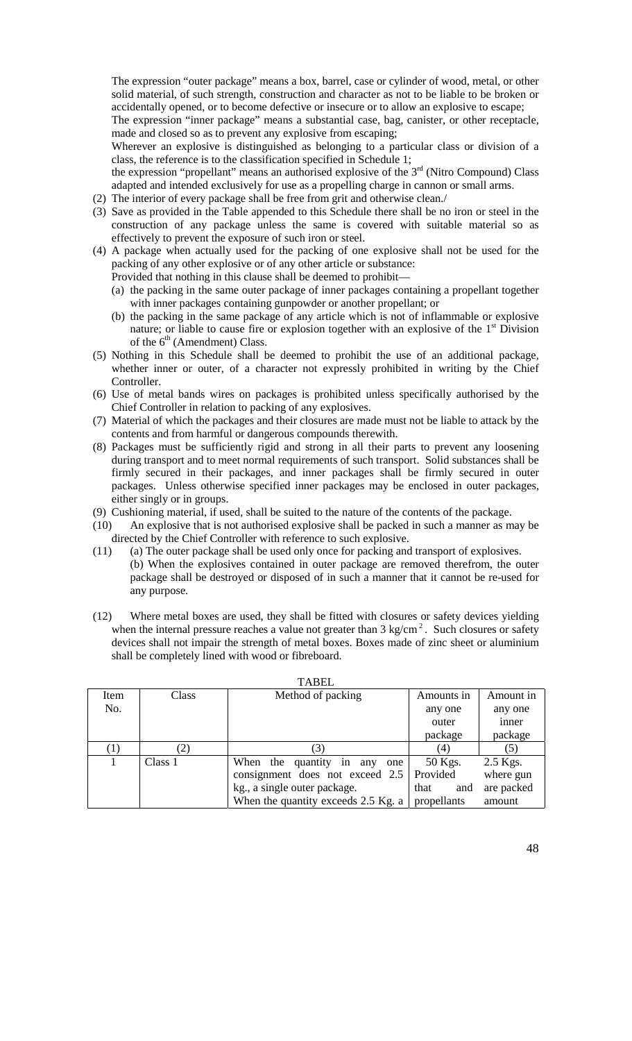The expression "outer package" means a box, barrel, case or cylinder of wood, metal, or other solid material, of such strength, construction and character as not to be liable to be broken or accidentally opened, or to become defective or insecure or to allow an explosive to escape;

The expression "inner package" means a substantial case, bag, canister, or other receptacle, made and closed so as to prevent any explosive from escaping;

Wherever an explosive is distinguished as belonging to a particular class or division of a class, the reference is to the classification specified in Schedule 1;

the expression "propellant" means an authorised explosive of the 3rd (Nitro Compound) Class adapted and intended exclusively for use as a propelling charge in cannon or small arms.

(2) The interior of every package shall be free from grit and otherwise clean./

(3) Save as provided in the Table appended to this Schedule there shall be no iron or steel in the construction of any package unless the same is covered with suitable material so as effectively to prevent the exposure of such iron or steel.

(4) A package when actually used for the packing of one explosive shall not be used for the packing of any other explosive or of any other article or substance:

Provided that nothing in this clause shall be deemed to prohibit—

(a) the packing in the same outer package of inner packages containing a propellant together with inner packages containing gunpowder or another propellant; or

(b) the packing in the same package of any article which is not of inflammable or explosive nature; or liable to cause fire or explosion together with an explosive of the 1st Division of the 6th (Amendment) Class.

(5) Nothing in this Schedule shall be deemed to prohibit the use of an additional package, whether inner or outer, of a character not expressly prohibited in writing by the Chief Controller.

(6) Use of metal bands wires on packages is prohibited unless specifically authorised by the Chief Controller in relation to packing of any explosives.

(7) Material of which the packages and their closures are made must not be liable to attack by the contents and from harmful or dangerous compounds therewith.

(8) Packages must be sufficiently rigid and strong in all their parts to prevent any loosening during transport and to meet normal requirements of such transport. Solid substances shall be firmly secured in their packages, and inner packages shall be firmly secured in outer packages. Unless otherwise specified inner packages may be enclosed in outer packages, either singly or in groups.

(9) Cushioning material, if used, shall be suited to the nature of the contents of the package.

(10) An explosive that is not authorised explosive shall be packed in such a manner as may be directed by the Chief Controller with reference to such explosive.

(11) (a) The outer package shall be used only once for packing and transport of explosives.

(b) When the explosives contained in outer package are removed therefrom, the outer package shall be destroyed or disposed of in such a manner that it cannot be re-used for any purpose.

(12) Where metal boxes are used, they shall be fitted with closures or safety devices yielding when the internal pressure reaches a value not greater than 3 kg/cm$^2$. Such closures or safety devices shall not impair the strength of metal boxes. Boxes made of zinc sheet or aluminium shall be completely lined with wood or fibreboard.

TABEL

| Item No. | Class | Method of packing | Amounts in any one outer package | Amount in any one inner package |
|---|---|---|---|---|
| (1) | (2) | (3) | (4) | (5) |
| 1 | Class 1 | When the quantity in any one consignment does not exceed 2.5 kg., a single outer package. When the quantity exceeds 2.5 Kg. a | 50 Kgs. Provided that and propellants | 2.5 Kgs. where gun are packed amount |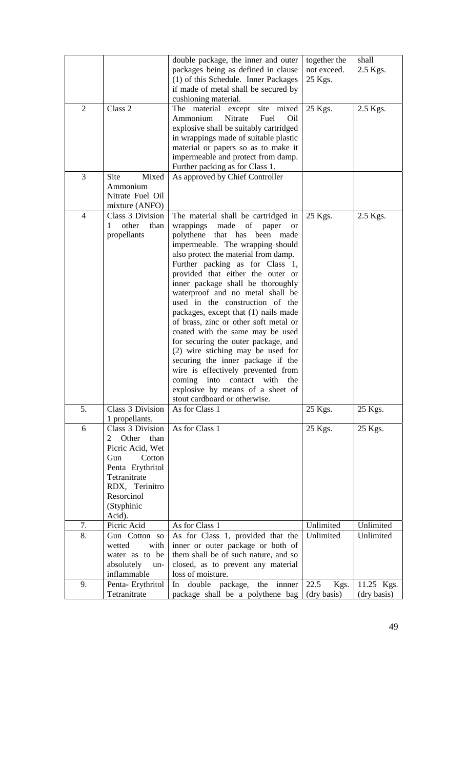|  |  | double package, the inner and outer packages being as defined in clause (1) of this Schedule. Inner Packages if made of metal shall be secured by cushioning material. | together the not exceed. 25 Kgs. | shall 2.5 Kgs. |
|---|---|---|---|---|
| 2 | Class 2 | The material except site mixed Ammonium Nitrate Fuel Oil explosive shall be suitably cartridged in wrappings made of suitable plastic material or papers so as to make it impermeable and protect from damp. Further packing as for Class 1. | 25 Kgs. | 2.5 Kgs. |
| 3 | Site Mixed Ammonium Nitrate Fuel Oil mixture (ANFO) | As approved by Chief Controller |  |  |
| 4 | Class 3 Division 1 other than propellants | The material shall be cartridged in wrappings made of paper or polythene that has been made impermeable. The wrapping should also protect the material from damp. Further packing as for Class 1, provided that either the outer or inner package shall be thoroughly waterproof and no metal shall be used in the construction of the packages, except that (1) nails made of brass, zinc or other soft metal or coated with the same may be used for securing the outer package, and (2) wire stiching may be used for securing the inner package if the wire is effectively prevented from coming into contact with the explosive by means of a sheet of stout cardboard or otherwise. | 25 Kgs. | 2.5 Kgs. |
| 5. | Class 3 Division 1 propellants. | As for Class 1 | 25 Kgs. | 25 Kgs. |
| 6 | Class 3 Division 2 Other than Picric Acid, Wet Gun Cotton Penta Erythritol Tetranitrate RDX, Terinitro Resorcinol (Styphinic Acid). | As for Class 1 | 25 Kgs. | 25 Kgs. |
| 7. | Picric Acid | As for Class 1 | Unlimited | Unlimited |
| 8. | Gun Cotton so wetted with water as to be absolutely un-inflammable | As for Class 1, provided that the inner or outer package or both of them shall be of such nature, and so closed, as to prevent any material loss of moisture. | Unlimited | Unlimited |
| 9. | Penta- Erythritol Tetranitrate | In double package, the innner package shall be a polythene bag | 22.5 Kgs. (dry basis) | 11.25 Kgs. (dry basis) |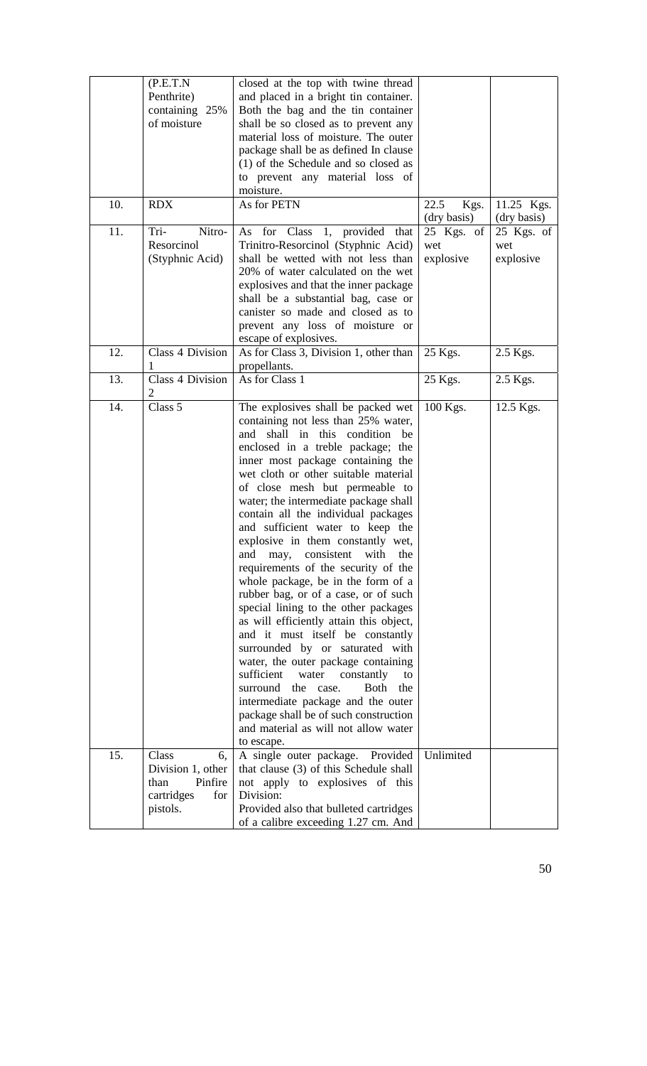| | | | | |
|---|---|---|---|---|
| | (P.E.T.N Penthrite) containing 25% of moisture | closed at the top with twine thread and placed in a bright tin container. Both the bag and the tin container shall be so closed as to prevent any material loss of moisture. The outer package shall be as defined In clause (1) of the Schedule and so closed as to prevent any material loss of moisture. | | |
| 10. | RDX | As for PETN | 22.5 Kgs. (dry basis) | 11.25 Kgs. (dry basis) |
| 11. | Tri- Nitro-Resorcinol (Styphnic Acid) | As for Class 1, provided that Trinitro-Resorcinol (Styphnic Acid) shall be wetted with not less than 20% of water calculated on the wet explosives and that the inner package shall be a substantial bag, case or canister so made and closed as to prevent any loss of moisture or escape of explosives. | 25 Kgs. of wet explosive | 25 Kgs. of wet explosive |
| 12. | Class 4 Division 1 | As for Class 3, Division 1, other than propellants. | 25 Kgs. | 2.5 Kgs. |
| 13. | Class 4 Division 2 | As for Class 1 | 25 Kgs. | 2.5 Kgs. |
| 14. | Class 5 | The explosives shall be packed wet containing not less than 25% water, and shall in this condition be enclosed in a treble package; the inner most package containing the wet cloth or other suitable material of close mesh but permeable to water; the intermediate package shall contain all the individual packages and sufficient water to keep the explosive in them constantly wet, and may, consistent with the requirements of the security of the whole package, be in the form of a rubber bag, or of a case, or of such special lining to the other packages as will efficiently attain this object, and it must itself be constantly surrounded by or saturated with water, the outer package containing sufficient water constantly to surround the case. Both the intermediate package and the outer package shall be of such construction and material as will not allow water to escape. | 100 Kgs. | 12.5 Kgs. |
| 15. | Class 6, Division 1, other than Pinfire cartridges for pistols. | A single outer package. Provided that clause (3) of this Schedule shall not apply to explosives of this Division:<br>Provided also that bulleted cartridges of a calibre exceeding 1.27 cm. And | Unlimited | |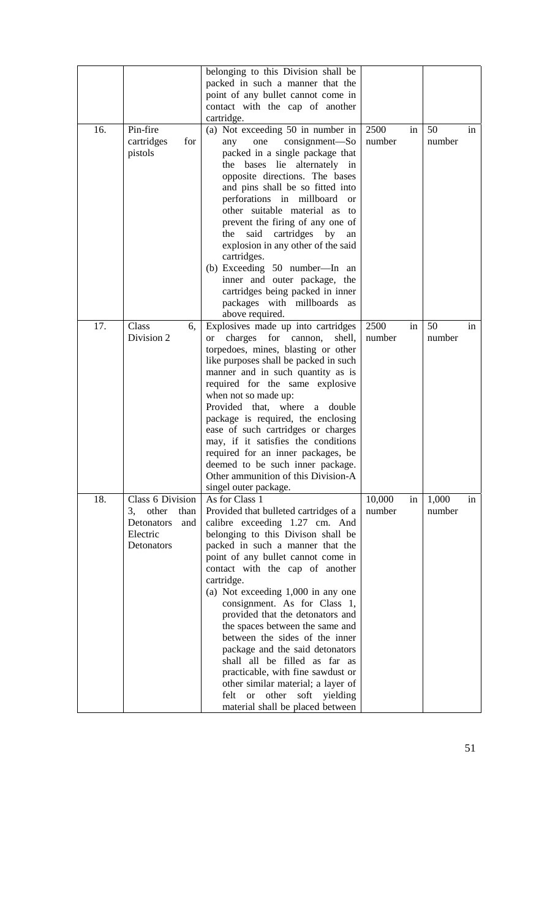| | | | | |
|---|---|---|---|---|
| | | belonging to this Division shall be packed in such a manner that the point of any bullet cannot come in contact with the cap of another cartridge. | | |
| 16. | Pin-fire cartridges for pistols | (a) Not exceeding 50 in number in any one consignment—So packed in a single package that the bases lie alternately in opposite directions. The bases and pins shall be so fitted into perforations in millboard or other suitable material as to prevent the firing of any one of the said cartridges by an explosion in any other of the said cartridges.<br>(b) Exceeding 50 number—In an inner and outer package, the cartridges being packed in inner packages with millboards as above required. | 2500 in number | 50 in number |
| 17. | Class 6, Division 2 | Explosives made up into cartridges or charges for cannon, shell, torpedoes, mines, blasting or other like purposes shall be packed in such manner and in such quantity as is required for the same explosive when not so made up:<br>Provided that, where a double package is required, the enclosing ease of such cartridges or charges may, if it satisfies the conditions required for an inner packages, be deemed to be such inner package. Other ammunition of this Division-A singel outer package. | 2500 in number | 50 in number |
| 18. | Class 6 Division 3, other than Detonators and Electric Detonators | As for Class 1<br>Provided that bulleted cartridges of a calibre exceeding 1.27 cm. And belonging to this Divison shall be packed in such a manner that the point of any bullet cannot come in contact with the cap of another cartridge.<br>(a) Not exceeding 1,000 in any one consignment. As for Class 1, provided that the detonators and the spaces between the same and between the sides of the inner package and the said detonators shall all be filled as far as practicable, with fine sawdust or other similar material; a layer of felt or other soft yielding material shall be placed between | 10,000 in number | 1,000 in number |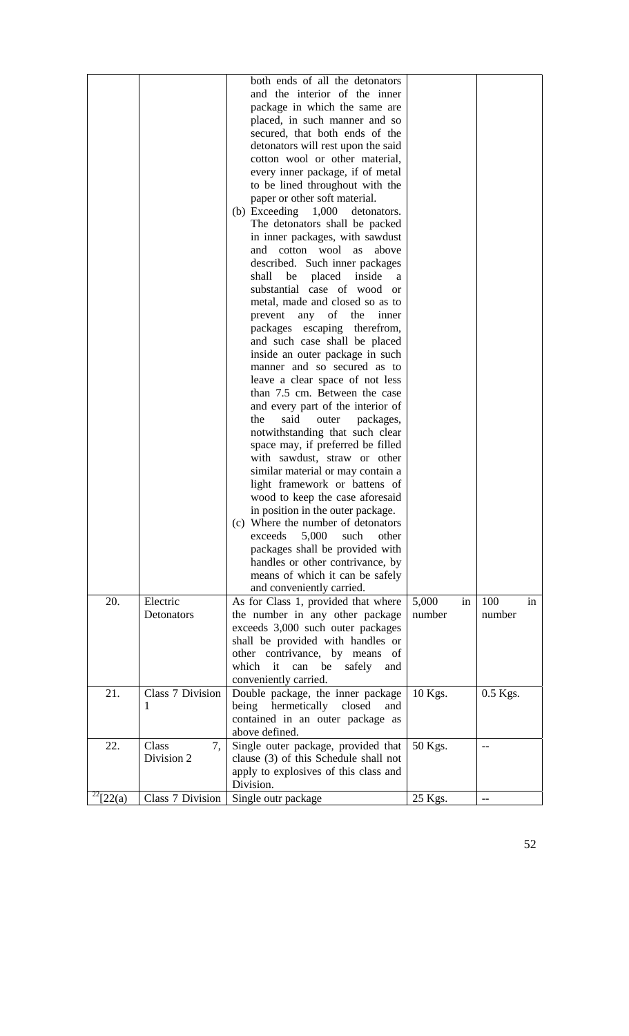| | | both ends of all the detonators and the interior of the inner package in which the same are placed, in such manner and so secured, that both ends of the detonators will rest upon the said cotton wool or other material, every inner package, if of metal to be lined throughout with the paper or other soft material.<br>(b) Exceeding 1,000 detonators. The detonators shall be packed in inner packages, with sawdust and cotton wool as above described. Such inner packages shall be placed inside a substantial case of wood or metal, made and closed so as to prevent any of the inner packages escaping therefrom, and such case shall be placed inside an outer package in such manner and so secured as to leave a clear space of not less than 7.5 cm. Between the case and every part of the interior of the said outer packages, notwithstanding that such clear space may, if preferred be filled with sawdust, straw or other similar material or may contain a light framework or battens of wood to keep the case aforesaid in position in the outer package.<br>(c) Where the number of detonators exceeds 5,000 such other packages shall be provided with handles or other contrivance, by means of which it can be safely and conveniently carried. | | |
|---|---|---|---|---|
| 20. | Electric Detonators | As for Class 1, provided that where the number in any other package exceeds 3,000 such outer packages shall be provided with handles or other contrivance, by means of which it can be safely and conveniently carried. | 5,000 in number | 100 in number |
| 21. | Class 7 Division 1 | Double package, the inner package being hermetically closed and contained in an outer package as above defined. | 10 Kgs. | 0.5 Kgs. |
| 22. | Class 7, Division 2 | Single outer package, provided that clause (3) of this Schedule shall not apply to explosives of this class and Division. | 50 Kgs. | -- |
| [22][22(a) | Class 7 Division | Single outr package | 25 Kgs. | -- |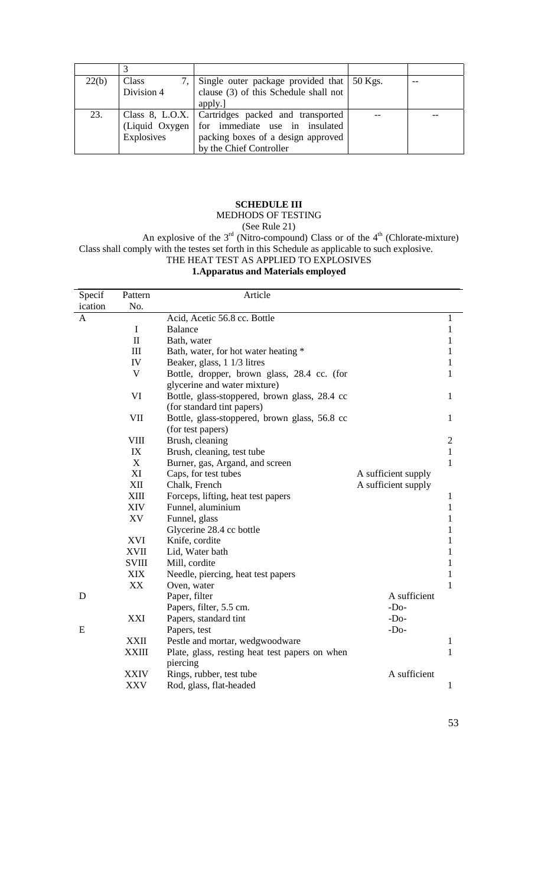| | 3 | | | |
|---|---|---|---|---|
| 22(b) | Class 7, Division 4 | Single outer package provided that clause (3) of this Schedule shall not apply.] | 50 Kgs. | -- |
| 23. | Class 8, L.O.X. (Liquid Oxygen Explosives | Cartridges packed and transported for immediate use in insulated packing boxes of a design approved by the Chief Controller | -- | -- |

**SCHEDULE III**

MEDHODS OF TESTING

(See Rule 21)

An explosive of the 3rd (Nitro-compound) Class or of the 4th (Chlorate-mixture) Class shall comply with the testes set forth in this Schedule as applicable to such explosive.

THE HEAT TEST AS APPLIED TO EXPLOSIVES

**1.Apparatus and Materials employed**

| Specification | Pattern No. | Article | | |
|---|---|---|---|---|
| A | | Acid, Acetic 56.8 cc. Bottle | | 1 |
| | I | Balance | | 1 |
| | II | Bath, water | | 1 |
| | III | Bath, water, for hot water heating * | | 1 |
| | IV | Beaker, glass, 1 1/3 litres | | 1 |
| | V | Bottle, dropper, brown glass, 28.4 cc. (for glycerine and water mixture) | | 1 |
| | VI | Bottle, glass-stoppered, brown glass, 28.4 cc (for standard tint papers) | | 1 |
| | VII | Bottle, glass-stoppered, brown glass, 56.8 cc (for test papers) | | 1 |
| | VIII | Brush, cleaning | | 2 |
| | IX | Brush, cleaning, test tube | | 1 |
| | X | Burner, gas, Argand, and screen | | 1 |
| | XI | Caps, for test tubes | A sufficient supply | |
| | XII | Chalk, French | A sufficient supply | |
| | XIII | Forceps, lifting, heat test papers | | 1 |
| | XIV | Funnel, aluminium | | 1 |
| | XV | Funnel, glass | | 1 |
| | | Glycerine 28.4 cc bottle | | 1 |
| | XVI | Knife, cordite | | 1 |
| | XVII | Lid, Water bath | | 1 |
| | SVIII | Mill, cordite | | 1 |
| | XIX | Needle, piercing, heat test papers | | 1 |
| | XX | Oven, water | | 1 |
| D | | Paper, filter | A sufficient | |
| | | Papers, filter, 5.5 cm. | -Do- | |
| | XXI | Papers, standard tint | -Do- | |
| E | | Papers, test | -Do- | |
| | XXII | Pestle and mortar, wedgwoodware | | 1 |
| | XXIII | Plate, glass, resting heat test papers on when piercing | | 1 |
| | XXIV | Rings, rubber, test tube | A sufficient | |
| | XXV | Rod, glass, flat-headed | | 1 |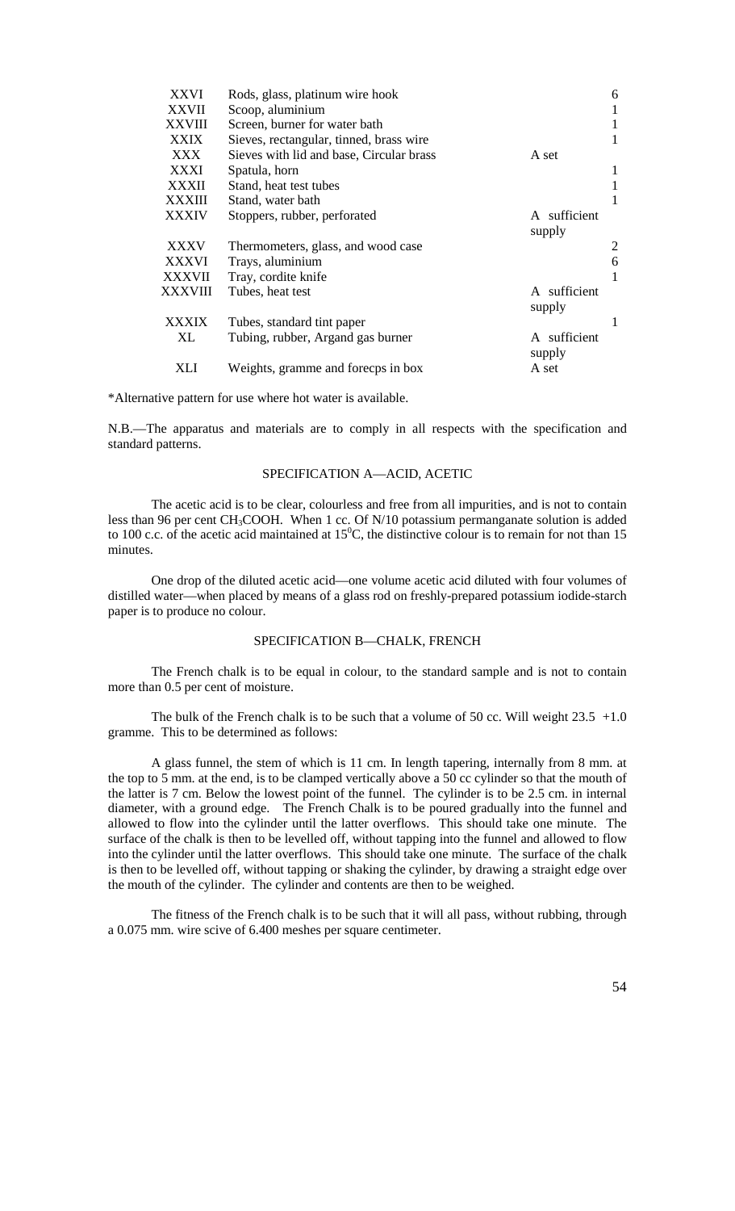| | | | |
|---|---|---|---|
| XXVI | Rods, glass, platinum wire hook | | 6 |
| XXVII | Scoop, aluminium | | 1 |
| XXVIII | Screen, burner for water bath | | 1 |
| XXIX | Sieves, rectangular, tinned, brass wire | | 1 |
| XXX | Sieves with lid and base, Circular brass | A set | |
| XXXI | Spatula, horn | | 1 |
| XXXII | Stand, heat test tubes | | 1 |
| XXXIII | Stand, water bath | | 1 |
| XXXIV | Stoppers, rubber, perforated | A sufficient supply | |
| XXXV | Thermometers, glass, and wood case | | 2 |
| XXXVI | Trays, aluminium | | 6 |
| XXXVII | Tray, cordite knife | | 1 |
| XXXVIII | Tubes, heat test | A sufficient supply | |
| XXXIX | Tubes, standard tint paper | | 1 |
| XL | Tubing, rubber, Argand gas burner | A sufficient supply | |
| XLI | Weights, gramme and forecps in box | A set | |

*Alternative pattern for use where hot water is available.

N.B.—The apparatus and materials are to comply in all respects with the specification and standard patterns.

## SPECIFICATION A—ACID, ACETIC

The acetic acid is to be clear, colourless and free from all impurities, and is not to contain less than 96 per cent $CH_3COOH$. When 1 cc. Of N/10 potassium permanganate solution is added to 100 c.c. of the acetic acid maintained at $15^0$C, the distinctive colour is to remain for not than 15 minutes.

One drop of the diluted acetic acid—one volume acetic acid diluted with four volumes of distilled water—when placed by means of a glass rod on freshly-prepared potassium iodide-starch paper is to produce no colour.

## SPECIFICATION B—CHALK, FRENCH

The French chalk is to be equal in colour, to the standard sample and is not to contain more than 0.5 per cent of moisture.

The bulk of the French chalk is to be such that a volume of 50 cc. Will weight 23.5 +1.0 gramme. This to be determined as follows:

A glass funnel, the stem of which is 11 cm. In length tapering, internally from 8 mm. at the top to 5 mm. at the end, is to be clamped vertically above a 50 cc cylinder so that the mouth of the latter is 7 cm. Below the lowest point of the funnel. The cylinder is to be 2.5 cm. in internal diameter, with a ground edge. The French Chalk is to be poured gradually into the funnel and allowed to flow into the cylinder until the latter overflows. This should take one minute. The surface of the chalk is then to be levelled off, without tapping into the funnel and allowed to flow into the cylinder until the latter overflows. This should take one minute. The surface of the chalk is then to be levelled off, without tapping or shaking the cylinder, by drawing a straight edge over the mouth of the cylinder. The cylinder and contents are then to be weighed.

The fitness of the French chalk is to be such that it will all pass, without rubbing, through a 0.075 mm. wire scive of 6.400 meshes per square centimeter.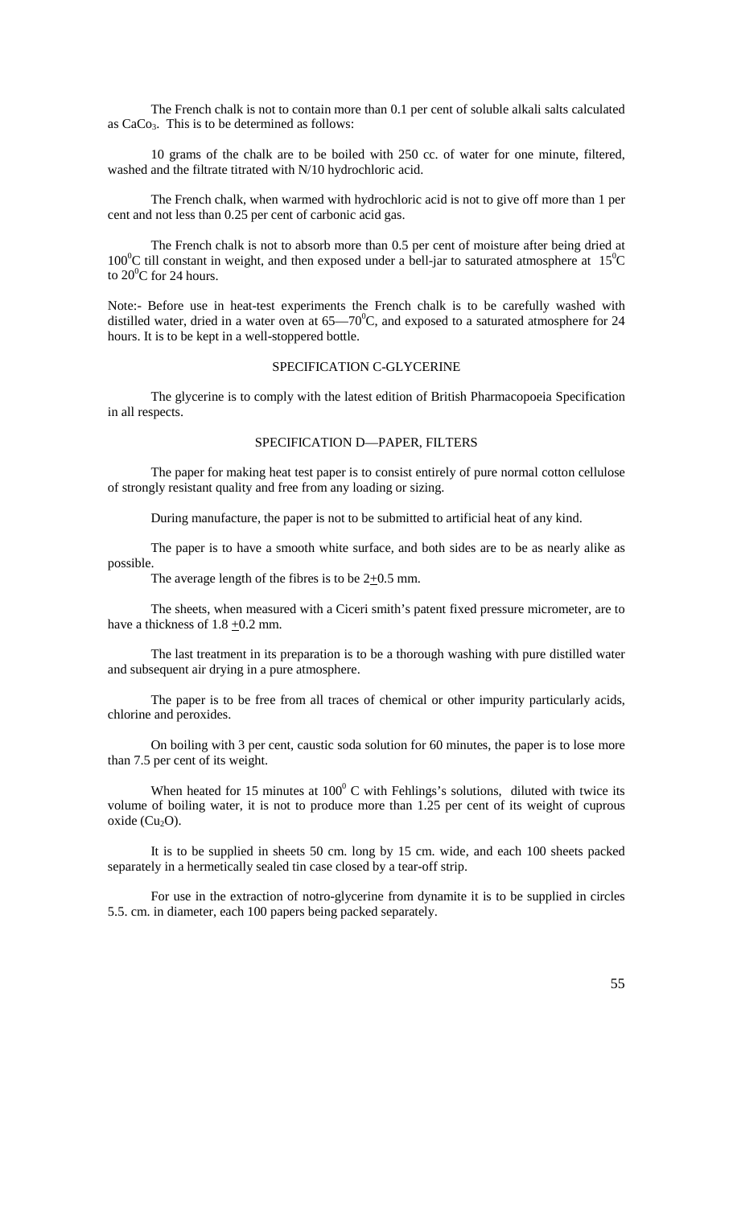The French chalk is not to contain more than 0.1 per cent of soluble alkali salts calculated as $CaCo_3$. This is to be determined as follows:

10 grams of the chalk are to be boiled with 250 cc. of water for one minute, filtered, washed and the filtrate titrated with N/10 hydrochloric acid.

The French chalk, when warmed with hydrochloric acid is not to give off more than 1 per cent and not less than 0.25 per cent of carbonic acid gas.

The French chalk is not to absorb more than 0.5 per cent of moisture after being dried at $100^0$C till constant in weight, and then exposed under a bell-jar to saturated atmosphere at $15^0$C to $20^0$C for 24 hours.

Note:- Before use in heat-test experiments the French chalk is to be carefully washed with distilled water, dried in a water oven at 65—$70^0$C, and exposed to a saturated atmosphere for 24 hours. It is to be kept in a well-stoppered bottle.

## SPECIFICATION C-GLYCERINE

The glycerine is to comply with the latest edition of British Pharmacopoeia Specification in all respects.

## SPECIFICATION D—PAPER, FILTERS

The paper for making heat test paper is to consist entirely of pure normal cotton cellulose of strongly resistant quality and free from any loading or sizing.

During manufacture, the paper is not to be submitted to artificial heat of any kind.

The paper is to have a smooth white surface, and both sides are to be as nearly alike as possible.

The average length of the fibres is to be $2 \pm 0.5$ mm.

The sheets, when measured with a Ciceri smith's patent fixed pressure micrometer, are to have a thickness of $1.8 \pm 0.2$ mm.

The last treatment in its preparation is to be a thorough washing with pure distilled water and subsequent air drying in a pure atmosphere.

The paper is to be free from all traces of chemical or other impurity particularly acids, chlorine and peroxides.

On boiling with 3 per cent, caustic soda solution for 60 minutes, the paper is to lose more than 7.5 per cent of its weight.

When heated for 15 minutes at $100^0$ C with Fehlings's solutions, diluted with twice its volume of boiling water, it is not to produce more than 1.25 per cent of its weight of cuprous oxide ($Cu_2O$).

It is to be supplied in sheets 50 cm. long by 15 cm. wide, and each 100 sheets packed separately in a hermetically sealed tin case closed by a tear-off strip.

For use in the extraction of notro-glycerine from dynamite it is to be supplied in circles 5.5. cm. in diameter, each 100 papers being packed separately.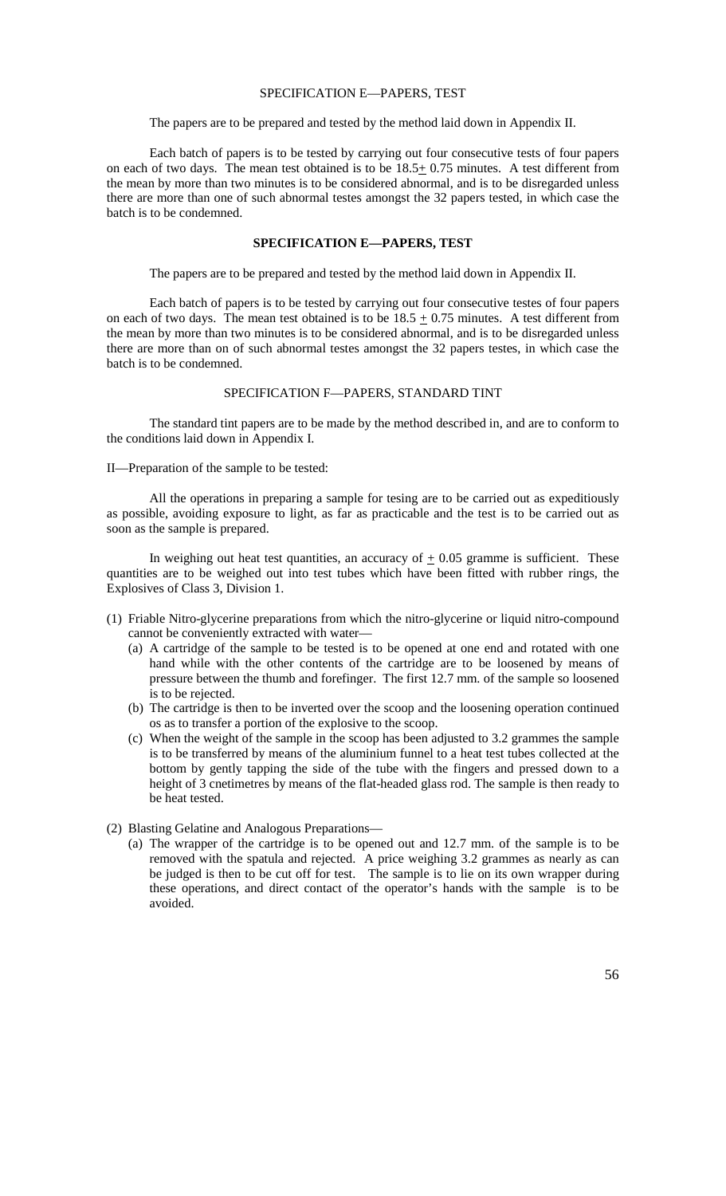SPECIFICATION E—PAPERS, TEST

The papers are to be prepared and tested by the method laid down in Appendix II.

Each batch of papers is to be tested by carrying out four consecutive tests of four papers on each of two days. The mean test obtained is to be 18.5± 0.75 minutes. A test different from the mean by more than two minutes is to be considered abnormal, and is to be disregarded unless there are more than one of such abnormal testes amongst the 32 papers tested, in which case the batch is to be condemned.

**SPECIFICATION E—PAPERS, TEST**

The papers are to be prepared and tested by the method laid down in Appendix II.

Each batch of papers is to be tested by carrying out four consecutive testes of four papers on each of two days. The mean test obtained is to be 18.5 ± 0.75 minutes. A test different from the mean by more than two minutes is to be considered abnormal, and is to be disregarded unless there are more than on of such abnormal testes amongst the 32 papers testes, in which case the batch is to be condemned.

SPECIFICATION F—PAPERS, STANDARD TINT

The standard tint papers are to be made by the method described in, and are to conform to the conditions laid down in Appendix I.

II—Preparation of the sample to be tested:

All the operations in preparing a sample for tesing are to be carried out as expeditiously as possible, avoiding exposure to light, as far as practicable and the test is to be carried out as soon as the sample is prepared.

In weighing out heat test quantities, an accuracy of ± 0.05 gramme is sufficient. These quantities are to be weighed out into test tubes which have been fitted with rubber rings, the Explosives of Class 3, Division 1.

(1) Friable Nitro-glycerine preparations from which the nitro-glycerine or liquid nitro-compound cannot be conveniently extracted with water—
   (a) A cartridge of the sample to be tested is to be opened at one end and rotated with one hand while with the other contents of the cartridge are to be loosened by means of pressure between the thumb and forefinger. The first 12.7 mm. of the sample so loosened is to be rejected.
   (b) The cartridge is then to be inverted over the scoop and the loosening operation continued os as to transfer a portion of the explosive to the scoop.
   (c) When the weight of the sample in the scoop has been adjusted to 3.2 grammes the sample is to be transferred by means of the aluminium funnel to a heat test tubes collected at the bottom by gently tapping the side of the tube with the fingers and pressed down to a height of 3 cnetimetres by means of the flat-headed glass rod. The sample is then ready to be heat tested.

(2) Blasting Gelatine and Analogous Preparations—
   (a) The wrapper of the cartridge is to be opened out and 12.7 mm. of the sample is to be removed with the spatula and rejected. A price weighing 3.2 grammes as nearly as can be judged is then to be cut off for test. The sample is to lie on its own wrapper during these operations, and direct contact of the operator's hands with the sample is to be avoided.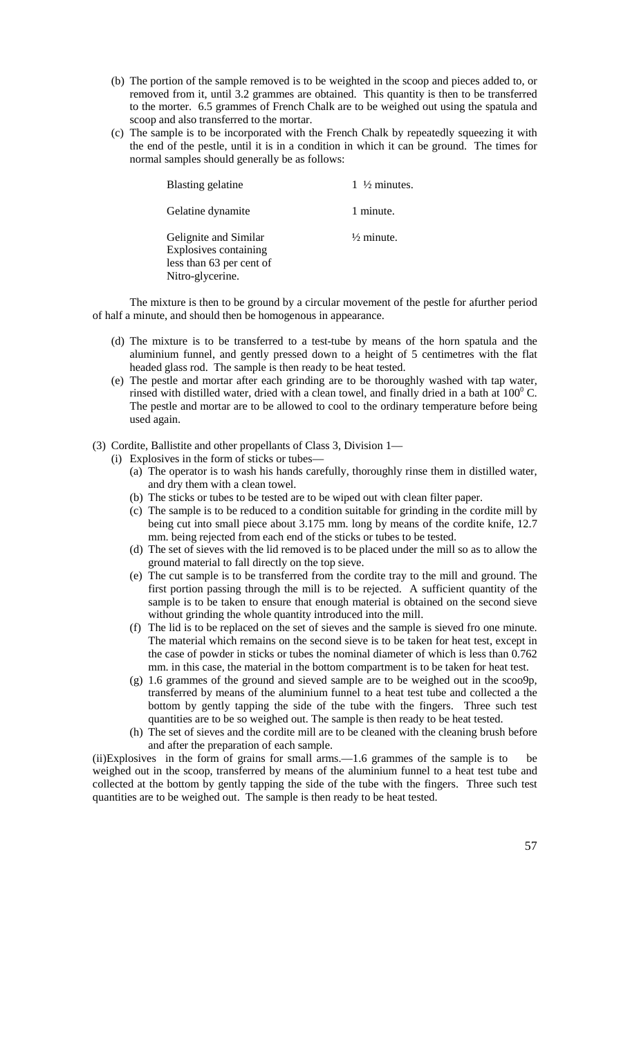(b) The portion of the sample removed is to be weighted in the scoop and pieces added to, or removed from it, until 3.2 grammes are obtained. This quantity is then to be transferred to the morter. 6.5 grammes of French Chalk are to be weighed out using the spatula and scoop and also transferred to the mortar.

(c) The sample is to be incorporated with the French Chalk by repeatedly squeezing it with the end of the pestle, until it is in a condition in which it can be ground. The times for normal samples should generally be as follows:

| | |
|---|---|
| Blasting gelatine | 1 ½ minutes. |
| Gelatine dynamite | 1 minute. |
| Gelignite and Similar Explosives containing less than 63 per cent of Nitro-glycerine. | ½ minute. |

The mixture is then to be ground by a circular movement of the pestle for afurther period of half a minute, and should then be homogenous in appearance.

(d) The mixture is to be transferred to a test-tube by means of the horn spatula and the aluminium funnel, and gently pressed down to a height of 5 centimetres with the flat headed glass rod. The sample is then ready to be heat tested.

(e) The pestle and mortar after each grinding are to be thoroughly washed with tap water, rinsed with distilled water, dried with a clean towel, and finally dried in a bath at $100^0$ C. The pestle and mortar are to be allowed to cool to the ordinary temperature before being used again.

(3) Cordite, Ballistite and other propellants of Class 3, Division 1—

(i) Explosives in the form of sticks or tubes—

(a) The operator is to wash his hands carefully, thoroughly rinse them in distilled water, and dry them with a clean towel.

(b) The sticks or tubes to be tested are to be wiped out with clean filter paper.

(c) The sample is to be reduced to a condition suitable for grinding in the cordite mill by being cut into small piece about 3.175 mm. long by means of the cordite knife, 12.7 mm. being rejected from each end of the sticks or tubes to be tested.

(d) The set of sieves with the lid removed is to be placed under the mill so as to allow the ground material to fall directly on the top sieve.

(e) The cut sample is to be transferred from the cordite tray to the mill and ground. The first portion passing through the mill is to be rejected. A sufficient quantity of the sample is to be taken to ensure that enough material is obtained on the second sieve without grinding the whole quantity introduced into the mill.

(f) The lid is to be replaced on the set of sieves and the sample is sieved fro one minute. The material which remains on the second sieve is to be taken for heat test, except in the case of powder in sticks or tubes the nominal diameter of which is less than 0.762 mm. in this case, the material in the bottom compartment is to be taken for heat test.

(g) 1.6 grammes of the ground and sieved sample are to be weighed out in the scoo9p, transferred by means of the aluminium funnel to a heat test tube and collected a the bottom by gently tapping the side of the tube with the fingers. Three such test quantities are to be so weighed out. The sample is then ready to be heat tested.

(h) The set of sieves and the cordite mill are to be cleaned with the cleaning brush before and after the preparation of each sample.

(ii)Explosives in the form of grains for small arms.—1.6 grammes of the sample is to be weighed out in the scoop, transferred by means of the aluminium funnel to a heat test tube and collected at the bottom by gently tapping the side of the tube with the fingers. Three such test quantities are to be weighed out. The sample is then ready to be heat tested.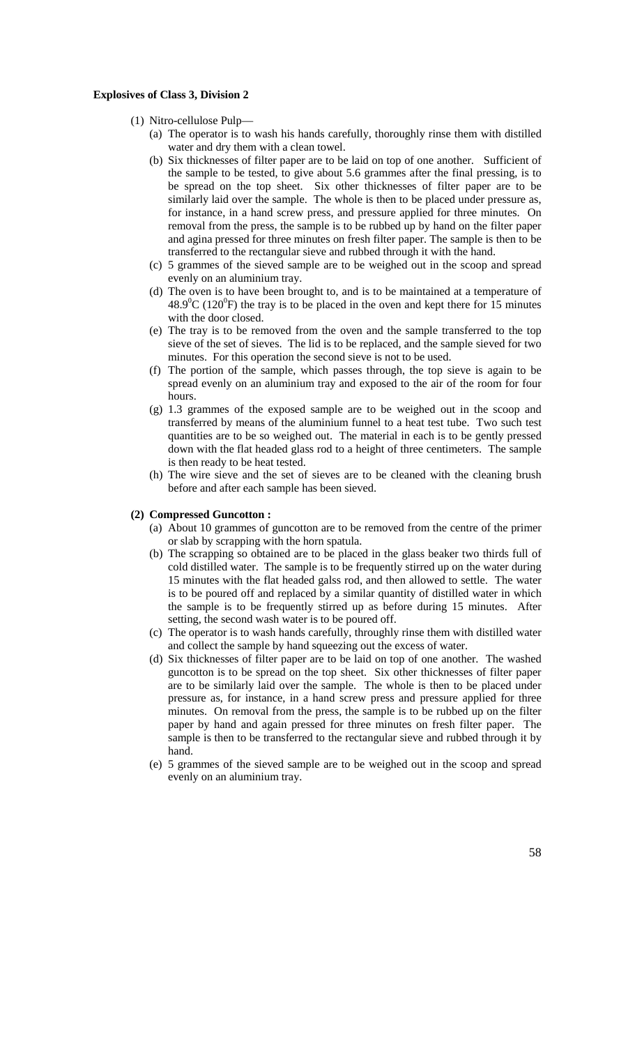**Explosives of Class 3, Division 2**

(1) Nitro-cellulose Pulp—

(a) The operator is to wash his hands carefully, thoroughly rinse them with distilled water and dry them with a clean towel.

(b) Six thicknesses of filter paper are to be laid on top of one another. Sufficient of the sample to be tested, to give about 5.6 grammes after the final pressing, is to be spread on the top sheet. Six other thicknesses of filter paper are to be similarly laid over the sample. The whole is then to be placed under pressure as, for instance, in a hand screw press, and pressure applied for three minutes. On removal from the press, the sample is to be rubbed up by hand on the filter paper and agina pressed for three minutes on fresh filter paper. The sample is then to be transferred to the rectangular sieve and rubbed through it with the hand.

(c) 5 grammes of the sieved sample are to be weighed out in the scoop and spread evenly on an aluminium tray.

(d) The oven is to have been brought to, and is to be maintained at a temperature of $48.9^0$C ($120^0$F) the tray is to be placed in the oven and kept there for 15 minutes with the door closed.

(e) The tray is to be removed from the oven and the sample transferred to the top sieve of the set of sieves. The lid is to be replaced, and the sample sieved for two minutes. For this operation the second sieve is not to be used.

(f) The portion of the sample, which passes through, the top sieve is again to be spread evenly on an aluminium tray and exposed to the air of the room for four hours.

(g) 1.3 grammes of the exposed sample are to be weighed out in the scoop and transferred by means of the aluminium funnel to a heat test tube. Two such test quantities are to be so weighed out. The material in each is to be gently pressed down with the flat headed glass rod to a height of three centimeters. The sample is then ready to be heat tested.

(h) The wire sieve and the set of sieves are to be cleaned with the cleaning brush before and after each sample has been sieved.

**(2) Compressed Guncotton :**

(a) About 10 grammes of guncotton are to be removed from the centre of the primer or slab by scrapping with the horn spatula.

(b) The scrapping so obtained are to be placed in the glass beaker two thirds full of cold distilled water. The sample is to be frequently stirred up on the water during 15 minutes with the flat headed galss rod, and then allowed to settle. The water is to be poured off and replaced by a similar quantity of distilled water in which the sample is to be frequently stirred up as before during 15 minutes. After setting, the second wash water is to be poured off.

(c) The operator is to wash hands carefully, throughly rinse them with distilled water and collect the sample by hand squeezing out the excess of water.

(d) Six thicknesses of filter paper are to be laid on top of one another. The washed guncotton is to be spread on the top sheet. Six other thicknesses of filter paper are to be similarly laid over the sample. The whole is then to be placed under pressure as, for instance, in a hand screw press and pressure applied for three minutes. On removal from the press, the sample is to be rubbed up on the filter paper by hand and again pressed for three minutes on fresh filter paper. The sample is then to be transferred to the rectangular sieve and rubbed through it by hand.

(e) 5 grammes of the sieved sample are to be weighed out in the scoop and spread evenly on an aluminium tray.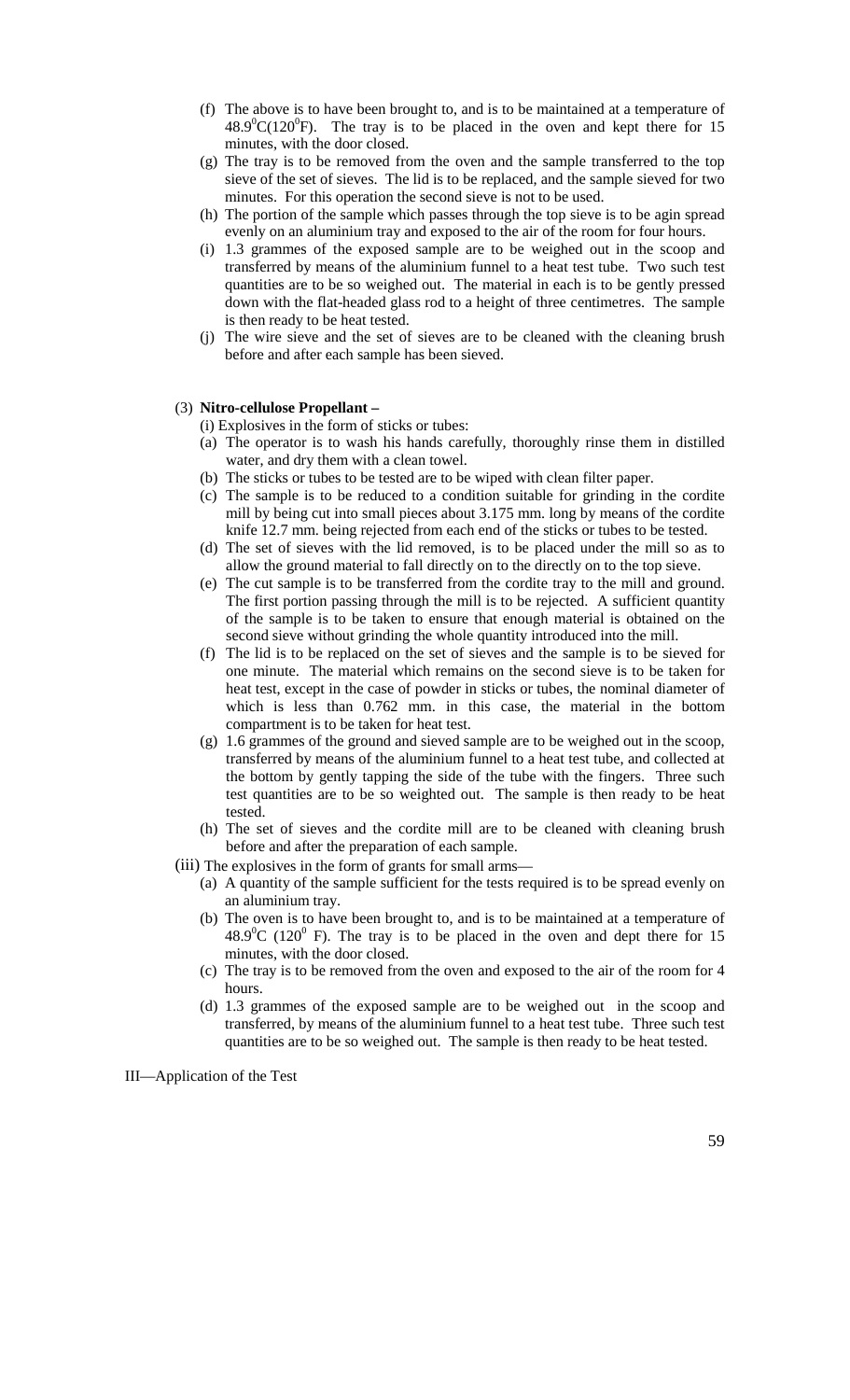(f) The above is to have been brought to, and is to be maintained at a temperature of $48.9^0C(120^0F)$. The tray is to be placed in the oven and kept there for 15 minutes, with the door closed.

(g) The tray is to be removed from the oven and the sample transferred to the top sieve of the set of sieves. The lid is to be replaced, and the sample sieved for two minutes. For this operation the second sieve is not to be used.

(h) The portion of the sample which passes through the top sieve is to be agin spread evenly on an aluminium tray and exposed to the air of the room for four hours.

(i) 1.3 grammes of the exposed sample are to be weighed out in the scoop and transferred by means of the aluminium funnel to a heat test tube. Two such test quantities are to be so weighed out. The material in each is to be gently pressed down with the flat-headed glass rod to a height of three centimetres. The sample is then ready to be heat tested.

(j) The wire sieve and the set of sieves are to be cleaned with the cleaning brush before and after each sample has been sieved.

(3) **Nitro-cellulose Propellant –**

(i) Explosives in the form of sticks or tubes:

(a) The operator is to wash his hands carefully, thoroughly rinse them in distilled water, and dry them with a clean towel.

(b) The sticks or tubes to be tested are to be wiped with clean filter paper.

(c) The sample is to be reduced to a condition suitable for grinding in the cordite mill by being cut into small pieces about 3.175 mm. long by means of the cordite knife 12.7 mm. being rejected from each end of the sticks or tubes to be tested.

(d) The set of sieves with the lid removed, is to be placed under the mill so as to allow the ground material to fall directly on to the directly on to the top sieve.

(e) The cut sample is to be transferred from the cordite tray to the mill and ground. The first portion passing through the mill is to be rejected. A sufficient quantity of the sample is to be taken to ensure that enough material is obtained on the second sieve without grinding the whole quantity introduced into the mill.

(f) The lid is to be replaced on the set of sieves and the sample is to be sieved for one minute. The material which remains on the second sieve is to be taken for heat test, except in the case of powder in sticks or tubes, the nominal diameter of which is less than 0.762 mm. in this case, the material in the bottom compartment is to be taken for heat test.

(g) 1.6 grammes of the ground and sieved sample are to be weighed out in the scoop, transferred by means of the aluminium funnel to a heat test tube, and collected at the bottom by gently tapping the side of the tube with the fingers. Three such test quantities are to be so weighted out. The sample is then ready to be heat tested.

(h) The set of sieves and the cordite mill are to be cleaned with cleaning brush before and after the preparation of each sample.

(iii) The explosives in the form of grants for small arms—

(a) A quantity of the sample sufficient for the tests required is to be spread evenly on an aluminium tray.

(b) The oven is to have been brought to, and is to be maintained at a temperature of $48.9^0C$ ($120^0$ F). The tray is to be placed in the oven and dept there for 15 minutes, with the door closed.

(c) The tray is to be removed from the oven and exposed to the air of the room for 4 hours.

(d) 1.3 grammes of the exposed sample are to be weighed out in the scoop and transferred, by means of the aluminium funnel to a heat test tube. Three such test quantities are to be so weighed out. The sample is then ready to be heat tested.

III—Application of the Test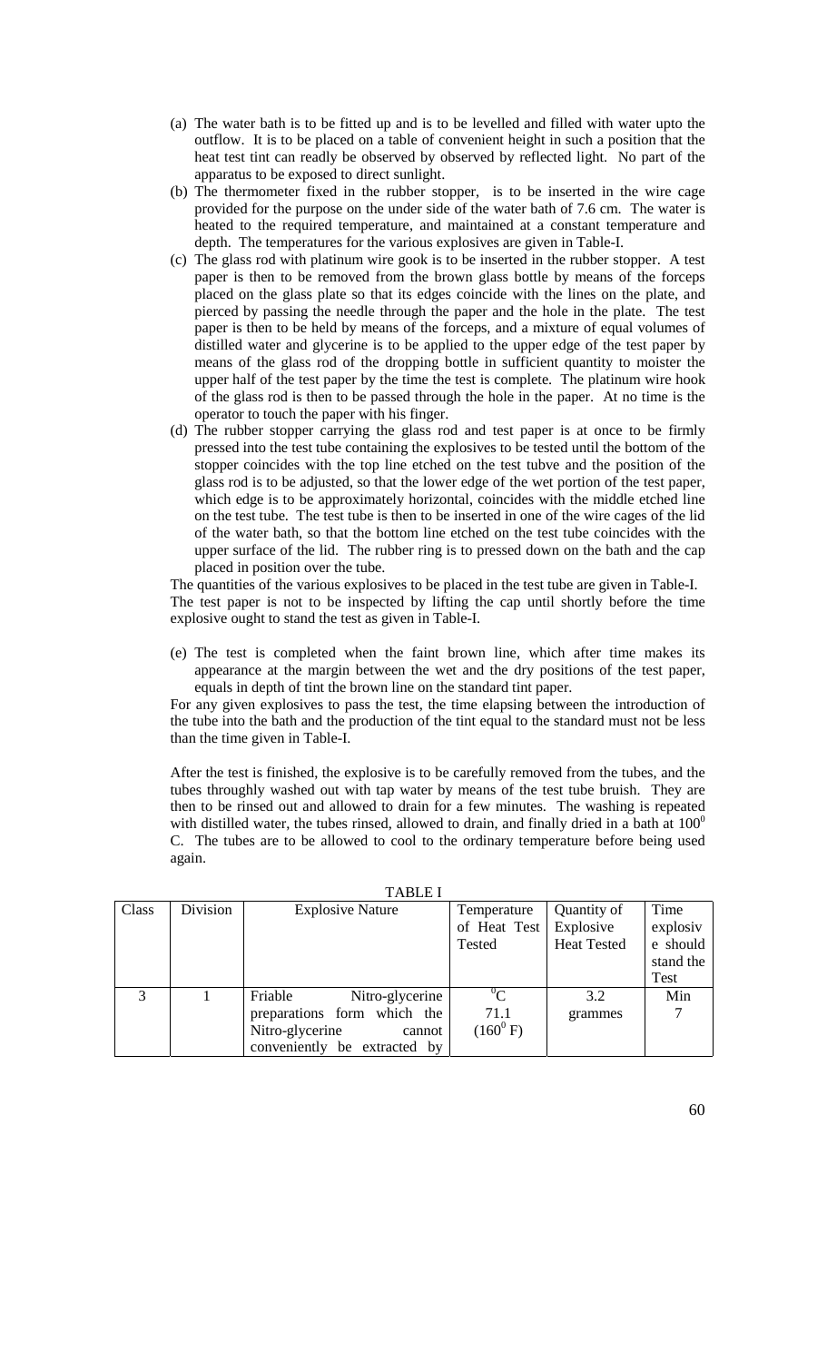(a) The water bath is to be fitted up and is to be levelled and filled with water upto the outflow. It is to be placed on a table of convenient height in such a position that the heat test tint can readily be observed by observed by reflected light. No part of the apparatus to be exposed to direct sunlight.

(b) The thermometer fixed in the rubber stopper, is to be inserted in the wire cage provided for the purpose on the under side of the water bath of 7.6 cm. The water is heated to the required temperature, and maintained at a constant temperature and depth. The temperatures for the various explosives are given in Table-I.

(c) The glass rod with platinum wire gook is to be inserted in the rubber stopper. A test paper is then to be removed from the brown glass bottle by means of the forceps placed on the glass plate so that its edges coincide with the lines on the plate, and pierced by passing the needle through the paper and the hole in the plate. The test paper is then to be held by means of the forceps, and a mixture of equal volumes of distilled water and glycerine is to be applied to the upper edge of the test paper by means of the glass rod of the dropping bottle in sufficient quantity to moister the upper half of the test paper by the time the test is complete. The platinum wire hook of the glass rod is then to be passed through the hole in the paper. At no time is the operator to touch the paper with his finger.

(d) The rubber stopper carrying the glass rod and test paper is at once to be firmly pressed into the test tube containing the explosives to be tested until the bottom of the stopper coincides with the top line etched on the test tubve and the position of the glass rod is to be adjusted, so that the lower edge of the wet portion of the test paper, which edge is to be approximately horizontal, coincides with the middle etched line on the test tube. The test tube is then to be inserted in one of the wire cages of the lid of the water bath, so that the bottom line etched on the test tube coincides with the upper surface of the lid. The rubber ring is to pressed down on the bath and the cap placed in position over the tube.

The quantities of the various explosives to be placed in the test tube are given in Table-I. The test paper is not to be inspected by lifting the cap until shortly before the time explosive ought to stand the test as given in Table-I.

(e) The test is completed when the faint brown line, which after time makes its appearance at the margin between the wet and the dry positions of the test paper, equals in depth of tint the brown line on the standard tint paper.

For any given explosives to pass the test, the time elapsing between the introduction of the tube into the bath and the production of the tint equal to the standard must not be less than the time given in Table-I.

After the test is finished, the explosive is to be carefully removed from the tubes, and the tubes throughly washed out with tap water by means of the test tube bruish. They are then to be rinsed out and allowed to drain for a few minutes. The washing is repeated with distilled water, the tubes rinsed, allowed to drain, and finally dried in a bath at $100^0$ C. The tubes are to be allowed to cool to the ordinary temperature before being used again.

TABLE I

| Class | Division | Explosive Nature | Temperature of Heat Test Tested | Quantity of Explosive Heat Tested | Time explosive should stand the Test |
|---|---|---|---|---|---|
| | | | $^0$C | | Min |
| 3 | 1 | Friable Nitro-glycerine preparations form which the Nitro-glycerine cannot conveniently be extracted by | 71.1 ($160^0$ F) | 3.2 grammes | 7 |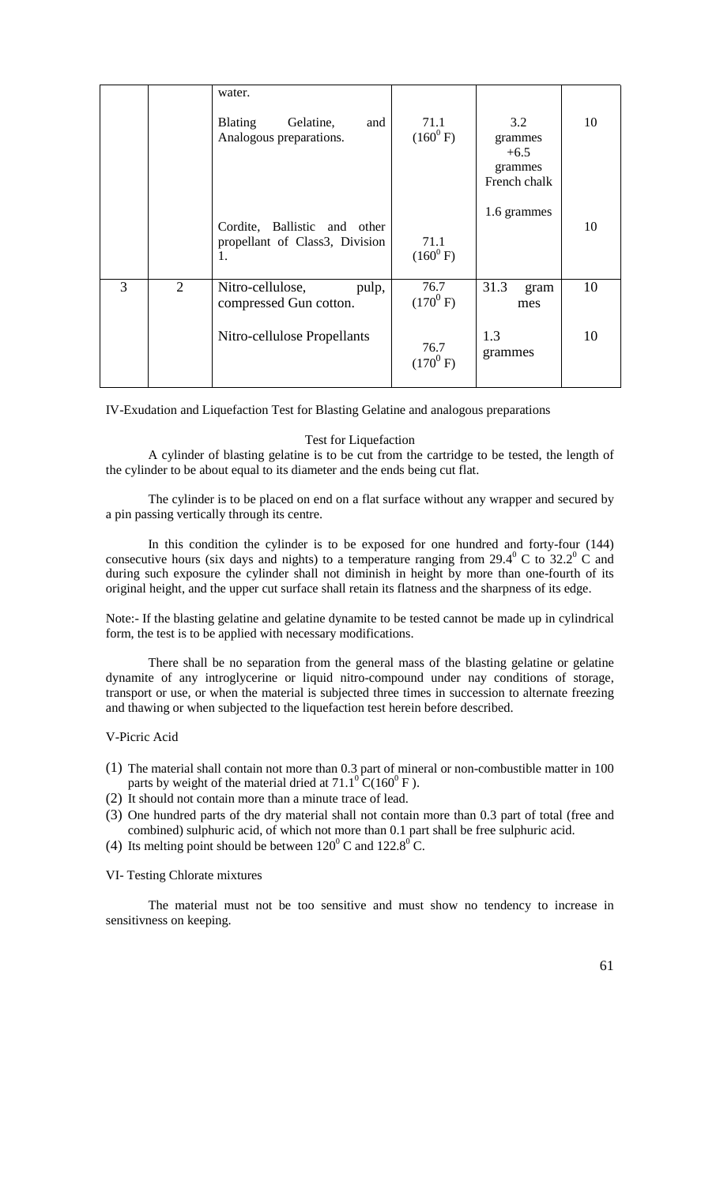|   |   |   |   |   |   |
|---|---|---|---|---|---|
|   |   | water. |   |   |   |
|   |   | Blating Gelatine, and Analogous preparations. | 71.1 ($160^0$ F) | 3.2 grammes +6.5 grammes French chalk | 10 |
|   |   | Cordite, Ballistic and other propellant of Class3, Division 1. | 71.1 ($160^0$ F) | 1.6 grammes | 10 |
| 3 | 2 | Nitro-cellulose, pulp, compressed Gun cotton. | 76.7 ($170^0$ F) | 31.3 grammes | 10 |
|   |   | Nitro-cellulose Propellants | 76.7 ($170^0$ F) | 1.3 grammes | 10 |

IV-Exudation and Liquefaction Test for Blasting Gelatine and analogous preparations

Test for Liquefaction

A cylinder of blasting gelatine is to be cut from the cartridge to be tested, the length of the cylinder to be about equal to its diameter and the ends being cut flat.

The cylinder is to be placed on end on a flat surface without any wrapper and secured by a pin passing vertically through its centre.

In this condition the cylinder is to be exposed for one hundred and forty-four (144) consecutive hours (six days and nights) to a temperature ranging from $29.4^0$ C to $32.2^0$ C and during such exposure the cylinder shall not diminish in height by more than one-fourth of its original height, and the upper cut surface shall retain its flatness and the sharpness of its edge.

Note:- If the blasting gelatine and gelatine dynamite to be tested cannot be made up in cylindrical form, the test is to be applied with necessary modifications.

There shall be no separation from the general mass of the blasting gelatine or gelatine dynamite of any introglycerine or liquid nitro-compound under nay conditions of storage, transport or use, or when the material is subjected three times in succession to alternate freezing and thawing or when subjected to the liquefaction test herein before described.

V-Picric Acid

(1) The material shall contain not more than 0.3 part of mineral or non-combustible matter in 100 parts by weight of the material dried at $71.1^0$ C($160^0$ F ).
(2) It should not contain more than a minute trace of lead.
(3) One hundred parts of the dry material shall not contain more than 0.3 part of total (free and combined) sulphuric acid, of which not more than 0.1 part shall be free sulphuric acid.
(4) Its melting point should be between $120^0$ C and $122.8^0$ C.

VI- Testing Chlorate mixtures

The material must not be too sensitive and must show no tendency to increase in sensitivness on keeping.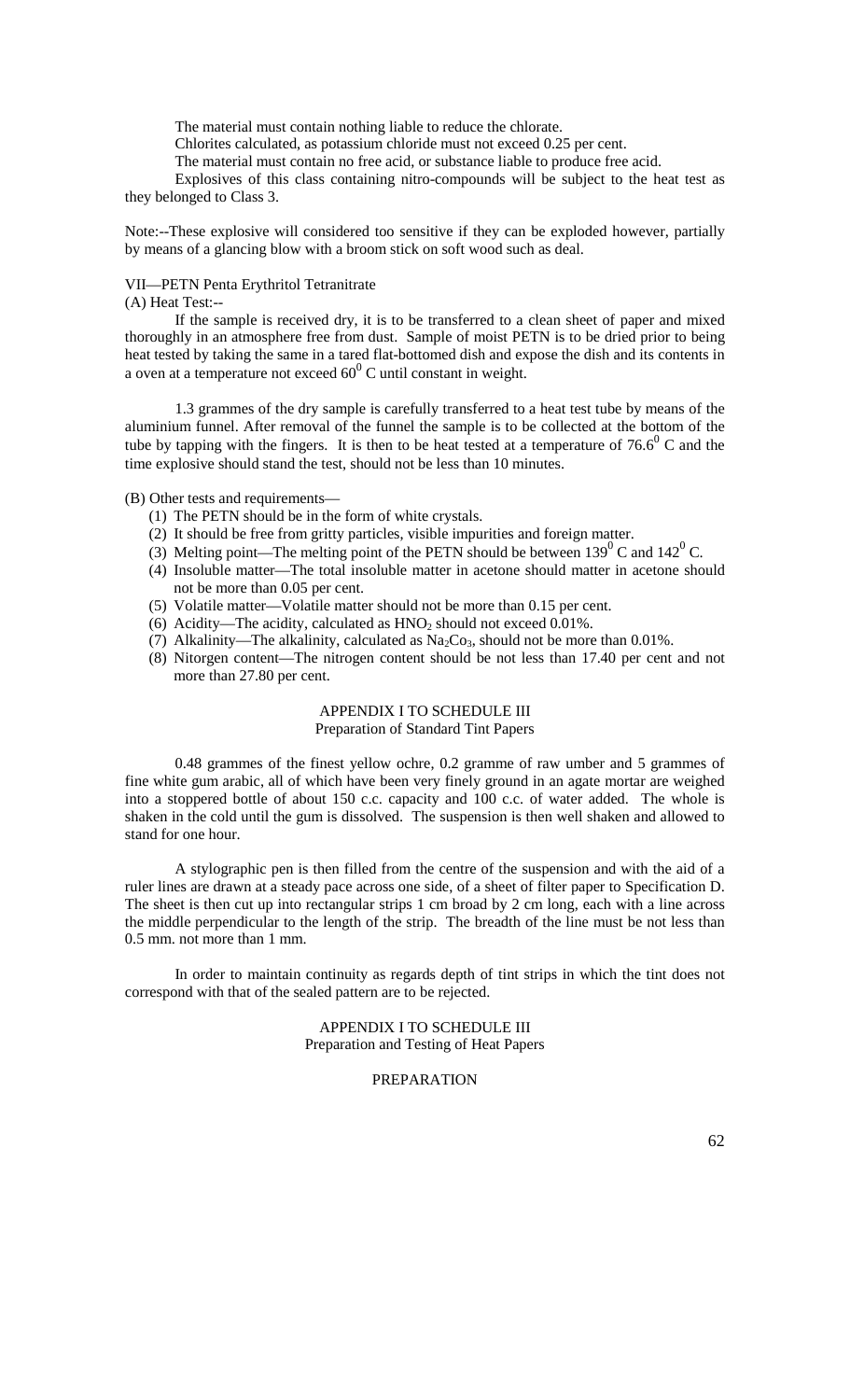The material must contain nothing liable to reduce the chlorate.

Chlorites calculated, as potassium chloride must not exceed 0.25 per cent.

The material must contain no free acid, or substance liable to produce free acid.

Explosives of this class containing nitro-compounds will be subject to the heat test as they belonged to Class 3.

Note:--These explosive will considered too sensitive if they can be exploded however, partially by means of a glancing blow with a broom stick on soft wood such as deal.

VII—PETN Penta Erythritol Tetranitrate

(A) Heat Test:--

If the sample is received dry, it is to be transferred to a clean sheet of paper and mixed thoroughly in an atmosphere free from dust. Sample of moist PETN is to be dried prior to being heat tested by taking the same in a tared flat-bottomed dish and expose the dish and its contents in a oven at a temperature not exceed $60^0$ C until constant in weight.

1.3 grammes of the dry sample is carefully transferred to a heat test tube by means of the aluminium funnel. After removal of the funnel the sample is to be collected at the bottom of the tube by tapping with the fingers. It is then to be heat tested at a temperature of $76.6^0$ C and the time explosive should stand the test, should not be less than 10 minutes.

(B) Other tests and requirements—

(1) The PETN should be in the form of white crystals.
(2) It should be free from gritty particles, visible impurities and foreign matter.
(3) Melting point—The melting point of the PETN should be between $139^0$ C and $142^0$ C.
(4) Insoluble matter—The total insoluble matter in acetone should matter in acetone should not be more than 0.05 per cent.
(5) Volatile matter—Volatile matter should not be more than 0.15 per cent.
(6) Acidity—The acidity, calculated as $HNO_2$ should not exceed 0.01%.
(7) Alkalinity—The alkalinity, calculated as $Na_2Co_3$, should not be more than 0.01%.
(8) Nitorgen content—The nitrogen content should be not less than 17.40 per cent and not more than 27.80 per cent.

APPENDIX I TO SCHEDULE III

Preparation of Standard Tint Papers

0.48 grammes of the finest yellow ochre, 0.2 gramme of raw umber and 5 grammes of fine white gum arabic, all of which have been very finely ground in an agate mortar are weighed into a stoppered bottle of about 150 c.c. capacity and 100 c.c. of water added. The whole is shaken in the cold until the gum is dissolved. The suspension is then well shaken and allowed to stand for one hour.

A stylographic pen is then filled from the centre of the suspension and with the aid of a ruler lines are drawn at a steady pace across one side, of a sheet of filter paper to Specification D. The sheet is then cut up into rectangular strips 1 cm broad by 2 cm long, each with a line across the middle perpendicular to the length of the strip. The breadth of the line must be not less than 0.5 mm. not more than 1 mm.

In order to maintain continuity as regards depth of tint strips in which the tint does not correspond with that of the sealed pattern are to be rejected.

APPENDIX I TO SCHEDULE III

Preparation and Testing of Heat Papers

PREPARATION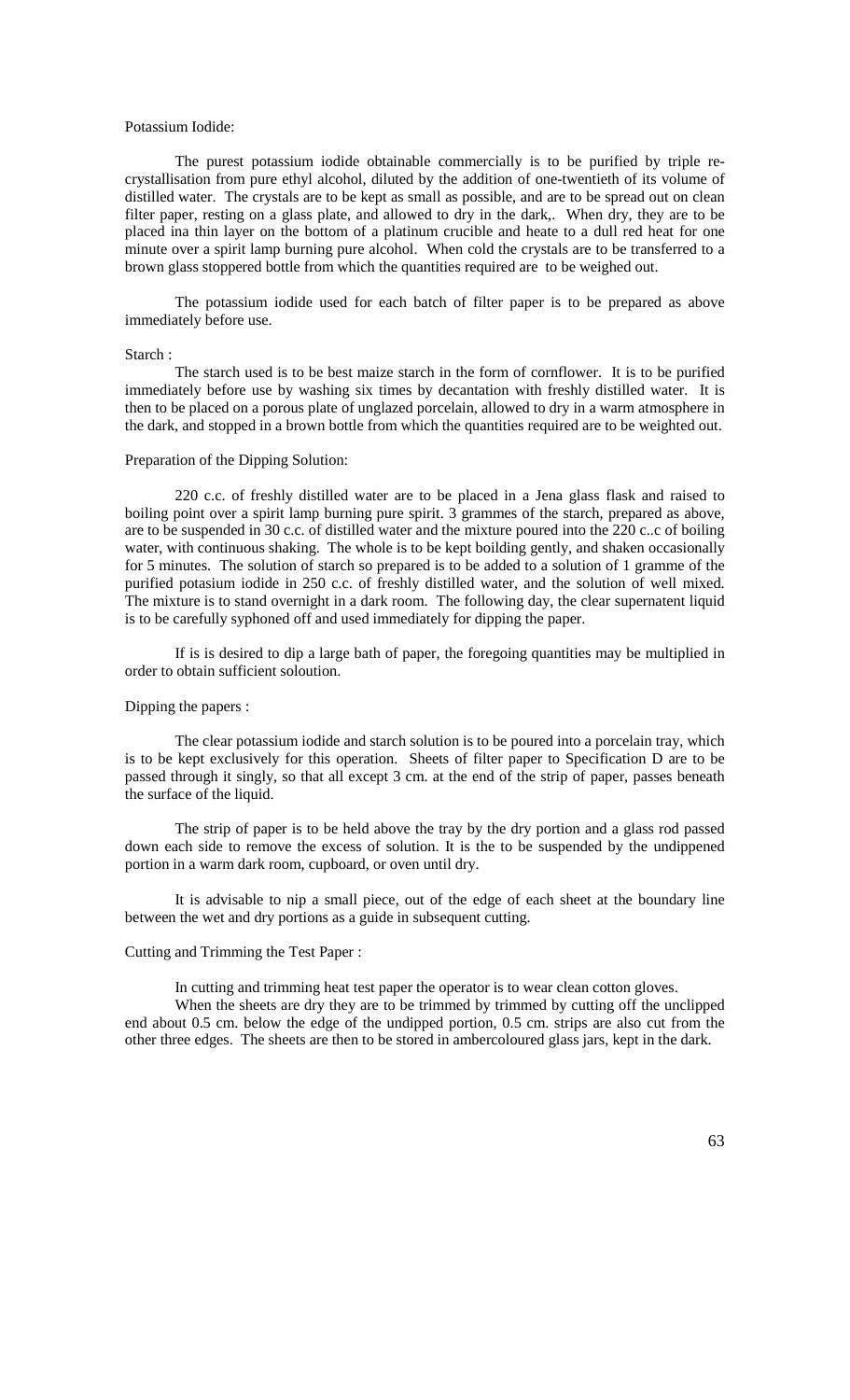Potassium Iodide:

The purest potassium iodide obtainable commercially is to be purified by triple re-crystallisation from pure ethyl alcohol, diluted by the addition of one-twentieth of its volume of distilled water. The crystals are to be kept as small as possible, and are to be spread out on clean filter paper, resting on a glass plate, and allowed to dry in the dark,. When dry, they are to be placed ina thin layer on the bottom of a platinum crucible and heate to a dull red heat for one minute over a spirit lamp burning pure alcohol. When cold the crystals are to be transferred to a brown glass stoppered bottle from which the quantities required are to be weighed out.

The potassium iodide used for each batch of filter paper is to be prepared as above immediately before use.

Starch :

The starch used is to be best maize starch in the form of cornflower. It is to be purified immediately before use by washing six times by decantation with freshly distilled water. It is then to be placed on a porous plate of unglazed porcelain, allowed to dry in a warm atmosphere in the dark, and stopped in a brown bottle from which the quantities required are to be weighted out.

Preparation of the Dipping Solution:

220 c.c. of freshly distilled water are to be placed in a Jena glass flask and raised to boiling point over a spirit lamp burning pure spirit. 3 grammes of the starch, prepared as above, are to be suspended in 30 c.c. of distilled water and the mixture poured into the 220 c..c of boiling water, with continuous shaking. The whole is to be kept boilding gently, and shaken occasionally for 5 minutes. The solution of starch so prepared is to be added to a solution of 1 gramme of the purified potasium iodide in 250 c.c. of freshly distilled water, and the solution of well mixed. The mixture is to stand overnight in a dark room. The following day, the clear supernatent liquid is to be carefully syphoned off and used immediately for dipping the paper.

If is is desired to dip a large bath of paper, the foregoing quantities may be multiplied in order to obtain sufficient soloution.

Dipping the papers :

The clear potassium iodide and starch solution is to be poured into a porcelain tray, which is to be kept exclusively for this operation. Sheets of filter paper to Specification D are to be passed through it singly, so that all except 3 cm. at the end of the strip of paper, passes beneath the surface of the liquid.

The strip of paper is to be held above the tray by the dry portion and a glass rod passed down each side to remove the excess of solution. It is the to be suspended by the undippened portion in a warm dark room, cupboard, or oven until dry.

It is advisable to nip a small piece, out of the edge of each sheet at the boundary line between the wet and dry portions as a guide in subsequent cutting.

Cutting and Trimming the Test Paper :

In cutting and trimming heat test paper the operator is to wear clean cotton gloves.

When the sheets are dry they are to be trimmed by trimmed by cutting off the unclipped end about 0.5 cm. below the edge of the undipped portion, 0.5 cm. strips are also cut from the other three edges. The sheets are then to be stored in ambercoloured glass jars, kept in the dark.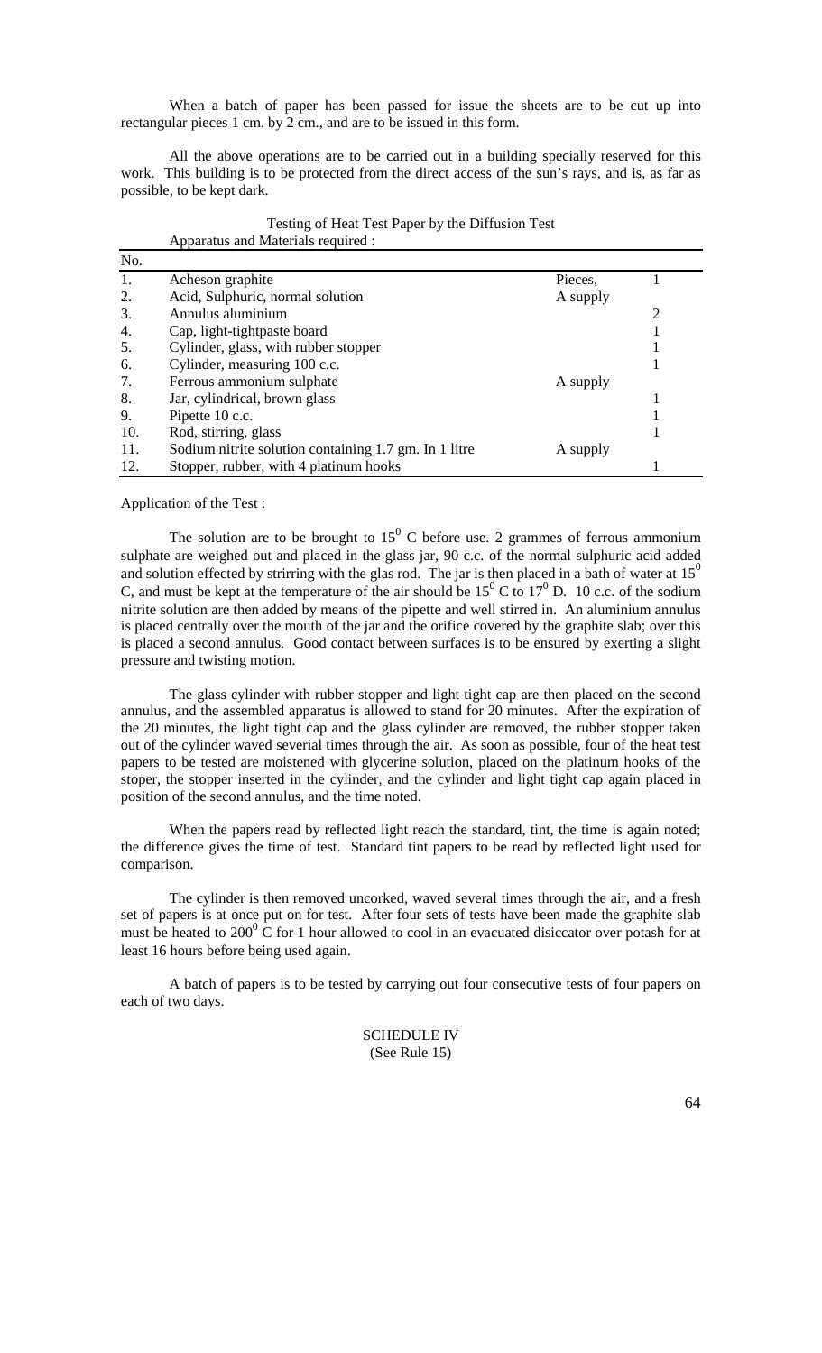When a batch of paper has been passed for issue the sheets are to be cut up into rectangular pieces 1 cm. by 2 cm., and are to be issued in this form.

All the above operations are to be carried out in a building specially reserved for this work. This building is to be protected from the direct access of the sun's rays, and is, as far as possible, to be kept dark.

Testing of Heat Test Paper by the Diffusion Test

Apparatus and Materials required :

| No. | | | |
|---|---|---|---|
| 1. | Acheson graphite | Pieces, | 1 |
| 2. | Acid, Sulphuric, normal solution | A supply | |
| 3. | Annulus aluminium | | 2 |
| 4. | Cap, light-tightpaste board | | 1 |
| 5. | Cylinder, glass, with rubber stopper | | 1 |
| 6. | Cylinder, measuring 100 c.c. | | 1 |
| 7. | Ferrous ammonium sulphate | A supply | |
| 8. | Jar, cylindrical, brown glass | | 1 |
| 9. | Pipette 10 c.c. | | 1 |
| 10. | Rod, stirring, glass | | 1 |
| 11. | Sodium nitrite solution containing 1.7 gm. In 1 litre | A supply | |
| 12. | Stopper, rubber, with 4 platinum hooks | | 1 |

Application of the Test :

The solution are to be brought to $15^0$ C before use. 2 grammes of ferrous ammonium sulphate are weighed out and placed in the glass jar, 90 c.c. of the normal sulphuric acid added and solution effected by strirring with the glas rod. The jar is then placed in a bath of water at $15^0$ C, and must be kept at the temperature of the air should be $15^0$ C to $17^0$ D. 10 c.c. of the sodium nitrite solution are then added by means of the pipette and well stirred in. An aluminium annulus is placed centrally over the mouth of the jar and the orifice covered by the graphite slab; over this is placed a second annulus. Good contact between surfaces is to be ensured by exerting a slight pressure and twisting motion.

The glass cylinder with rubber stopper and light tight cap are then placed on the second annulus, and the assembled apparatus is allowed to stand for 20 minutes. After the expiration of the 20 minutes, the light tight cap and the glass cylinder are removed, the rubber stopper taken out of the cylinder waved severial times through the air. As soon as possible, four of the heat test papers to be tested are moistened with glycerine solution, placed on the platinum hooks of the stoper, the stopper inserted in the cylinder, and the cylinder and light tight cap again placed in position of the second annulus, and the time noted.

When the papers read by reflected light reach the standard, tint, the time is again noted; the difference gives the time of test. Standard tint papers to be read by reflected light used for comparison.

The cylinder is then removed uncorked, waved several times through the air, and a fresh set of papers is at once put on for test. After four sets of tests have been made the graphite slab must be heated to $200^0$ C for 1 hour allowed to cool in an evacuated disiccator over potash for at least 16 hours before being used again.

A batch of papers is to be tested by carrying out four consecutive tests of four papers on each of two days.

SCHEDULE IV
(See Rule 15)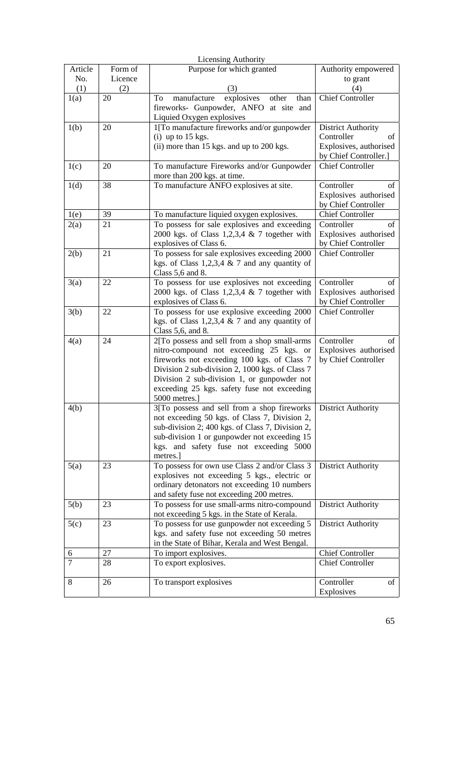Licensing Authority

| Article No. (1) | Form of Licence (2) | Purpose for which granted (3) | Authority empowered to grant (4) |
|---|---|---|---|
| 1(a) | 20 | To manufacture explosives other than fireworks- Gunpowder, ANFO at site and Liquied Oxygen explosives | Chief Controller |
| 1(b) | 20 | 1[To manufacture fireworks and/or gunpowder (i) up to 15 kgs. (ii) more than 15 kgs. and up to 200 kgs. | District Authority Controller of Explosives, authorised by Chief Controller.] |
| 1(c) | 20 | To manufacture Fireworks and/or Gunpowder more than 200 kgs. at time. | Chief Controller |
| 1(d) | 38 | To manufacture ANFO explosives at site. | Controller of Explosives authorised by Chief Controller |
| 1(e) | 39 | To manufacture liquied oxygen explosives. | Chief Controller |
| 2(a) | 21 | To possess for sale explosives and exceeding 2000 kgs. of Class 1,2,3,4 & 7 together with explosives of Class 6. | Controller of Explosives authorised by Chief Controller |
| 2(b) | 21 | To possess for sale explosives exceeding 2000 kgs. of Class 1,2,3,4 & 7 and any quantity of Class 5,6 and 8. | Chief Controller |
| 3(a) | 22 | To possess for use explosives not exceeding 2000 kgs. of Class 1,2,3,4 & 7 together with explosives of Class 6. | Controller of Explosives authorised by Chief Controller |
| 3(b) | 22 | To possess for use explosive exceeding 2000 kgs. of Class 1,2,3,4 & 7 and any quantity of Class 5,6, and 8. | Chief Controller |
| 4(a) | 24 | 2[To possess and sell from a shop small-arms nitro-compound not exceeding 25 kgs. or fireworks not exceeding 100 kgs. of Class 7 Division 2 sub-division 2, 1000 kgs. of Class 7 Division 2 sub-division 1, or gunpowder not exceeding 25 kgs. safety fuse not exceeding 5000 metres.] | Controller of Explosives authorised by Chief Controller |
| 4(b) | | 3[To possess and sell from a shop fireworks not exceeding 50 kgs. of Class 7, Division 2, sub-division 2; 400 kgs. of Class 7, Division 2, sub-division 1 or gunpowder not exceeding 15 kgs. and safety fuse not exceeding 5000 metres.] | District Authority |
| 5(a) | 23 | To possess for own use Class 2 and/or Class 3 explosives not exceeding 5 kgs., electric or ordinary detonators not exceeding 10 numbers and safety fuse not exceeding 200 metres. | District Authority |
| 5(b) | 23 | To possess for use small-arms nitro-compound not exceeding 5 kgs. in the State of Kerala. | District Authority |
| 5(c) | 23 | To possess for use gunpowder not exceeding 5 kgs. and safety fuse not exceeding 50 metres in the State of Bihar, Kerala and West Bengal. | District Authority |
| 6 | 27 | To import explosives. | Chief Controller |
| 7 | 28 | To export explosives. | Chief Controller |
| 8 | 26 | To transport explosives | Controller of Explosives |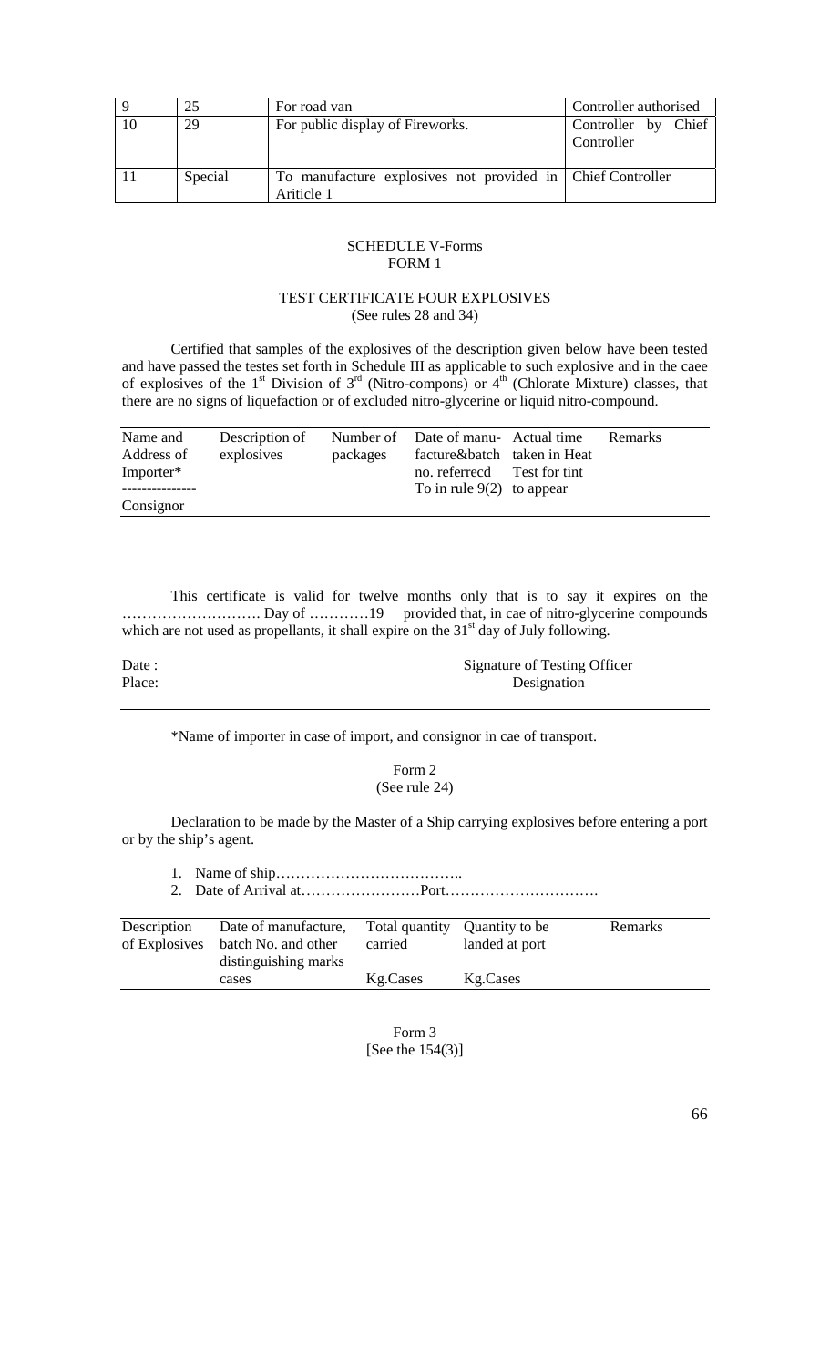| 9 | 25 | For road van | Controller authorised |
|---|---|---|---|
| 10 | 29 | For public display of Fireworks. | Controller by Chief Controller |
| 11 | Special | To manufacture explosives not provided in Ariticle 1 | Chief Controller |

## SCHEDULE V-Forms
## FORM 1

### TEST CERTIFICATE FOUR EXPLOSIVES
(See rules 28 and 34)

Certified that samples of the explosives of the description given below have been tested and have passed the testes set forth in Schedule III as applicable to such explosive and in the caee of explosives of the 1st Division of 3rd (Nitro-compons) or 4th (Chlorate Mixture) classes, that there are no signs of liquefaction or of excluded nitro-glycerine or liquid nitro-compound.

| Name and Address of Importer* --------------- Consignor | Description of explosives | Number of packages | Date of manu-facture&batch no. referrecd To in rule 9(2) | Actual time taken in Heat Test for tint to appear | Remarks |
|---|---|---|---|---|---|
| | | | | | |

This certificate is valid for twelve months only that is to say it expires on the ………………………. Day of …………19 provided that, in cae of nitro-glycerine compounds which are not used as propellants, it shall expire on the 31st day of July following.

Date :
Place:

Signature of Testing Officer
Designation

*Name of importer in case of import, and consignor in cae of transport.

## Form 2
(See rule 24)

Declaration to be made by the Master of a Ship carrying explosives before entering a port or by the ship's agent.

1. Name of ship………………………………..
2. Date of Arrival at……………………Port………………………….

| Description of Explosives | Date of manufacture, batch No. and other distinguishing marks cases | Total quantity carried Kg.Cases | Quantity to be landed at port Kg.Cases | Remarks |
|---|---|---|---|---|
| | | | | |

## Form 3
[See the 154(3)]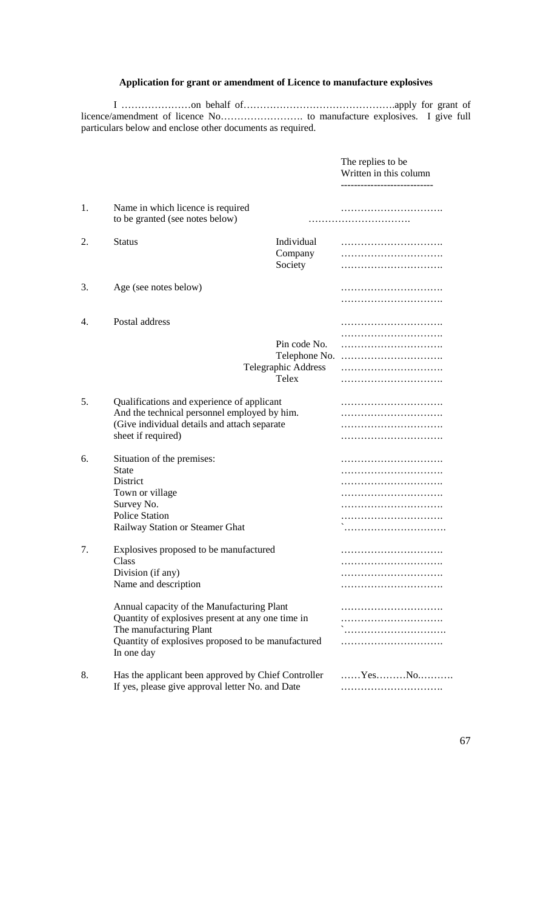**Application for grant or amendment of Licence to manufacture explosives**

I …………………on behalf of……………………………………….apply for grant of licence/amendment of licence No……………………. to manufacture explosives. I give full particulars below and enclose other documents as required.

| | | | The replies to be Written in this column |
|---|---|---|---|
| 1. | Name in which licence is required to be granted (see notes below) | | …………………………. …………………………. |
| 2. | Status | Individual | …………………………. |
| | | Company | …………………………. |
| | | Society | …………………………. |
| 3. | Age (see notes below) | | …………………………. …………………………. |
| 4. | Postal address | | …………………………. …………………………. |
| | | Pin code No. | …………………………. |
| | | Telephone No. | …………………………. |
| | | Telegraphic Address | …………………………. |
| | | Telex | …………………………. |
| 5. | Qualifications and experience of applicant And the technical personnel employed by him. (Give individual details and attach separate sheet if required) | | …………………………. …………………………. …………………………. …………………………. |
| 6. | Situation of the premises: | | …………………………. |
| | State | | …………………………. |
| | District | | …………………………. |
| | Town or village | | …………………………. |
| | Survey No. | | …………………………. |
| | Police Station | | …………………………. |
| | Railway Station or Steamer Ghat | | `…………………………. |
| 7. | Explosives proposed to be manufactured | | …………………………. |
| | Class | | …………………………. |
| | Division (if any) | | …………………………. |
| | Name and description | | …………………………. |
| | Annual capacity of the Manufacturing Plant | | …………………………. |
| | Quantity of explosives present at any one time in The manufacturing Plant | | …………………………. `…………………………. |
| | Quantity of explosives proposed to be manufactured In one day | | …………………………. |
| 8. | Has the applicant been approved by Chief Controller | | ……Yes………No……….. |
| | If yes, please give approval letter No. and Date | | …………………………. |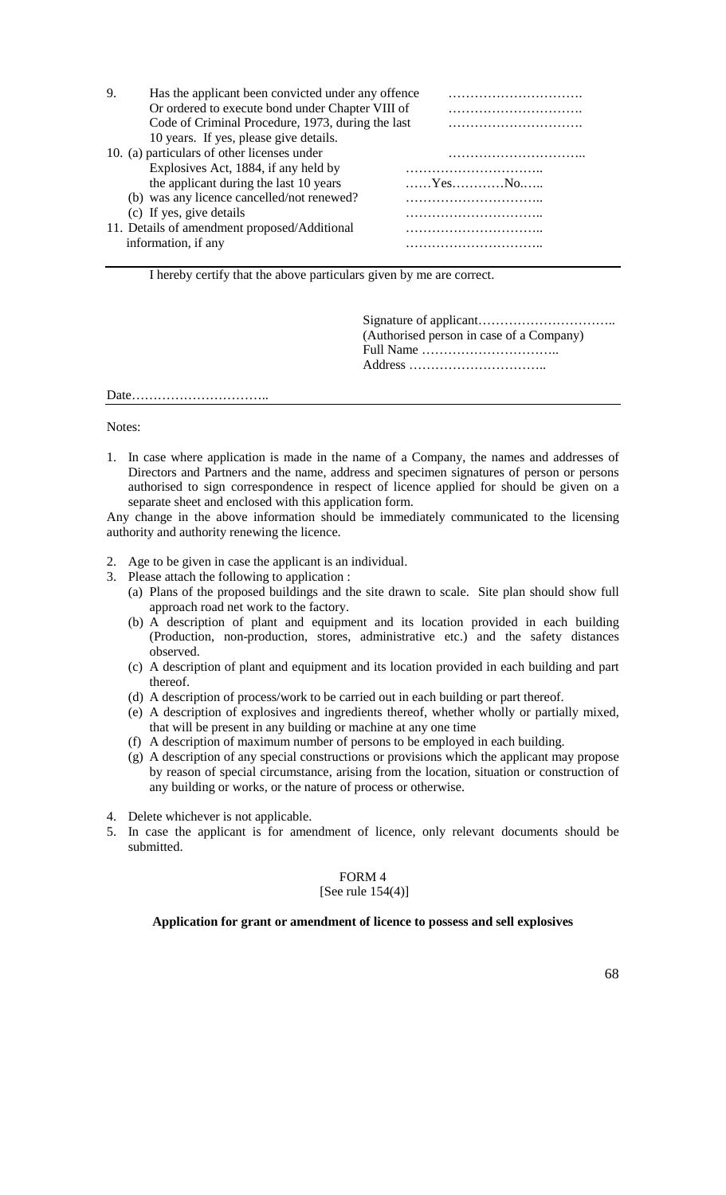9. Has the applicant been convicted under any offence Or ordered to execute bond under Chapter VIII of Code of Criminal Procedure, 1973, during the last 10 years. If yes, please give details. ………………………….

10. (a) particulars of other licenses under Explosives Act, 1884, if any held by the applicant during the last 10 years ………………………….
    (b) was any licence cancelled/not renewed? ……Yes…………No.…..
    (c) If yes, give details ………………………….

11. Details of amendment proposed/Additional information, if any ………………………….

I hereby certify that the above particulars given by me are correct.

Signature of applicant…………………………..
(Authorised person in case of a Company)
Full Name …………………………..
Address …………………………..

Date…………………………..

Notes:

1. In case where application is made in the name of a Company, the names and addresses of Directors and Partners and the name, address and specimen signatures of person or persons authorised to sign correspondence in respect of licence applied for should be given on a separate sheet and enclosed with this application form.

Any change in the above information should be immediately communicated to the licensing authority and authority renewing the licence.

2. Age to be given in case the applicant is an individual.
3. Please attach the following to application :
   (a) Plans of the proposed buildings and the site drawn to scale. Site plan should show full approach road net work to the factory.
   (b) A description of plant and equipment and its location provided in each building (Production, non-production, stores, administrative etc.) and the safety distances observed.
   (c) A description of plant and equipment and its location provided in each building and part thereof.
   (d) A description of process/work to be carried out in each building or part thereof.
   (e) A description of explosives and ingredients thereof, whether wholly or partially mixed, that will be present in any building or machine at any one time
   (f) A description of maximum number of persons to be employed in each building.
   (g) A description of any special constructions or provisions which the applicant may propose by reason of special circumstance, arising from the location, situation or construction of any building or works, or the nature of process or otherwise.
4. Delete whichever is not applicable.
5. In case the applicant is for amendment of licence, only relevant documents should be submitted.

FORM 4
[See rule 154(4)]

**Application for grant or amendment of licence to possess and sell explosives**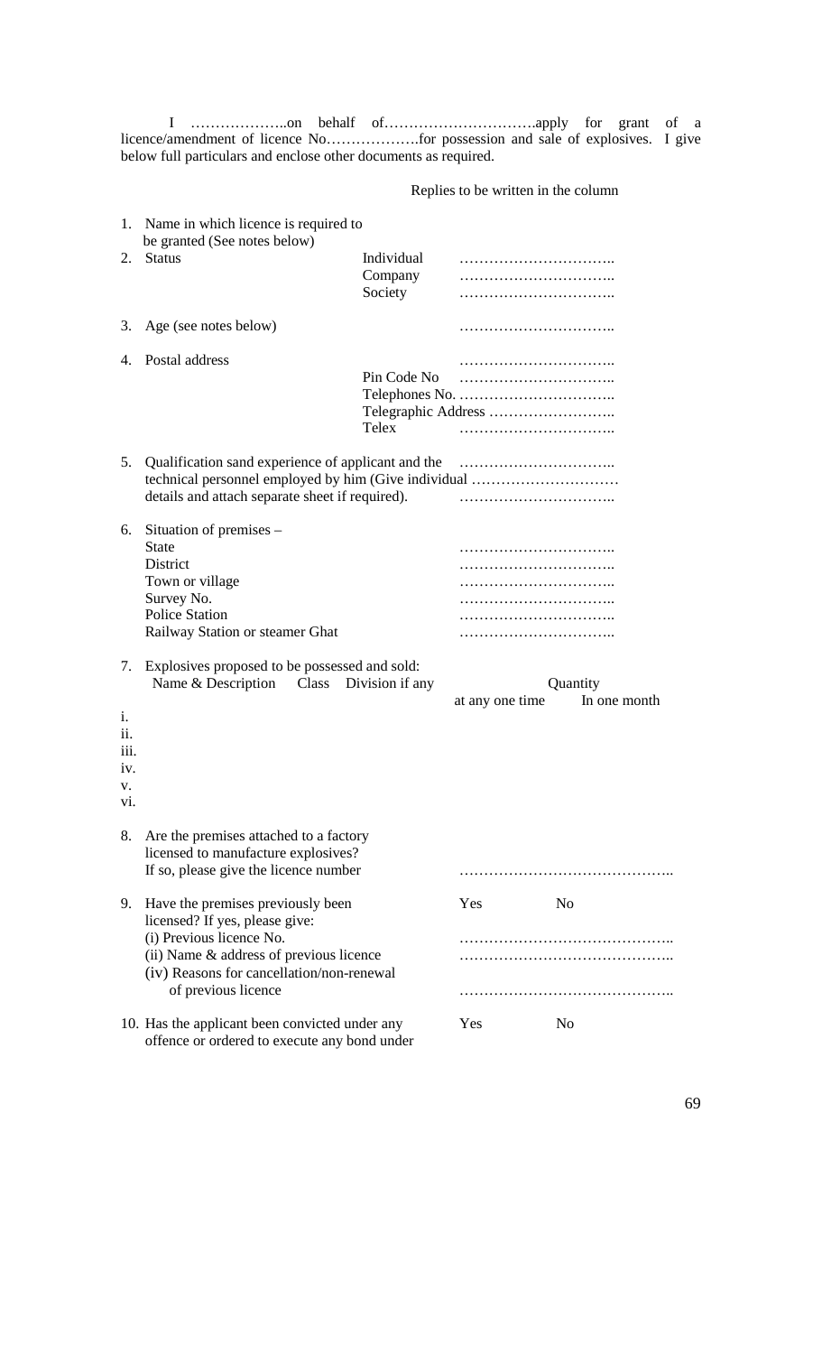I ………………..on behalf of………………………….apply for grant of a licence/amendment of licence No……………….for possession and sale of explosives. I give below full particulars and enclose other documents as required.

Replies to be written in the column

1. Name in which licence is required to be granted (See notes below)
2. Status
   - Individual …………………………..
   - Company …………………………..
   - Society …………………………..
3. Age (see notes below) …………………………..
4. Postal address …………………………..
   - Pin Code No …………………………..
   - Telephones No. …………………………..
   - Telegraphic Address ……………………..
   - Telex …………………………..
5. Qualification sand experience of applicant and the technical personnel employed by him (Give individual details and attach separate sheet if required). …………………………..
6. Situation of premises –
   - State …………………………..
   - District …………………………..
   - Town or village …………………………..
   - Survey No. …………………………..
   - Police Station …………………………..
   - Railway Station or steamer Ghat …………………………..
7. Explosives proposed to be possessed and sold:

| | Name & Description | Class | Division if any | Quantity at any one time | Quantity In one month |
|---|---|---|---|---|---|
| i. | | | | | |
| ii. | | | | | |
| iii. | | | | | |
| iv. | | | | | |
| v. | | | | | |
| vi. | | | | | |

8. Are the premises attached to a factory licensed to manufacture explosives? If so, please give the licence number ……………………………………..
9. Have the premises previously been licensed? If yes, please give: Yes No
   - (i) Previous licence No. ……………………………………..
   - (ii) Name & address of previous licence ……………………………………..
   - (iv) Reasons for cancellation/non-renewal of previous licence ……………………………………..
10. Has the applicant been convicted under any offence or ordered to execute any bond under Yes No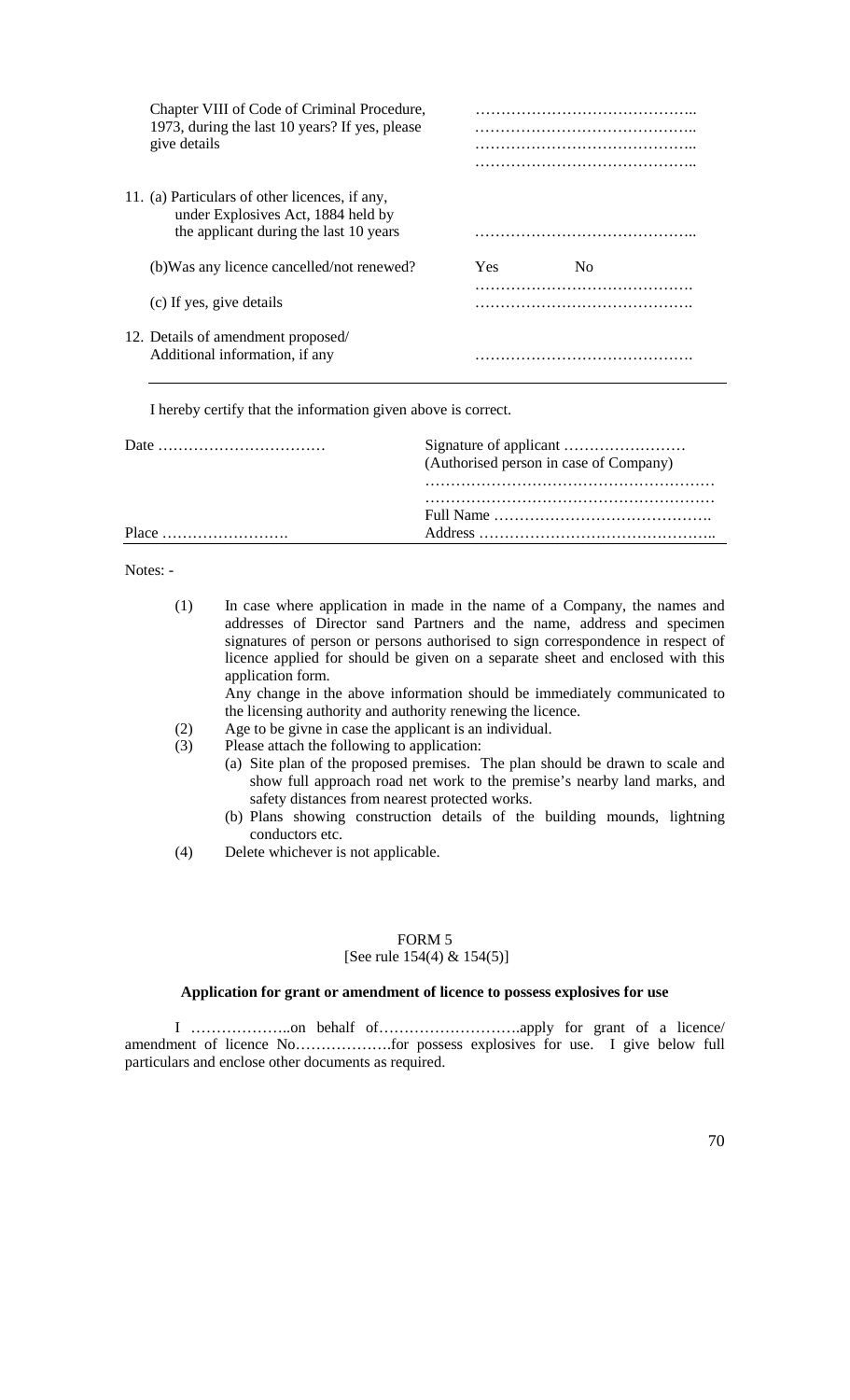| | |
|---|---|
| Chapter VIII of Code of Criminal Procedure, 1973, during the last 10 years? If yes, please give details | ……………………………………..<br>……………………………………..<br>……………………………………..<br>…………………………………….. |
| 11. (a) Particulars of other licences, if any, under Explosives Act, 1884 held by the applicant during the last 10 years | …………………………………….. |
| (b)Was any licence cancelled/not renewed? | Yes No |
| (c) If yes, give details | …………………………………….<br>……………………………………. |
| 12. Details of amendment proposed/ Additional information, if any | ……………………………………. |

I hereby certify that the information given above is correct.

| | |
|---|---|
| Date …………………………… | Signature of applicant ……………………<br>(Authorised person in case of Company)<br>…………………………………………………<br>………………………………………………… |
| | Full Name ……………………………………. |
| Place ……………………. | Address ……………………………………….. |

Notes: -

(1) In case where application in made in the name of a Company, the names and addresses of Director sand Partners and the name, address and specimen signatures of person or persons authorised to sign correspondence in respect of licence applied for should be given on a separate sheet and enclosed with this application form.
Any change in the above information should be immediately communicated to the licensing authority and authority renewing the licence.

(2) Age to be givne in case the applicant is an individual.

(3) Please attach the following to application:
   (a) Site plan of the proposed premises. The plan should be drawn to scale and show full approach road net work to the premise's nearby land marks, and safety distances from nearest protected works.
   (b) Plans showing construction details of the building mounds, lightning conductors etc.

(4) Delete whichever is not applicable.

FORM 5
[See rule 154(4) & 154(5)]

**Application for grant or amendment of licence to possess explosives for use**

I ………………..on behalf of……………………….apply for grant of a licence/ amendment of licence No……………….for possess explosives for use. I give below full particulars and enclose other documents as required.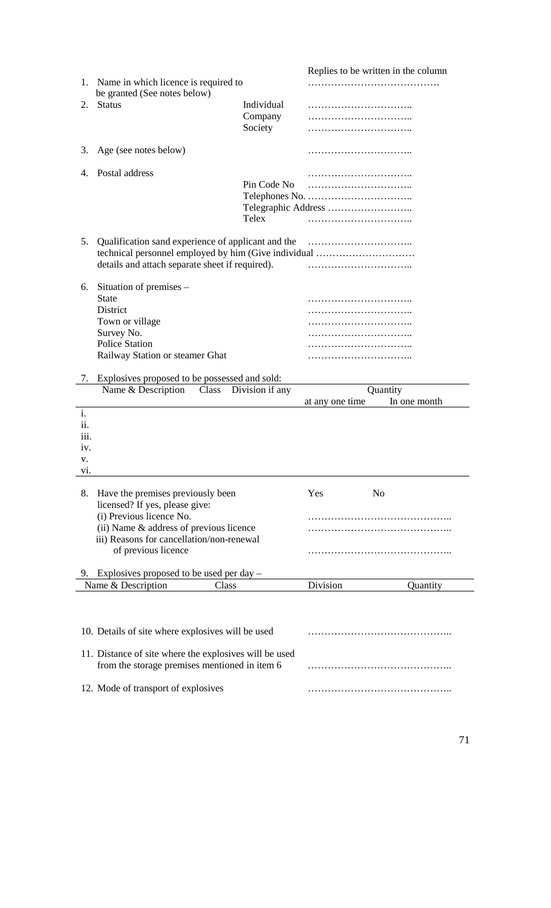Replies to be written in the column

1. Name in which licence is required to be granted (See notes below) ………………………………….
2. Status
   - Individual …………………………..
   - Company …………………………..
   - Society …………………………..
3. Age (see notes below) …………………………..
4. Postal address …………………………..
   - Pin Code No …………………………..
   - Telephones No. …………………………..
   - Telegraphic Address …………………………..
   - Telex …………………………..
5. Qualification sand experience of applicant and the technical personnel employed by him (Give individual details and attach separate sheet if required). …………………………..
6. Situation of premises –
   - State …………………………..
   - District …………………………..
   - Town or village …………………………..
   - Survey No. …………………………..
   - Police Station …………………………..
   - Railway Station or steamer Ghat …………………………..
7. Explosives proposed to be possessed and sold:

| | Name & Description | Class | Division if any | Quantity at any one time | Quantity In one month |
|---|---|---|---|---|---|
| i. | | | | | |
| ii. | | | | | |
| iii. | | | | | |
| iv. | | | | | |
| v. | | | | | |
| vi. | | | | | |

8. Have the premises previously been licensed? If yes, please give: Yes No
   - (i) Previous licence No. ……………………………………..
   - (ii) Name & address of previous licence ……………………………………..
   - iii) Reasons for cancellation/non-renewal of previous licence ……………………………………..
9. Explosives proposed to be used per day –

| Name & Description | Class | Division | Quantity |
|---|---|---|---|
| | | | |

10. Details of site where explosives will be used ……………………………………..
11. Distance of site where the explosives will be used from the storage premises mentioned in item 6 ……………………………………..
12. Mode of transport of explosives ……………………………………..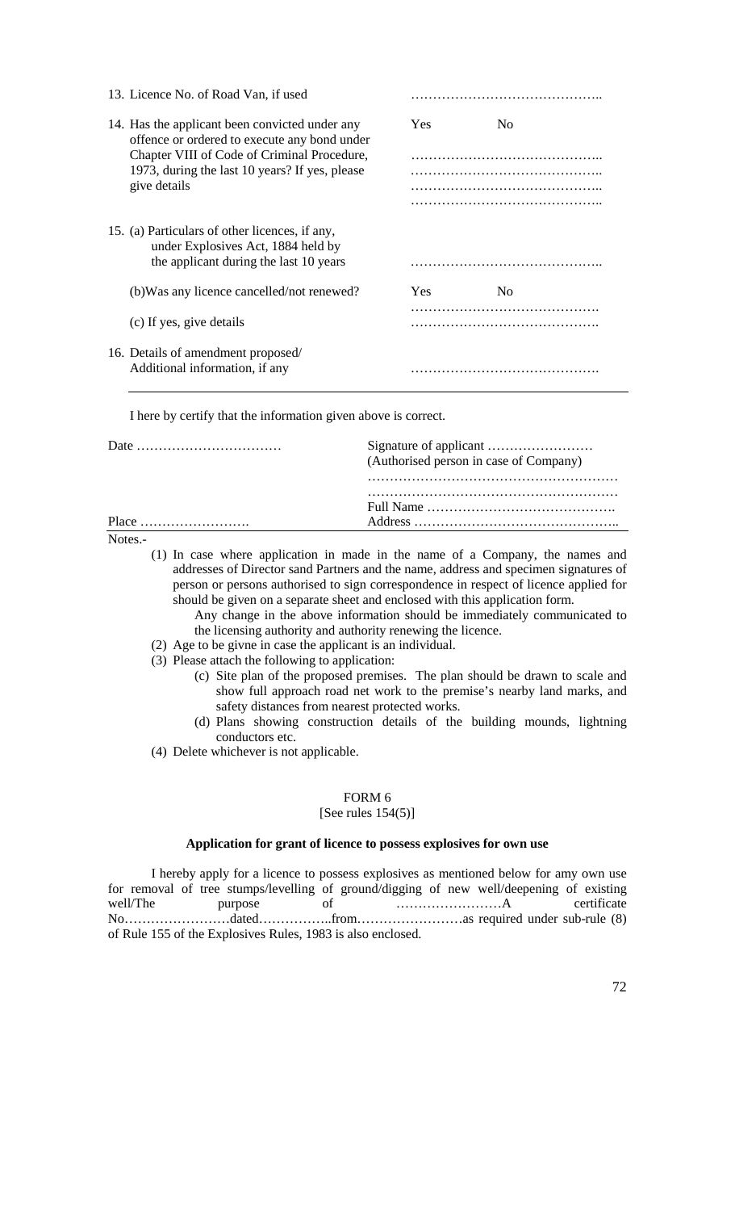13. Licence No. of Road Van, if used ……………………………………..

14. Has the applicant been convicted under any offence or ordered to execute any bond under Chapter VIII of Code of Criminal Procedure, 1973, during the last 10 years? If yes, please give details

Yes No

……………………………………..
……………………………………..
……………………………………..
……………………………………..

15. (a) Particulars of other licences, if any, under Explosives Act, 1884 held by the applicant during the last 10 years ……………………………………..

(b)Was any licence cancelled/not renewed? Yes No

(c) If yes, give details ……………………………………. …………………………………….

16. Details of amendment proposed/ Additional information, if any …………………………………….

I here by certify that the information given above is correct.

Date …………………………… Signature of applicant ……………………
(Authorised person in case of Company)
…………………………………………………
…………………………………………………
Full Name …………………………………….
Place ……………………. Address ………………………………………..

Notes.-

(1) In case where application in made in the name of a Company, the names and addresses of Director sand Partners and the name, address and specimen signatures of person or persons authorised to sign correspondence in respect of licence applied for should be given on a separate sheet and enclosed with this application form.
Any change in the above information should be immediately communicated to the licensing authority and authority renewing the licence.
(2) Age to be givne in case the applicant is an individual.
(3) Please attach the following to application:
    (c) Site plan of the proposed premises. The plan should be drawn to scale and show full approach road net work to the premise's nearby land marks, and safety distances from nearest protected works.
    (d) Plans showing construction details of the building mounds, lightning conductors etc.
(4) Delete whichever is not applicable.

## FORM 6

[See rules 154(5)]

### Application for grant of licence to possess explosives for own use

I hereby apply for a licence to possess explosives as mentioned below for amy own use for removal of tree stumps/levelling of ground/digging of new well/deepening of existing well/The purpose of ……………………A certificate No……………………dated……………..from……………………as required under sub-rule (8) of Rule 155 of the Explosives Rules, 1983 is also enclosed.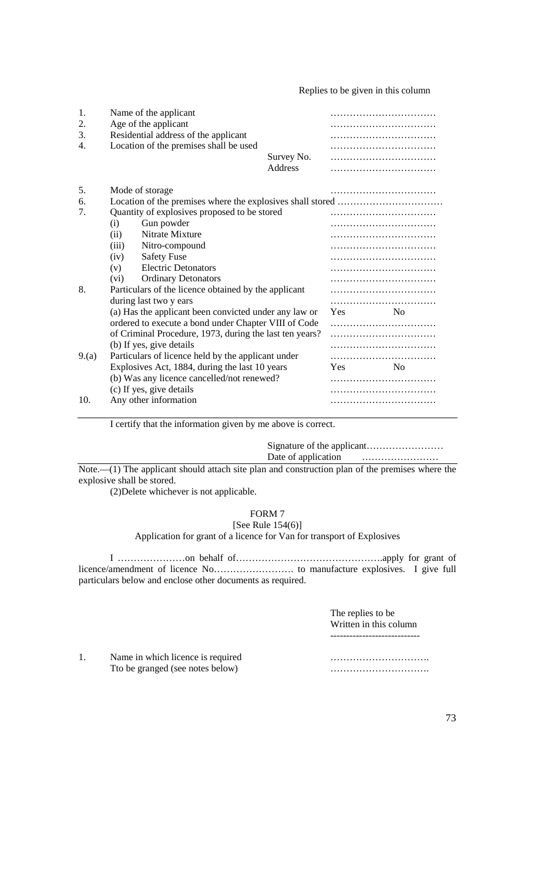Replies to be given in this column

| | | |
|---|---|---|
| 1. | Name of the applicant | ………………………… |
| 2. | Age of the applicant | ………………………… |
| 3. | Residential address of the applicant | ………………………… |
| 4. | Location of the premises shall be used | ………………………… |
| | Survey No. | ………………………… |
| | Address | ………………………… |
| 5. | Mode of storage | ………………………… |
| 6. | Location of the premises where the explosives shall stored | ………………………… |
| 7. | Quantity of explosives proposed to be stored | ………………………… |
| | (i) Gun powder | ………………………… |
| | (ii) Nitrate Mixture | ………………………… |
| | (iii) Nitro-compound | ………………………… |
| | (iv) Safety Fuse | ………………………… |
| | (v) Electric Detonators | ………………………… |
| | (vi) Ordinary Detonators | ………………………… |
| 8. | Particulars of the licence obtained by the applicant during last two y ears | ………………………… |
| | (a) Has the applicant been convicted under any law or ordered to execute a bond under Chapter VIII of Code of Criminal Procedure, 1973, during the last ten years? | Yes No |
| | (b) If yes, give details | ………………………… |
| 9.(a) | Particulars of licence held by the applicant under Explosives Act, 1884, during the last 10 years | ………………………… |
| | (b) Was any licence cancelled/not renewed? | Yes No |
| | (c) If yes, give details | ………………………… |
| 10. | Any other information | ………………………… |

I certify that the information given by me above is correct.

Signature of the applicant……………………
Date of application ……………………

Note.—(1) The applicant should attach site plan and construction plan of the premises where the explosive shall be stored.

(2)Delete whichever is not applicable.

## FORM 7

[See Rule 154(6)]

Application for grant of a licence for Van for transport of Explosives

I …………………on behalf of……………………………………….apply for grant of licence/amendment of licence No……………………. to manufacture explosives. I give full particulars below and enclose other documents as required.

The replies to be Written in this column

| | | |
|---|---|---|
| 1. | Name in which licence is required Tto be granged (see notes below) | …………………………. …………………………. |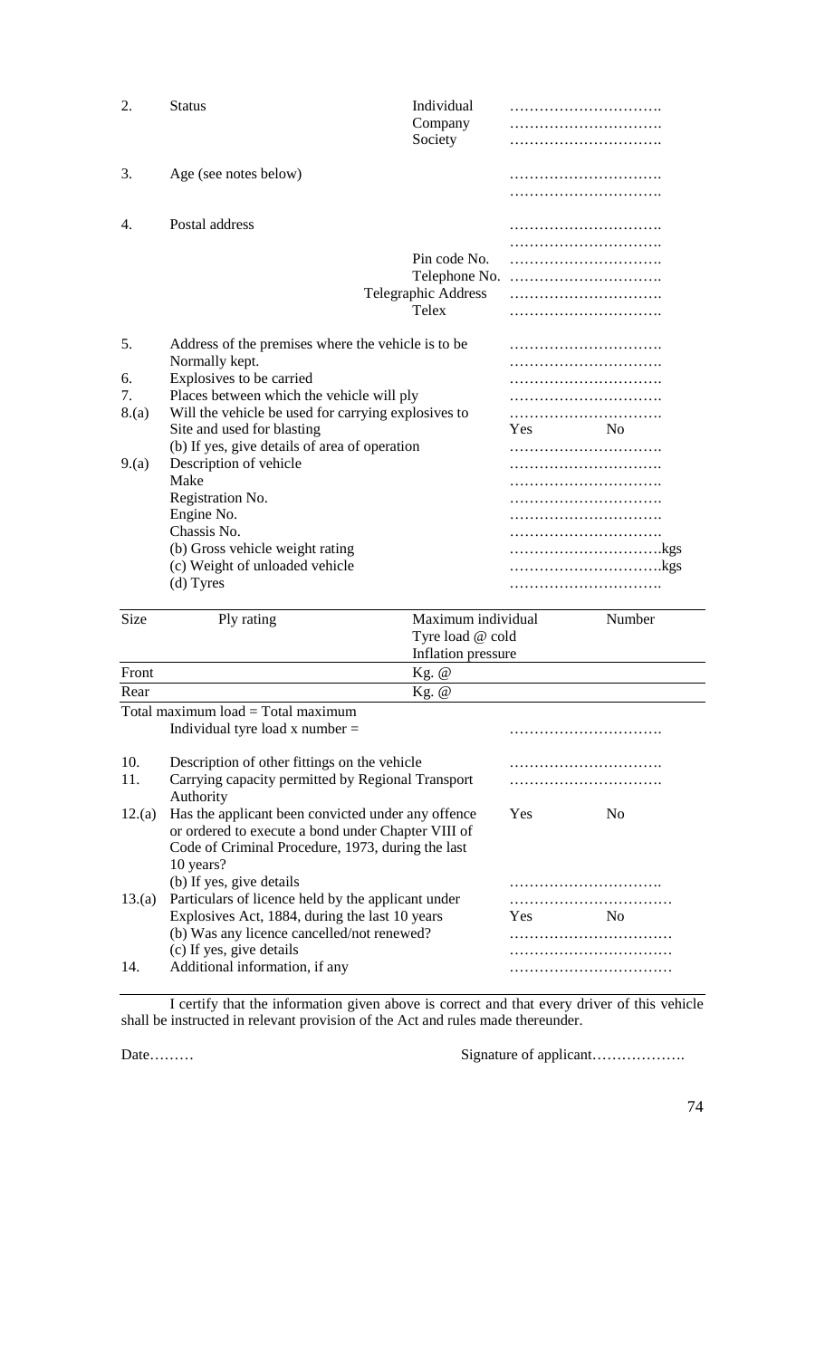2. Status — Individual …………………………
Company …………………………
Society …………………………

3. Age (see notes below) …………………………
…………………………

4. Postal address …………………………
…………………………
Pin code No. …………………………
Telephone No. …………………………
Telegraphic Address …………………………
Telex …………………………

5. Address of the premises where the vehicle is to be Normally kept. …………………………
…………………………

6. Explosives to be carried …………………………

7. Places between which the vehicle will ply …………………………

8.(a) Will the vehicle be used for carrying explosives to Site and used for blasting …………………………
Yes No

(b) If yes, give details of area of operation …………………………

9.(a) Description of vehicle …………………………
Make …………………………
Registration No. …………………………
Engine No. …………………………
Chassis No. …………………………
(b) Gross vehicle weight rating ………………………… kgs
(c) Weight of unloaded vehicle ………………………… kgs
(d) Tyres …………………………

| Size | Ply rating | Maximum individual Tyre load @ cold Inflation pressure | Number |
|---|---|---|---|
| Front | | Kg. @ | |
| Rear | | Kg. @ | |

Total maximum load = Total maximum Individual tyre load x number = …………………………

10. Description of other fittings on the vehicle …………………………

11. Carrying capacity permitted by Regional Transport Authority …………………………

12.(a) Has the applicant been convicted under any offence or ordered to execute a bond under Chapter VIII of Code of Criminal Procedure, 1973, during the last 10 years? Yes No

(b) If yes, give details …………………………

13.(a) Particulars of licence held by the applicant under Explosives Act, 1884, during the last 10 years …………………………
Yes No

(b) Was any licence cancelled/not renewed? …………………………

(c) If yes, give details …………………………

14. Additional information, if any …………………………

I certify that the information given above is correct and that every driver of this vehicle shall be instructed in relevant provision of the Act and rules made thereunder.

Date……… Signature of applicant……………….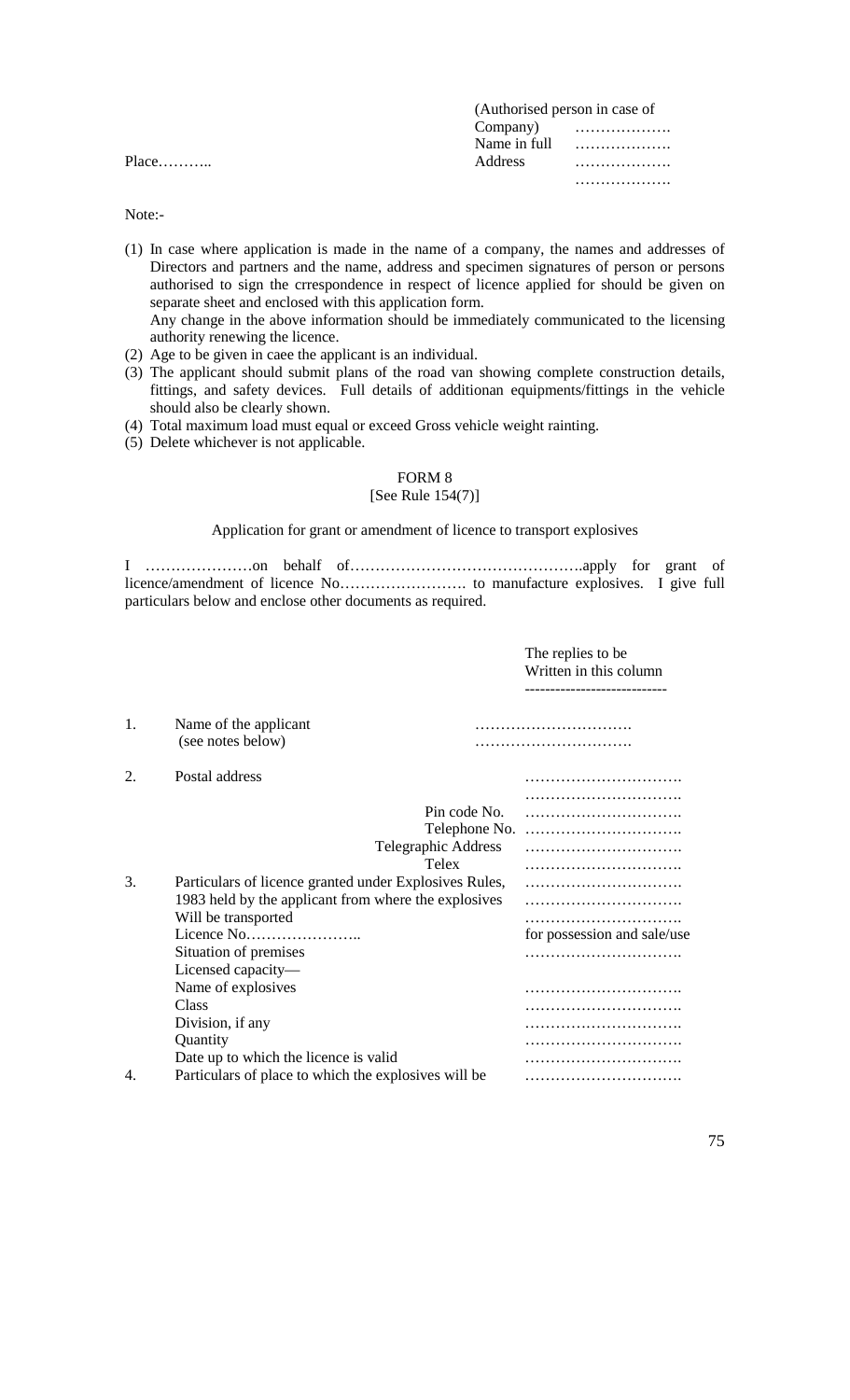(Authorised person in case of Company) ……………….

Name in full ……………….

Place……….. Address ……………….

……………….

Note:-

(1) In case where application is made in the name of a company, the names and addresses of Directors and partners and the name, address and specimen signatures of person or persons authorised to sign the crrespondence in respect of licence applied for should be given on separate sheet and enclosed with this application form.
   Any change in the above information should be immediately communicated to the licensing authority renewing the licence.
(2) Age to be given in caee the applicant is an individual.
(3) The applicant should submit plans of the road van showing complete construction details, fittings, and safety devices. Full details of additionan equipments/fittings in the vehicle should also be clearly shown.
(4) Total maximum load must equal or exceed Gross vehicle weight rainting.
(5) Delete whichever is not applicable.

FORM 8

[See Rule 154(7)]

Application for grant or amendment of licence to transport explosives

I …………………on behalf of……………………………………….apply for grant of licence/amendment of licence No……………………. to manufacture explosives. I give full particulars below and enclose other documents as required.

| | | The replies to be Written in this column |
|---|---|---|
| 1. | Name of the applicant (see notes below) | …………………………. …………………………. |
| 2. | Postal address | …………………………. …………………………. |
| | Pin code No. | …………………………. |
| | Telephone No. | …………………………. |
| | Telegraphic Address | …………………………. |
| | Telex | …………………………. |
| 3. | Particulars of licence granted under Explosives Rules, 1983 held by the applicant from where the explosives Will be transported | …………………………. …………………………. …………………………. |
| | Licence No………………….. | for possession and sale/use |
| | Situation of premises | …………………………. |
| | Licensed capacity— | |
| | Name of explosives | …………………………. |
| | Class | …………………………. |
| | Division, if any | …………………………. |
| | Quantity | …………………………. |
| | Date up to which the licence is valid | …………………………. |
| 4. | Particulars of place to which the explosives will be | …………………………. |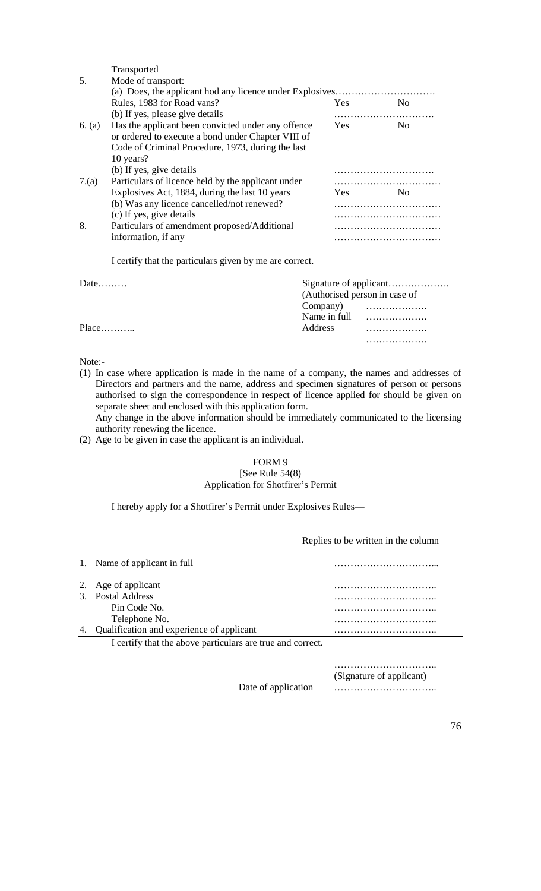| | | | |
|---|---|---|---|
| | Transported | | |
| 5. | Mode of transport: | | |
| | (a) Does, the applicant hod any licence under Explosives Rules, 1983 for Road vans? | Yes | No |
| | (b) If yes, please give details | ………………………… | |
| 6. (a) | Has the applicant been convicted under any offence or ordered to execute a bond under Chapter VIII of Code of Criminal Procedure, 1973, during the last 10 years? | Yes | No |
| | (b) If yes, give details | ………………………… | |
| 7.(a) | Particulars of licence held by the applicant under Explosives Act, 1884, during the last 10 years | ………………………… | |
| | (b) Was any licence cancelled/not renewed? | Yes | No |
| | (c) If yes, give details | ………………………… | |
| 8. | Particulars of amendment proposed/Additional information, if any | ………………………… | |

I certify that the particulars given by me are correct.

Date………

Place………..

Signature of applicant……………….
(Authorised person in case of Company) ……………….
Name in full ……………….
Address ……………….
……………….

Note:-

(1) In case where application is made in the name of a company, the names and addresses of Directors and partners and the name, address and specimen signatures of person or persons authorised to sign the correspondence in respect of licence applied for should be given on separate sheet and enclosed with this application form.
Any change in the above information should be immediately communicated to the licensing authority renewing the licence.

(2) Age to be given in case the applicant is an individual.

## FORM 9

[See Rule 54(8)

Application for Shotfirer's Permit

I hereby apply for a Shotfirer's Permit under Explosives Rules—

| | | Replies to be written in the column |
|---|---|---|
| 1. | Name of applicant in full | ………………………... |
| 2. | Age of applicant | ………………………... |
| 3. | Postal Address | ………………………... |
| | Pin Code No. | ………………………... |
| | Telephone No. | ………………………... |
| 4. | Qualification and experience of applicant | ………………………... |

I certify that the above particulars are true and correct.

………………………...
(Signature of applicant)

Date of application ………………………...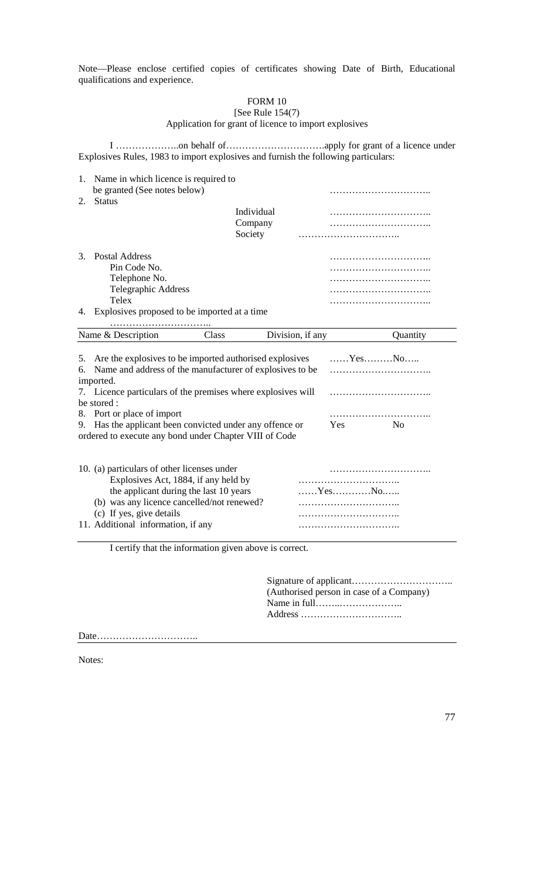Note—Please enclose certified copies of certificates showing Date of Birth, Educational qualifications and experience.

## FORM 10

[See Rule 154(7)

Application for grant of licence to import explosives

I ………………..on behalf of………………………….apply for grant of a licence under Explosives Rules, 1983 to import explosives and furnish the following particulars:

1. Name in which licence is required to be granted (See notes below) …………………………..
2. Status
   - Individual …………………………..
   - Company …………………………..
   - Society …………………………..
3. Postal Address …………………………..
   - Pin Code No. …………………………..
   - Telephone No. …………………………..
   - Telegraphic Address …………………………..
   - Telex …………………………..
4. Explosives proposed to be imported at a time …………………………..

| Name & Description | Class | Division, if any | Quantity |
|---|---|---|---|

5. Are the explosives to be imported authorised explosives ……Yes………No…..
6. Name and address of the manufacturer of explosives to be imported. …………………………..
7. Licence particulars of the premises where explosives will be stored : …………………………..
8. Port or place of import …………………………..
9. Has the applicant been convicted under any offence or ordered to execute any bond under Chapter VIII of Code Yes No

10. (a) particulars of other licenses under Explosives Act, 1884, if any held by the applicant during the last 10 years …………………………..
    …………………………..
    ……Yes…………No…...
    (b) was any licence cancelled/not renewed? …………………………..
    (c) If yes, give details …………………………..
11. Additional information, if any …………………………..

I certify that the information given above is correct.

Signature of applicant…………………………..
(Authorised person in case of a Company)
Name in full……..………………..
Address …………………………..

Date…………………………..

Notes: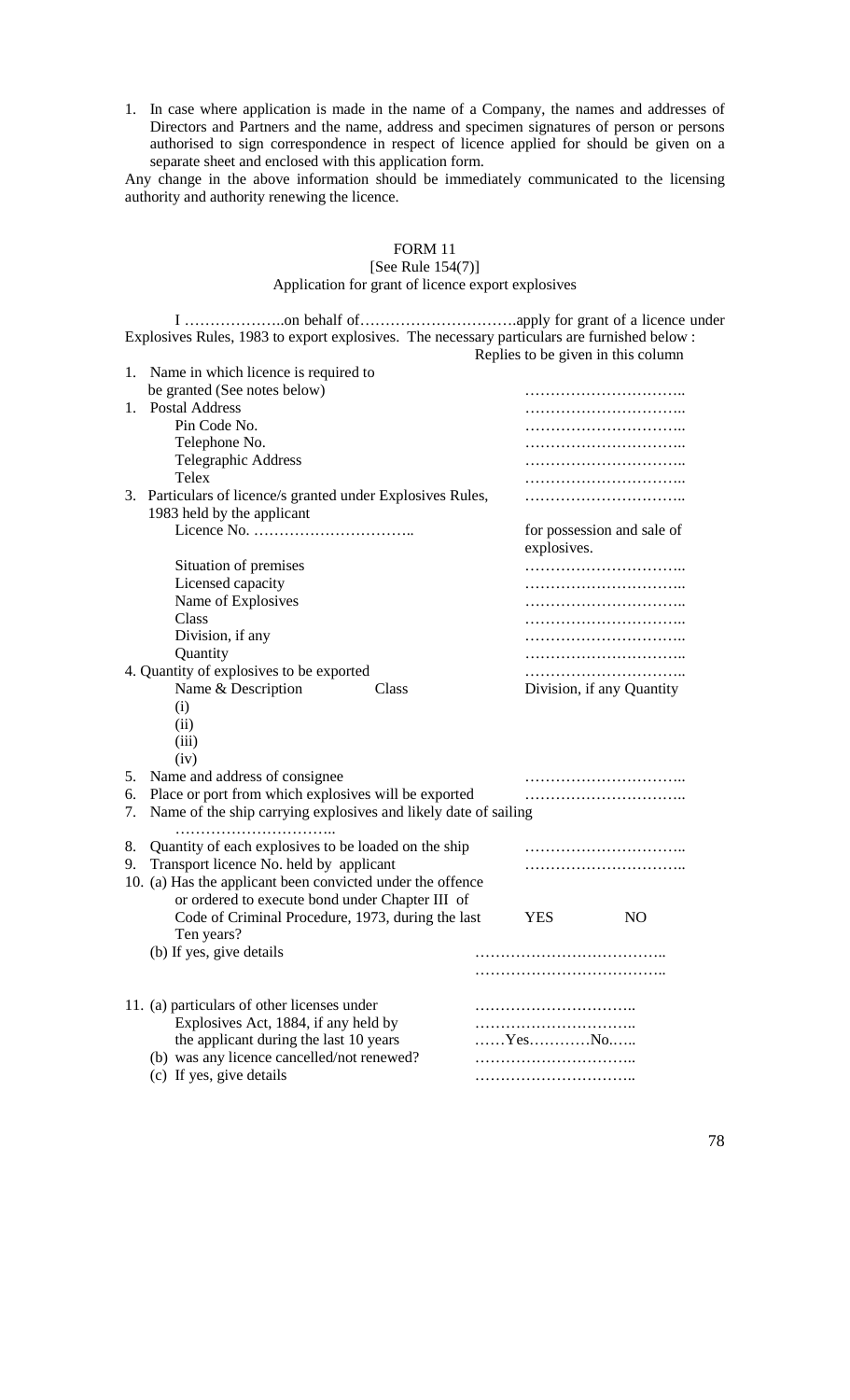1. In case where application is made in the name of a Company, the names and addresses of Directors and Partners and the name, address and specimen signatures of person or persons authorised to sign correspondence in respect of licence applied for should be given on a separate sheet and enclosed with this application form.

Any change in the above information should be immediately communicated to the licensing authority and authority renewing the licence.

FORM 11
[See Rule 154(7)]
Application for grant of licence export explosives

I ………………..on behalf of………………………….apply for grant of a licence under Explosives Rules, 1983 to export explosives. The necessary particulars are furnished below :

Replies to be given in this column

1. Name in which licence is required to be granted (See notes below) …………………………..
1. Postal Address …………………………..
   Pin Code No. …………………………..
   Telephone No. …………………………..
   Telegraphic Address …………………………..
   Telex …………………………..
3. Particulars of licence/s granted under Explosives Rules, 1983 held by the applicant …………………………..
   Licence No. ………………………….. for possession and sale of explosives.
   Situation of premises …………………………..
   Licensed capacity …………………………..
   Name of Explosives …………………………..
   Class …………………………..
   Division, if any …………………………..
   Quantity …………………………..
4. Quantity of explosives to be exported …………………………..

| Name & Description | Class | Division, if any | Quantity |
|---|---|---|---|
| (i) | | | |
| (ii) | | | |
| (iii) | | | |
| (iv) | | | |

5. Name and address of consignee …………………………..
6. Place or port from which explosives will be exported …………………………..
7. Name of the ship carrying explosives and likely date of sailing …………………………..
8. Quantity of each explosives to be loaded on the ship …………………………..
9. Transport licence No. held by applicant …………………………..
10. (a) Has the applicant been convicted under the offence or ordered to execute bond under Chapter III of Code of Criminal Procedure, 1973, during the last Ten years? YES NO
    (b) If yes, give details ………………………………..
    ………………………………..
11. (a) particulars of other licenses under Explosives Act, 1884, if any held by the applicant during the last 10 years …………………………..
    …………………………..
    ……Yes…………No.…..
    (b) was any licence cancelled/not renewed? …………………………..
    (c) If yes, give details …………………………..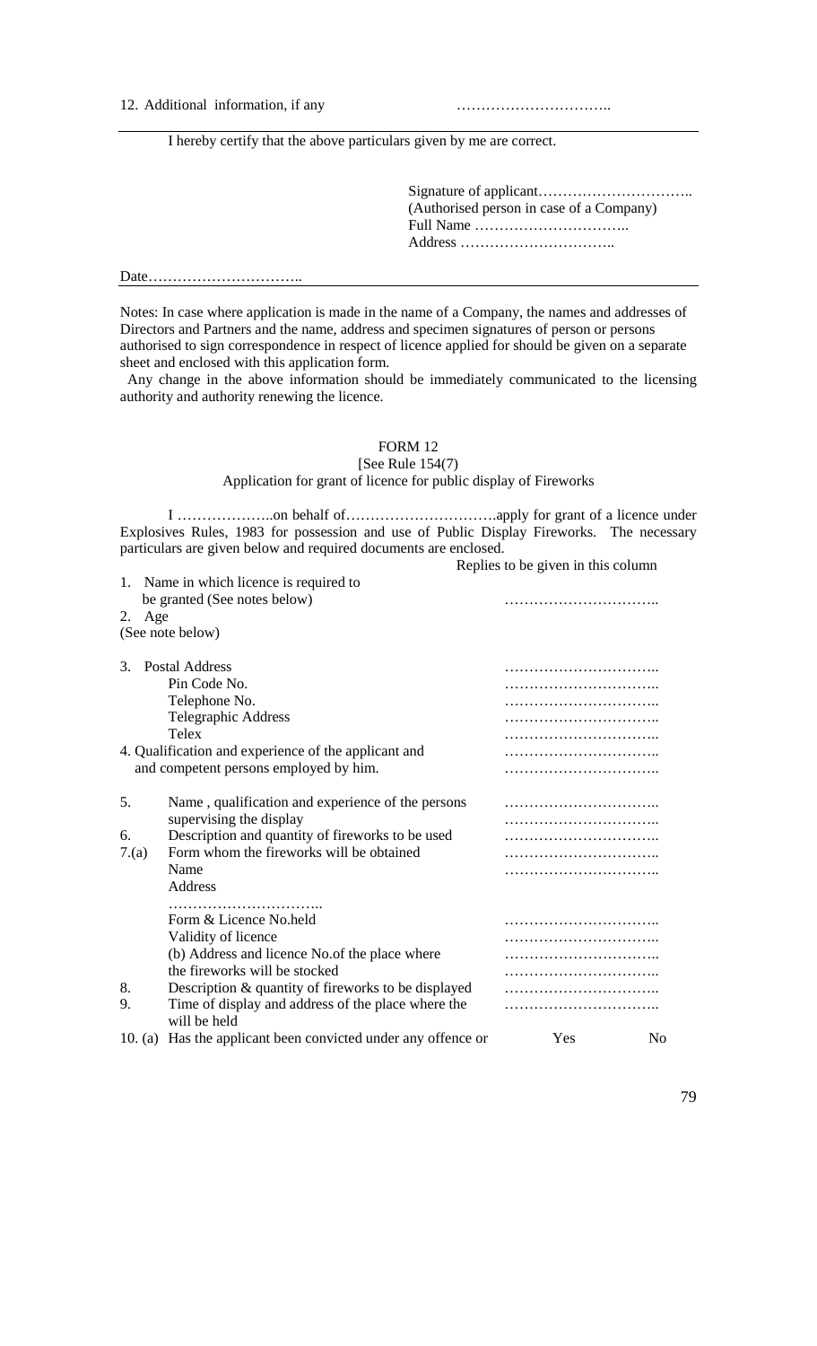12. Additional information, if any …………………………..

---

I hereby certify that the above particulars given by me are correct.

Signature of applicant…………………………..
(Authorised person in case of a Company)
Full Name …………………………..
Address …………………………..

Date…………………………..

---

Notes: In case where application is made in the name of a Company, the names and addresses of Directors and Partners and the name, address and specimen signatures of person or persons authorised to sign correspondence in respect of licence applied for should be given on a separate sheet and enclosed with this application form.

Any change in the above information should be immediately communicated to the licensing authority and authority renewing the licence.

## FORM 12

[See Rule 154(7)

Application for grant of licence for public display of Fireworks

I ………………..on behalf of…………………………apply for grant of a licence under Explosives Rules, 1983 for possession and use of Public Display Fireworks. The necessary particulars are given below and required documents are enclosed.

| | | Replies to be given in this column |
|---|---|---|
| 1. | Name in which licence is required to be granted (See notes below) | ………………………….. |
| 2. | Age (See note below) | |
| 3. | Postal Address | ………………………….. |
| | Pin Code No. | ………………………….. |
| | Telephone No. | ………………………….. |
| | Telegraphic Address | ………………………….. |
| | Telex | ………………………….. |
| 4. | Qualification and experience of the applicant and and competent persons employed by him. | ………………………….. ………………………….. |
| 5. | Name , qualification and experience of the persons supervising the display | ………………………….. ………………………….. |
| 6. | Description and quantity of fireworks to be used | ………………………….. |
| 7.(a) | Form whom the fireworks will be obtained | ………………………….. |
| | Name | ………………………….. |
| | Address ………………………….. | |
| | Form & Licence No.held | ………………………….. |
| | Validity of licence | ………………………….. |
| | (b) Address and licence No.of the place where the fireworks will be stocked | ………………………….. ………………………….. |
| 8. | Description & quantity of fireworks to be displayed | ………………………….. |
| 9. | Time of display and address of the place where the will be held | ………………………….. |
| 10. (a) | Has the applicant been convicted under any offence or | Yes No |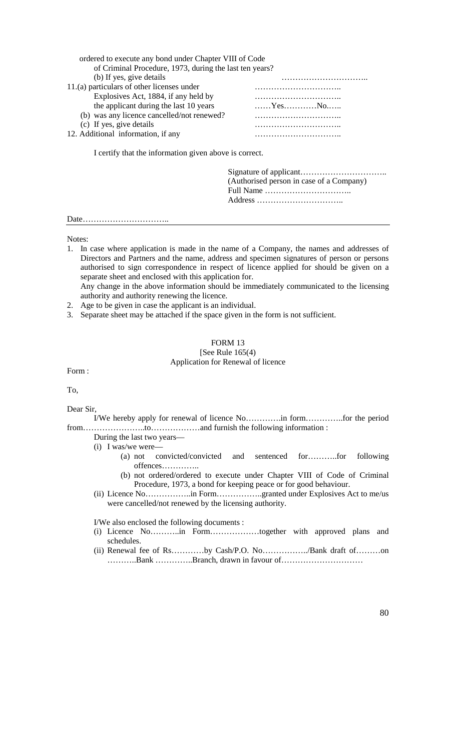ordered to execute any bond under Chapter VIII of Code of Criminal Procedure, 1973, during the last ten years?

(b) If yes, give details ………………………….

11.(a) particulars of other licenses under Explosives Act, 1884, if any held by the applicant during the last 10 years ………………………….. ………………………….. ……Yes…………No.…..

(b) was any licence cancelled/not renewed? …………………………..

(c) If yes, give details …………………………..

12. Additional information, if any …………………………..

I certify that the information given above is correct.

Signature of applicant…………………………..
(Authorised person in case of a Company)
Full Name …………………………..
Address …………………………..

Date…………………………..

---

Notes:

1. In case where application is made in the name of a Company, the names and addresses of Directors and Partners and the name, address and specimen signatures of person or persons authorised to sign correspondence in respect of licence applied for should be given on a separate sheet and enclosed with this application for.
   Any change in the above information should be immediately communicated to the licensing authority and authority renewing the licence.
2. Age to be given in case the applicant is an individual.
3. Separate sheet may be attached if the space given in the form is not sufficient.

## FORM 13

[See Rule 165(4)

Application for Renewal of licence

Form :

To,

Dear Sir,

I/We hereby apply for renewal of licence No………….in form…………..for the period from…………………..to………………and furnish the following information :

During the last two years—

(i) I was/we were—
   - (a) not convicted/convicted and sentenced for………..for following offences…………..
   - (b) not ordered/ordered to execute under Chapter VIII of Code of Criminal Procedure, 1973, a bond for keeping peace or for good behaviour.

(ii) Licence No……………..in Form…………….granted under Explosives Act to me/us were cancelled/not renewed by the licensing authority.

I/We also enclosed the following documents :

(i) Licence No………..in Form………………together with approved plans and schedules.

(ii) Renewal fee of Rs…………by Cash/P.O. No……………../Bank draft of………on ………..Bank …………..Branch, drawn in favour of…………………………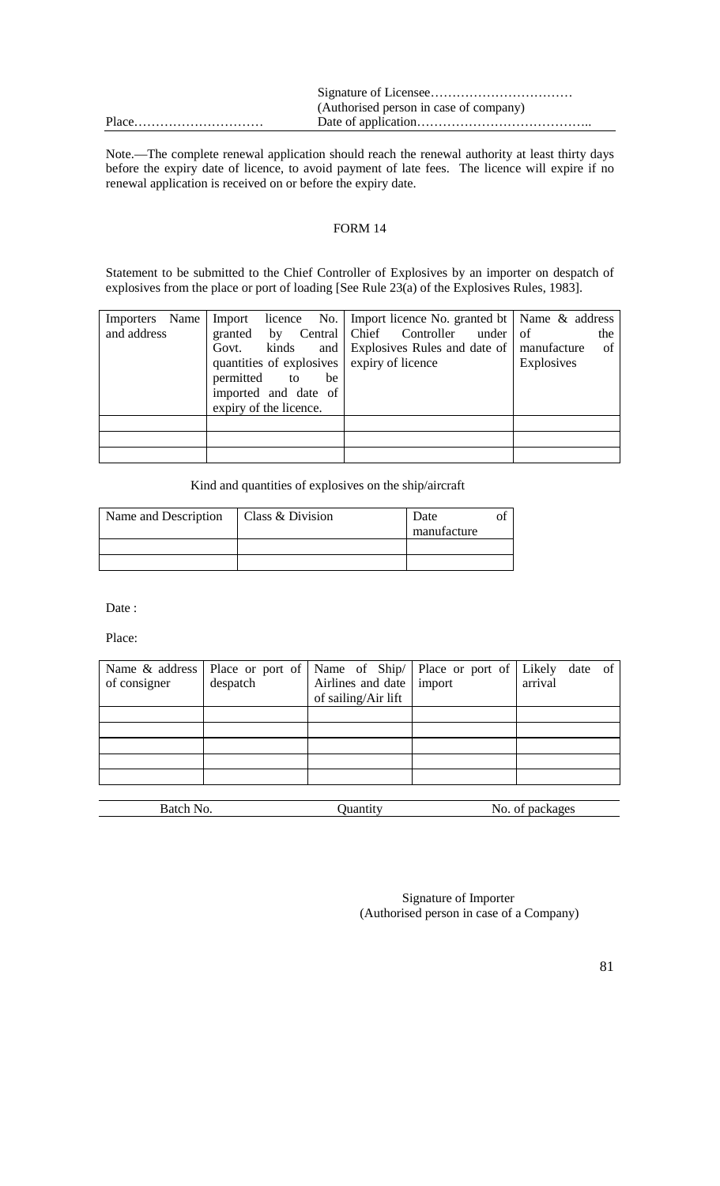Signature of Licensee……………………………
(Authorised person in case of company)

Place…………………………  Date of application…………………………………..

Note.—The complete renewal application should reach the renewal authority at least thirty days before the expiry date of licence, to avoid payment of late fees. The licence will expire if no renewal application is received on or before the expiry date.

## FORM 14

Statement to be submitted to the Chief Controller of Explosives by an importer on despatch of explosives from the place or port of loading [See Rule 23(a) of the Explosives Rules, 1983].

| Importers Name and address | Import licence No. granted by Central Govt. kinds and quantities of explosives permitted to be imported and date of expiry of the licence. | Import licence No. granted bt Chief Controller under Explosives Rules and date of expiry of licence | Name & address of the manufacture of Explosives |
|---|---|---|---|
| | | | |
| | | | |
| | | | |

Kind and quantities of explosives on the ship/aircraft

| Name and Description | Class & Division | Date of manufacture |
|---|---|---|
| | | |
| | | |

Date :

Place:

| Name & address of consigner | Place or port of despatch | Name of Ship/ Airlines and date of sailing/Air lift | Place or port of import | Likely date of arrival |
|---|---|---|---|---|
| | | | | |
| | | | | |
| | | | | |
| | | | | |
| | | | | |

| Batch No. | Quantity | No. of packages |
|---|---|---|

Signature of Importer
(Authorised person in case of a Company)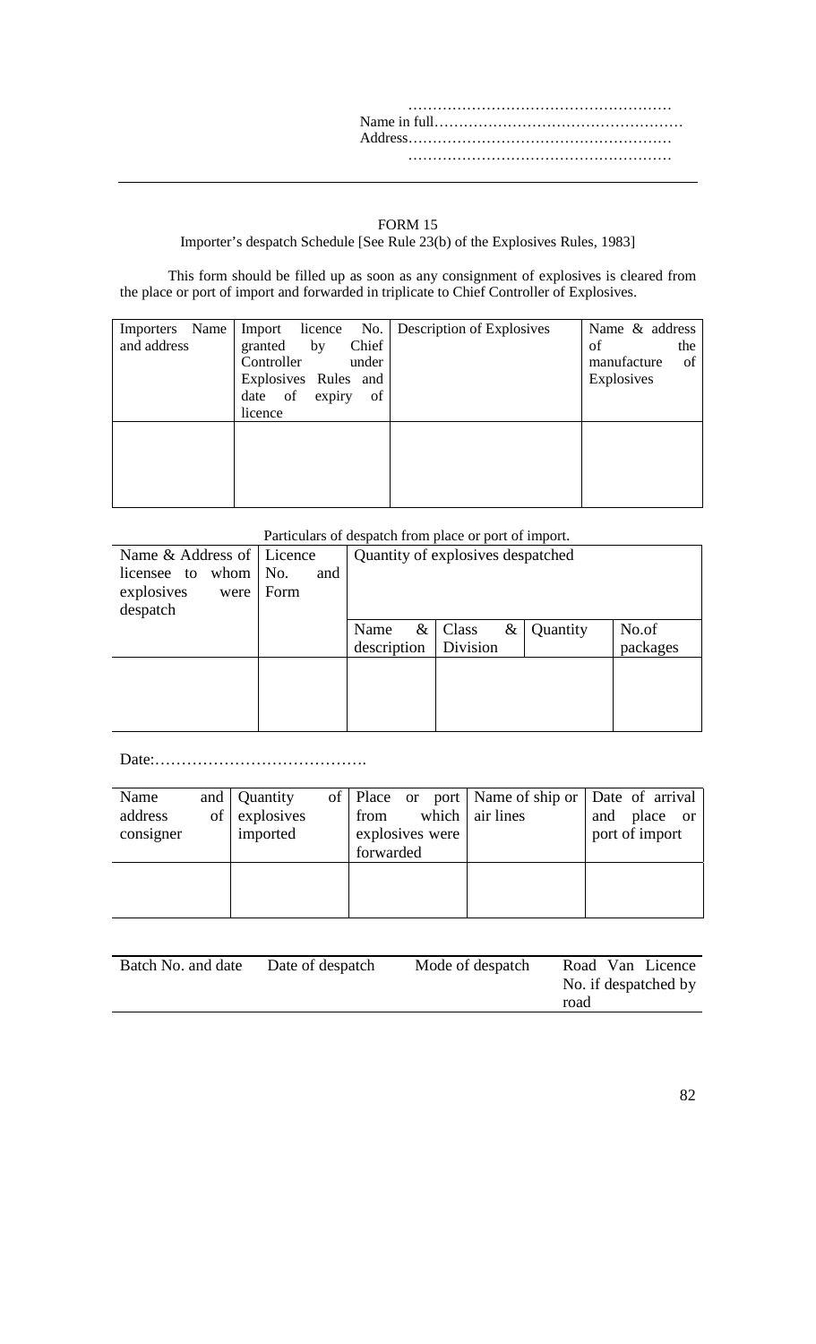……………………………………………  
Name in full……………………………………………  
Address………………………………………………  
……………………………………………

---

## FORM 15

Importer's despatch Schedule [See Rule 23(b) of the Explosives Rules, 1983]

This form should be filled up as soon as any consignment of explosives is cleared from the place or port of import and forwarded in triplicate to Chief Controller of Explosives.

| Importers Name and address | Import licence No. granted by Chief Controller under Explosives Rules and date of expiry of licence | Description of Explosives | Name & address of the manufacture of Explosives |
|---|---|---|---|
| | | | |

Particulars of despatch from place or port of import.

| Name & Address of licensee to whom explosives were despatch | Licence No. and Form | Quantity of explosives despatched | | | |
|---|---|---|---|---|---|
| | | Name & description | Class & Division | Quantity | No.of packages |
| | | | | | |

Date:………………………………….

| Name and address of consigner | Quantity of explosives imported | Place or port from which explosives were forwarded | Name of ship or air lines | Date of arrival and place or port of import |
|---|---|---|---|---|
| | | | | |

| Batch No. and date | Date of despatch | Mode of despatch | Road Van Licence No. if despatched by road |
|---|---|---|---|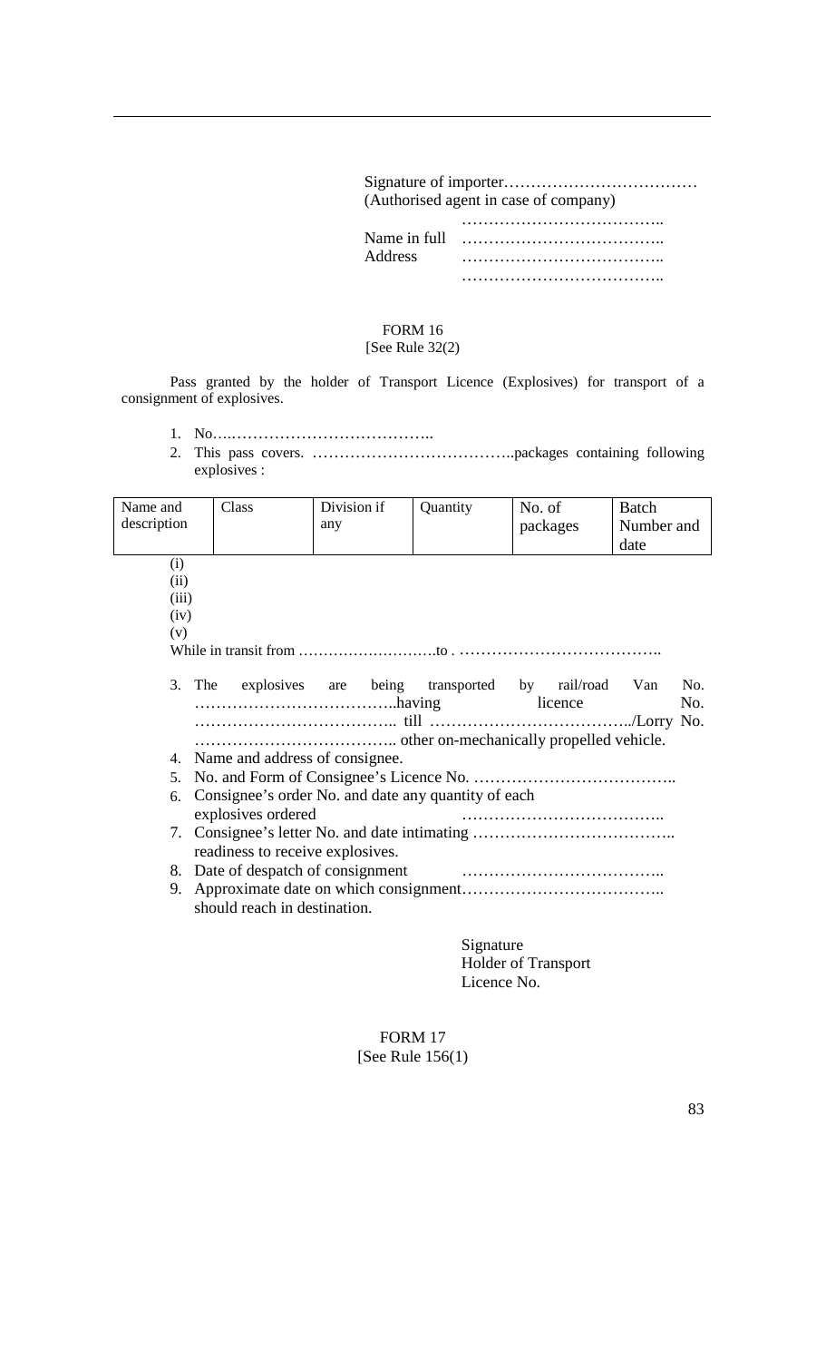Signature of importer………………………………
(Authorised agent in case of company)

……………………………..
Name in full ……………………………..
Address ……………………………..
……………………………..

FORM 16
[See Rule 32(2)

Pass granted by the holder of Transport Licence (Explosives) for transport of a consignment of explosives.

1. No…..………………………………..
2. This pass covers. ………………………………..packages containing following explosives :

| Name and description | Class | Division if any | Quantity | No. of packages | Batch Number and date |
|---|---|---|---|---|---|

(i)
(ii)
(iii)
(iv)
(v)

While in transit from ………………………to . ………………………………..

3. The explosives are being transported by rail/road Van No. ………………………………..having licence No. ……………………………….. till ………………………………../Lorry No. ……………………………….. other on-mechanically propelled vehicle.
4. Name and address of consignee.
5. No. and Form of Consignee's Licence No. ………………………………..
6. Consignee's order No. and date any quantity of each explosives ordered ………………………………..
7. Consignee's letter No. and date intimating ……………………………….. readiness to receive explosives.
8. Date of despatch of consignment ………………………………..
9. Approximate date on which consignment……………………………….. should reach in destination.

Signature
Holder of Transport
Licence No.

FORM 17
[See Rule 156(1)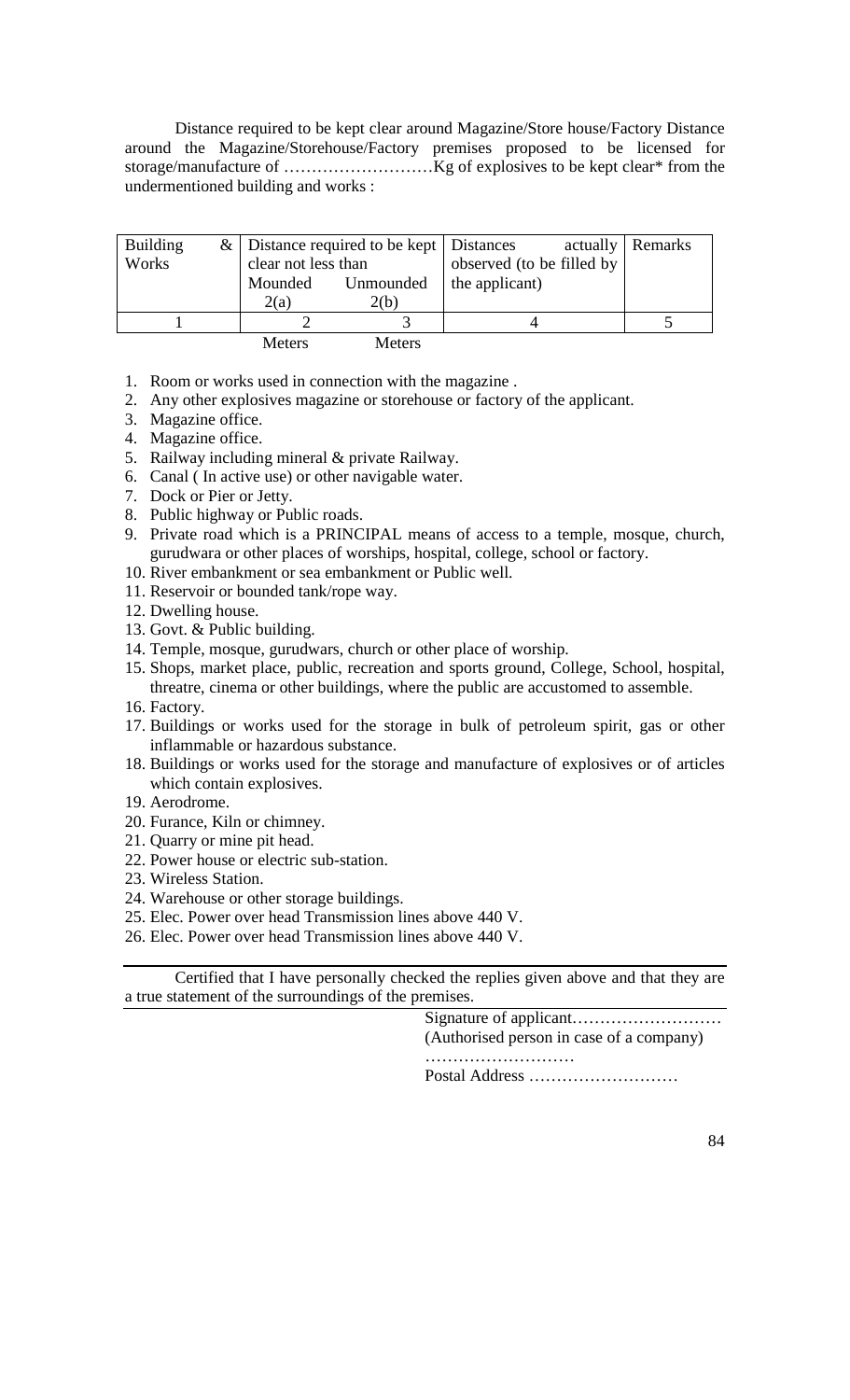Distance required to be kept clear around Magazine/Store house/Factory Distance around the Magazine/Storehouse/Factory premises proposed to be licensed for storage/manufacture of ………………………Kg of explosives to be kept clear* from the undermentioned building and works :

| Building & Works | Distance required to be kept clear not less than | | Distances actually observed (to be filled by the applicant) | Remarks |
|---|---|---|---|---|
| | Mounded 2(a) | Unmounded 2(b) | | |
| 1 | 2 | 3 | 4 | 5 |
| | Meters | Meters | | |

1. Room or works used in connection with the magazine .
2. Any other explosives magazine or storehouse or factory of the applicant.
3. Magazine office.
4. Magazine office.
5. Railway including mineral & private Railway.
6. Canal ( In active use) or other navigable water.
7. Dock or Pier or Jetty.
8. Public highway or Public roads.
9. Private road which is a PRINCIPAL means of access to a temple, mosque, church, gurudwara or other places of worships, hospital, college, school or factory.
10. River embankment or sea embankment or Public well.
11. Reservoir or bounded tank/rope way.
12. Dwelling house.
13. Govt. & Public building.
14. Temple, mosque, gurudwars, church or other place of worship.
15. Shops, market place, public, recreation and sports ground, College, School, hospital, threatre, cinema or other buildings, where the public are accustomed to assemble.
16. Factory.
17. Buildings or works used for the storage in bulk of petroleum spirit, gas or other inflammable or hazardous substance.
18. Buildings or works used for the storage and manufacture of explosives or of articles which contain explosives.
19. Aerodrome.
20. Furance, Kiln or chimney.
21. Quarry or mine pit head.
22. Power house or electric sub-station.
23. Wireless Station.
24. Warehouse or other storage buildings.
25. Elec. Power over head Transmission lines above 440 V.
26. Elec. Power over head Transmission lines above 440 V.

---

Certified that I have personally checked the replies given above and that they are a true statement of the surroundings of the premises.

Signature of applicant………………………
(Authorised person in case of a company)
………………………
Postal Address ………………………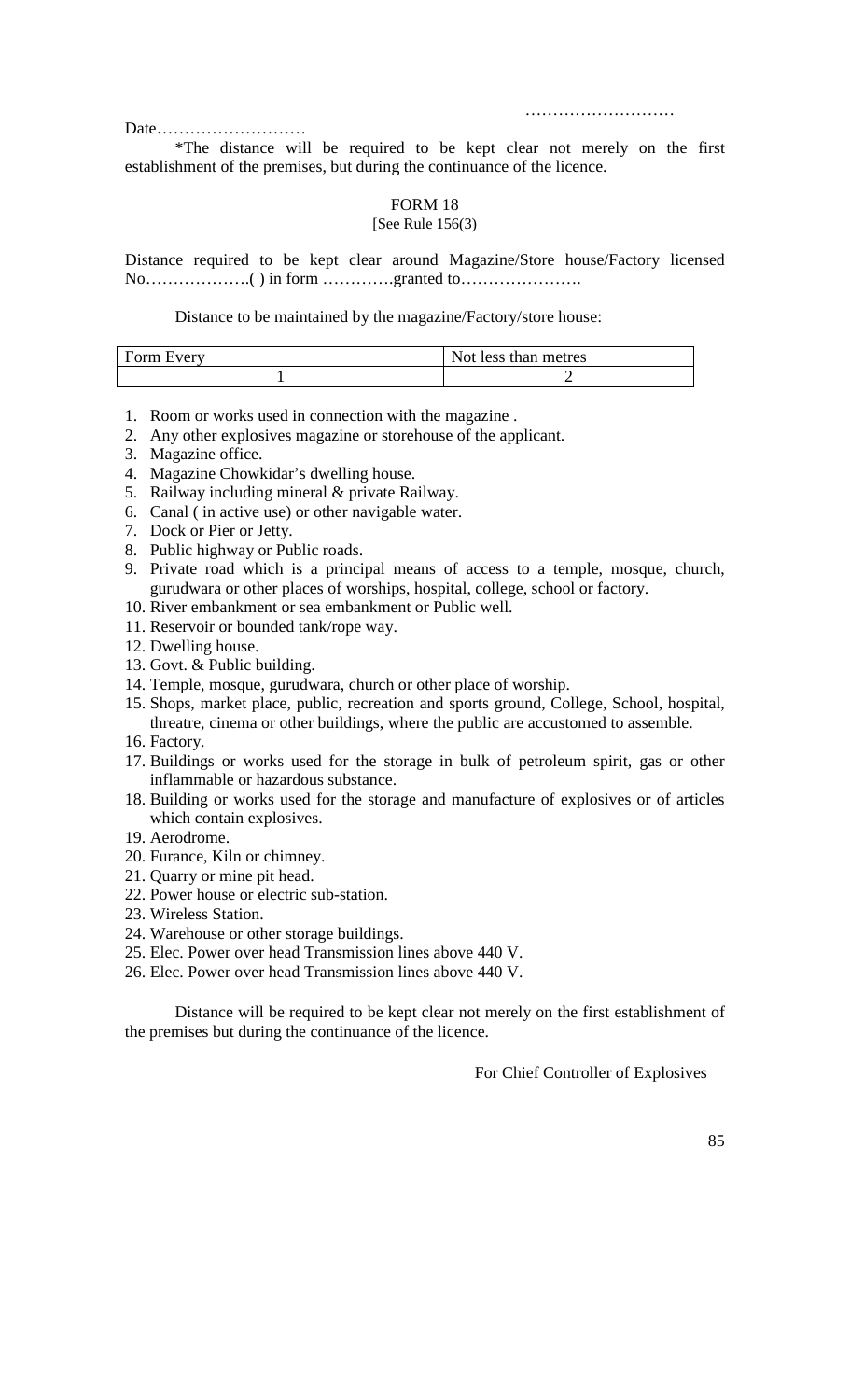………………………

Date………………………

*The distance will be required to be kept clear not merely on the first establishment of the premises, but during the continuance of the licence.

## FORM 18

[See Rule 156(3)

Distance required to be kept clear around Magazine/Store house/Factory licensed No……………….( ) in form ………….granted to………………….

Distance to be maintained by the magazine/Factory/store house:

| Form Every | Not less than metres |
|---|---|
| 1 | 2 |

1. Room or works used in connection with the magazine .
2. Any other explosives magazine or storehouse of the applicant.
3. Magazine office.
4. Magazine Chowkidar's dwelling house.
5. Railway including mineral & private Railway.
6. Canal ( in active use) or other navigable water.
7. Dock or Pier or Jetty.
8. Public highway or Public roads.
9. Private road which is a principal means of access to a temple, mosque, church, gurudwara or other places of worships, hospital, college, school or factory.
10. River embankment or sea embankment or Public well.
11. Reservoir or bounded tank/rope way.
12. Dwelling house.
13. Govt. & Public building.
14. Temple, mosque, gurudwara, church or other place of worship.
15. Shops, market place, public, recreation and sports ground, College, School, hospital, threatre, cinema or other buildings, where the public are accustomed to assemble.
16. Factory.
17. Buildings or works used for the storage in bulk of petroleum spirit, gas or other inflammable or hazardous substance.
18. Building or works used for the storage and manufacture of explosives or of articles which contain explosives.
19. Aerodrome.
20. Furance, Kiln or chimney.
21. Quarry or mine pit head.
22. Power house or electric sub-station.
23. Wireless Station.
24. Warehouse or other storage buildings.
25. Elec. Power over head Transmission lines above 440 V.
26. Elec. Power over head Transmission lines above 440 V.

---

Distance will be required to be kept clear not merely on the first establishment of the premises but during the continuance of the licence.

---

For Chief Controller of Explosives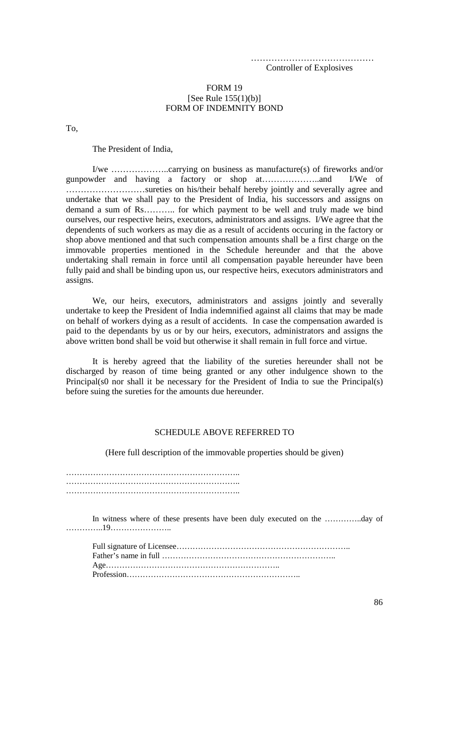……………………………………
Controller of Explosives

FORM 19
[See Rule 155(1)(b)]
FORM OF INDEMNITY BOND

To,

The President of India,

I/we ………………..carrying on business as manufacture(s) of fireworks and/or gunpowder and having a factory or shop at………………..and I/We of ………………………sureties on his/their behalf hereby jointly and severally agree and undertake that we shall pay to the President of India, his successors and assigns on demand a sum of Rs……….. for which payment to be well and truly made we bind ourselves, our respective heirs, executors, administrators and assigns. I/We agree that the dependents of such workers as may die as a result of accidents occuring in the factory or shop above mentioned and that such compensation amounts shall be a first charge on the immovable properties mentioned in the Schedule hereunder and that the above undertaking shall remain in force until all compensation payable hereunder have been fully paid and shall be binding upon us, our respective heirs, executors administrators and assigns.

We, our heirs, executors, administrators and assigns jointly and severally undertake to keep the President of India indemnified against all claims that may be made on behalf of workers dying as a result of accidents. In case the compensation awarded is paid to the dependants by us or by our heirs, executors, administrators and assigns the above written bond shall be void but otherwise it shall remain in full force and virtue.

It is hereby agreed that the liability of the sureties hereunder shall not be discharged by reason of time being granted or any other indulgence shown to the Principal(s0 nor shall it be necessary for the President of India to sue the Principal(s) before suing the sureties for the amounts due hereunder.

SCHEDULE ABOVE REFERRED TO

(Here full description of the immovable properties should be given)

………………………………………………………..
………………………………………………………..
………………………………………………………..

In witness where of these presents have been duly executed on the …………..day of …………..19…………………..

Full signature of Licensee……………………………………………………..
Father's name in full ……………………………………………………..
Age……………………………………………………..
Profession……………………………………………………..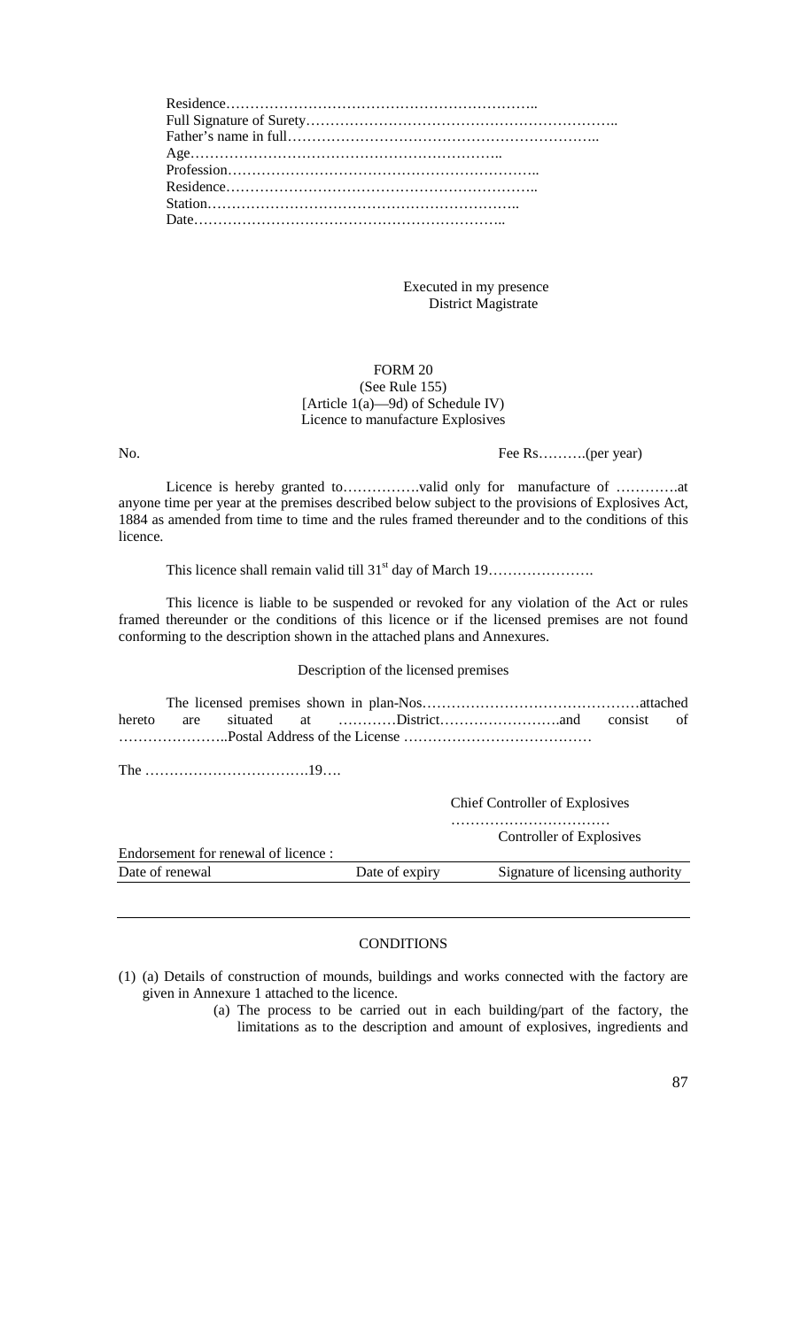Residence………………………………………………………..
Full Signature of Surety……………………………………………………..
Father's name in full……………………………………………………..
Age………………………………………………………..
Profession………………………………………………………..
Residence………………………………………………………..
Station………………………………………………………..
Date………………………………………………………..

Executed in my presence
District Magistrate

FORM 20
(See Rule 155)
[Article 1(a)—9d) of Schedule IV)
Licence to manufacture Explosives

No. Fee Rs……….(per year)

Licence is hereby granted to…………….valid only for manufacture of ………….at anyone time per year at the premises described below subject to the provisions of Explosives Act, 1884 as amended from time to time and the rules framed thereunder and to the conditions of this licence.

This licence shall remain valid till 31st day of March 19………………….

This licence is liable to be suspended or revoked for any violation of the Act or rules framed thereunder or the conditions of this licence or if the licensed premises are not found conforming to the description shown in the attached plans and Annexures.

Description of the licensed premises

The licensed premises shown in plan-Nos………………………………………attached hereto are situated at …………District…………………….and consist of …………………..Postal Address of the License …………………………………

The …………………………….19….

Chief Controller of Explosives
……………………………
Controller of Explosives

Endorsement for renewal of licence :

| Date of renewal | Date of expiry | Signature of licensing authority |
|---|---|---|

CONDITIONS

(1) (a) Details of construction of mounds, buildings and works connected with the factory are given in Annexure 1 attached to the licence.

(a) The process to be carried out in each building/part of the factory, the limitations as to the description and amount of explosives, ingredients and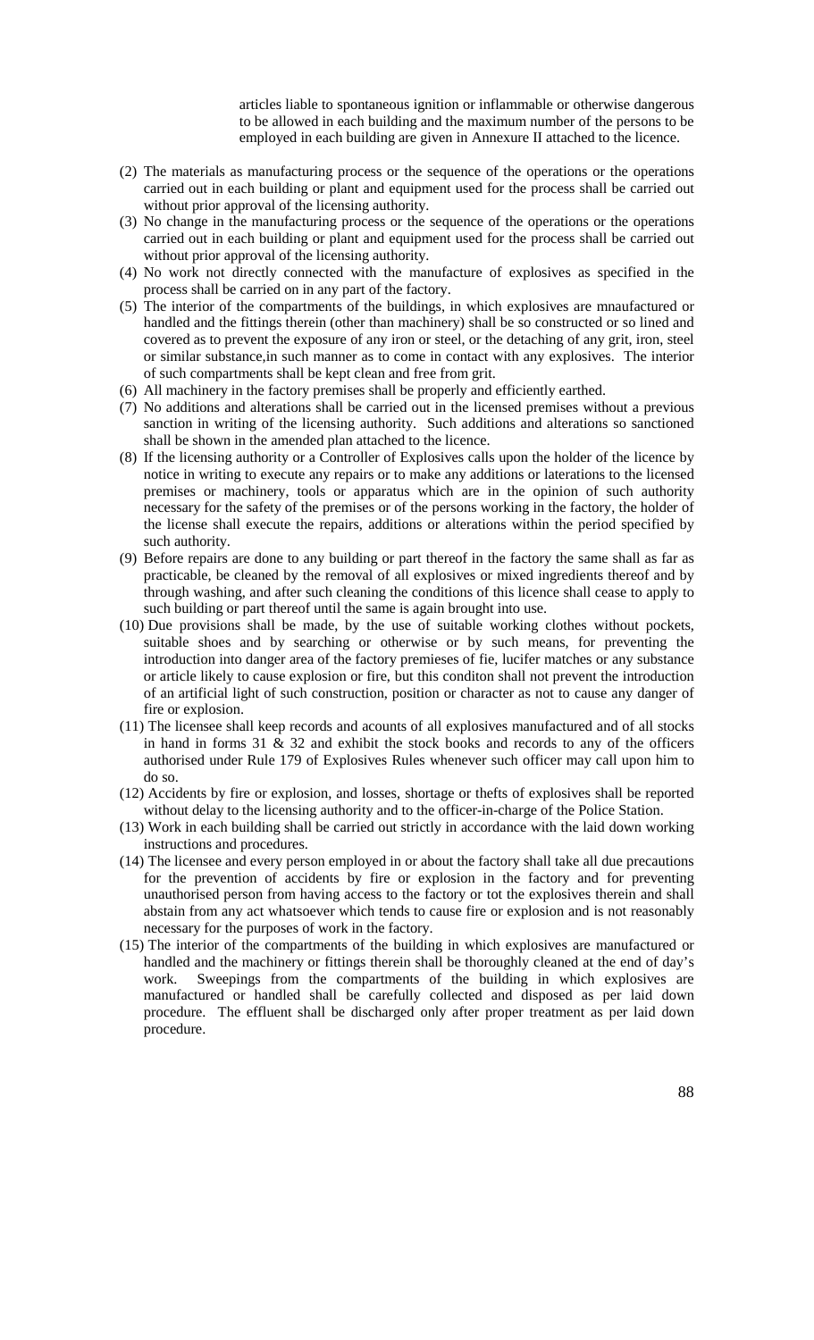articles liable to spontaneous ignition or inflammable or otherwise dangerous to be allowed in each building and the maximum number of the persons to be employed in each building are given in Annexure II attached to the licence.

(2) The materials as manufacturing process or the sequence of the operations or the operations carried out in each building or plant and equipment used for the process shall be carried out without prior approval of the licensing authority.

(3) No change in the manufacturing process or the sequence of the operations or the operations carried out in each building or plant and equipment used for the process shall be carried out without prior approval of the licensing authority.

(4) No work not directly connected with the manufacture of explosives as specified in the process shall be carried on in any part of the factory.

(5) The interior of the compartments of the buildings, in which explosives are mnaufactured or handled and the fittings therein (other than machinery) shall be so constructed or so lined and covered as to prevent the exposure of any iron or steel, or the detaching of any grit, iron, steel or similar substance,in such manner as to come in contact with any explosives. The interior of such compartments shall be kept clean and free from grit.

(6) All machinery in the factory premises shall be properly and efficiently earthed.

(7) No additions and alterations shall be carried out in the licensed premises without a previous sanction in writing of the licensing authority. Such additions and alterations so sanctioned shall be shown in the amended plan attached to the licence.

(8) If the licensing authority or a Controller of Explosives calls upon the holder of the licence by notice in writing to execute any repairs or to make any additions or laterations to the licensed premises or machinery, tools or apparatus which are in the opinion of such authority necessary for the safety of the premises or of the persons working in the factory, the holder of the license shall execute the repairs, additions or alterations within the period specified by such authority.

(9) Before repairs are done to any building or part thereof in the factory the same shall as far as practicable, be cleaned by the removal of all explosives or mixed ingredients thereof and by through washing, and after such cleaning the conditions of this licence shall cease to apply to such building or part thereof until the same is again brought into use.

(10) Due provisions shall be made, by the use of suitable working clothes without pockets, suitable shoes and by searching or otherwise or by such means, for preventing the introduction into danger area of the factory premieses of fie, lucifer matches or any substance or article likely to cause explosion or fire, but this conditon shall not prevent the introduction of an artificial light of such construction, position or character as not to cause any danger of fire or explosion.

(11) The licensee shall keep records and acounts of all explosives manufactured and of all stocks in hand in forms 31 & 32 and exhibit the stock books and records to any of the officers authorised under Rule 179 of Explosives Rules whenever such officer may call upon him to do so.

(12) Accidents by fire or explosion, and losses, shortage or thefts of explosives shall be reported without delay to the licensing authority and to the officer-in-charge of the Police Station.

(13) Work in each building shall be carried out strictly in accordance with the laid down working instructions and procedures.

(14) The licensee and every person employed in or about the factory shall take all due precautions for the prevention of accidents by fire or explosion in the factory and for preventing unauthorised person from having access to the factory or tot the explosives therein and shall abstain from any act whatsoever which tends to cause fire or explosion and is not reasonably necessary for the purposes of work in the factory.

(15) The interior of the compartments of the building in which explosives are manufactured or handled and the machinery or fittings therein shall be thoroughly cleaned at the end of day's work. Sweepings from the compartments of the building in which explosives are manufactured or handled shall be carefully collected and disposed as per laid down procedure. The effluent shall be discharged only after proper treatment as per laid down procedure.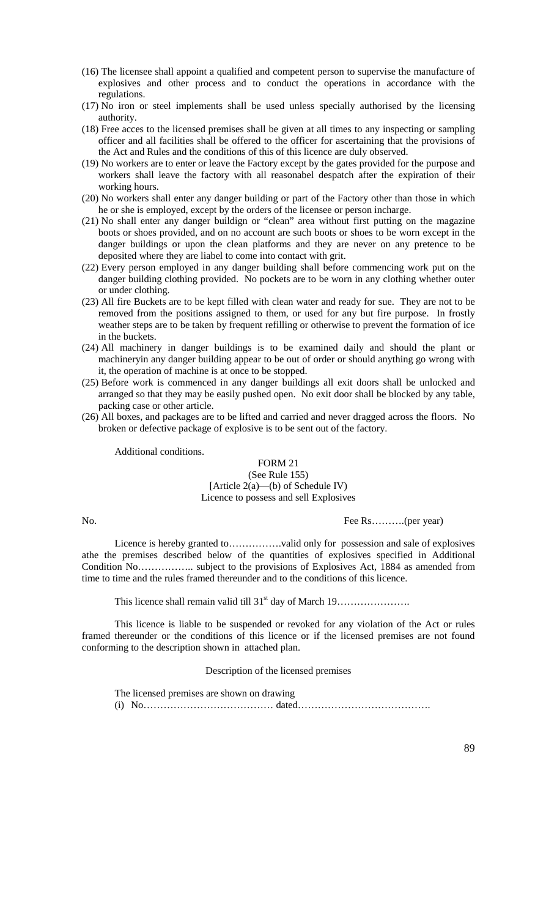(16) The licensee shall appoint a qualified and competent person to supervise the manufacture of explosives and other process and to conduct the operations in accordance with the regulations.

(17) No iron or steel implements shall be used unless specially authorised by the licensing authority.

(18) Free acces to the licensed premises shall be given at all times to any inspecting or sampling officer and all facilities shall be offered to the officer for ascertaining that the provisions of the Act and Rules and the conditions of this of this licence are duly observed.

(19) No workers are to enter or leave the Factory except by the gates provided for the purpose and workers shall leave the factory with all reasonabel despatch after the expiration of their working hours.

(20) No workers shall enter any danger building or part of the Factory other than those in which he or she is employed, except by the orders of the licensee or person incharge.

(21) No shall enter any danger buildign or "clean" area without first putting on the magazine boots or shoes provided, and on no account are such boots or shoes to be worn except in the danger buildings or upon the clean platforms and they are never on any pretence to be deposited where they are liabel to come into contact with grit.

(22) Every person employed in any danger building shall before commencing work put on the danger building clothing provided. No pockets are to be worn in any clothing whether outer or under clothing.

(23) All fire Buckets are to be kept filled with clean water and ready for sue. They are not to be removed from the positions assigned to them, or used for any but fire purpose. In frostly weather steps are to be taken by frequent refilling or otherwise to prevent the formation of ice in the buckets.

(24) All machinery in danger buildings is to be examined daily and should the plant or machineryin any danger building appear to be out of order or should anything go wrong with it, the operation of machine is at once to be stopped.

(25) Before work is commenced in any danger buildings all exit doors shall be unlocked and arranged so that they may be easily pushed open. No exit door shall be blocked by any table, packing case or other article.

(26) All boxes, and packages are to be lifted and carried and never dragged across the floors. No broken or defective package of explosive is to be sent out of the factory.

Additional conditions.

## FORM 21

(See Rule 155)
[Article 2(a)—(b) of Schedule IV)
Licence to possess and sell Explosives

No. Fee Rs……….(per year)

Licence is hereby granted to…………….valid only for possession and sale of explosives athe the premises described below of the quantities of explosives specified in Additional Condition No…………….. subject to the provisions of Explosives Act, 1884 as amended from time to time and the rules framed thereunder and to the conditions of this licence.

This licence shall remain valid till 31st day of March 19………………….

This licence is liable to be suspended or revoked for any violation of the Act or rules framed thereunder or the conditions of this licence or if the licensed premises are not found conforming to the description shown in attached plan.

Description of the licensed premises

The licensed premises are shown on drawing
(i) No………………………………… dated………………………………….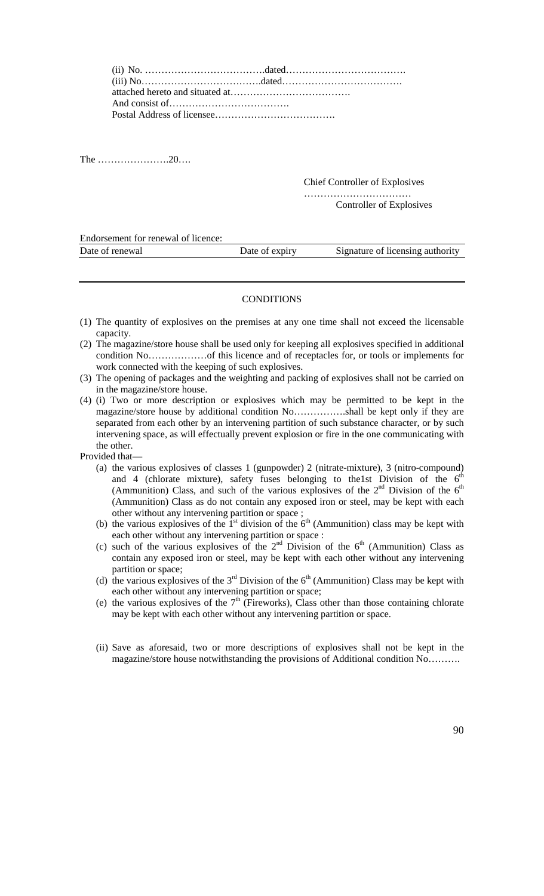(ii) No. ……………………………….dated……………………………….
(iii) No……………………………….dated……………………………….
attached hereto and situated at……………………………….
And consist of……………………………….
Postal Address of licensee……………………………….

The ………………….20….

Chief Controller of Explosives
……………………………
Controller of Explosives

Endorsement for renewal of licence:

| Date of renewal | Date of expiry | Signature of licensing authority |
|---|---|---|
| | | |

CONDITIONS

(1) The quantity of explosives on the premises at any one time shall not exceed the licensable capacity.

(2) The magazine/store house shall be used only for keeping all explosives specified in additional condition No………………of this licence and of receptacles for, or tools or implements for work connected with the keeping of such explosives.

(3) The opening of packages and the weighting and packing of explosives shall not be carried on in the magazine/store house.

(4) (i) Two or more description or explosives which may be permitted to be kept in the magazine/store house by additional condition No…………….shall be kept only if they are separated from each other by an intervening partition of such substance character, or by such intervening space, as will effectually prevent explosion or fire in the one communicating with the other.

Provided that—

(a) the various explosives of classes 1 (gunpowder) 2 (nitrate-mixture), 3 (nitro-compound) and 4 (chlorate mixture), safety fuses belonging to the1st Division of the 6th (Ammunition) Class, and such of the various explosives of the 2nd Division of the 6th (Ammunition) Class as do not contain any exposed iron or steel, may be kept with each other without any intervening partition or space ;

(b) the various explosives of the 1st division of the 6th (Ammunition) class may be kept with each other without any intervening partition or space :

(c) such of the various explosives of the 2nd Division of the 6th (Ammunition) Class as contain any exposed iron or steel, may be kept with each other without any intervening partition or space;

(d) the various explosives of the 3rd Division of the 6th (Ammunition) Class may be kept with each other without any intervening partition or space;

(e) the various explosives of the 7th (Fireworks), Class other than those containing chlorate may be kept with each other without any intervening partition or space.

(ii) Save as aforesaid, two or more descriptions of explosives shall not be kept in the magazine/store house notwithstanding the provisions of Additional condition No……….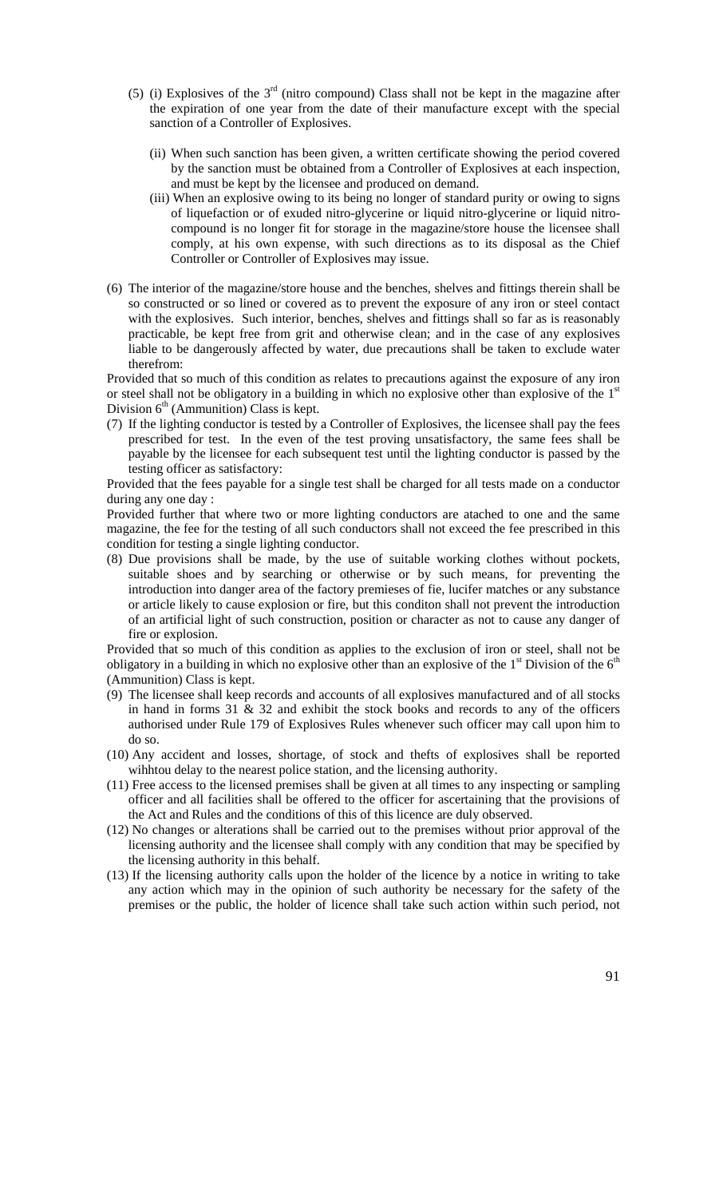(5) (i) Explosives of the 3rd (nitro compound) Class shall not be kept in the magazine after the expiration of one year from the date of their manufacture except with the special sanction of a Controller of Explosives.

(ii) When such sanction has been given, a written certificate showing the period covered by the sanction must be obtained from a Controller of Explosives at each inspection, and must be kept by the licensee and produced on demand.

(iii) When an explosive owing to its being no longer of standard purity or owing to signs of liquefaction or of exuded nitro-glycerine or liquid nitro-glycerine or liquid nitro-compound is no longer fit for storage in the magazine/store house the licensee shall comply, at his own expense, with such directions as to its disposal as the Chief Controller or Controller of Explosives may issue.

(6) The interior of the magazine/store house and the benches, shelves and fittings therein shall be so constructed or so lined or covered as to prevent the exposure of any iron or steel contact with the explosives. Such interior, benches, shelves and fittings shall so far as is reasonably practicable, be kept free from grit and otherwise clean; and in the case of any explosives liable to be dangerously affected by water, due precautions shall be taken to exclude water therefrom:

Provided that so much of this condition as relates to precautions against the exposure of any iron or steel shall not be obligatory in a building in which no explosive other than explosive of the 1st Division 6th (Ammunition) Class is kept.

(7) If the lighting conductor is tested by a Controller of Explosives, the licensee shall pay the fees prescribed for test. In the even of the test proving unsatisfactory, the same fees shall be payable by the licensee for each subsequent test until the lighting conductor is passed by the testing officer as satisfactory:

Provided that the fees payable for a single test shall be charged for all tests made on a conductor during any one day :

Provided further that where two or more lighting conductors are atached to one and the same magazine, the fee for the testing of all such conductors shall not exceed the fee prescribed in this condition for testing a single lighting conductor.

(8) Due provisions shall be made, by the use of suitable working clothes without pockets, suitable shoes and by searching or otherwise or by such means, for preventing the introduction into danger area of the factory premieses of fie, lucifer matches or any substance or article likely to cause explosion or fire, but this conditon shall not prevent the introduction of an artificial light of such construction, position or character as not to cause any danger of fire or explosion.

Provided that so much of this condition as applies to the exclusion of iron or steel, shall not be obligatory in a building in which no explosive other than an explosive of the 1st Division of the 6th (Ammunition) Class is kept.

(9) The licensee shall keep records and accounts of all explosives manufactured and of all stocks in hand in forms 31 & 32 and exhibit the stock books and records to any of the officers authorised under Rule 179 of Explosives Rules whenever such officer may call upon him to do so.

(10) Any accident and losses, shortage, of stock and thefts of explosives shall be reported wihhtou delay to the nearest police station, and the licensing authority.

(11) Free access to the licensed premises shall be given at all times to any inspecting or sampling officer and all facilities shall be offered to the officer for ascertaining that the provisions of the Act and Rules and the conditions of this of this licence are duly observed.

(12) No changes or alterations shall be carried out to the premises without prior approval of the licensing authority and the licensee shall comply with any condition that may be specified by the licensing authority in this behalf.

(13) If the licensing authority calls upon the holder of the licence by a notice in writing to take any action which may in the opinion of such authority be necessary for the safety of the premises or the public, the holder of licence shall take such action within such period, not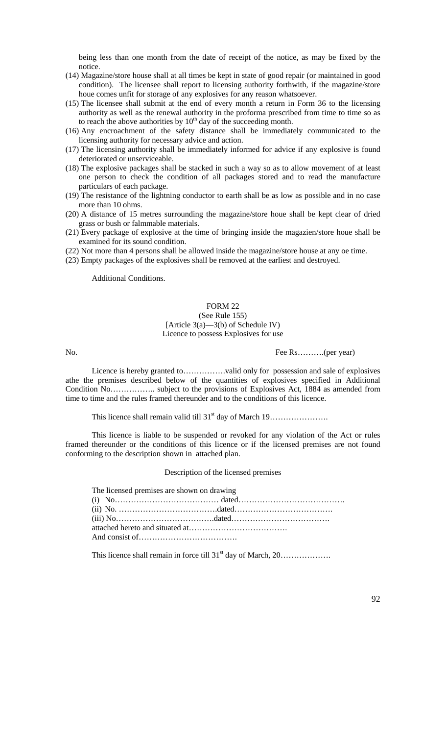being less than one month from the date of receipt of the notice, as may be fixed by the notice.

(14) Magazine/store house shall at all times be kept in state of good repair (or maintained in good condition). The licensee shall report to licensing authority forthwith, if the magazine/store houe comes unfit for storage of any explosives for any reason whatsoever.

(15) The licensee shall submit at the end of every month a return in Form 36 to the licensing authority as well as the renewal authority in the proforma prescribed from time to time so as to reach the above authorities by 10th day of the succeeding month.

(16) Any encroachment of the safety distance shall be immediately communicated to the licensing authority for necessary advice and action.

(17) The licensing authority shall be immediately informed for advice if any explosive is found deteriorated or unserviceable.

(18) The explosive packages shall be stacked in such a way so as to allow movement of at least one person to check the condition of all packages stored and to read the manufacture particulars of each package.

(19) The resistance of the lightning conductor to earth shall be as low as possible and in no case more than 10 ohms.

(20) A distance of 15 metres surrounding the magazine/store houe shall be kept clear of dried grass or bush or falmmable materials.

(21) Every package of explosive at the time of bringing inside the magazien/store houe shall be examined for its sound condition.

(22) Not more than 4 persons shall be allowed inside the magazine/store house at any oe time.

(23) Empty packages of the explosives shall be removed at the earliest and destroyed.

Additional Conditions.

## FORM 22

(See Rule 155)

[Article 3(a)—3(b) of Schedule IV)

Licence to possess Explosives for use

No. Fee Rs……….(per year)

Licence is hereby granted to…………….valid only for possession and sale of explosives athe the premises described below of the quantities of explosives specified in Additional Condition No…………….. subject to the provisions of Explosives Act, 1884 as amended from time to time and the rules framed thereunder and to the conditions of this licence.

This licence shall remain valid till 31st day of March 19………………….

This licence is liable to be suspended or revoked for any violation of the Act or rules framed thereunder or the conditions of this licence or if the licensed premises are not found conforming to the description shown in attached plan.

Description of the licensed premises

The licensed premises are shown on drawing

(i) No………………………………… dated………………………………….

(ii) No. ……………………………….dated……………………………….

(iii) No……………………………….dated……………………………….

attached hereto and situated at……………………………….

And consist of……………………………….

This licence shall remain in force till 31st day of March, 20……………….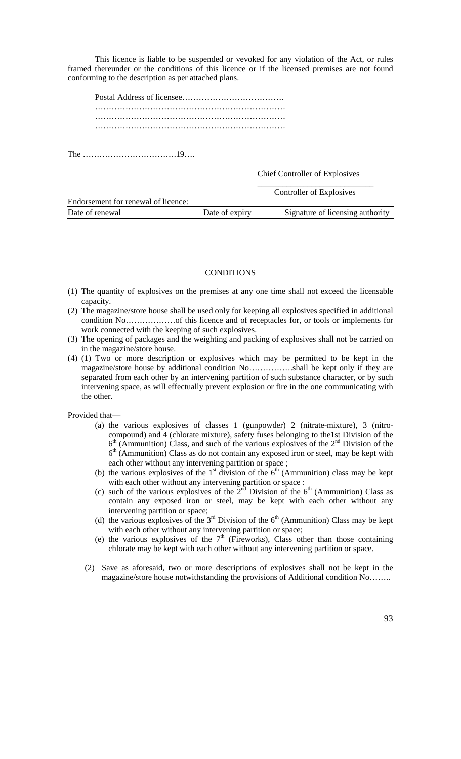This licence is liable to be suspended or vevoked for any violation of the Act, or rules framed thereunder or the conditions of this licence or if the licensed premises are not found conforming to the description as per attached plans.

Postal Address of licensee……………………………….
……………………………………………………………
……………………………………………………………
……………………………………………………………

The …………………………….19….

Chief Controller of Explosives

Controller of Explosives

Endorsement for renewal of licence:

| Date of renewal | Date of expiry | Signature of licensing authority |
|---|---|---|
| | | |

CONDITIONS

(1) The quantity of explosives on the premises at any one time shall not exceed the licensable capacity.

(2) The magazine/store house shall be used only for keeping all explosives specified in additional condition No………………of this licence and of receptacles for, or tools or implements for work connected with the keeping of such explosives.

(3) The opening of packages and the weighting and packing of explosives shall not be carried on in the magazine/store house.

(4) (1) Two or more description or explosives which may be permitted to be kept in the magazine/store house by additional condition No…………….shall be kept only if they are separated from each other by an intervening partition of such substance character, or by such intervening space, as will effectually prevent explosion or fire in the one communicating with the other.

Provided that—

(a) the various explosives of classes 1 (gunpowder) 2 (nitrate-mixture), 3 (nitro-compound) and 4 (chlorate mixture), safety fuses belonging to the1st Division of the 6th (Ammunition) Class, and such of the various explosives of the 2nd Division of the 6th (Ammunition) Class as do not contain any exposed iron or steel, may be kept with each other without any intervening partition or space ;

(b) the various explosives of the 1st division of the 6th (Ammunition) class may be kept with each other without any intervening partition or space :

(c) such of the various explosives of the 2nd Division of the 6th (Ammunition) Class as contain any exposed iron or steel, may be kept with each other without any intervening partition or space;

(d) the various explosives of the 3rd Division of the 6th (Ammunition) Class may be kept with each other without any intervening partition or space;

(e) the various explosives of the 7th (Fireworks), Class other than those containing chlorate may be kept with each other without any intervening partition or space.

(2) Save as aforesaid, two or more descriptions of explosives shall not be kept in the magazine/store house notwithstanding the provisions of Additional condition No……..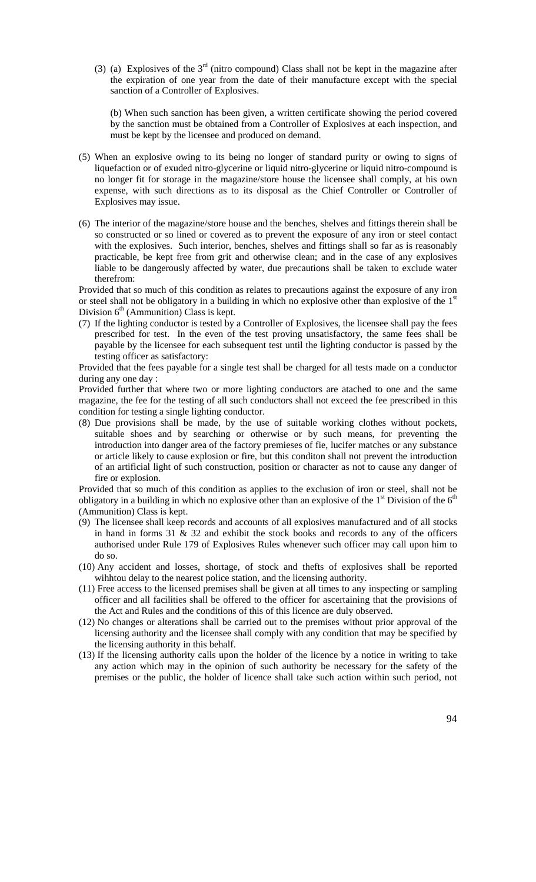(3) (a) Explosives of the 3rd (nitro compound) Class shall not be kept in the magazine after the expiration of one year from the date of their manufacture except with the special sanction of a Controller of Explosives.

(b) When such sanction has been given, a written certificate showing the period covered by the sanction must be obtained from a Controller of Explosives at each inspection, and must be kept by the licensee and produced on demand.

(5) When an explosive owing to its being no longer of standard purity or owing to signs of liquefaction or of exuded nitro-glycerine or liquid nitro-glycerine or liquid nitro-compound is no longer fit for storage in the magazine/store house the licensee shall comply, at his own expense, with such directions as to its disposal as the Chief Controller or Controller of Explosives may issue.

(6) The interior of the magazine/store house and the benches, shelves and fittings therein shall be so constructed or so lined or covered as to prevent the exposure of any iron or steel contact with the explosives. Such interior, benches, shelves and fittings shall so far as is reasonably practicable, be kept free from grit and otherwise clean; and in the case of any explosives liable to be dangerously affected by water, due precautions shall be taken to exclude water therefrom:

Provided that so much of this condition as relates to precautions against the exposure of any iron or steel shall not be obligatory in a building in which no explosive other than explosive of the 1st Division 6th (Ammunition) Class is kept.

(7) If the lighting conductor is tested by a Controller of Explosives, the licensee shall pay the fees prescribed for test. In the even of the test proving unsatisfactory, the same fees shall be payable by the licensee for each subsequent test until the lighting conductor is passed by the testing officer as satisfactory:

Provided that the fees payable for a single test shall be charged for all tests made on a conductor during any one day :

Provided further that where two or more lighting conductors are atached to one and the same magazine, the fee for the testing of all such conductors shall not exceed the fee prescribed in this condition for testing a single lighting conductor.

(8) Due provisions shall be made, by the use of suitable working clothes without pockets, suitable shoes and by searching or otherwise or by such means, for preventing the introduction into danger area of the factory premieses of fie, lucifer matches or any substance or article likely to cause explosion or fire, but this conditon shall not prevent the introduction of an artificial light of such construction, position or character as not to cause any danger of fire or explosion.

Provided that so much of this condition as applies to the exclusion of iron or steel, shall not be obligatory in a building in which no explosive other than an explosive of the 1st Division of the 6th (Ammunition) Class is kept.

(9) The licensee shall keep records and accounts of all explosives manufactured and of all stocks in hand in forms 31 & 32 and exhibit the stock books and records to any of the officers authorised under Rule 179 of Explosives Rules whenever such officer may call upon him to do so.

(10) Any accident and losses, shortage, of stock and thefts of explosives shall be reported wihhtou delay to the nearest police station, and the licensing authority.

(11) Free access to the licensed premises shall be given at all times to any inspecting or sampling officer and all facilities shall be offered to the officer for ascertaining that the provisions of the Act and Rules and the conditions of this of this licence are duly observed.

(12) No changes or alterations shall be carried out to the premises without prior approval of the licensing authority and the licensee shall comply with any condition that may be specified by the licensing authority in this behalf.

(13) If the licensing authority calls upon the holder of the licence by a notice in writing to take any action which may in the opinion of such authority be necessary for the safety of the premises or the public, the holder of licence shall take such action within such period, not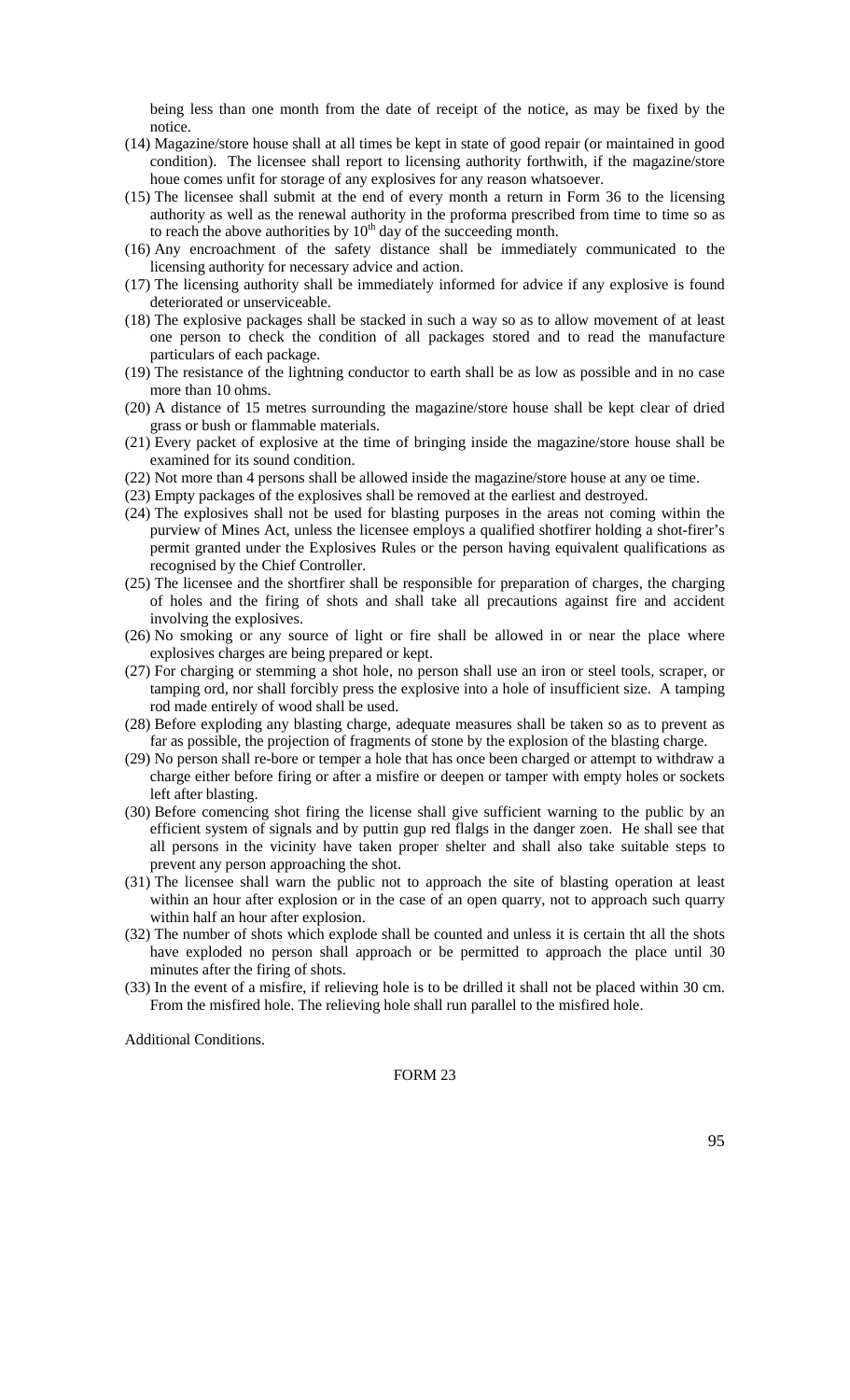being less than one month from the date of receipt of the notice, as may be fixed by the notice.

(14) Magazine/store house shall at all times be kept in state of good repair (or maintained in good condition). The licensee shall report to licensing authority forthwith, if the magazine/store houe comes unfit for storage of any explosives for any reason whatsoever.

(15) The licensee shall submit at the end of every month a return in Form 36 to the licensing authority as well as the renewal authority in the proforma prescribed from time to time so as to reach the above authorities by 10th day of the succeeding month.

(16) Any encroachment of the safety distance shall be immediately communicated to the licensing authority for necessary advice and action.

(17) The licensing authority shall be immediately informed for advice if any explosive is found deteriorated or unserviceable.

(18) The explosive packages shall be stacked in such a way so as to allow movement of at least one person to check the condition of all packages stored and to read the manufacture particulars of each package.

(19) The resistance of the lightning conductor to earth shall be as low as possible and in no case more than 10 ohms.

(20) A distance of 15 metres surrounding the magazine/store house shall be kept clear of dried grass or bush or flammable materials.

(21) Every packet of explosive at the time of bringing inside the magazine/store house shall be examined for its sound condition.

(22) Not more than 4 persons shall be allowed inside the magazine/store house at any oe time.

(23) Empty packages of the explosives shall be removed at the earliest and destroyed.

(24) The explosives shall not be used for blasting purposes in the areas not coming within the purview of Mines Act, unless the licensee employs a qualified shotfirer holding a shot-firer's permit granted under the Explosives Rules or the person having equivalent qualifications as recognised by the Chief Controller.

(25) The licensee and the shortfirer shall be responsible for preparation of charges, the charging of holes and the firing of shots and shall take all precautions against fire and accident involving the explosives.

(26) No smoking or any source of light or fire shall be allowed in or near the place where explosives charges are being prepared or kept.

(27) For charging or stemming a shot hole, no person shall use an iron or steel tools, scraper, or tamping ord, nor shall forcibly press the explosive into a hole of insufficient size. A tamping rod made entirely of wood shall be used.

(28) Before exploding any blasting charge, adequate measures shall be taken so as to prevent as far as possible, the projection of fragments of stone by the explosion of the blasting charge.

(29) No person shall re-bore or temper a hole that has once been charged or attempt to withdraw a charge either before firing or after a misfire or deepen or tamper with empty holes or sockets left after blasting.

(30) Before comencing shot firing the license shall give sufficient warning to the public by an efficient system of signals and by puttin gup red flalgs in the danger zoen. He shall see that all persons in the vicinity have taken proper shelter and shall also take suitable steps to prevent any person approaching the shot.

(31) The licensee shall warn the public not to approach the site of blasting operation at least within an hour after explosion or in the case of an open quarry, not to approach such quarry within half an hour after explosion.

(32) The number of shots which explode shall be counted and unless it is certain tht all the shots have exploded no person shall approach or be permitted to approach the place until 30 minutes after the firing of shots.

(33) In the event of a misfire, if relieving hole is to be drilled it shall not be placed within 30 cm. From the misfired hole. The relieving hole shall run parallel to the misfired hole.

Additional Conditions.

FORM 23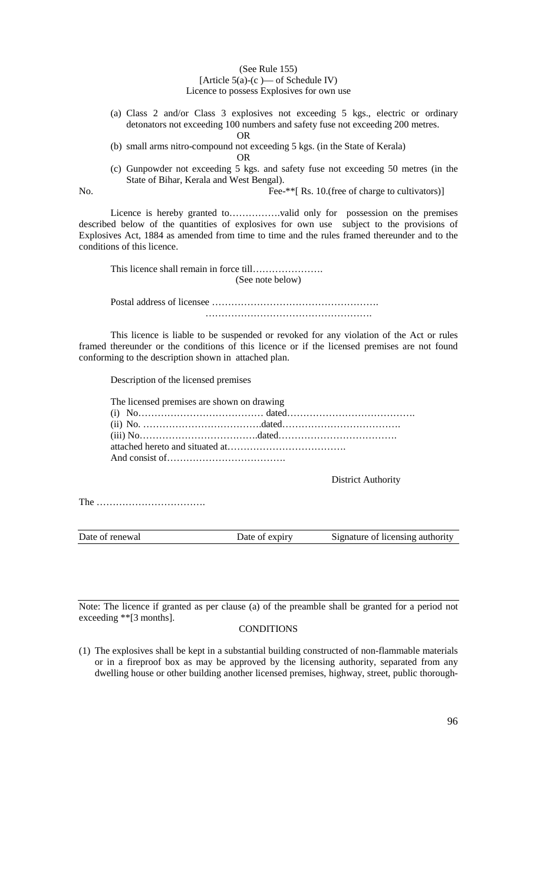(See Rule 155)

[Article 5(a)-(c )— of Schedule IV)

Licence to possess Explosives for own use

(a) Class 2 and/or Class 3 explosives not exceeding 5 kgs., electric or ordinary detonators not exceeding 100 numbers and safety fuse not exceeding 200 metres.

OR

(b) small arms nitro-compound not exceeding 5 kgs. (in the State of Kerala)

OR

(c) Gunpowder not exceeding 5 kgs. and safety fuse not exceeding 50 metres (in the State of Bihar, Kerala and West Bengal).

No. Fee-**[ Rs. 10.(free of charge to cultivators)]

Licence is hereby granted to…………….valid only for possession on the premises described below of the quantities of explosives for own use subject to the provisions of Explosives Act, 1884 as amended from time to time and the rules framed thereunder and to the conditions of this licence.

This licence shall remain in force till………………….
(See note below)

Postal address of licensee …………………………………………….
…………………………………………….

This licence is liable to be suspended or revoked for any violation of the Act or rules framed thereunder or the conditions of this licence or if the licensed premises are not found conforming to the description shown in attached plan.

Description of the licensed premises

The licensed premises are shown on drawing
(i) No………………………………… dated………………………………….
(ii) No. ……………………………….dated……………………………….
(iii) No……………………………….dated……………………………….
attached hereto and situated at……………………………….
And consist of……………………………….

District Authority

The …………………………….

| Date of renewal | Date of expiry | Signature of licensing authority |
|---|---|---|
| | | |

Note: The licence if granted as per clause (a) of the preamble shall be granted for a period not exceeding **[3 months].

CONDITIONS

(1) The explosives shall be kept in a substantial building constructed of non-flammable materials or in a fireproof box as may be approved by the licensing authority, separated from any dwelling house or other building another licensed premises, highway, street, public thorough-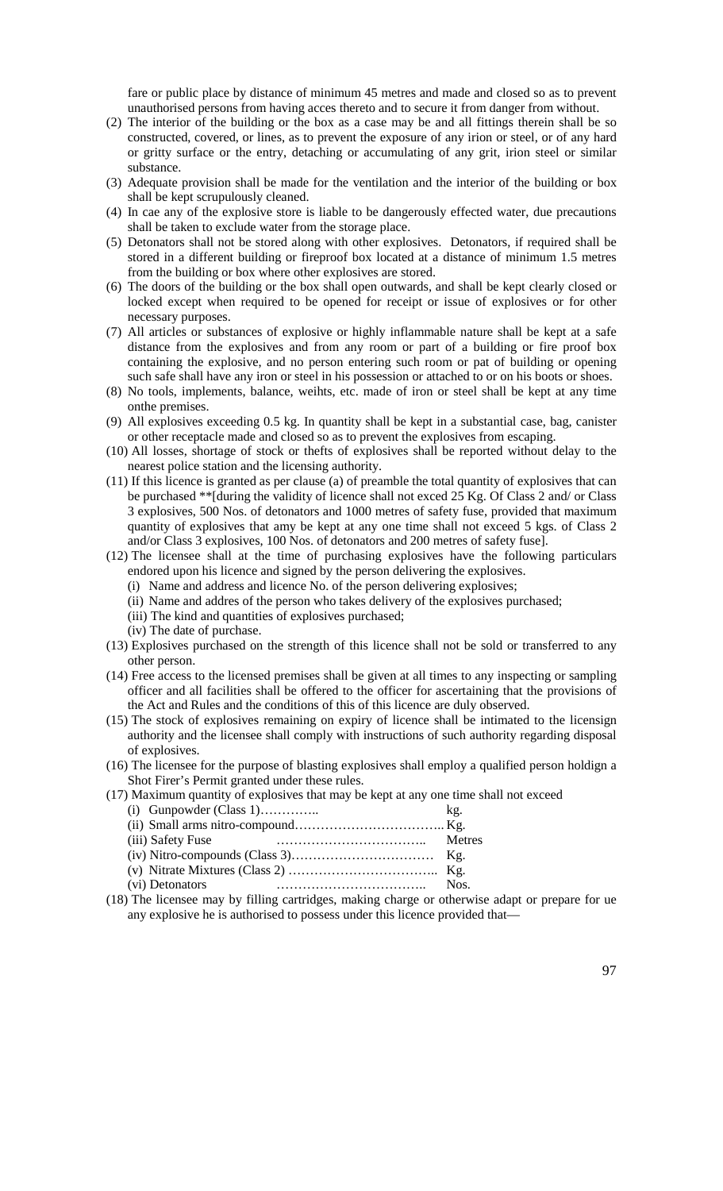fare or public place by distance of minimum 45 metres and made and closed so as to prevent unauthorised persons from having acces thereto and to secure it from danger from without.

(2) The interior of the building or the box as a case may be and all fittings therein shall be so constructed, covered, or lines, as to prevent the exposure of any irion or steel, or of any hard or gritty surface or the entry, detaching or accumulating of any grit, irion steel or similar substance.

(3) Adequate provision shall be made for the ventilation and the interior of the building or box shall be kept scrupulously cleaned.

(4) In cae any of the explosive store is liable to be dangerously effected water, due precautions shall be taken to exclude water from the storage place.

(5) Detonators shall not be stored along with other explosives. Detonators, if required shall be stored in a different building or fireproof box located at a distance of minimum 1.5 metres from the building or box where other explosives are stored.

(6) The doors of the building or the box shall open outwards, and shall be kept clearly closed or locked except when required to be opened for receipt or issue of explosives or for other necessary purposes.

(7) All articles or substances of explosive or highly inflammable nature shall be kept at a safe distance from the explosives and from any room or part of a building or fire proof box containing the explosive, and no person entering such room or pat of building or opening such safe shall have any iron or steel in his possession or attached to or on his boots or shoes.

(8) No tools, implements, balance, weihts, etc. made of iron or steel shall be kept at any time onthe premises.

(9) All explosives exceeding 0.5 kg. In quantity shall be kept in a substantial case, bag, canister or other receptacle made and closed so as to prevent the explosives from escaping.

(10) All losses, shortage of stock or thefts of explosives shall be reported without delay to the nearest police station and the licensing authority.

(11) If this licence is granted as per clause (a) of preamble the total quantity of explosives that can be purchased **[during the validity of licence shall not exced 25 Kg. Of Class 2 and/ or Class 3 explosives, 500 Nos. of detonators and 1000 metres of safety fuse, provided that maximum quantity of explosives that amy be kept at any one time shall not exceed 5 kgs. of Class 2 and/or Class 3 explosives, 100 Nos. of detonators and 200 metres of safety fuse].

(12) The licensee shall at the time of purchasing explosives have the following particulars endored upon his licence and signed by the person delivering the explosives.
  - (i) Name and address and licence No. of the person delivering explosives;
  - (ii) Name and addres of the person who takes delivery of the explosives purchased;
  - (iii) The kind and quantities of explosives purchased;
  - (iv) The date of purchase.

(13) Explosives purchased on the strength of this licence shall not be sold or transferred to any other person.

(14) Free access to the licensed premises shall be given at all times to any inspecting or sampling officer and all facilities shall be offered to the officer for ascertaining that the provisions of the Act and Rules and the conditions of this of this licence are duly observed.

(15) The stock of explosives remaining on expiry of licence shall be intimated to the licensign authority and the licensee shall comply with instructions of such authority regarding disposal of explosives.

(16) The licensee for the purpose of blasting explosives shall employ a qualified person holdign a Shot Firer's Permit granted under these rules.

(17) Maximum quantity of explosives that may be kept at any one time shall not exceed
  - (i) Gunpowder (Class 1)………….. kg.
  - (ii) Small arms nitro-compound…………………………….. Kg.
  - (iii) Safety Fuse …………………………….. Metres
  - (iv) Nitro-compounds (Class 3)…………………………… Kg.
  - (v) Nitrate Mixtures (Class 2) …………………………….. Kg.
  - (vi) Detonators …………………………….. Nos.

(18) The licensee may by filling cartridges, making charge or otherwise adapt or prepare for ue any explosive he is authorised to possess under this licence provided that—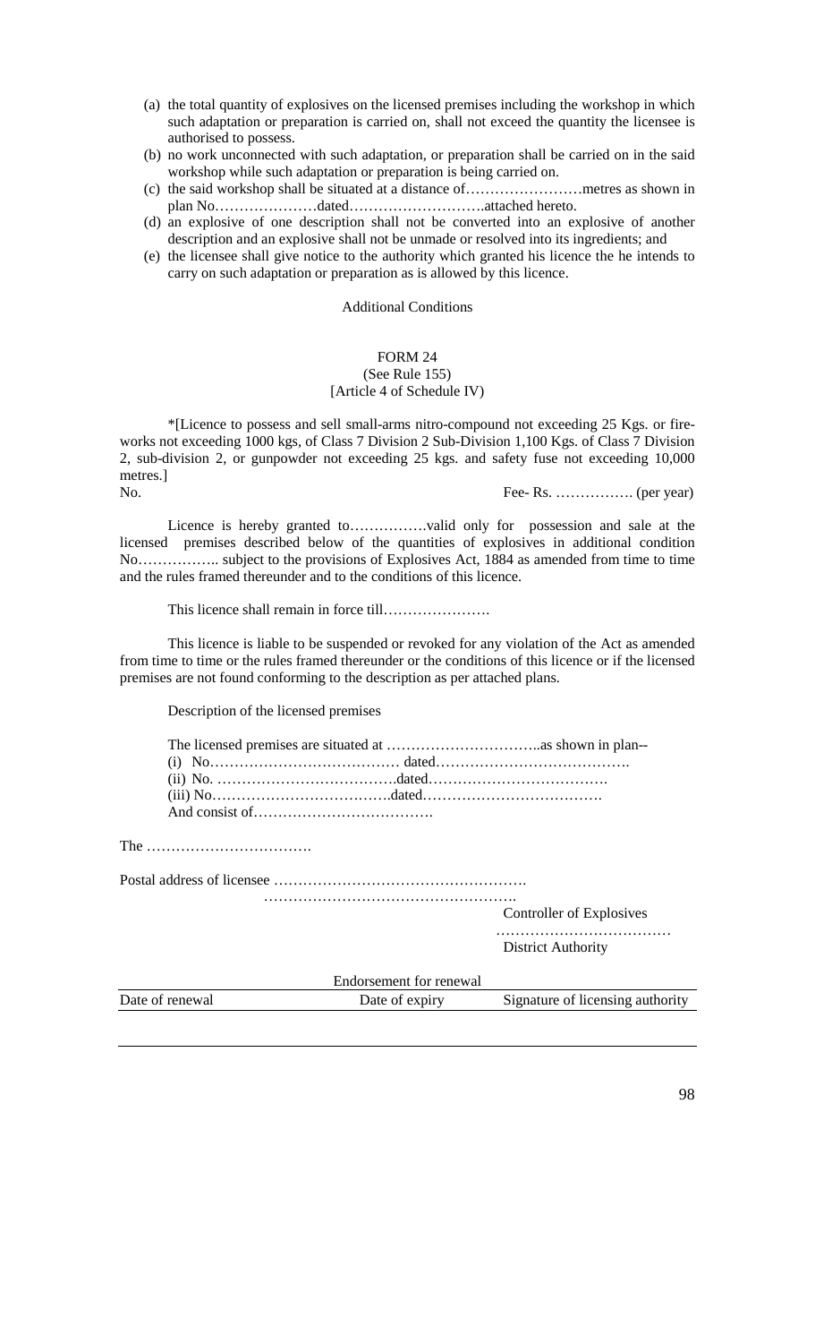(a) the total quantity of explosives on the licensed premises including the workshop in which such adaptation or preparation is carried on, shall not exceed the quantity the licensee is authorised to possess.

(b) no work unconnected with such adaptation, or preparation shall be carried on in the said workshop while such adaptation or preparation is being carried on.

(c) the said workshop shall be situated at a distance of……………………metres as shown in plan No…………………dated……………………….attached hereto.

(d) an explosive of one description shall not be converted into an explosive of another description and an explosive shall not be unmade or resolved into its ingredients; and

(e) the licensee shall give notice to the authority which granted his licence the he intends to carry on such adaptation or preparation as is allowed by this licence.

Additional Conditions

## FORM 24

(See Rule 155)

[Article 4 of Schedule IV)

*[Licence to possess and sell small-arms nitro-compound not exceeding 25 Kgs. or fire-works not exceeding 1000 kgs, of Class 7 Division 2 Sub-Division 1,100 Kgs. of Class 7 Division 2, sub-division 2, or gunpowder not exceeding 25 kgs. and safety fuse not exceeding 10,000 metres.]

No. Fee- Rs. ……………. (per year)

Licence is hereby granted to…………….valid only for possession and sale at the licensed premises described below of the quantities of explosives in additional condition No…………….. subject to the provisions of Explosives Act, 1884 as amended from time to time and the rules framed thereunder and to the conditions of this licence.

This licence shall remain in force till………………….

This licence is liable to be suspended or revoked for any violation of the Act as amended from time to time or the rules framed thereunder or the conditions of this licence or if the licensed premises are not found conforming to the description as per attached plans.

Description of the licensed premises

The licensed premises are situated at …………………………..as shown in plan--
(i) No………………………………… dated………………………………….
(ii) No. ……………………………….dated……………………………….
(iii) No……………………………….dated……………………………….
And consist of……………………………….

The …………………………….

Postal address of licensee …………………………………………….
…………………………………………….

Controller of Explosives
………………………………
District Authority

Endorsement for renewal

| Date of renewal | Date of expiry | Signature of licensing authority |
|---|---|---|
| | | |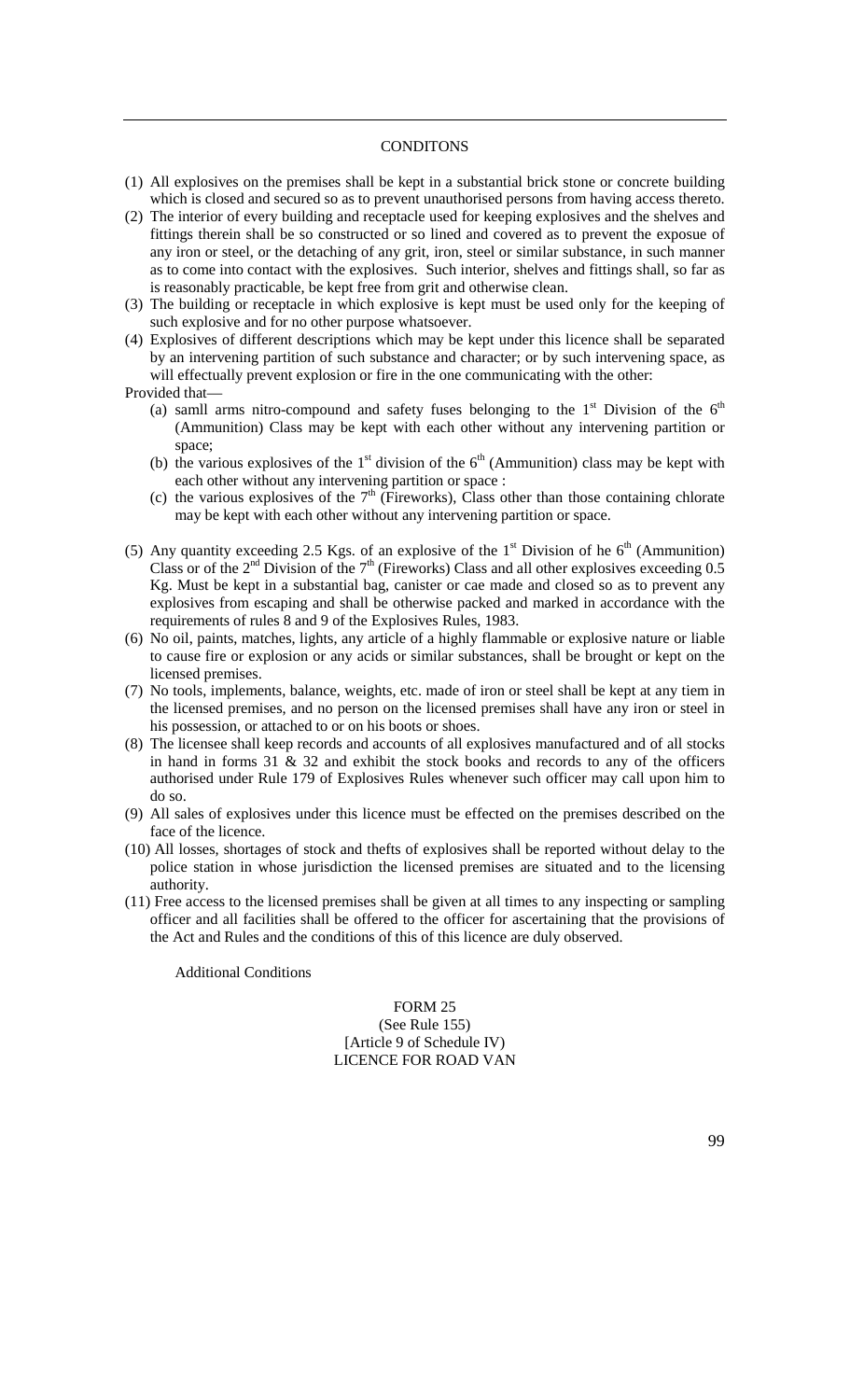## CONDITONS

(1) All explosives on the premises shall be kept in a substantial brick stone or concrete building which is closed and secured so as to prevent unauthorised persons from having access thereto.

(2) The interior of every building and receptacle used for keeping explosives and the shelves and fittings therein shall be so constructed or so lined and covered as to prevent the exposue of any iron or steel, or the detaching of any grit, iron, steel or similar substance, in such manner as to come into contact with the explosives. Such interior, shelves and fittings shall, so far as is reasonably practicable, be kept free from grit and otherwise clean.

(3) The building or receptacle in which explosive is kept must be used only for the keeping of such explosive and for no other purpose whatsoever.

(4) Explosives of different descriptions which may be kept under this licence shall be separated by an intervening partition of such substance and character; or by such intervening space, as will effectually prevent explosion or fire in the one communicating with the other:

Provided that—

- (a) samll arms nitro-compound and safety fuses belonging to the 1st Division of the 6th (Ammunition) Class may be kept with each other without any intervening partition or space;
- (b) the various explosives of the 1st division of the 6th (Ammunition) class may be kept with each other without any intervening partition or space :
- (c) the various explosives of the 7th (Fireworks), Class other than those containing chlorate may be kept with each other without any intervening partition or space.

(5) Any quantity exceeding 2.5 Kgs. of an explosive of the 1st Division of he 6th (Ammunition) Class or of the 2nd Division of the 7th (Fireworks) Class and all other explosives exceeding 0.5 Kg. Must be kept in a substantial bag, canister or cae made and closed so as to prevent any explosives from escaping and shall be otherwise packed and marked in accordance with the requirements of rules 8 and 9 of the Explosives Rules, 1983.

(6) No oil, paints, matches, lights, any article of a highly flammable or explosive nature or liable to cause fire or explosion or any acids or similar substances, shall be brought or kept on the licensed premises.

(7) No tools, implements, balance, weights, etc. made of iron or steel shall be kept at any tiem in the licensed premises, and no person on the licensed premises shall have any iron or steel in his possession, or attached to or on his boots or shoes.

(8) The licensee shall keep records and accounts of all explosives manufactured and of all stocks in hand in forms 31 & 32 and exhibit the stock books and records to any of the officers authorised under Rule 179 of Explosives Rules whenever such officer may call upon him to do so.

(9) All sales of explosives under this licence must be effected on the premises described on the face of the licence.

(10) All losses, shortages of stock and thefts of explosives shall be reported without delay to the police station in whose jurisdiction the licensed premises are situated and to the licensing authority.

(11) Free access to the licensed premises shall be given at all times to any inspecting or sampling officer and all facilities shall be offered to the officer for ascertaining that the provisions of the Act and Rules and the conditions of this of this licence are duly observed.

Additional Conditions

FORM 25
(See Rule 155)
[Article 9 of Schedule IV)
LICENCE FOR ROAD VAN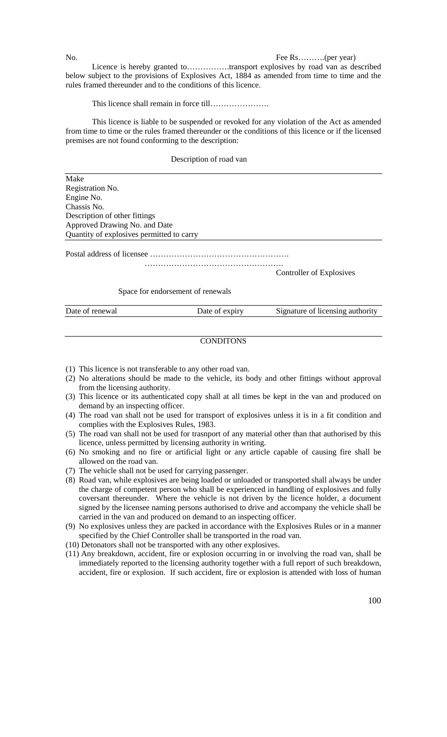No. Fee Rs……….(per year)

Licence is hereby granted to…………….transport explosives by road van as described below subject to the provisions of Explosives Act, 1884 as amended from time to time and the rules framed thereunder and to the conditions of this licence.

This licence shall remain in force till………………….

This licence is liable to be suspended or revoked for any violation of the Act as amended from time to time or the rules framed thereunder or the conditions of this licence or if the licensed premises are not found conforming to the description:

Description of road van

| |
|---|
| Make |
| Registration No. |
| Engine No. |
| Chassis No. |
| Description of other fittings |
| Approved Drawing No. and Date |
| Quantity of explosives permitted to carry |

Postal address of licensee …………………………………………….

…………………………………………….

Controller of Explosives

Space for endorsement of renewals

| Date of renewal | Date of expiry | Signature of licensing authority |
|---|---|---|
| | | |

CONDITONS

(1) This licence is not transferable to any other road van.
(2) No alterations should be made to the vehicle, its body and other fittings without approval from the licensing authority.
(3) This licence or its authenticated copy shall at all times be kept in the van and produced on demand by an inspecting officer.
(4) The road van shall not be used for transport of explosives unless it is in a fit condition and complies with the Explosives Rules, 1983.
(5) The road van shall not be used for trasnport of any material other than that authorised by this licence, unless permitted by licensing authority in writing.
(6) No smoking and no fire or artificial light or any article capable of causing fire shall be allowed on the road van.
(7) The vehicle shall not be used for carrying passenger.
(8) Road van, while explosives are being loaded or unloaded or transported shall always be under the charge of competent person who shall be experienced in handling of explosives and fully coversant thereunder. Where the vehicle is not driven by the licence holder, a document signed by the licensee naming persons authorised to drive and accompany the vehicle shall be carried in the van and produced on demand to an inspecting officer.
(9) No explosives unless they are packed in accordance with the Explosives Rules or in a manner specified by the Chief Controller shall be transported in the road van.
(10) Detonators shall not be transported with any other explosives.
(11) Any breakdown, accident, fire or explosion occurring in or involving the road van, shall be immediately reported to the licensing authority together with a full report of such breakdown, accident, fire or explosion. If such accident, fire or explosion is attended with loss of human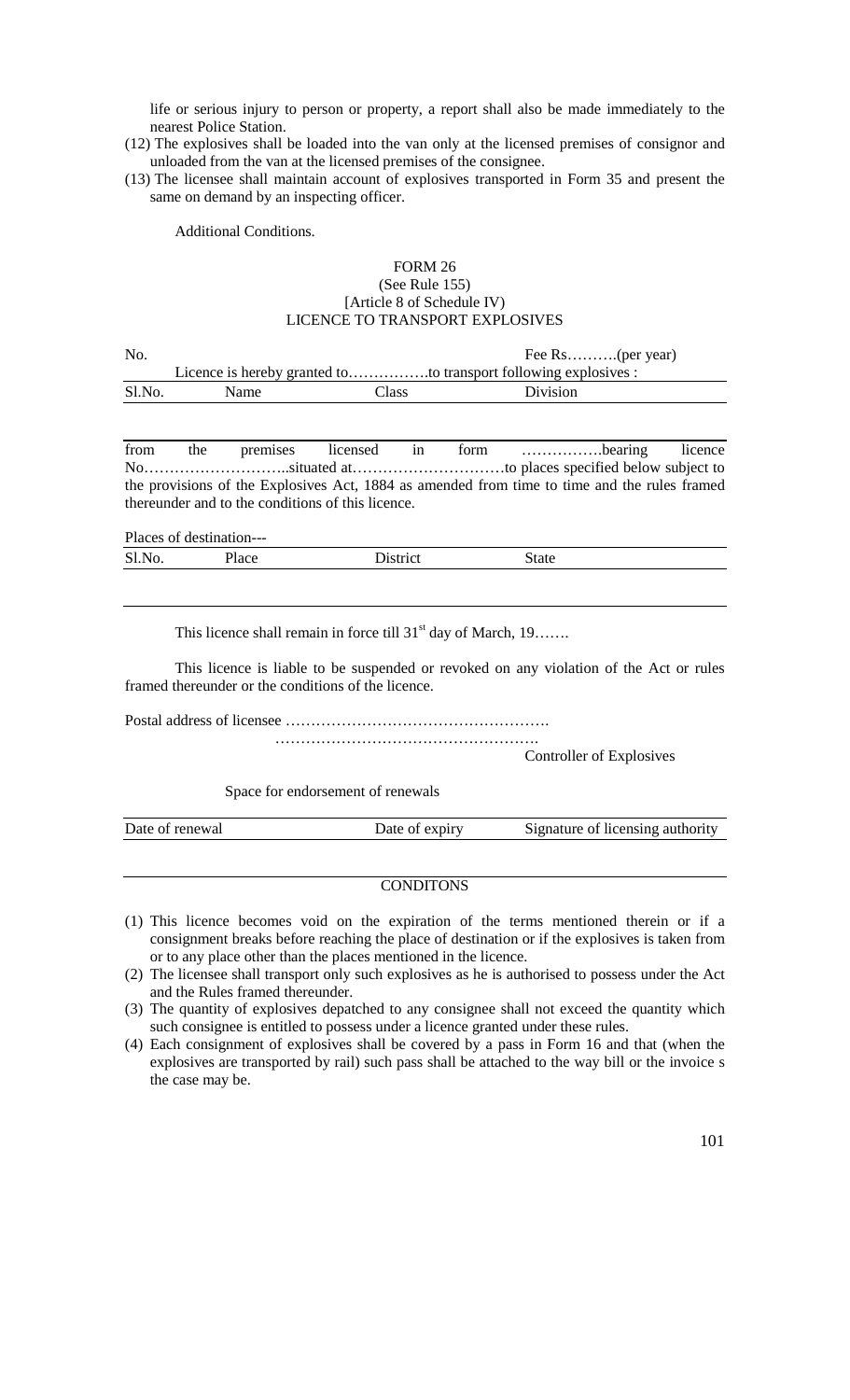life or serious injury to person or property, a report shall also be made immediately to the nearest Police Station.

(12) The explosives shall be loaded into the van only at the licensed premises of consignor and unloaded from the van at the licensed premises of the consignee.

(13) The licensee shall maintain account of explosives transported in Form 35 and present the same on demand by an inspecting officer.

Additional Conditions.

FORM 26
(See Rule 155)
[Article 8 of Schedule IV]
LICENCE TO TRANSPORT EXPLOSIVES

No. Fee Rs……….(per year)

Licence is hereby granted to…………….to transport following explosives :

| Sl.No. | Name | Class | Division |
|---|---|---|---|
| | | | |

from the premises licensed in form …………….bearing licence No………………………..situated at…………………………to places specified below subject to the provisions of the Explosives Act, 1884 as amended from time to time and the rules framed thereunder and to the conditions of this licence.

Places of destination---

| Sl.No. | Place | District | State |
|---|---|---|---|
| | | | |

This licence shall remain in force till 31st day of March, 19…….

This licence is liable to be suspended or revoked on any violation of the Act or rules framed thereunder or the conditions of the licence.

Postal address of licensee …………………………………………….

…………………………………………….
Controller of Explosives

Space for endorsement of renewals

| Date of renewal | Date of expiry | Signature of licensing authority |
|---|---|---|
| | | |

CONDITONS

(1) This licence becomes void on the expiration of the terms mentioned therein or if a consignment breaks before reaching the place of destination or if the explosives is taken from or to any place other than the places mentioned in the licence.

(2) The licensee shall transport only such explosives as he is authorised to possess under the Act and the Rules framed thereunder.

(3) The quantity of explosives depatched to any consignee shall not exceed the quantity which such consignee is entitled to possess under a licence granted under these rules.

(4) Each consignment of explosives shall be covered by a pass in Form 16 and that (when the explosives are transported by rail) such pass shall be attached to the way bill or the invoice s the case may be.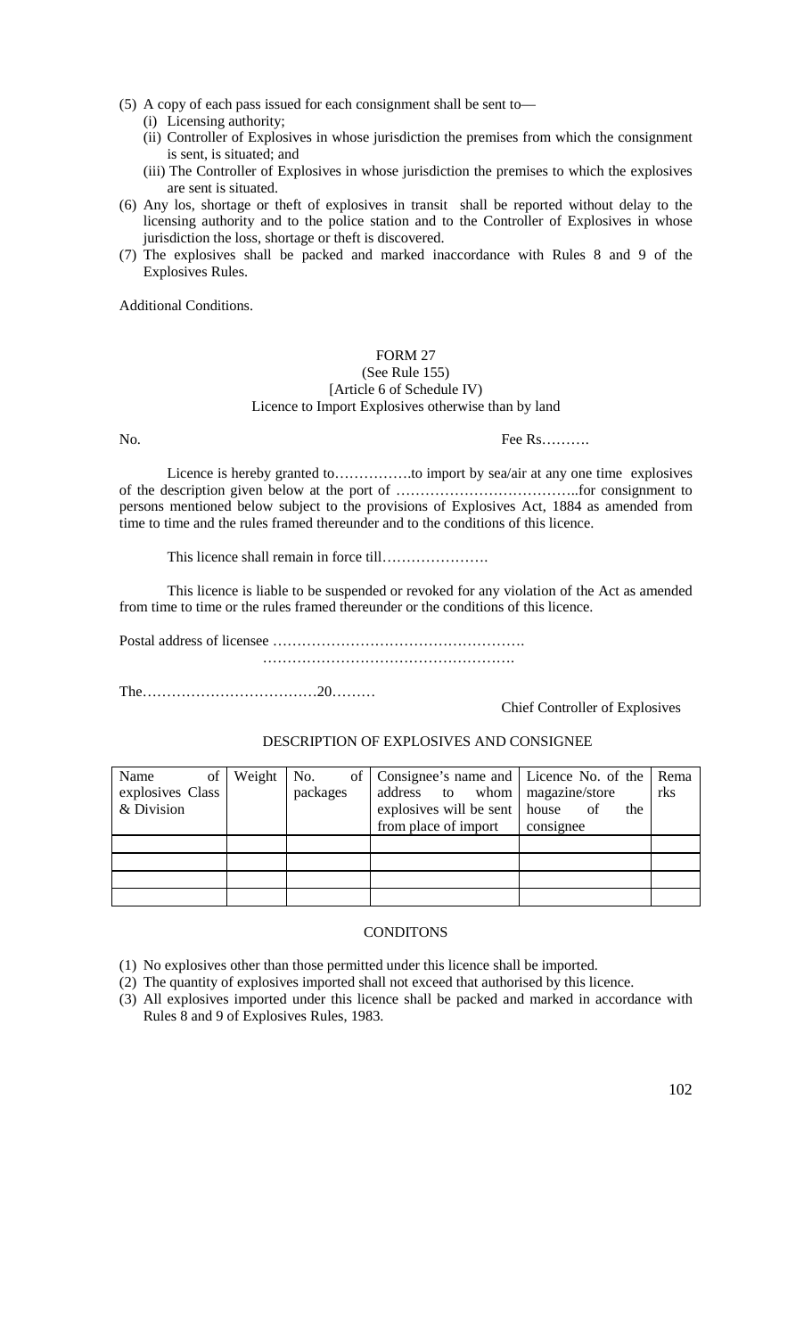(5) A copy of each pass issued for each consignment shall be sent to—
   (i) Licensing authority;
   (ii) Controller of Explosives in whose jurisdiction the premises from which the consignment is sent, is situated; and
   (iii) The Controller of Explosives in whose jurisdiction the premises to which the explosives are sent is situated.

(6) Any los, shortage or theft of explosives in transit shall be reported without delay to the licensing authority and to the police station and to the Controller of Explosives in whose jurisdiction the loss, shortage or theft is discovered.

(7) The explosives shall be packed and marked inaccordance with Rules 8 and 9 of the Explosives Rules.

Additional Conditions.

## FORM 27
(See Rule 155)
[Article 6 of Schedule IV)
Licence to Import Explosives otherwise than by land

No. Fee Rs……….

Licence is hereby granted to…………….to import by sea/air at any one time explosives of the description given below at the port of ………………………………..for consignment to persons mentioned below subject to the provisions of Explosives Act, 1884 as amended from time to time and the rules framed thereunder and to the conditions of this licence.

This licence shall remain in force till………………….

This licence is liable to be suspended or revoked for any violation of the Act as amended from time to time or the rules framed thereunder or the conditions of this licence.

Postal address of licensee …………………………………………….
……………………………………………..

The………………………………20………

Chief Controller of Explosives

DESCRIPTION OF EXPLOSIVES AND CONSIGNEE

| Name of explosives Class & Division | Weight | No. of packages | Consignee's name and address to whom explosives will be sent from place of import | Licence No. of the magazine/store house of the consignee | Remarks |
|---|---|---|---|---|---|
| | | | | | |
| | | | | | |
| | | | | | |
| | | | | | |

CONDITONS

(1) No explosives other than those permitted under this licence shall be imported.
(2) The quantity of explosives imported shall not exceed that authorised by this licence.
(3) All explosives imported under this licence shall be packed and marked in accordance with Rules 8 and 9 of Explosives Rules, 1983.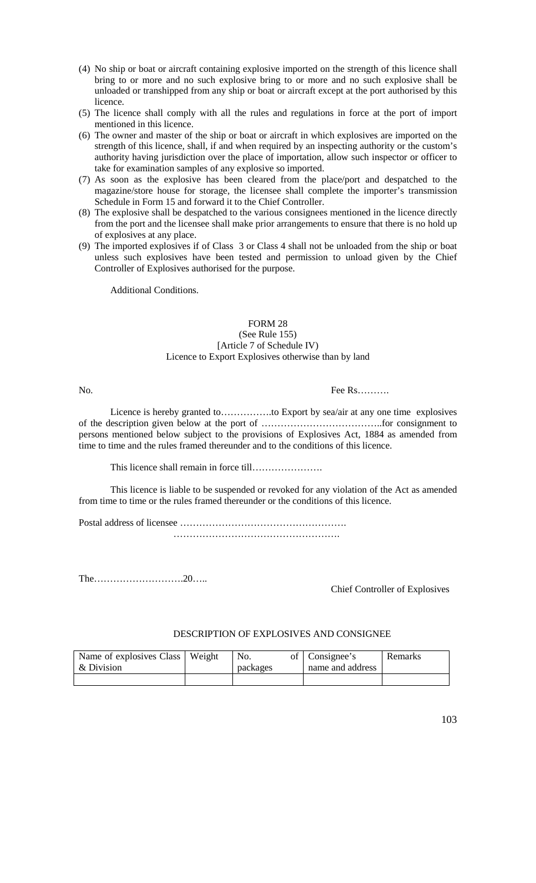(4) No ship or boat or aircraft containing explosive imported on the strength of this licence shall bring to or more and no such explosive bring to or more and no such explosive shall be unloaded or transhipped from any ship or boat or aircraft except at the port authorised by this licence.
(5) The licence shall comply with all the rules and regulations in force at the port of import mentioned in this licence.
(6) The owner and master of the ship or boat or aircraft in which explosives are imported on the strength of this licence, shall, if and when required by an inspecting authority or the custom's authority having jurisdiction over the place of importation, allow such inspector or officer to take for examination samples of any explosive so imported.
(7) As soon as the explosive has been cleared from the place/port and despatched to the magazine/store house for storage, the licensee shall complete the importer's transmission Schedule in Form 15 and forward it to the Chief Controller.
(8) The explosive shall be despatched to the various consignees mentioned in the licence directly from the port and the licensee shall make prior arrangements to ensure that there is no hold up of explosives at any place.
(9) The imported explosives if of Class 3 or Class 4 shall not be unloaded from the ship or boat unless such explosives have been tested and permission to unload given by the Chief Controller of Explosives authorised for the purpose.

Additional Conditions.

## FORM 28

(See Rule 155)
[Article 7 of Schedule IV]
Licence to Export Explosives otherwise than by land

No. Fee Rs……….

Licence is hereby granted to…………….to Export by sea/air at any one time explosives of the description given below at the port of ………………………………..for consignment to persons mentioned below subject to the provisions of Explosives Act, 1884 as amended from time to time and the rules framed thereunder and to the conditions of this licence.

This licence shall remain in force till………………….

This licence is liable to be suspended or revoked for any violation of the Act as amended from time to time or the rules framed thereunder or the conditions of this licence.

Postal address of licensee …………………………………………….
…………………………………………….

The……………………….20…..

Chief Controller of Explosives

DESCRIPTION OF EXPLOSIVES AND CONSIGNEE

| Name of explosives Class & Division | Weight | No. of packages | Consignee's name and address | Remarks |
|---|---|---|---|---|
| | | | | |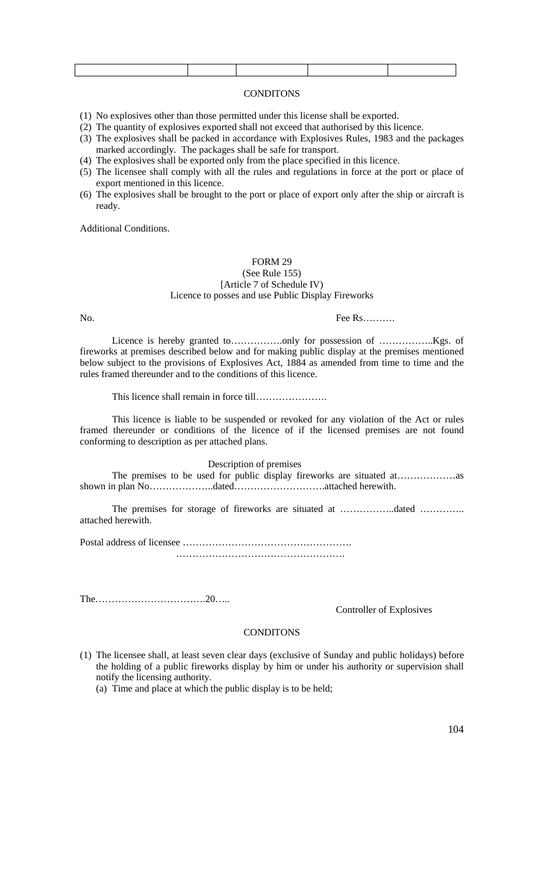| | | | | |
|---|---|---|---|---|
| | | | | |

CONDITONS

(1) No explosives other than those permitted under this license shall be exported.
(2) The quantity of explosives exported shall not exceed that authorised by this licence.
(3) The explosives shall be packed in accordance with Explosives Rules, 1983 and the packages marked accordingly. The packages shall be safe for transport.
(4) The explosives shall be exported only from the place specified in this licence.
(5) The licensee shall comply with all the rules and regulations in force at the port or place of export mentioned in this licence.
(6) The explosives shall be brought to the port or place of export only after the ship or aircraft is ready.

Additional Conditions.

FORM 29
(See Rule 155)
[Article 7 of Schedule IV)
Licence to posses and use Public Display Fireworks

No. Fee Rs……….

Licence is hereby granted to…………….only for possession of ……………..Kgs. of fireworks at premises described below and for making public display at the premises mentioned below subject to the provisions of Explosives Act, 1884 as amended from time to time and the rules framed thereunder and to the conditions of this licence.

This licence shall remain in force till………………….

This licence is liable to be suspended or revoked for any violation of the Act or rules framed thereunder or conditions of the licence of if the licensed premises are not found conforming to description as per attached plans.

Description of premises

The premises to be used for public display fireworks are situated at………………as shown in plan No………………..dated……………………….attached herewith.

The premises for storage of fireworks are situated at ……………..dated …………. attached herewith.

Postal address of licensee …………………………………………….
…………………………………………….

The…………………………….20…..

Controller of Explosives

CONDITONS

(1) The licensee shall, at least seven clear days (exclusive of Sunday and public holidays) before the holding of a public fireworks display by him or under his authority or supervision shall notify the licensing authority.
    (a) Time and place at which the public display is to be held;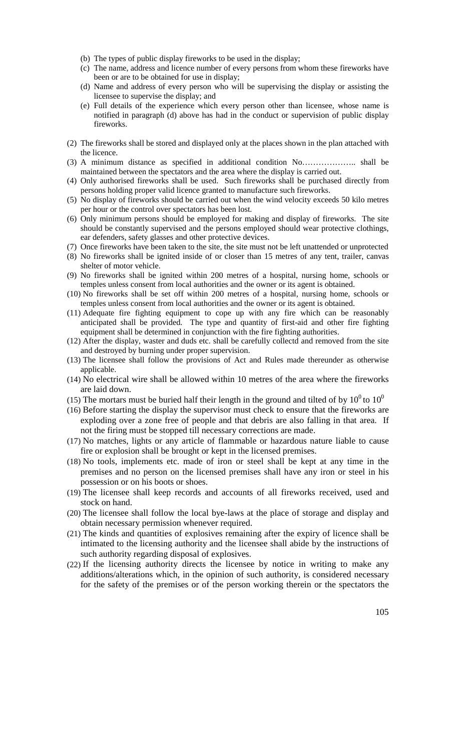(b) The types of public display fireworks to be used in the display;

(c) The name, address and licence number of every persons from whom these fireworks have been or are to be obtained for use in display;

(d) Name and address of every person who will be supervising the display or assisting the licensee to supervise the display; and

(e) Full details of the experience which every person other than licensee, whose name is notified in paragraph (d) above has had in the conduct or supervision of public display fireworks.

(2) The fireworks shall be stored and displayed only at the places shown in the plan attached with the licence.

(3) A minimum distance as specified in additional condition No……………….. shall be maintained between the spectators and the area where the display is carried out.

(4) Only authorised fireworks shall be used. Such fireworks shall be purchased directly from persons holding proper valid licence granted to manufacture such fireworks.

(5) No display of fireworks should be carried out when the wind velocity exceeds 50 kilo metres per hour or the control over spectators has been lost.

(6) Only minimum persons should be employed for making and display of fireworks. The site should be constantly supervised and the persons employed should wear protective clothings, ear defenders, safety glasses and other protective devices.

(7) Once fireworks have been taken to the site, the site must not be left unattended or unprotected

(8) No fireworks shall be ignited inside of or closer than 15 metres of any tent, trailer, canvas shelter of motor vehicle.

(9) No fireworks shall be ignited within 200 metres of a hospital, nursing home, schools or temples unless consent from local authorities and the owner or its agent is obtained.

(10) No fireworks shall be set off within 200 metres of a hospital, nursing home, schools or temples unless consent from local authorities and the owner or its agent is obtained.

(11) Adequate fire fighting equipment to cope up with any fire which can be reasonably anticipated shall be provided. The type and quantity of first-aid and other fire fighting equipment shall be determined in conjunction with the fire fighting authorities.

(12) After the display, waster and duds etc. shall be carefully collectd and removed from the site and destroyed by burning under proper supervision.

(13) The licensee shall follow the provisions of Act and Rules made thereunder as otherwise applicable.

(14) No electrical wire shall be allowed within 10 metres of the area where the fireworks are laid down.

(15) The mortars must be buried half their length in the ground and tilted of by $10^0$ to $10^0$

(16) Before starting the display the supervisor must check to ensure that the fireworks are exploding over a zone free of people and that debris are also falling in that area. If not the firing must be stopped till necessary corrections are made.

(17) No matches, lights or any article of flammable or hazardous nature liable to cause fire or explosion shall be brought or kept in the licensed premises.

(18) No tools, implements etc. made of iron or steel shall be kept at any time in the premises and no person on the licensed premises shall have any iron or steel in his possession or on his boots or shoes.

(19) The licensee shall keep records and accounts of all fireworks received, used and stock on hand.

(20) The licensee shall follow the local bye-laws at the place of storage and display and obtain necessary permission whenever required.

(21) The kinds and quantities of explosives remaining after the expiry of licence shall be intimated to the licensing authority and the licensee shall abide by the instructions of such authority regarding disposal of explosives.

(22) If the licensing authority directs the licensee by notice in writing to make any additions/alterations which, in the opinion of such authority, is considered necessary for the safety of the premises or of the person working therein or the spectators the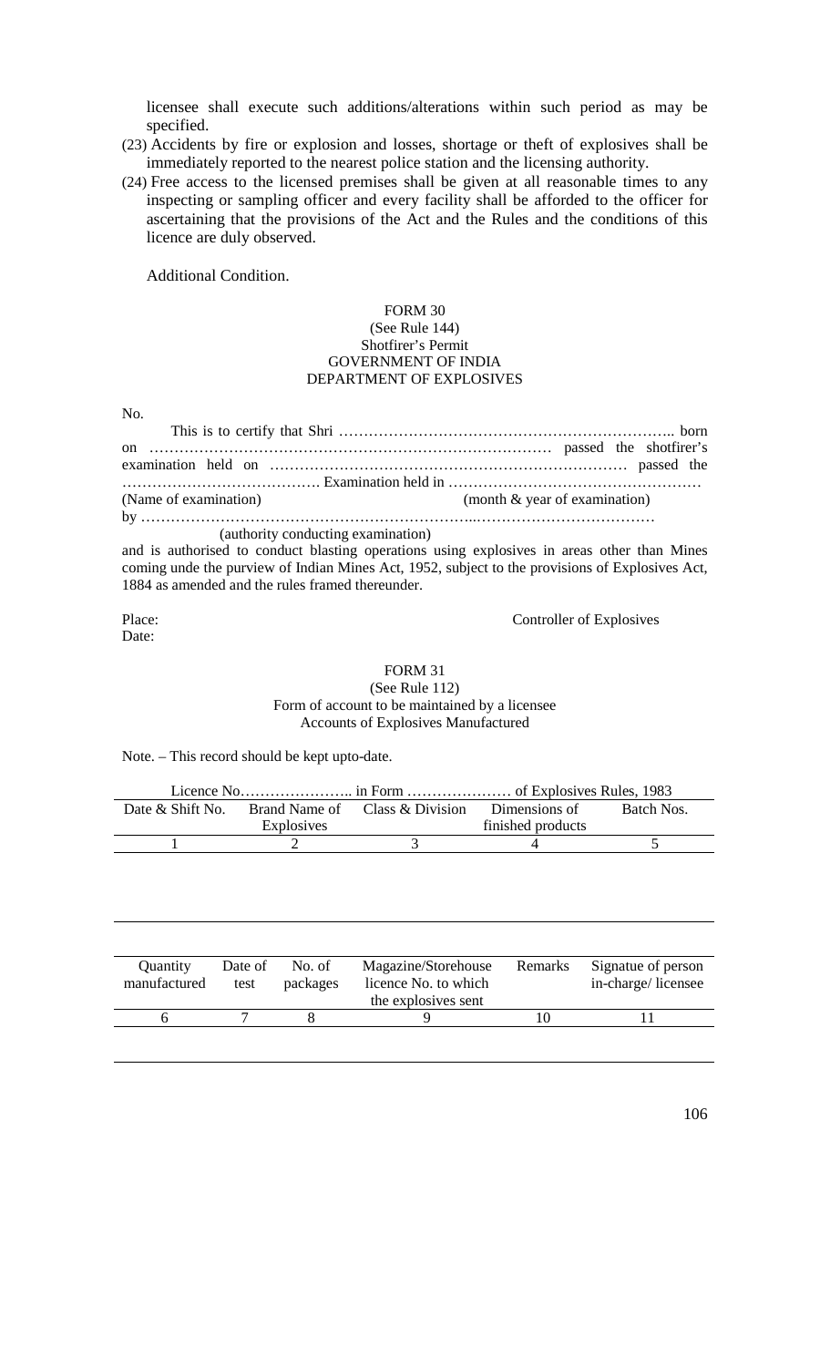licensee shall execute such additions/alterations within such period as may be specified.

(23) Accidents by fire or explosion and losses, shortage or theft of explosives shall be immediately reported to the nearest police station and the licensing authority.

(24) Free access to the licensed premises shall be given at all reasonable times to any inspecting or sampling officer and every facility shall be afforded to the officer for ascertaining that the provisions of the Act and the Rules and the conditions of this licence are duly observed.

Additional Condition.

## FORM 30

(See Rule 144)

Shotfirer's Permit

GOVERNMENT OF INDIA

DEPARTMENT OF EXPLOSIVES

No.

This is to certify that Shri ………………………………………………………….. born on ……………………………………………………………………… passed the shotfirer's examination held on ……………………………………………………………… passed the …………………………………. Examination held in ……………………………………………
(Name of examination) (month & year of examination)
by ……………………………………………………...………………………………
(authority conducting examination)
and is authorised to conduct blasting operations using explosives in areas other than Mines coming unde the purview of Indian Mines Act, 1952, subject to the provisions of Explosives Act, 1884 as amended and the rules framed thereunder.

Place:
Date:

Controller of Explosives

## FORM 31

(See Rule 112)

Form of account to be maintained by a licensee

Accounts of Explosives Manufactured

Note. – This record should be kept upto-date.

Licence No………………….. in Form ………………… of Explosives Rules, 1983

| Date & Shift No. | Brand Name of Explosives | Class & Division | Dimensions of finished products | Batch Nos. |
|---|---|---|---|---|
| 1 | 2 | 3 | 4 | 5 |
| | | | | |

| Quantity manufactured | Date of test | No. of packages | Magazine/Storehouse licence No. to which the explosives sent | Remarks | Signatue of person in-charge/ licensee |
|---|---|---|---|---|---|
| 6 | 7 | 8 | 9 | 10 | 11 |
| | | | | | |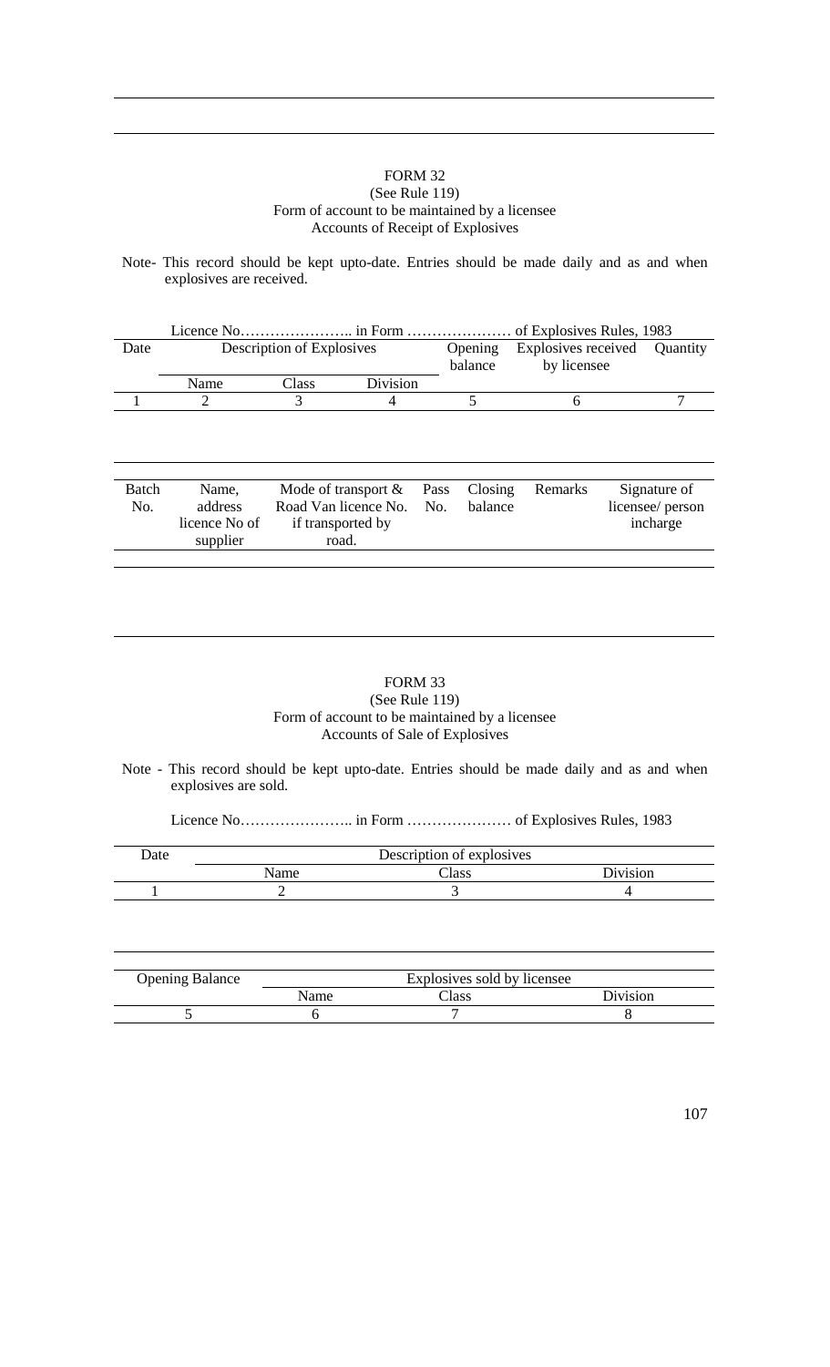# FORM 32

(See Rule 119)

Form of account to be maintained by a licensee

Accounts of Receipt of Explosives

Note- This record should be kept upto-date. Entries should be made daily and as and when explosives are received.

Licence No………………….. in Form ………………… of Explosives Rules, 1983

| Date | Description of Explosives | | | Opening balance | Explosives received by licensee | Quantity |
|---|---|---|---|---|---|---|
| | Name | Class | Division | | | |
| 1 | 2 | 3 | 4 | 5 | 6 | 7 |

| Batch No. | Name, address licence No of supplier | Mode of transport & Road Van licence No. if transported by road. | Pass No. | Closing balance | Remarks | Signature of licensee/ person incharge |
|---|---|---|---|---|---|---|
| | | | | | | |

# FORM 33

(See Rule 119)

Form of account to be maintained by a licensee

Accounts of Sale of Explosives

Note - This record should be kept upto-date. Entries should be made daily and as and when explosives are sold.

Licence No………………….. in Form ………………… of Explosives Rules, 1983

| Date | Description of explosives | | |
|---|---|---|---|
| | Name | Class | Division |
| 1 | 2 | 3 | 4 |

| Opening Balance | Explosives sold by licensee | | |
|---|---|---|---|
| | Name | Class | Division |
| 5 | 6 | 7 | 8 |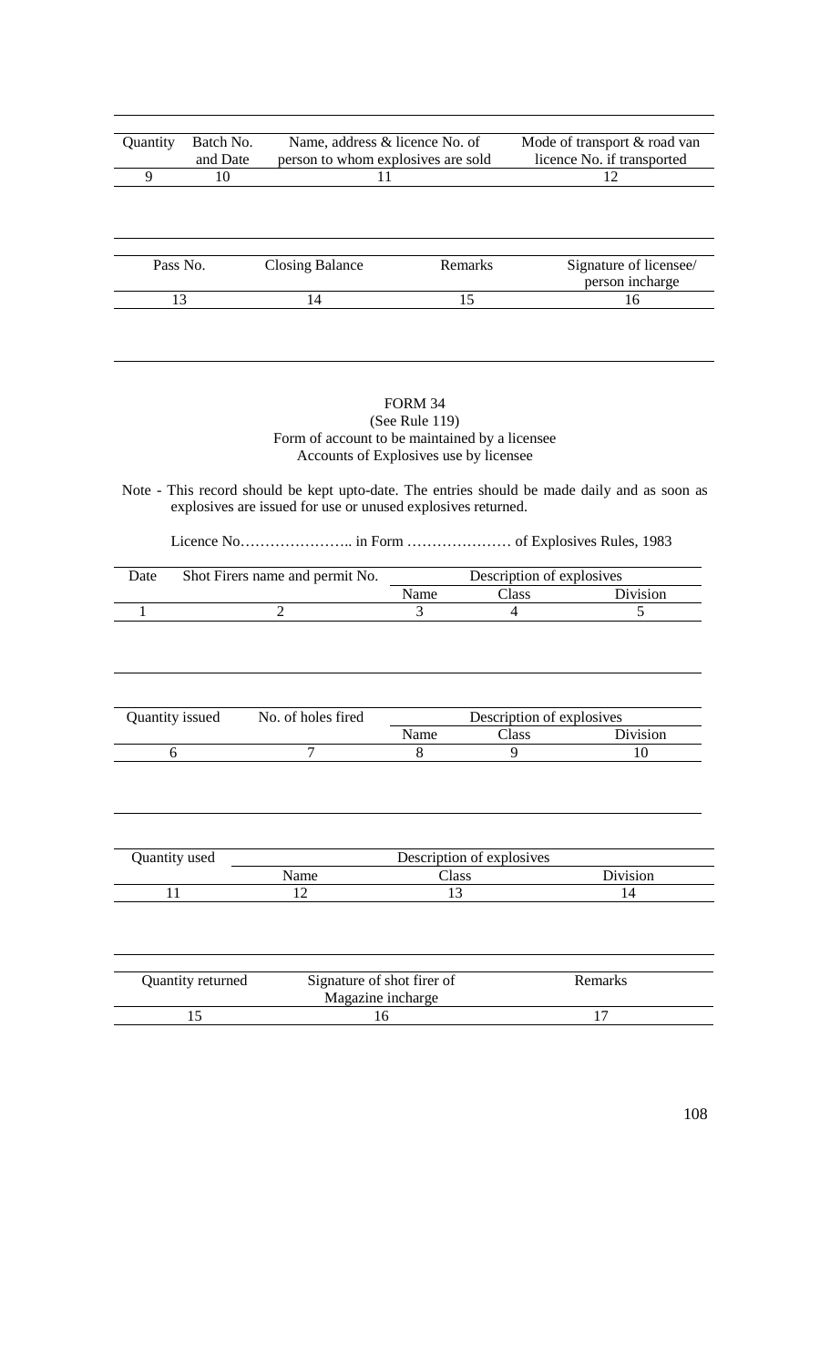| Quantity | Batch No. and Date | Name, address & licence No. of person to whom explosives are sold | Mode of transport & road van licence No. if transported |
|---|---|---|---|
| 9 | 10 | 11 | 12 |

| Pass No. | Closing Balance | Remarks | Signature of licensee/ person incharge |
|---|---|---|---|
| 13 | 14 | 15 | 16 |

FORM 34

(See Rule 119)

Form of account to be maintained by a licensee

Accounts of Explosives use by licensee

Note - This record should be kept upto-date. The entries should be made daily and as soon as explosives are issued for use or unused explosives returned.

Licence No………………….. in Form ………………… of Explosives Rules, 1983

| Date | Shot Firers name and permit No. | Description of explosives | | |
|---|---|---|---|---|
| | | Name | Class | Division |
| 1 | 2 | 3 | 4 | 5 |

| Quantity issued | No. of holes fired | Description of explosives | | |
|---|---|---|---|---|
| | | Name | Class | Division |
| 6 | 7 | 8 | 9 | 10 |

| Quantity used | Description of explosives | | |
|---|---|---|---|
| | Name | Class | Division |
| 11 | 12 | 13 | 14 |

| Quantity returned | Signature of shot firer of Magazine incharge | Remarks |
|---|---|---|
| 15 | 16 | 17 |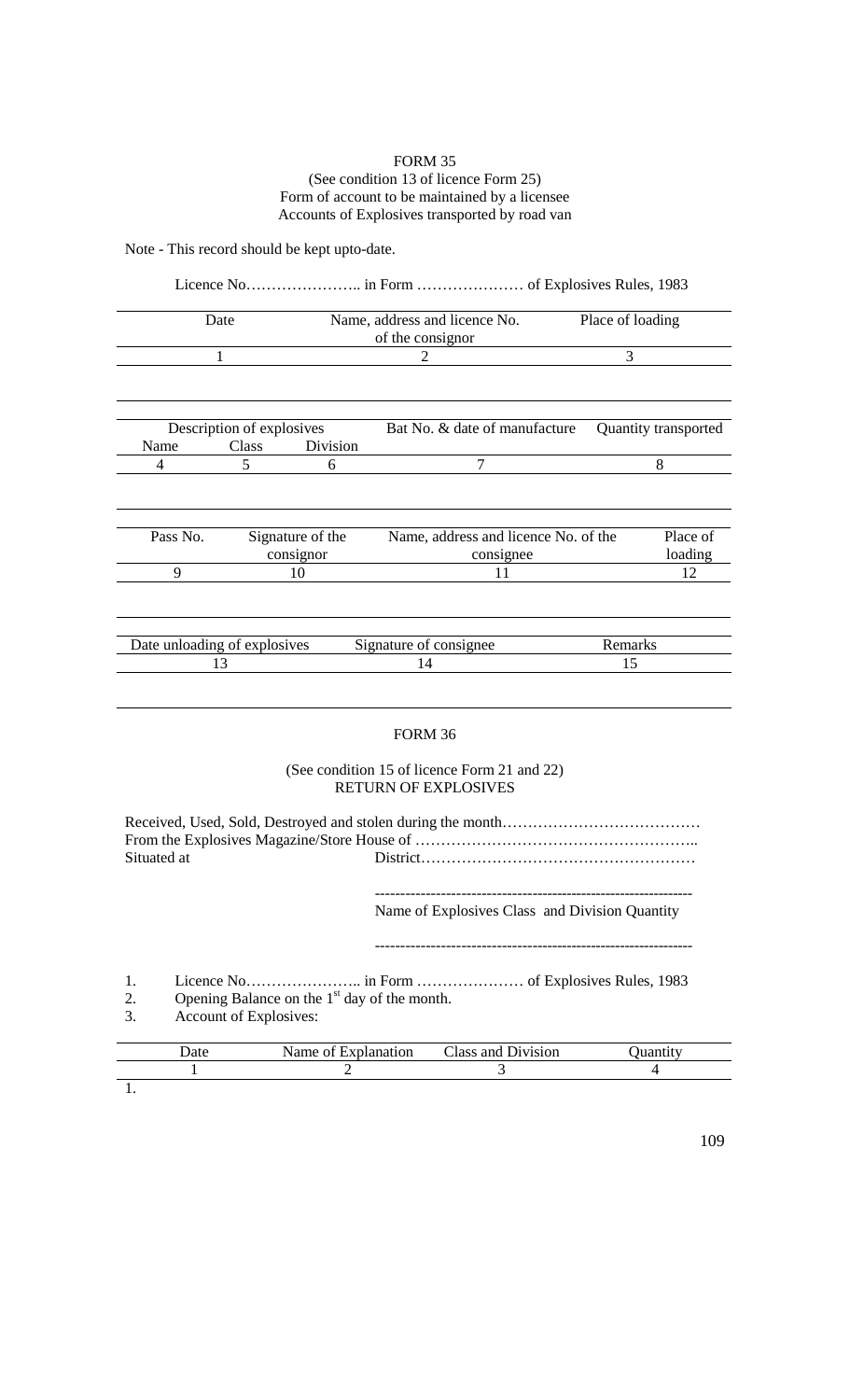# FORM 35

(See condition 13 of licence Form 25)
Form of account to be maintained by a licensee
Accounts of Explosives transported by road van

Note - This record should be kept upto-date.

Licence No………………….. in Form ………………… of Explosives Rules, 1983

| Date | Name, address and licence No. of the consignor | Place of loading |
|---|---|---|
| 1 | 2 | 3 |
| | | |

| Description of explosives | | | Bat No. & date of manufacture | Quantity transported |
|---|---|---|---|---|
| Name | Class | Division | | |
| 4 | 5 | 6 | 7 | 8 |
| | | | | |

| Pass No. | Signature of the consignor | Name, address and licence No. of the consignee | Place of loading |
|---|---|---|---|
| 9 | 10 | 11 | 12 |
| | | | |

| Date unloading of explosives | Signature of consignee | Remarks |
|---|---|---|
| 13 | 14 | 15 |
| | | |

# FORM 36

(See condition 15 of licence Form 21 and 22)
RETURN OF EXPLOSIVES

Received, Used, Sold, Destroyed and stolen during the month…………………………………
From the Explosives Magazine/Store House of ………………………………………………..
Situated at District………………………………………………

---------------------------------------------------------------
Name of Explosives Class and Division Quantity
---------------------------------------------------------------

1. Licence No………………….. in Form ………………… of Explosives Rules, 1983
2. Opening Balance on the 1st day of the month.
3. Account of Explosives:

| Date | Name of Explanation | Class and Division | Quantity |
|---|---|---|---|
| 1 | 2 | 3 | 4 |
| 1. | | | |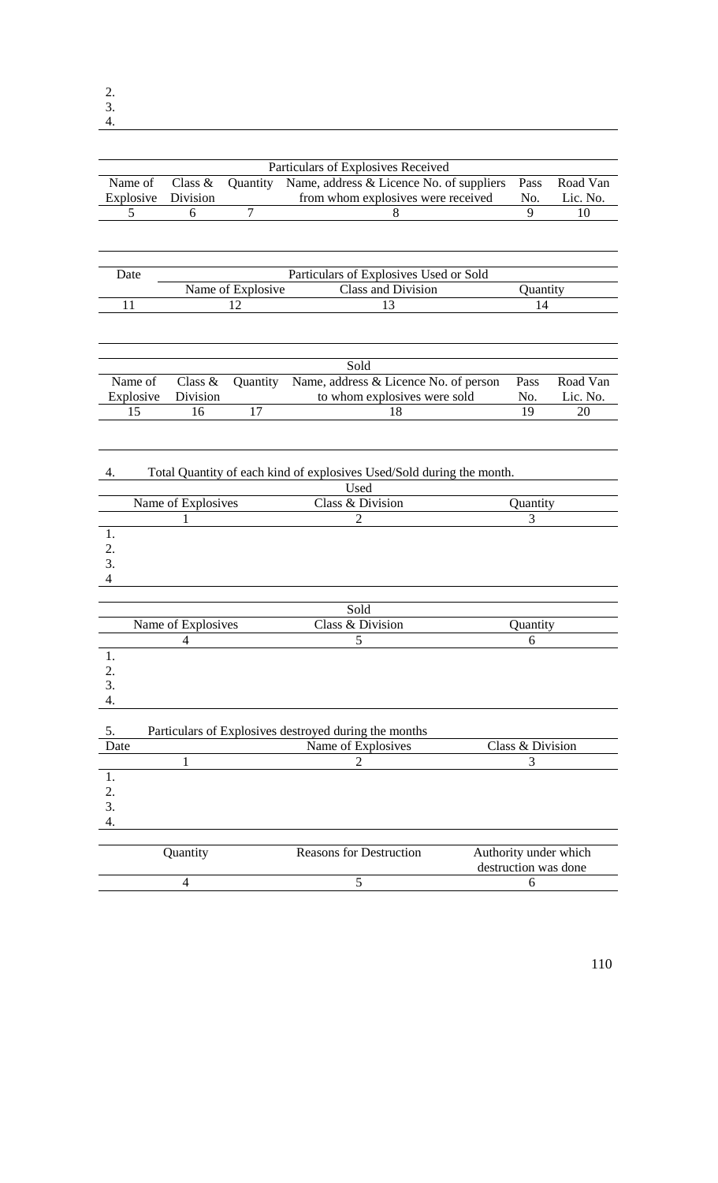2.
3.
4.

| Particulars of Explosives Received | | | | | |
|---|---|---|---|---|---|
| Name of Explosive | Class & Division | Quantity | Name, address & Licence No. of suppliers from whom explosives were received | Pass No. | Road Van Lic. No. |
| 5 | 6 | 7 | 8 | 9 | 10 |

| Date | Particulars of Explosives Used or Sold | | |
|---|---|---|---|
| | Name of Explosive | Class and Division | Quantity |
| 11 | 12 | 13 | 14 |

| Sold | | | | | |
|---|---|---|---|---|---|
| Name of Explosive | Class & Division | Quantity | Name, address & Licence No. of person to whom explosives were sold | Pass No. | Road Van Lic. No. |
| 15 | 16 | 17 | 18 | 19 | 20 |

4. Total Quantity of each kind of explosives Used/Sold during the month.

| Used | | |
|---|---|---|
| Name of Explosives | Class & Division | Quantity |
| 1 | 2 | 3 |
| 1. | | |
| 2. | | |
| 3. | | |
| 4 | | |

| Sold | | |
|---|---|---|
| Name of Explosives | Class & Division | Quantity |
| 4 | 5 | 6 |
| 1. | | |
| 2. | | |
| 3. | | |
| 4. | | |

5. Particulars of Explosives destroyed during the months

| Date | Name of Explosives | Class & Division |
|---|---|---|
| 1 | 2 | 3 |
| 1. | | |
| 2. | | |
| 3. | | |
| 4. | | |

| Quantity | Reasons for Destruction | Authority under which destruction was done |
|---|---|---|
| 4 | 5 | 6 |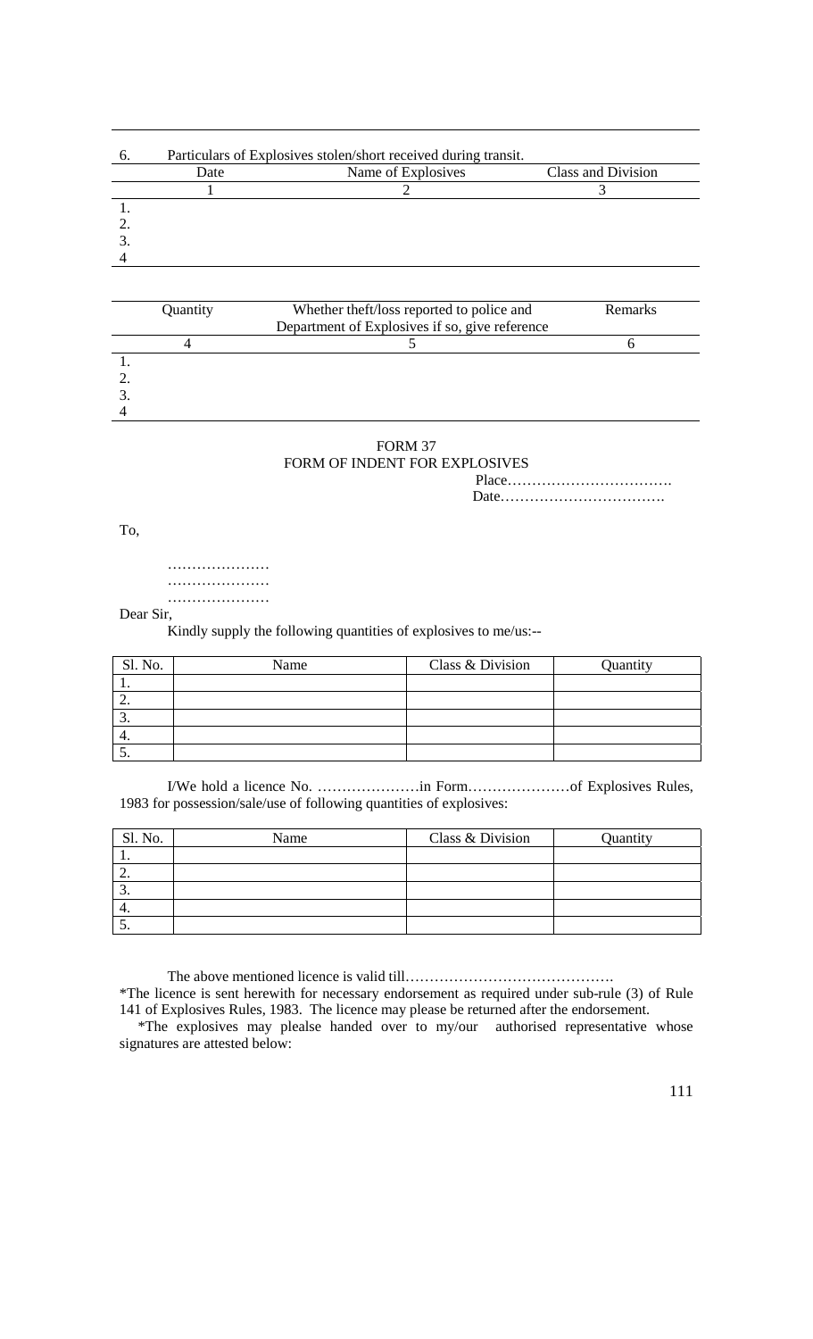6. Particulars of Explosives stolen/short received during transit.

| | Date | Name of Explosives | Class and Division |
|---|---|---|---|
| | 1 | 2 | 3 |
| 1. | | | |
| 2. | | | |
| 3. | | | |
| 4 | | | |

| | Quantity | Whether theft/loss reported to police and Department of Explosives if so, give reference | Remarks |
|---|---|---|---|
| | 4 | 5 | 6 |
| 1. | | | |
| 2. | | | |
| 3. | | | |
| 4 | | | |

## FORM 37

## FORM OF INDENT FOR EXPLOSIVES

Place…………………………….

Date…………………………….

To,

…………………

…………………

…………………

Dear Sir,

Kindly supply the following quantities of explosives to me/us:--

| Sl. No. | Name | Class & Division | Quantity |
|---|---|---|---|
| 1. | | | |
| 2. | | | |
| 3. | | | |
| 4. | | | |
| 5. | | | |

I/We hold a licence No. …………………in Form…………………of Explosives Rules, 1983 for possession/sale/use of following quantities of explosives:

| Sl. No. | Name | Class & Division | Quantity |
|---|---|---|---|
| 1. | | | |
| 2. | | | |
| 3. | | | |
| 4. | | | |
| 5. | | | |

The above mentioned licence is valid till…………………………………….

*The licence is sent herewith for necessary endorsement as required under sub-rule (3) of Rule 141 of Explosives Rules, 1983. The licence may please be returned after the endorsement.

*The explosives may plealse handed over to my/our authorised representative whose signatures are attested below: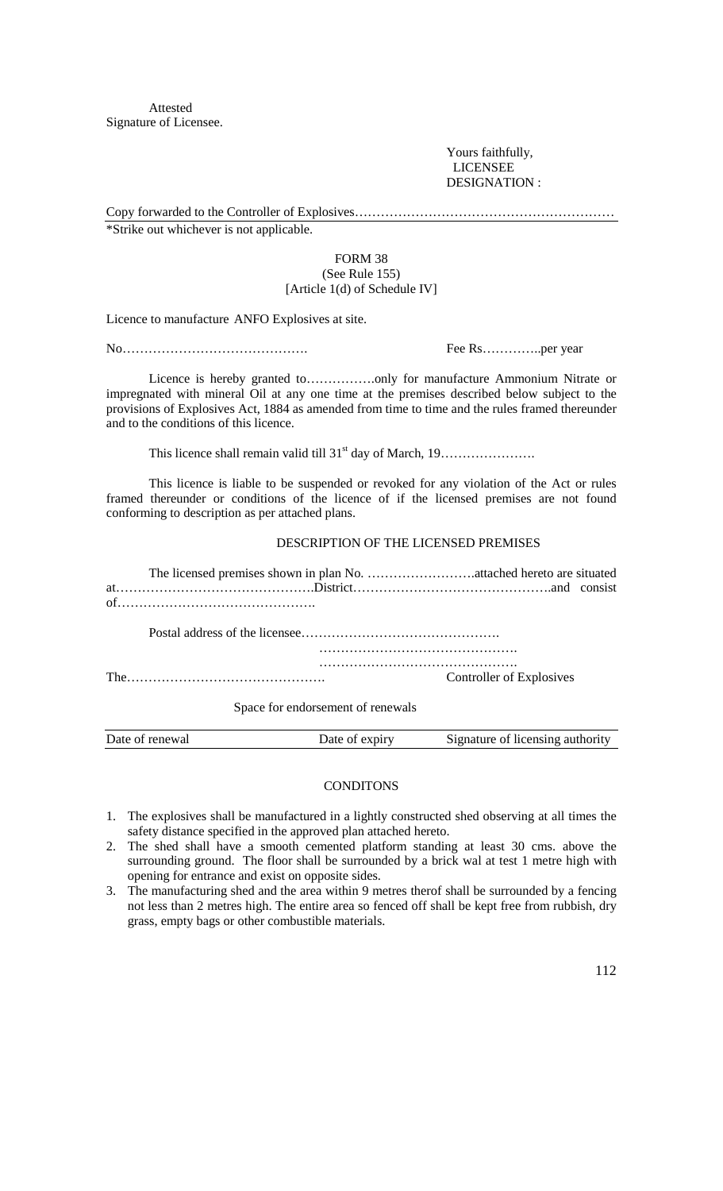Attested
Signature of Licensee.

Yours faithfully,
LICENSEE
DESIGNATION :

Copy forwarded to the Controller of Explosives……………………………………………………

*Strike out whichever is not applicable.

FORM 38
(See Rule 155)
[Article 1(d) of Schedule IV]

Licence to manufacture ANFO Explosives at site.

No……………………………………. Fee Rs…………..per year

Licence is hereby granted to…………….only for manufacture Ammonium Nitrate or impregnated with mineral Oil at any one time at the premises described below subject to the provisions of Explosives Act, 1884 as amended from time to time and the rules framed thereunder and to the conditions of this licence.

This licence shall remain valid till 31st day of March, 19………………….

This licence is liable to be suspended or revoked for any violation of the Act or rules framed thereunder or conditions of the licence of if the licensed premises are not found conforming to description as per attached plans.

DESCRIPTION OF THE LICENSED PREMISES

The licensed premises shown in plan No. …………………….attached hereto are situated at……………………………………….District……………………………………….and consist of……………………………………….

Postal address of the licensee……………………………………….
……………………………………….
……………………………………….

The………………………………………. Controller of Explosives

Space for endorsement of renewals

| Date of renewal | Date of expiry | Signature of licensing authority |
|---|---|---|

CONDITONS

1. The explosives shall be manufactured in a lightly constructed shed observing at all times the safety distance specified in the approved plan attached hereto.
2. The shed shall have a smooth cemented platform standing at least 30 cms. above the surrounding ground. The floor shall be surrounded by a brick wal at test 1 metre high with opening for entrance and exist on opposite sides.
3. The manufacturing shed and the area within 9 metres therof shall be surrounded by a fencing not less than 2 metres high. The entire area so fenced off shall be kept free from rubbish, dry grass, empty bags or other combustible materials.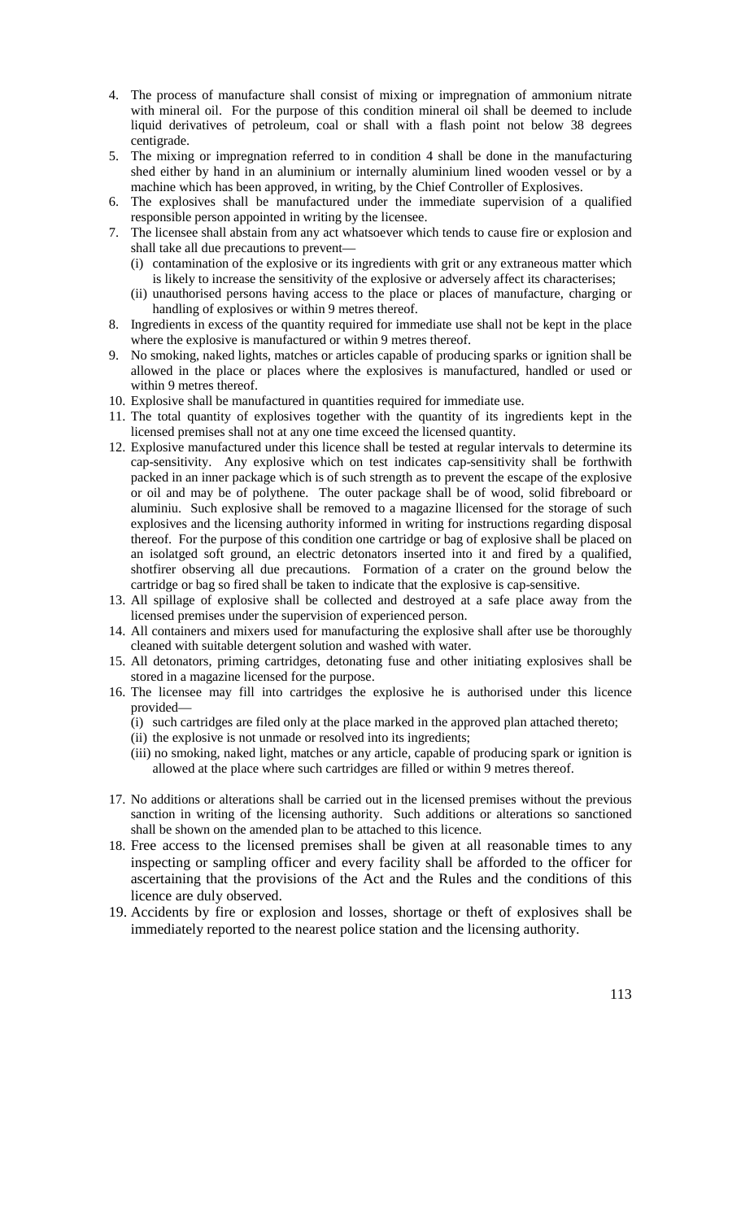4. The process of manufacture shall consist of mixing or impregnation of ammonium nitrate with mineral oil. For the purpose of this condition mineral oil shall be deemed to include liquid derivatives of petroleum, coal or shall with a flash point not below 38 degrees centigrade.
5. The mixing or impregnation referred to in condition 4 shall be done in the manufacturing shed either by hand in an aluminium or internally aluminium lined wooden vessel or by a machine which has been approved, in writing, by the Chief Controller of Explosives.
6. The explosives shall be manufactured under the immediate supervision of a qualified responsible person appointed in writing by the licensee.
7. The licensee shall abstain from any act whatsoever which tends to cause fire or explosion and shall take all due precautions to prevent—
   - (i) contamination of the explosive or its ingredients with grit or any extraneous matter which is likely to increase the sensitivity of the explosive or adversely affect its characterises;
   - (ii) unauthorised persons having access to the place or places of manufacture, charging or handling of explosives or within 9 metres thereof.
8. Ingredients in excess of the quantity required for immediate use shall not be kept in the place where the explosive is manufactured or within 9 metres thereof.
9. No smoking, naked lights, matches or articles capable of producing sparks or ignition shall be allowed in the place or places where the explosives is manufactured, handled or used or within 9 metres thereof.
10. Explosive shall be manufactured in quantities required for immediate use.
11. The total quantity of explosives together with the quantity of its ingredients kept in the licensed premises shall not at any one time exceed the licensed quantity.
12. Explosive manufactured under this licence shall be tested at regular intervals to determine its cap-sensitivity. Any explosive which on test indicates cap-sensitivity shall be forthwith packed in an inner package which is of such strength as to prevent the escape of the explosive or oil and may be of polythene. The outer package shall be of wood, solid fibreboard or aluminiu. Such explosive shall be removed to a magazine llicensed for the storage of such explosives and the licensing authority informed in writing for instructions regarding disposal thereof. For the purpose of this condition one cartridge or bag of explosive shall be placed on an isolatged soft ground, an electric detonators inserted into it and fired by a qualified, shotfirer observing all due precautions. Formation of a crater on the ground below the cartridge or bag so fired shall be taken to indicate that the explosive is cap-sensitive.
13. All spillage of explosive shall be collected and destroyed at a safe place away from the licensed premises under the supervision of experienced person.
14. All containers and mixers used for manufacturing the explosive shall after use be thoroughly cleaned with suitable detergent solution and washed with water.
15. All detonators, priming cartridges, detonating fuse and other initiating explosives shall be stored in a magazine licensed for the purpose.
16. The licensee may fill into cartridges the explosive he is authorised under this licence provided—
   - (i) such cartridges are filed only at the place marked in the approved plan attached thereto;
   - (ii) the explosive is not unmade or resolved into its ingredients;
   - (iii) no smoking, naked light, matches or any article, capable of producing spark or ignition is allowed at the place where such cartridges are filled or within 9 metres thereof.
17. No additions or alterations shall be carried out in the licensed premises without the previous sanction in writing of the licensing authority. Such additions or alterations so sanctioned shall be shown on the amended plan to be attached to this licence.
18. Free access to the licensed premises shall be given at all reasonable times to any inspecting or sampling officer and every facility shall be afforded to the officer for ascertaining that the provisions of the Act and the Rules and the conditions of this licence are duly observed.
19. Accidents by fire or explosion and losses, shortage or theft of explosives shall be immediately reported to the nearest police station and the licensing authority.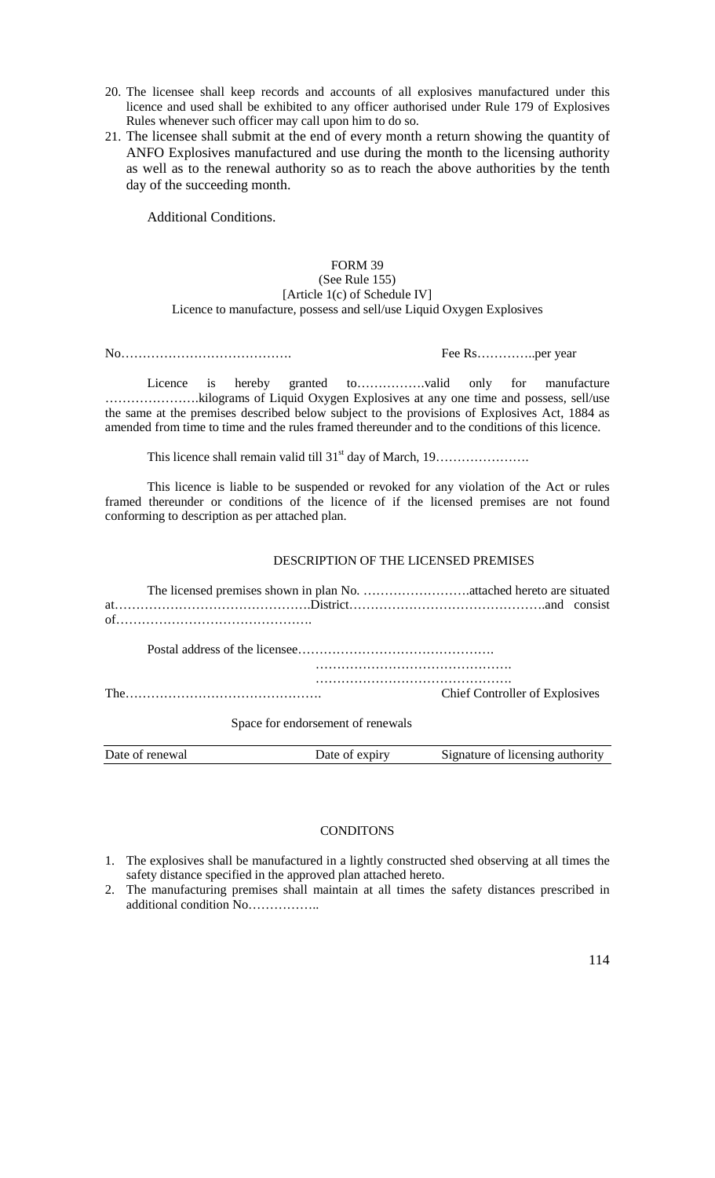20. The licensee shall keep records and accounts of all explosives manufactured under this licence and used shall be exhibited to any officer authorised under Rule 179 of Explosives Rules whenever such officer may call upon him to do so.
21. The licensee shall submit at the end of every month a return showing the quantity of ANFO Explosives manufactured and use during the month to the licensing authority as well as to the renewal authority so as to reach the above authorities by the tenth day of the succeeding month.

Additional Conditions.

FORM 39
(See Rule 155)
[Article 1(c) of Schedule IV]
Licence to manufacture, possess and sell/use Liquid Oxygen Explosives

No…………………………………. Fee Rs…………..per year

Licence is hereby granted to…………….valid only for manufacture ………………….kilograms of Liquid Oxygen Explosives at any one time and possess, sell/use the same at the premises described below subject to the provisions of Explosives Act, 1884 as amended from time to time and the rules framed thereunder and to the conditions of this licence.

This licence shall remain valid till 31st day of March, 19………………….

This licence is liable to be suspended or revoked for any violation of the Act or rules framed thereunder or conditions of the licence of if the licensed premises are not found conforming to description as per attached plan.

DESCRIPTION OF THE LICENSED PREMISES

The licensed premises shown in plan No. …………………….attached hereto are situated at……………………………………….District……………………………………….and consist of……………………………………….

Postal address of the licensee……………………………………….
……………………………………….
……………………………………….

The………………………………………. Chief Controller of Explosives

Space for endorsement of renewals

| Date of renewal | Date of expiry | Signature of licensing authority |
|---|---|---|

CONDITONS

1. The explosives shall be manufactured in a lightly constructed shed observing at all times the safety distance specified in the approved plan attached hereto.
2. The manufacturing premises shall maintain at all times the safety distances prescribed in additional condition No……………..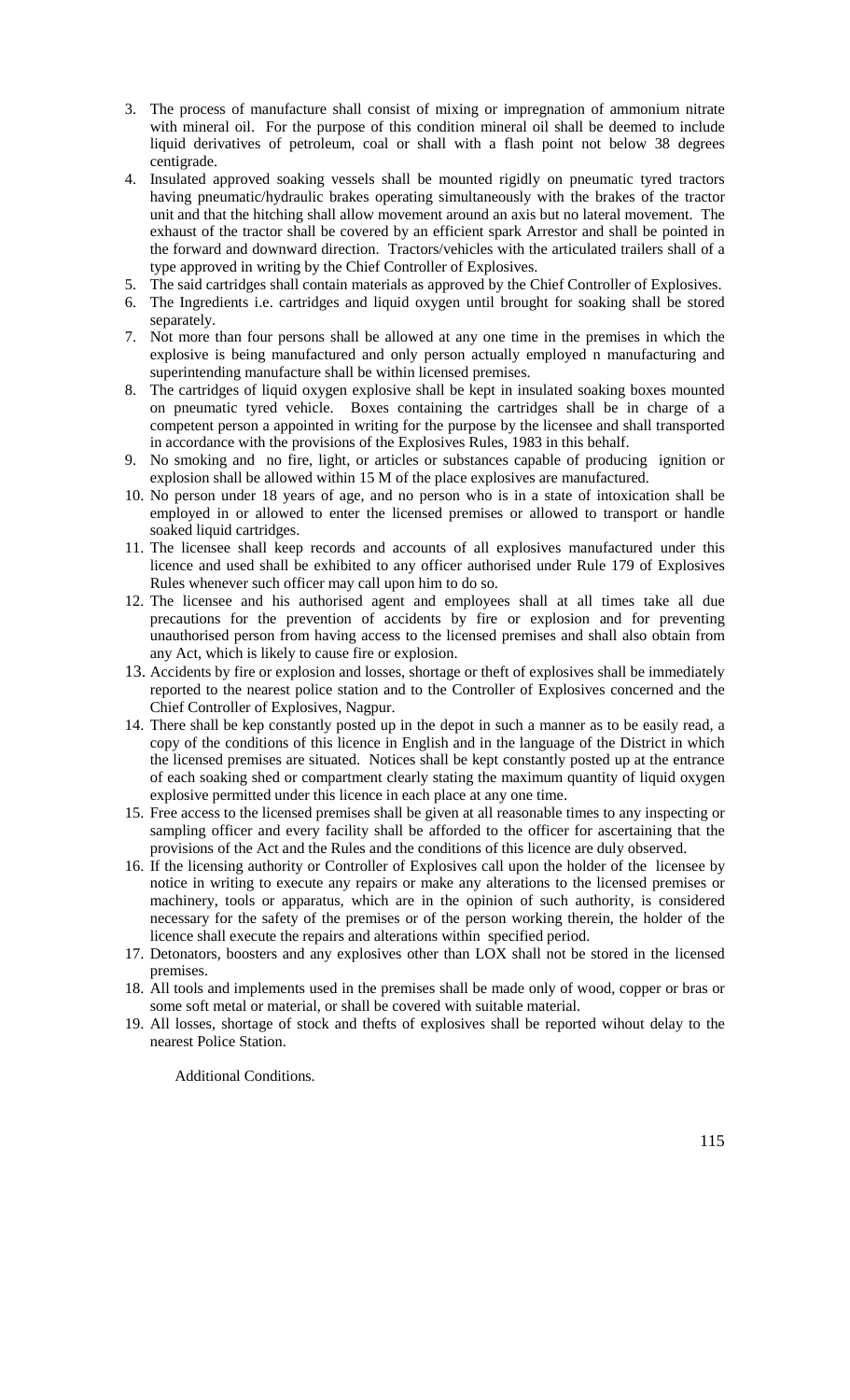3. The process of manufacture shall consist of mixing or impregnation of ammonium nitrate with mineral oil. For the purpose of this condition mineral oil shall be deemed to include liquid derivatives of petroleum, coal or shall with a flash point not below 38 degrees centigrade.
4. Insulated approved soaking vessels shall be mounted rigidly on pneumatic tyred tractors having pneumatic/hydraulic brakes operating simultaneously with the brakes of the tractor unit and that the hitching shall allow movement around an axis but no lateral movement. The exhaust of the tractor shall be covered by an efficient spark Arrestor and shall be pointed in the forward and downward direction. Tractors/vehicles with the articulated trailers shall of a type approved in writing by the Chief Controller of Explosives.
5. The said cartridges shall contain materials as approved by the Chief Controller of Explosives.
6. The Ingredients i.e. cartridges and liquid oxygen until brought for soaking shall be stored separately.
7. Not more than four persons shall be allowed at any one time in the premises in which the explosive is being manufactured and only person actually employed n manufacturing and superintending manufacture shall be within licensed premises.
8. The cartridges of liquid oxygen explosive shall be kept in insulated soaking boxes mounted on pneumatic tyred vehicle. Boxes containing the cartridges shall be in charge of a competent person a appointed in writing for the purpose by the licensee and shall transported in accordance with the provisions of the Explosives Rules, 1983 in this behalf.
9. No smoking and no fire, light, or articles or substances capable of producing ignition or explosion shall be allowed within 15 M of the place explosives are manufactured.
10. No person under 18 years of age, and no person who is in a state of intoxication shall be employed in or allowed to enter the licensed premises or allowed to transport or handle soaked liquid cartridges.
11. The licensee shall keep records and accounts of all explosives manufactured under this licence and used shall be exhibited to any officer authorised under Rule 179 of Explosives Rules whenever such officer may call upon him to do so.
12. The licensee and his authorised agent and employees shall at all times take all due precautions for the prevention of accidents by fire or explosion and for preventing unauthorised person from having access to the licensed premises and shall also obtain from any Act, which is likely to cause fire or explosion.
13. Accidents by fire or explosion and losses, shortage or theft of explosives shall be immediately reported to the nearest police station and to the Controller of Explosives concerned and the Chief Controller of Explosives, Nagpur.
14. There shall be kep constantly posted up in the depot in such a manner as to be easily read, a copy of the conditions of this licence in English and in the language of the District in which the licensed premises are situated. Notices shall be kept constantly posted up at the entrance of each soaking shed or compartment clearly stating the maximum quantity of liquid oxygen explosive permitted under this licence in each place at any one time.
15. Free access to the licensed premises shall be given at all reasonable times to any inspecting or sampling officer and every facility shall be afforded to the officer for ascertaining that the provisions of the Act and the Rules and the conditions of this licence are duly observed.
16. If the licensing authority or Controller of Explosives call upon the holder of the licensee by notice in writing to execute any repairs or make any alterations to the licensed premises or machinery, tools or apparatus, which are in the opinion of such authority, is considered necessary for the safety of the premises or of the person working therein, the holder of the licence shall execute the repairs and alterations within specified period.
17. Detonators, boosters and any explosives other than LOX shall not be stored in the licensed premises.
18. All tools and implements used in the premises shall be made only of wood, copper or bras or some soft metal or material, or shall be covered with suitable material.
19. All losses, shortage of stock and thefts of explosives shall be reported wihout delay to the nearest Police Station.

Additional Conditions.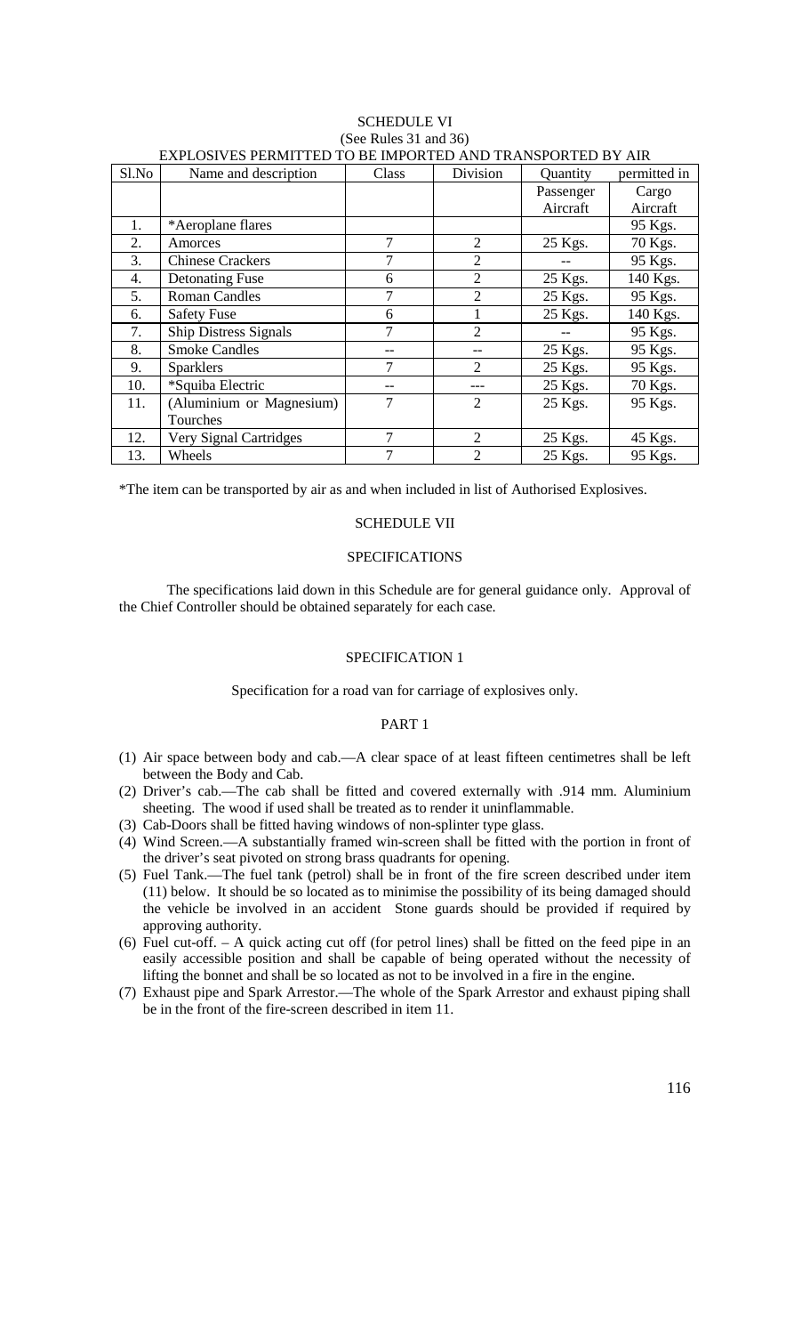## SCHEDULE VI

(See Rules 31 and 36)

EXPLOSIVES PERMITTED TO BE IMPORTED AND TRANSPORTED BY AIR

| Sl.No | Name and description | Class | Division | Quantity | permitted in |
|---|---|---|---|---|---|
| | | | | Passenger Aircraft | Cargo Aircraft |
| 1. | *Aeroplane flares | | | | 95 Kgs. |
| 2. | Amorces | 7 | 2 | 25 Kgs. | 70 Kgs. |
| 3. | Chinese Crackers | 7 | 2 | -- | 95 Kgs. |
| 4. | Detonating Fuse | 6 | 2 | 25 Kgs. | 140 Kgs. |
| 5. | Roman Candles | 7 | 2 | 25 Kgs. | 95 Kgs. |
| 6. | Safety Fuse | 6 | 1 | 25 Kgs. | 140 Kgs. |
| 7. | Ship Distress Signals | 7 | 2 | -- | 95 Kgs. |
| 8. | Smoke Candles | -- | -- | 25 Kgs. | 95 Kgs. |
| 9. | Sparklers | 7 | 2 | 25 Kgs. | 95 Kgs. |
| 10. | *Squiba Electric | -- | --- | 25 Kgs. | 70 Kgs. |
| 11. | (Aluminium or Magnesium) Tourches | 7 | 2 | 25 Kgs. | 95 Kgs. |
| 12. | Very Signal Cartridges | 7 | 2 | 25 Kgs. | 45 Kgs. |
| 13. | Wheels | 7 | 2 | 25 Kgs. | 95 Kgs. |

*The item can be transported by air as and when included in list of Authorised Explosives.

## SCHEDULE VII

### SPECIFICATIONS

The specifications laid down in this Schedule are for general guidance only. Approval of the Chief Controller should be obtained separately for each case.

### SPECIFICATION 1

Specification for a road van for carriage of explosives only.

#### PART 1

(1) Air space between body and cab.—A clear space of at least fifteen centimetres shall be left between the Body and Cab.

(2) Driver's cab.—The cab shall be fitted and covered externally with .914 mm. Aluminium sheeting. The wood if used shall be treated as to render it uninflammable.

(3) Cab-Doors shall be fitted having windows of non-splinter type glass.

(4) Wind Screen.—A substantially framed win-screen shall be fitted with the portion in front of the driver's seat pivoted on strong brass quadrants for opening.

(5) Fuel Tank.—The fuel tank (petrol) shall be in front of the fire screen described under item (11) below. It should be so located as to minimise the possibility of its being damaged should the vehicle be involved in an accident Stone guards should be provided if required by approving authority.

(6) Fuel cut-off. – A quick acting cut off (for petrol lines) shall be fitted on the feed pipe in an easily accessible position and shall be capable of being operated without the necessity of lifting the bonnet and shall be so located as not to be involved in a fire in the engine.

(7) Exhaust pipe and Spark Arrestor.—The whole of the Spark Arrestor and exhaust piping shall be in the front of the fire-screen described in item 11.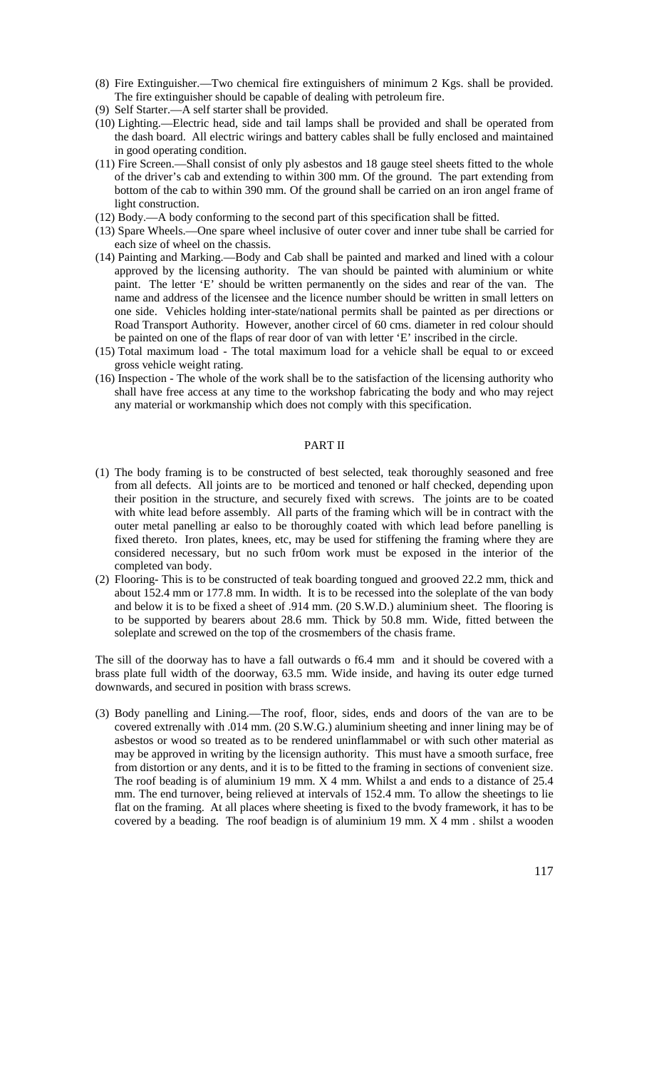(8) Fire Extinguisher.—Two chemical fire extinguishers of minimum 2 Kgs. shall be provided. The fire extinguisher should be capable of dealing with petroleum fire.

(9) Self Starter.—A self starter shall be provided.

(10) Lighting.—Electric head, side and tail lamps shall be provided and shall be operated from the dash board. All electric wirings and battery cables shall be fully enclosed and maintained in good operating condition.

(11) Fire Screen.—Shall consist of only ply asbestos and 18 gauge steel sheets fitted to the whole of the driver's cab and extending to within 300 mm. Of the ground. The part extending from bottom of the cab to within 390 mm. Of the ground shall be carried on an iron angel frame of light construction.

(12) Body.—A body conforming to the second part of this specification shall be fitted.

(13) Spare Wheels.—One spare wheel inclusive of outer cover and inner tube shall be carried for each size of wheel on the chassis.

(14) Painting and Marking.—Body and Cab shall be painted and marked and lined with a colour approved by the licensing authority. The van should be painted with aluminium or white paint. The letter 'E' should be written permanently on the sides and rear of the van. The name and address of the licensee and the licence number should be written in small letters on one side. Vehicles holding inter-state/national permits shall be painted as per directions or Road Transport Authority. However, another circel of 60 cms. diameter in red colour should be painted on one of the flaps of rear door of van with letter 'E' inscribed in the circle.

(15) Total maximum load - The total maximum load for a vehicle shall be equal to or exceed gross vehicle weight rating.

(16) Inspection - The whole of the work shall be to the satisfaction of the licensing authority who shall have free access at any time to the workshop fabricating the body and who may reject any material or workmanship which does not comply with this specification.

## PART II

(1) The body framing is to be constructed of best selected, teak thoroughly seasoned and free from all defects. All joints are to be morticed and tenoned or half checked, depending upon their position in the structure, and securely fixed with screws. The joints are to be coated with white lead before assembly. All parts of the framing which will be in contract with the outer metal panelling ar ealso to be thoroughly coated with which lead before panelling is fixed thereto. Iron plates, knees, etc, may be used for stiffening the framing where they are considered necessary, but no such fr0om work must be exposed in the interior of the completed van body.

(2) Flooring- This is to be constructed of teak boarding tongued and grooved 22.2 mm, thick and about 152.4 mm or 177.8 mm. In width. It is to be recessed into the soleplate of the van body and below it is to be fixed a sheet of .914 mm. (20 S.W.D.) aluminium sheet. The flooring is to be supported by bearers about 28.6 mm. Thick by 50.8 mm. Wide, fitted between the soleplate and screwed on the top of the crosmembers of the chasis frame.

The sill of the doorway has to have a fall outwards o f6.4 mm and it should be covered with a brass plate full width of the doorway, 63.5 mm. Wide inside, and having its outer edge turned downwards, and secured in position with brass screws.

(3) Body panelling and Lining.—The roof, floor, sides, ends and doors of the van are to be covered extrenally with .014 mm. (20 S.W.G.) aluminium sheeting and inner lining may be of asbestos or wood so treated as to be rendered uninflammabel or with such other material as may be approved in writing by the licensign authority. This must have a smooth surface, free from distortion or any dents, and it is to be fitted to the framing in sections of convenient size. The roof beading is of aluminium 19 mm. X 4 mm. Whilst a and ends to a distance of 25.4 mm. The end turnover, being relieved at intervals of 152.4 mm. To allow the sheetings to lie flat on the framing. At all places where sheeting is fixed to the bvody framework, it has to be covered by a beading. The roof beadign is of aluminium 19 mm. X 4 mm . shilst a wooden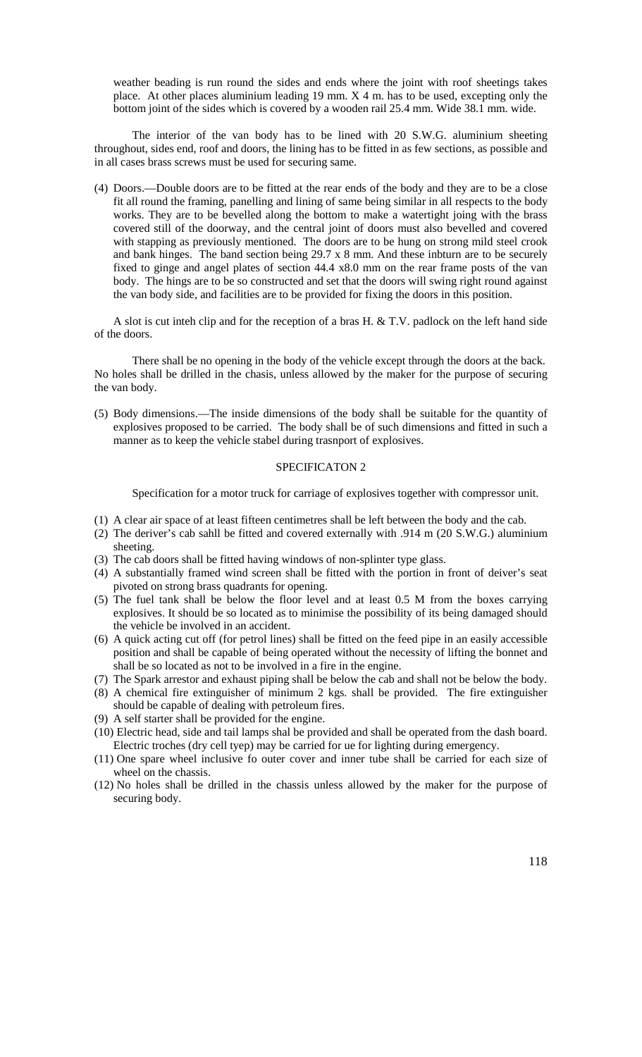weather beading is run round the sides and ends where the joint with roof sheetings takes place. At other places aluminium leading 19 mm. X 4 m. has to be used, excepting only the bottom joint of the sides which is covered by a wooden rail 25.4 mm. Wide 38.1 mm. wide.

The interior of the van body has to be lined with 20 S.W.G. aluminium sheeting throughout, sides end, roof and doors, the lining has to be fitted in as few sections, as possible and in all cases brass screws must be used for securing same.

(4) Doors.—Double doors are to be fitted at the rear ends of the body and they are to be a close fit all round the framing, panelling and lining of same being similar in all respects to the body works. They are to be bevelled along the bottom to make a watertight joing with the brass covered still of the doorway, and the central joint of doors must also bevelled and covered with stapping as previously mentioned. The doors are to be hung on strong mild steel crook and bank hinges. The band section being 29.7 x 8 mm. And these inbturn are to be securely fixed to ginge and angel plates of section 44.4 x8.0 mm on the rear frame posts of the van body. The hings are to be so constructed and set that the doors will swing right round against the van body side, and facilities are to be provided for fixing the doors in this position.

A slot is cut inteh clip and for the reception of a bras H. & T.V. padlock on the left hand side of the doors.

There shall be no opening in the body of the vehicle except through the doors at the back. No holes shall be drilled in the chasis, unless allowed by the maker for the purpose of securing the van body.

(5) Body dimensions.—The inside dimensions of the body shall be suitable for the quantity of explosives proposed to be carried. The body shall be of such dimensions and fitted in such a manner as to keep the vehicle stabel during trasnport of explosives.

## SPECIFICATON 2

Specification for a motor truck for carriage of explosives together with compressor unit.

(1) A clear air space of at least fifteen centimetres shall be left between the body and the cab.
(2) The deriver's cab sahll be fitted and covered externally with .914 m (20 S.W.G.) aluminium sheeting.
(3) The cab doors shall be fitted having windows of non-splinter type glass.
(4) A substantially framed wind screen shall be fitted with the portion in front of deiver's seat pivoted on strong brass quadrants for opening.
(5) The fuel tank shall be below the floor level and at least 0.5 M from the boxes carrying explosives. It should be so located as to minimise the possibility of its being damaged should the vehicle be involved in an accident.
(6) A quick acting cut off (for petrol lines) shall be fitted on the feed pipe in an easily accessible position and shall be capable of being operated without the necessity of lifting the bonnet and shall be so located as not to be involved in a fire in the engine.
(7) The Spark arrestor and exhaust piping shall be below the cab and shall not be below the body.
(8) A chemical fire extinguisher of minimum 2 kgs. shall be provided. The fire extinguisher should be capable of dealing with petroleum fires.
(9) A self starter shall be provided for the engine.
(10) Electric head, side and tail lamps shal be provided and shall be operated from the dash board. Electric troches (dry cell tyep) may be carried for ue for lighting during emergency.
(11) One spare wheel inclusive fo outer cover and inner tube shall be carried for each size of wheel on the chassis.
(12) No holes shall be drilled in the chassis unless allowed by the maker for the purpose of securing body.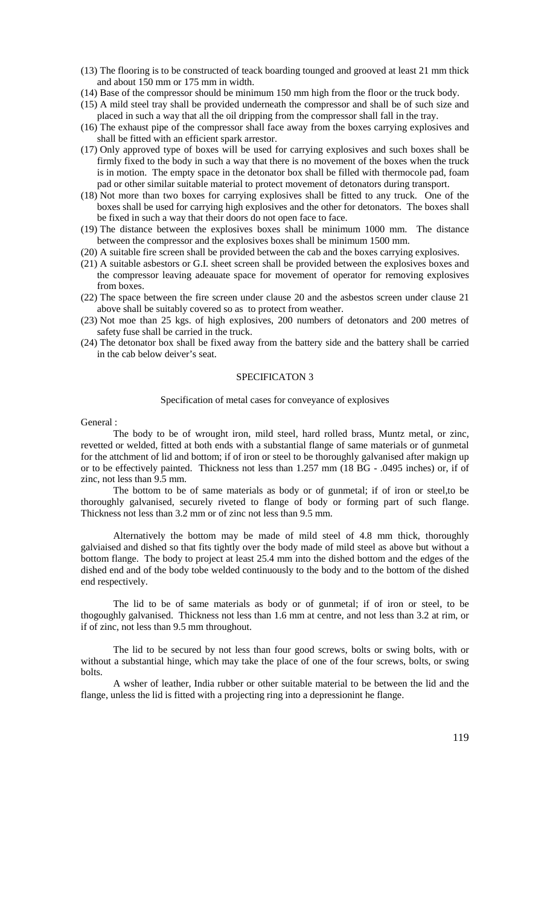(13) The flooring is to be constructed of teack boarding tounged and grooved at least 21 mm thick and about 150 mm or 175 mm in width.

(14) Base of the compressor should be minimum 150 mm high from the floor or the truck body.

(15) A mild steel tray shall be provided underneath the compressor and shall be of such size and placed in such a way that all the oil dripping from the compressor shall fall in the tray.

(16) The exhaust pipe of the compressor shall face away from the boxes carrying explosives and shall be fitted with an efficient spark arrestor.

(17) Only approved type of boxes will be used for carrying explosives and such boxes shall be firmly fixed to the body in such a way that there is no movement of the boxes when the truck is in motion. The empty space in the detonator box shall be filled with thermocole pad, foam pad or other similar suitable material to protect movement of detonators during transport.

(18) Not more than two boxes for carrying explosives shall be fitted to any truck. One of the boxes shall be used for carrying high explosives and the other for detonators. The boxes shall be fixed in such a way that their doors do not open face to face.

(19) The distance between the explosives boxes shall be minimum 1000 mm. The distance between the compressor and the explosives boxes shall be minimum 1500 mm.

(20) A suitable fire screen shall be provided between the cab and the boxes carrying explosives.

(21) A suitable asbestors or G.I. sheet screen shall be provided between the explosives boxes and the compressor leaving adeauate space for movement of operator for removing explosives from boxes.

(22) The space between the fire screen under clause 20 and the asbestos screen under clause 21 above shall be suitably covered so as to protect from weather.

(23) Not moe than 25 kgs. of high explosives, 200 numbers of detonators and 200 metres of safety fuse shall be carried in the truck.

(24) The detonator box shall be fixed away from the battery side and the battery shall be carried in the cab below deiver's seat.

## SPECIFICATON 3

Specification of metal cases for conveyance of explosives

General :

The body to be of wrought iron, mild steel, hard rolled brass, Muntz metal, or zinc, revetted or welded, fitted at both ends with a substantial flange of same materials or of gunmetal for the attchment of lid and bottom; if of iron or steel to be thoroughly galvanised after makign up or to be effectively painted. Thickness not less than 1.257 mm (18 BG - .0495 inches) or, if of zinc, not less than 9.5 mm.

The bottom to be of same materials as body or of gunmetal; if of iron or steel,to be thoroughly galvanised, securely riveted to flange of body or forming part of such flange. Thickness not less than 3.2 mm or of zinc not less than 9.5 mm.

Alternatively the bottom may be made of mild steel of 4.8 mm thick, thoroughly galviaised and dished so that fits tightly over the body made of mild steel as above but without a bottom flange. The body to project at least 25.4 mm into the dished bottom and the edges of the dished end and of the body tobe welded continuously to the body and to the bottom of the dished end respectively.

The lid to be of same materials as body or of gunmetal; if of iron or steel, to be thogoughly galvanised. Thickness not less than 1.6 mm at centre, and not less than 3.2 at rim, or if of zinc, not less than 9.5 mm throughout.

The lid to be secured by not less than four good screws, bolts or swing bolts, with or without a substantial hinge, which may take the place of one of the four screws, bolts, or swing bolts.

A wsher of leather, India rubber or other suitable material to be between the lid and the flange, unless the lid is fitted with a projecting ring into a depressionint he flange.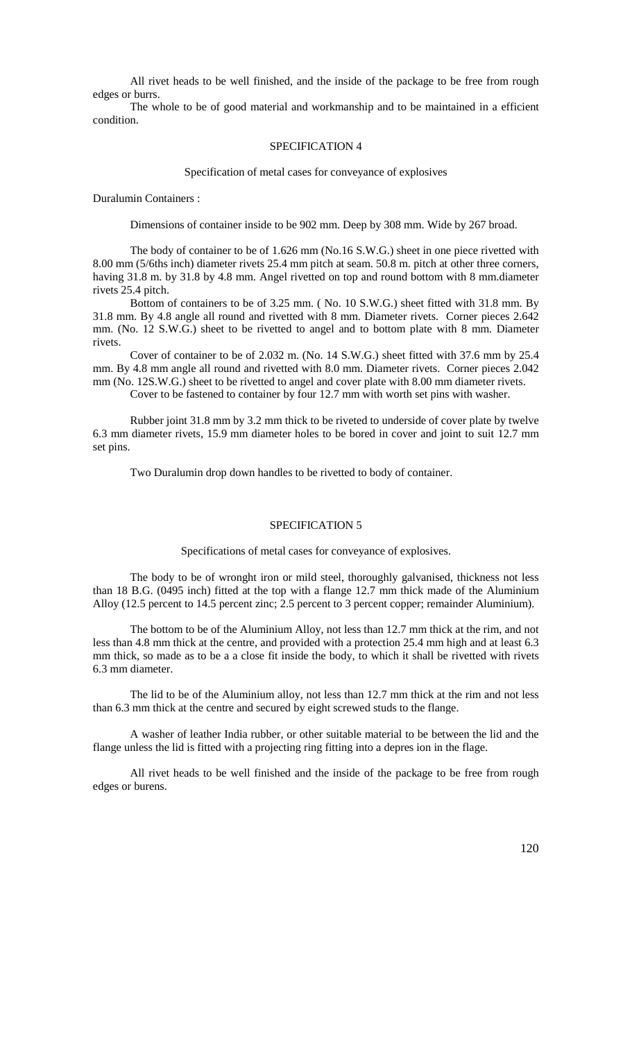All rivet heads to be well finished, and the inside of the package to be free from rough edges or burrs.

The whole to be of good material and workmanship and to be maintained in a efficient condition.

## SPECIFICATION 4

Specification of metal cases for conveyance of explosives

Duralumin Containers :

Dimensions of container inside to be 902 mm. Deep by 308 mm. Wide by 267 broad.

The body of container to be of 1.626 mm (No.16 S.W.G.) sheet in one piece rivetted with 8.00 mm (5/6ths inch) diameter rivets 25.4 mm pitch at seam. 50.8 m. pitch at other three corners, having 31.8 m. by 31.8 by 4.8 mm. Angel rivetted on top and round bottom with 8 mm.diameter rivets 25.4 pitch.

Bottom of containers to be of 3.25 mm. ( No. 10 S.W.G.) sheet fitted with 31.8 mm. By 31.8 mm. By 4.8 angle all round and rivetted with 8 mm. Diameter rivets. Corner pieces 2.642 mm. (No. 12 S.W.G.) sheet to be rivetted to angel and to bottom plate with 8 mm. Diameter rivets.

Cover of container to be of 2.032 m. (No. 14 S.W.G.) sheet fitted with 37.6 mm by 25.4 mm. By 4.8 mm angle all round and rivetted with 8.0 mm. Diameter rivets. Corner pieces 2.042 mm (No. 12S.W.G.) sheet to be rivetted to angel and cover plate with 8.00 mm diameter rivets.

Cover to be fastened to container by four 12.7 mm with worth set pins with washer.

Rubber joint 31.8 mm by 3.2 mm thick to be riveted to underside of cover plate by twelve 6.3 mm diameter rivets, 15.9 mm diameter holes to be bored in cover and joint to suit 12.7 mm set pins.

Two Duralumin drop down handles to be rivetted to body of container.

## SPECIFICATION 5

Specifications of metal cases for conveyance of explosives.

The body to be of wronght iron or mild steel, thoroughly galvanised, thickness not less than 18 B.G. (0495 inch) fitted at the top with a flange 12.7 mm thick made of the Aluminium Alloy (12.5 percent to 14.5 percent zinc; 2.5 percent to 3 percent copper; remainder Aluminium).

The bottom to be of the Aluminium Alloy, not less than 12.7 mm thick at the rim, and not less than 4.8 mm thick at the centre, and provided with a protection 25.4 mm high and at least 6.3 mm thick, so made as to be a a close fit inside the body, to which it shall be rivetted with rivets 6.3 mm diameter.

The lid to be of the Aluminium alloy, not less than 12.7 mm thick at the rim and not less than 6.3 mm thick at the centre and secured by eight screwed studs to the flange.

A washer of leather India rubber, or other suitable material to be between the lid and the flange unless the lid is fitted with a projecting ring fitting into a depres ion in the flage.

All rivet heads to be well finished and the inside of the package to be free from rough edges or burens.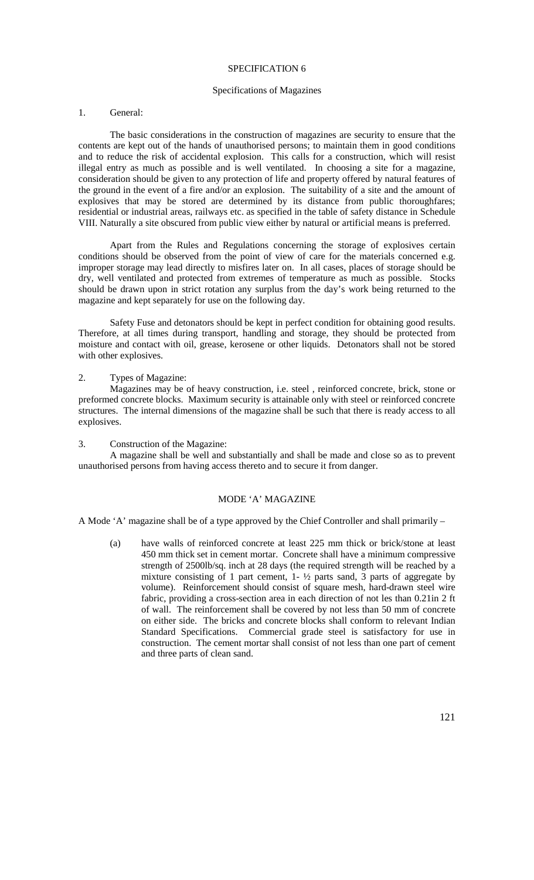## SPECIFICATION 6

### Specifications of Magazines

1. General:

The basic considerations in the construction of magazines are security to ensure that the contents are kept out of the hands of unauthorised persons; to maintain them in good conditions and to reduce the risk of accidental explosion. This calls for a construction, which will resist illegal entry as much as possible and is well ventilated. In choosing a site for a magazine, consideration should be given to any protection of life and property offered by natural features of the ground in the event of a fire and/or an explosion. The suitability of a site and the amount of explosives that may be stored are determined by its distance from public thoroughfares; residential or industrial areas, railways etc. as specified in the table of safety distance in Schedule VIII. Naturally a site obscured from public view either by natural or artificial means is preferred.

Apart from the Rules and Regulations concerning the storage of explosives certain conditions should be observed from the point of view of care for the materials concerned e.g. improper storage may lead directly to misfires later on. In all cases, places of storage should be dry, well ventilated and protected from extremes of temperature as much as possible. Stocks should be drawn upon in strict rotation any surplus from the day's work being returned to the magazine and kept separately for use on the following day.

Safety Fuse and detonators should be kept in perfect condition for obtaining good results. Therefore, at all times during transport, handling and storage, they should be protected from moisture and contact with oil, grease, kerosene or other liquids. Detonators shall not be stored with other explosives.

2. Types of Magazine:

Magazines may be of heavy construction, i.e. steel , reinforced concrete, brick, stone or preformed concrete blocks. Maximum security is attainable only with steel or reinforced concrete structures. The internal dimensions of the magazine shall be such that there is ready access to all explosives.

3. Construction of the Magazine:

A magazine shall be well and substantially and shall be made and close so as to prevent unauthorised persons from having access thereto and to secure it from danger.

### MODE 'A' MAGAZINE

A Mode 'A' magazine shall be of a type approved by the Chief Controller and shall primarily –

(a) have walls of reinforced concrete at least 225 mm thick or brick/stone at least 450 mm thick set in cement mortar. Concrete shall have a minimum compressive strength of 2500lb/sq. inch at 28 days (the required strength will be reached by a mixture consisting of 1 part cement, 1- ½ parts sand, 3 parts of aggregate by volume). Reinforcement should consist of square mesh, hard-drawn steel wire fabric, providing a cross-section area in each direction of not les than 0.21in 2 ft of wall. The reinforcement shall be covered by not less than 50 mm of concrete on either side. The bricks and concrete blocks shall conform to relevant Indian Standard Specifications. Commercial grade steel is satisfactory for use in construction. The cement mortar shall consist of not less than one part of cement and three parts of clean sand.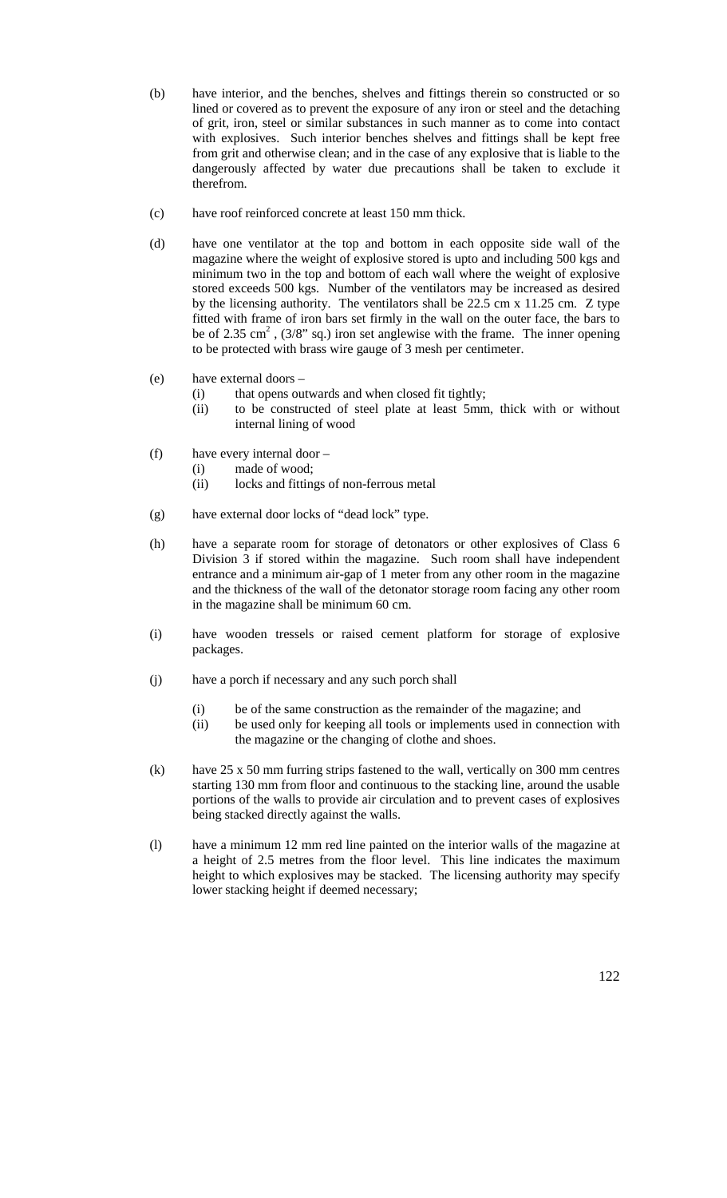(b) have interior, and the benches, shelves and fittings therein so constructed or so lined or covered as to prevent the exposure of any iron or steel and the detaching of grit, iron, steel or similar substances in such manner as to come into contact with explosives. Such interior benches shelves and fittings shall be kept free from grit and otherwise clean; and in the case of any explosive that is liable to the dangerously affected by water due precautions shall be taken to exclude it therefrom.

(c) have roof reinforced concrete at least 150 mm thick.

(d) have one ventilator at the top and bottom in each opposite side wall of the magazine where the weight of explosive stored is upto and including 500 kgs and minimum two in the top and bottom of each wall where the weight of explosive stored exceeds 500 kgs. Number of the ventilators may be increased as desired by the licensing authority. The ventilators shall be 22.5 cm x 11.25 cm. Z type fitted with frame of iron bars set firmly in the wall on the outer face, the bars to be of 2.35 $cm^2$, (3/8" sq.) iron set anglewise with the frame. The inner opening to be protected with brass wire gauge of 3 mesh per centimeter.

(e) have external doors –
   (i) that opens outwards and when closed fit tightly;
   (ii) to be constructed of steel plate at least 5mm, thick with or without internal lining of wood

(f) have every internal door –
   (i) made of wood;
   (ii) locks and fittings of non-ferrous metal

(g) have external door locks of "dead lock" type.

(h) have a separate room for storage of detonators or other explosives of Class 6 Division 3 if stored within the magazine. Such room shall have independent entrance and a minimum air-gap of 1 meter from any other room in the magazine and the thickness of the wall of the detonator storage room facing any other room in the magazine shall be minimum 60 cm.

(i) have wooden tressels or raised cement platform for storage of explosive packages.

(j) have a porch if necessary and any such porch shall
   (i) be of the same construction as the remainder of the magazine; and
   (ii) be used only for keeping all tools or implements used in connection with the magazine or the changing of clothe and shoes.

(k) have 25 x 50 mm furring strips fastened to the wall, vertically on 300 mm centres starting 130 mm from floor and continuous to the stacking line, around the usable portions of the walls to provide air circulation and to prevent cases of explosives being stacked directly against the walls.

(l) have a minimum 12 mm red line painted on the interior walls of the magazine at a height of 2.5 metres from the floor level. This line indicates the maximum height to which explosives may be stacked. The licensing authority may specify lower stacking height if deemed necessary;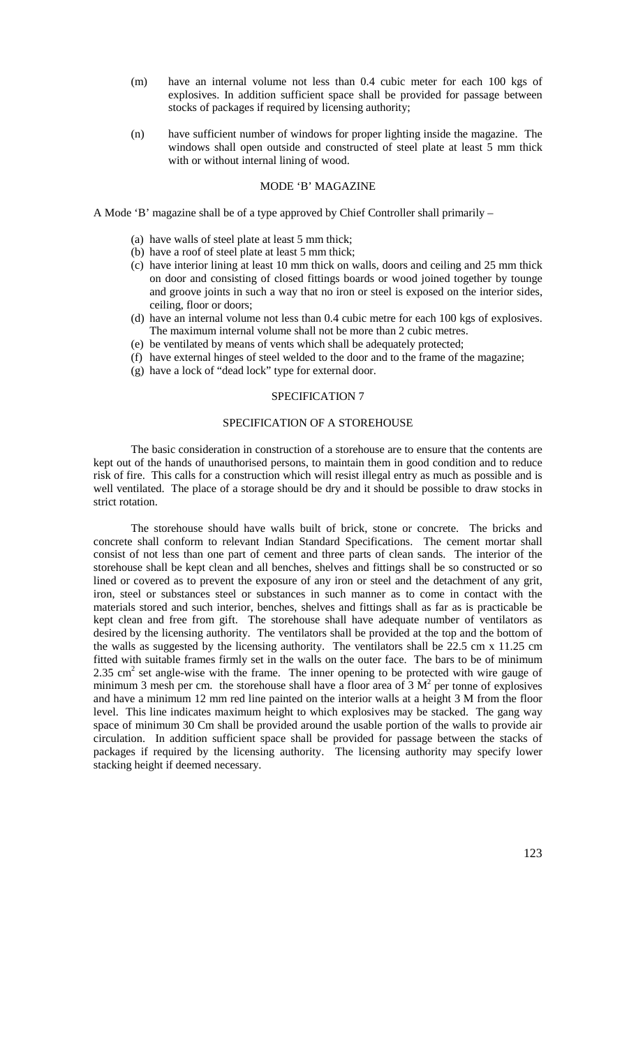(m) have an internal volume not less than 0.4 cubic meter for each 100 kgs of explosives. In addition sufficient space shall be provided for passage between stocks of packages if required by licensing authority;

(n) have sufficient number of windows for proper lighting inside the magazine. The windows shall open outside and constructed of steel plate at least 5 mm thick with or without internal lining of wood.

### MODE 'B' MAGAZINE

A Mode 'B' magazine shall be of a type approved by Chief Controller shall primarily –

(a) have walls of steel plate at least 5 mm thick;
(b) have a roof of steel plate at least 5 mm thick;
(c) have interior lining at least 10 mm thick on walls, doors and ceiling and 25 mm thick on door and consisting of closed fittings boards or wood joined together by tounge and groove joints in such a way that no iron or steel is exposed on the interior sides, ceiling, floor or doors;
(d) have an internal volume not less than 0.4 cubic metre for each 100 kgs of explosives. The maximum internal volume shall not be more than 2 cubic metres.
(e) be ventilated by means of vents which shall be adequately protected;
(f) have external hinges of steel welded to the door and to the frame of the magazine;
(g) have a lock of "dead lock" type for external door.

## SPECIFICATION 7

### SPECIFICATION OF A STOREHOUSE

The basic consideration in construction of a storehouse are to ensure that the contents are kept out of the hands of unauthorised persons, to maintain them in good condition and to reduce risk of fire. This calls for a construction which will resist illegal entry as much as possible and is well ventilated. The place of a storage should be dry and it should be possible to draw stocks in strict rotation.

The storehouse should have walls built of brick, stone or concrete. The bricks and concrete shall conform to relevant Indian Standard Specifications. The cement mortar shall consist of not less than one part of cement and three parts of clean sands. The interior of the storehouse shall be kept clean and all benches, shelves and fittings shall be so constructed or so lined or covered as to prevent the exposure of any iron or steel and the detachment of any grit, iron, steel or substances steel or substances in such manner as to come in contact with the materials stored and such interior, benches, shelves and fittings shall as far as is practicable be kept clean and free from gift. The storehouse shall have adequate number of ventilators as desired by the licensing authority. The ventilators shall be provided at the top and the bottom of the walls as suggested by the licensing authority. The ventilators shall be 22.5 cm x 11.25 cm fitted with suitable frames firmly set in the walls on the outer face. The bars to be of minimum 2.35 $cm^2$ set angle-wise with the frame. The inner opening to be protected with wire gauge of minimum 3 mesh per cm. the storehouse shall have a floor area of 3 $M^2$ per tonne of explosives and have a minimum 12 mm red line painted on the interior walls at a height 3 M from the floor level. This line indicates maximum height to which explosives may be stacked. The gang way space of minimum 30 Cm shall be provided around the usable portion of the walls to provide air circulation. In addition sufficient space shall be provided for passage between the stacks of packages if required by the licensing authority. The licensing authority may specify lower stacking height if deemed necessary.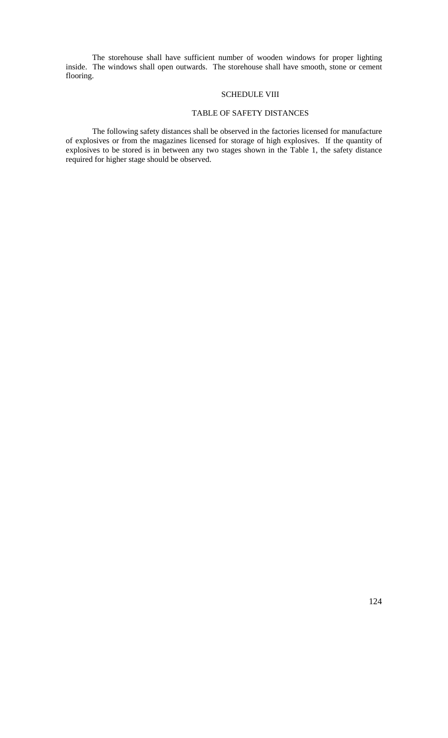The storehouse shall have sufficient number of wooden windows for proper lighting inside. The windows shall open outwards. The storehouse shall have smooth, stone or cement flooring.

## SCHEDULE VIII

### TABLE OF SAFETY DISTANCES

The following safety distances shall be observed in the factories licensed for manufacture of explosives or from the magazines licensed for storage of high explosives. If the quantity of explosives to be stored is in between any two stages shown in the Table 1, the safety distance required for higher stage should be observed.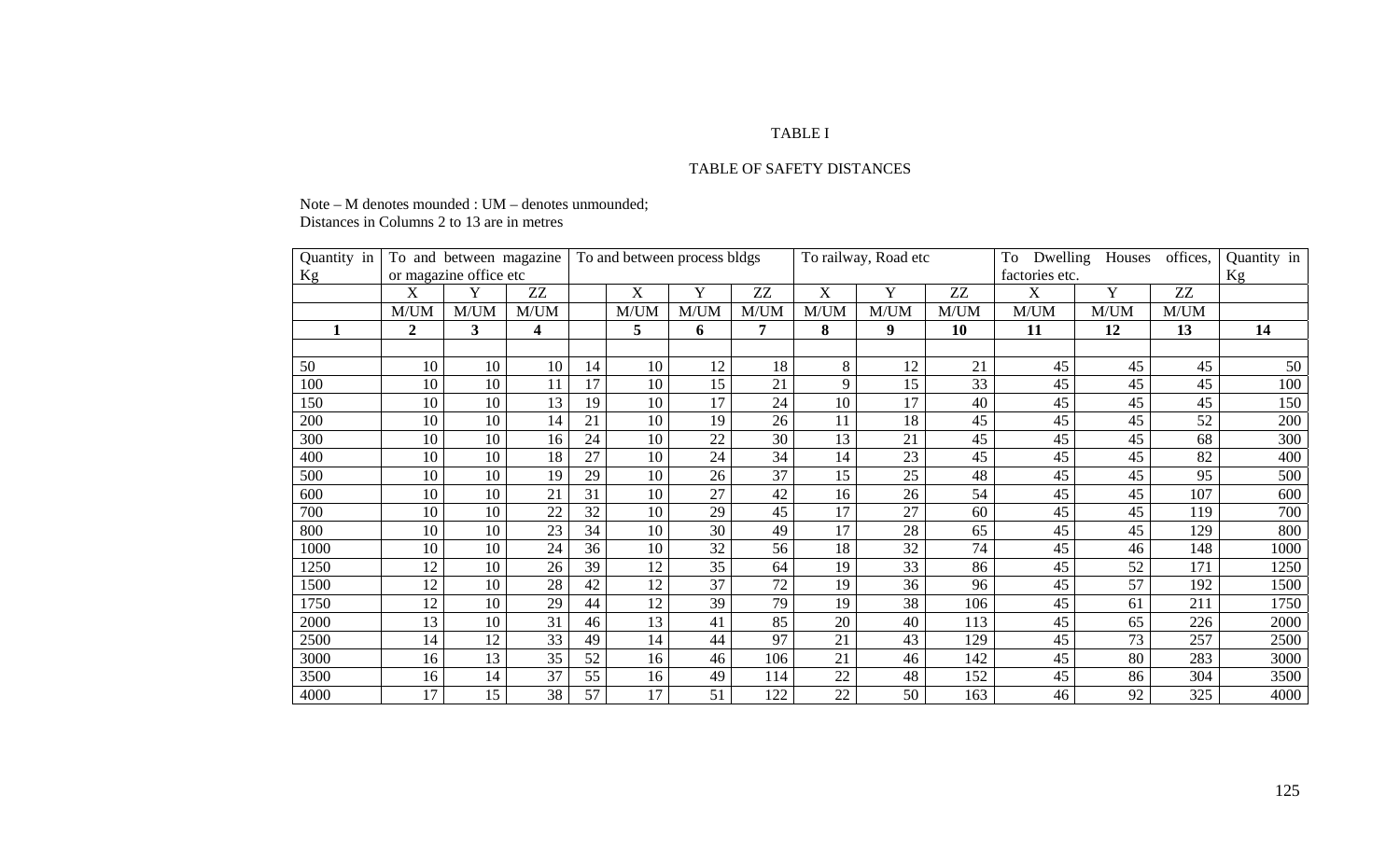TABLE I

TABLE OF SAFETY DISTANCES

Note – M denotes mounded : UM – denotes unmounded;
Distances in Columns 2 to 13 are in metres

| Quantity in Kg | To and between magazine or magazine office etc | | | To and between process bldgs | | | | To railway, Road etc | | | To Dwelling Houses offices, factories etc. | | | Quantity in Kg |
|---|---|---|---|---|---|---|---|---|---|---|---|---|---|---|
| | X | Y | ZZ | | X | Y | ZZ | X | Y | ZZ | X | Y | ZZ | |
| | M/UM | M/UM | M/UM | | M/UM | M/UM | M/UM | M/UM | M/UM | M/UM | M/UM | M/UM | M/UM | |
| **1** | **2** | **3** | **4** | | **5** | **6** | **7** | **8** | **9** | **10** | **11** | **12** | **13** | **14** |
| | | | | | | | | | | | | | | |
| 50 | 10 | 10 | 10 | 14 | 10 | 12 | 18 | 8 | 12 | 21 | 45 | 45 | 45 | 50 |
| 100 | 10 | 10 | 11 | 17 | 10 | 15 | 21 | 9 | 15 | 33 | 45 | 45 | 45 | 100 |
| 150 | 10 | 10 | 13 | 19 | 10 | 17 | 24 | 10 | 17 | 40 | 45 | 45 | 45 | 150 |
| 200 | 10 | 10 | 14 | 21 | 10 | 19 | 26 | 11 | 18 | 45 | 45 | 45 | 52 | 200 |
| 300 | 10 | 10 | 16 | 24 | 10 | 22 | 30 | 13 | 21 | 45 | 45 | 45 | 68 | 300 |
| 400 | 10 | 10 | 18 | 27 | 10 | 24 | 34 | 14 | 23 | 45 | 45 | 45 | 82 | 400 |
| 500 | 10 | 10 | 19 | 29 | 10 | 26 | 37 | 15 | 25 | 48 | 45 | 45 | 95 | 500 |
| 600 | 10 | 10 | 21 | 31 | 10 | 27 | 42 | 16 | 26 | 54 | 45 | 45 | 107 | 600 |
| 700 | 10 | 10 | 22 | 32 | 10 | 29 | 45 | 17 | 27 | 60 | 45 | 45 | 119 | 700 |
| 800 | 10 | 10 | 23 | 34 | 10 | 30 | 49 | 17 | 28 | 65 | 45 | 45 | 129 | 800 |
| 1000 | 10 | 10 | 24 | 36 | 10 | 32 | 56 | 18 | 32 | 74 | 45 | 46 | 148 | 1000 |
| 1250 | 12 | 10 | 26 | 39 | 12 | 35 | 64 | 19 | 33 | 86 | 45 | 52 | 171 | 1250 |
| 1500 | 12 | 10 | 28 | 42 | 12 | 37 | 72 | 19 | 36 | 96 | 45 | 57 | 192 | 1500 |
| 1750 | 12 | 10 | 29 | 44 | 12 | 39 | 79 | 19 | 38 | 106 | 45 | 61 | 211 | 1750 |
| 2000 | 13 | 10 | 31 | 46 | 13 | 41 | 85 | 20 | 40 | 113 | 45 | 65 | 226 | 2000 |
| 2500 | 14 | 12 | 33 | 49 | 14 | 44 | 97 | 21 | 43 | 129 | 45 | 73 | 257 | 2500 |
| 3000 | 16 | 13 | 35 | 52 | 16 | 46 | 106 | 21 | 46 | 142 | 45 | 80 | 283 | 3000 |
| 3500 | 16 | 14 | 37 | 55 | 16 | 49 | 114 | 22 | 48 | 152 | 45 | 86 | 304 | 3500 |
| 4000 | 17 | 15 | 38 | 57 | 17 | 51 | 122 | 22 | 50 | 163 | 46 | 92 | 325 | 4000 |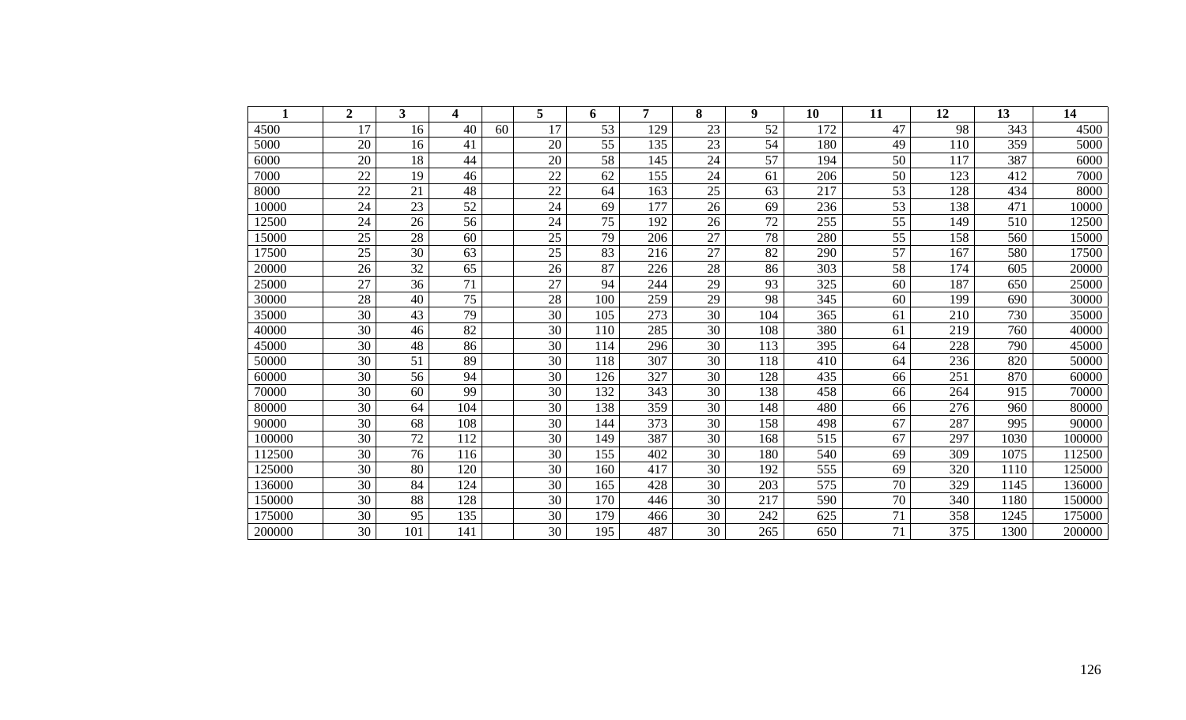| 1 | 2 | 3 | 4 | | 5 | 6 | 7 | 8 | 9 | 10 | 11 | 12 | 13 | 14 |
|---|---|---|---|---|---|---|---|---|---|---|---|---|---|---|
| 4500 | 17 | 16 | 40 | 60 | 17 | 53 | 129 | 23 | 52 | 172 | 47 | 98 | 343 | 4500 |
| 5000 | 20 | 16 | 41 | | 20 | 55 | 135 | 23 | 54 | 180 | 49 | 110 | 359 | 5000 |
| 6000 | 20 | 18 | 44 | | 20 | 58 | 145 | 24 | 57 | 194 | 50 | 117 | 387 | 6000 |
| 7000 | 22 | 19 | 46 | | 22 | 62 | 155 | 24 | 61 | 206 | 50 | 123 | 412 | 7000 |
| 8000 | 22 | 21 | 48 | | 22 | 64 | 163 | 25 | 63 | 217 | 53 | 128 | 434 | 8000 |
| 10000 | 24 | 23 | 52 | | 24 | 69 | 177 | 26 | 69 | 236 | 53 | 138 | 471 | 10000 |
| 12500 | 24 | 26 | 56 | | 24 | 75 | 192 | 26 | 72 | 255 | 55 | 149 | 510 | 12500 |
| 15000 | 25 | 28 | 60 | | 25 | 79 | 206 | 27 | 78 | 280 | 55 | 158 | 560 | 15000 |
| 17500 | 25 | 30 | 63 | | 25 | 83 | 216 | 27 | 82 | 290 | 57 | 167 | 580 | 17500 |
| 20000 | 26 | 32 | 65 | | 26 | 87 | 226 | 28 | 86 | 303 | 58 | 174 | 605 | 20000 |
| 25000 | 27 | 36 | 71 | | 27 | 94 | 244 | 29 | 93 | 325 | 60 | 187 | 650 | 25000 |
| 30000 | 28 | 40 | 75 | | 28 | 100 | 259 | 29 | 98 | 345 | 60 | 199 | 690 | 30000 |
| 35000 | 30 | 43 | 79 | | 30 | 105 | 273 | 30 | 104 | 365 | 61 | 210 | 730 | 35000 |
| 40000 | 30 | 46 | 82 | | 30 | 110 | 285 | 30 | 108 | 380 | 61 | 219 | 760 | 40000 |
| 45000 | 30 | 48 | 86 | | 30 | 114 | 296 | 30 | 113 | 395 | 64 | 228 | 790 | 45000 |
| 50000 | 30 | 51 | 89 | | 30 | 118 | 307 | 30 | 118 | 410 | 64 | 236 | 820 | 50000 |
| 60000 | 30 | 56 | 94 | | 30 | 126 | 327 | 30 | 128 | 435 | 66 | 251 | 870 | 60000 |
| 70000 | 30 | 60 | 99 | | 30 | 132 | 343 | 30 | 138 | 458 | 66 | 264 | 915 | 70000 |
| 80000 | 30 | 64 | 104 | | 30 | 138 | 359 | 30 | 148 | 480 | 66 | 276 | 960 | 80000 |
| 90000 | 30 | 68 | 108 | | 30 | 144 | 373 | 30 | 158 | 498 | 67 | 287 | 995 | 90000 |
| 100000 | 30 | 72 | 112 | | 30 | 149 | 387 | 30 | 168 | 515 | 67 | 297 | 1030 | 100000 |
| 112500 | 30 | 76 | 116 | | 30 | 155 | 402 | 30 | 180 | 540 | 69 | 309 | 1075 | 112500 |
| 125000 | 30 | 80 | 120 | | 30 | 160 | 417 | 30 | 192 | 555 | 69 | 320 | 1110 | 125000 |
| 136000 | 30 | 84 | 124 | | 30 | 165 | 428 | 30 | 203 | 575 | 70 | 329 | 1145 | 136000 |
| 150000 | 30 | 88 | 128 | | 30 | 170 | 446 | 30 | 217 | 590 | 70 | 340 | 1180 | 150000 |
| 175000 | 30 | 95 | 135 | | 30 | 179 | 466 | 30 | 242 | 625 | 71 | 358 | 1245 | 175000 |
| 200000 | 30 | 101 | 141 | | 30 | 195 | 487 | 30 | 265 | 650 | 71 | 375 | 1300 | 200000 |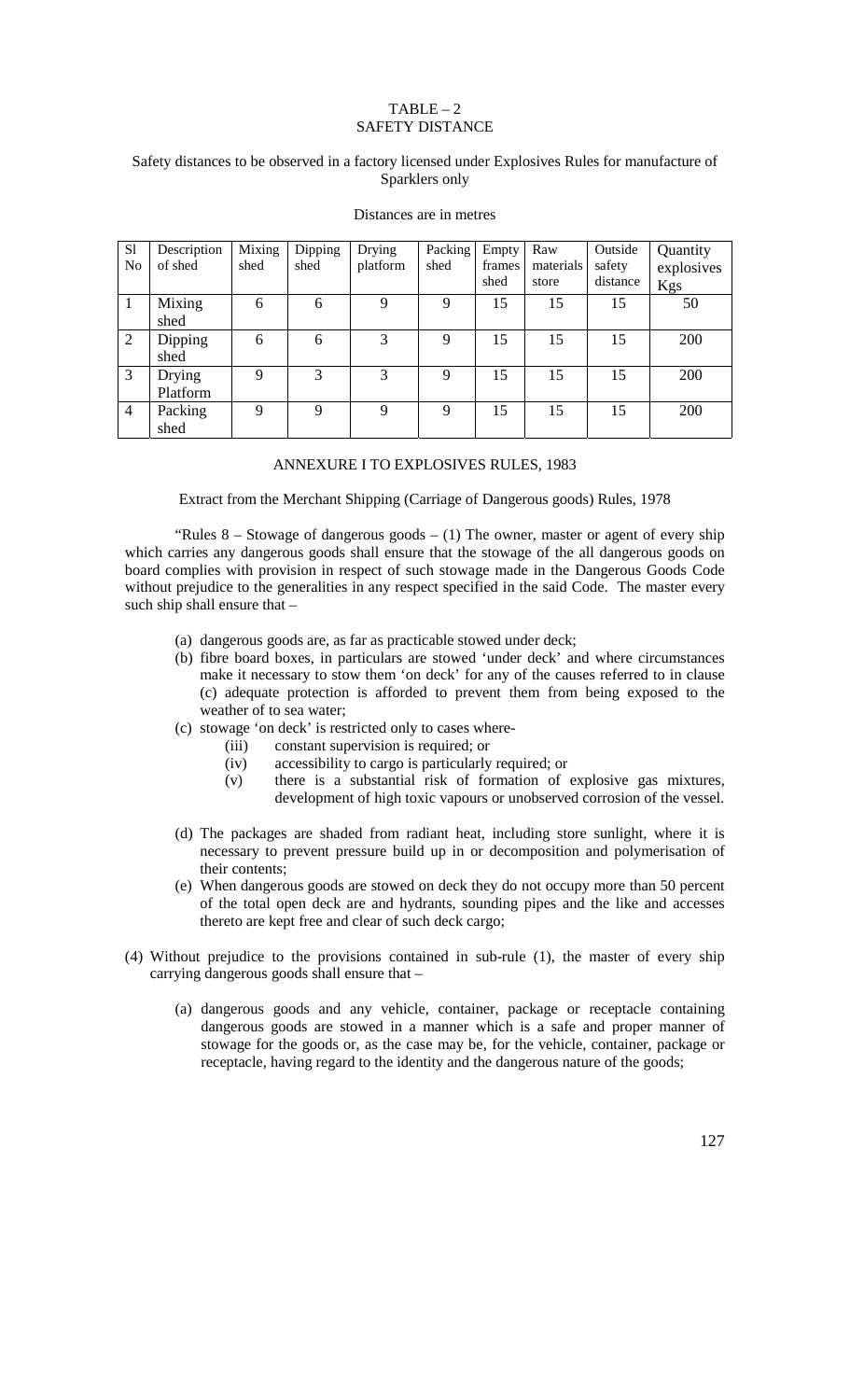## TABLE – 2
## SAFETY DISTANCE

Safety distances to be observed in a factory licensed under Explosives Rules for manufacture of Sparklers only

Distances are in metres

| Sl No | Description of shed | Mixing shed | Dipping shed | Drying platform | Packing shed | Empty frames shed | Raw materials store | Outside safety distance | Quantity explosives Kgs |
|---|---|---|---|---|---|---|---|---|---|
| 1 | Mixing shed | 6 | 6 | 9 | 9 | 15 | 15 | 15 | 50 |
| 2 | Dipping shed | 6 | 6 | 3 | 9 | 15 | 15 | 15 | 200 |
| 3 | Drying Platform | 9 | 3 | 3 | 9 | 15 | 15 | 15 | 200 |
| 4 | Packing shed | 9 | 9 | 9 | 9 | 15 | 15 | 15 | 200 |

## ANNEXURE I TO EXPLOSIVES RULES, 1983

Extract from the Merchant Shipping (Carriage of Dangerous goods) Rules, 1978

"Rules 8 – Stowage of dangerous goods – (1) The owner, master or agent of every ship which carries any dangerous goods shall ensure that the stowage of the all dangerous goods on board complies with provision in respect of such stowage made in the Dangerous Goods Code without prejudice to the generalities in any respect specified in the said Code. The master every such ship shall ensure that –

(a) dangerous goods are, as far as practicable stowed under deck;

(b) fibre board boxes, in particulars are stowed 'under deck' and where circumstances make it necessary to stow them 'on deck' for any of the causes referred to in clause (c) adequate protection is afforded to prevent them from being exposed to the weather of to sea water;

(c) stowage 'on deck' is restricted only to cases where-

    (iii) constant supervision is required; or

    (iv) accessibility to cargo is particularly required; or

    (v) there is a substantial risk of formation of explosive gas mixtures, development of high toxic vapours or unobserved corrosion of the vessel.

(d) The packages are shaded from radiant heat, including store sunlight, where it is necessary to prevent pressure build up in or decomposition and polymerisation of their contents;

(e) When dangerous goods are stowed on deck they do not occupy more than 50 percent of the total open deck are and hydrants, sounding pipes and the like and accesses thereto are kept free and clear of such deck cargo;

(4) Without prejudice to the provisions contained in sub-rule (1), the master of every ship carrying dangerous goods shall ensure that –

(a) dangerous goods and any vehicle, container, package or receptacle containing dangerous goods are stowed in a manner which is a safe and proper manner of stowage for the goods or, as the case may be, for the vehicle, container, package or receptacle, having regard to the identity and the dangerous nature of the goods;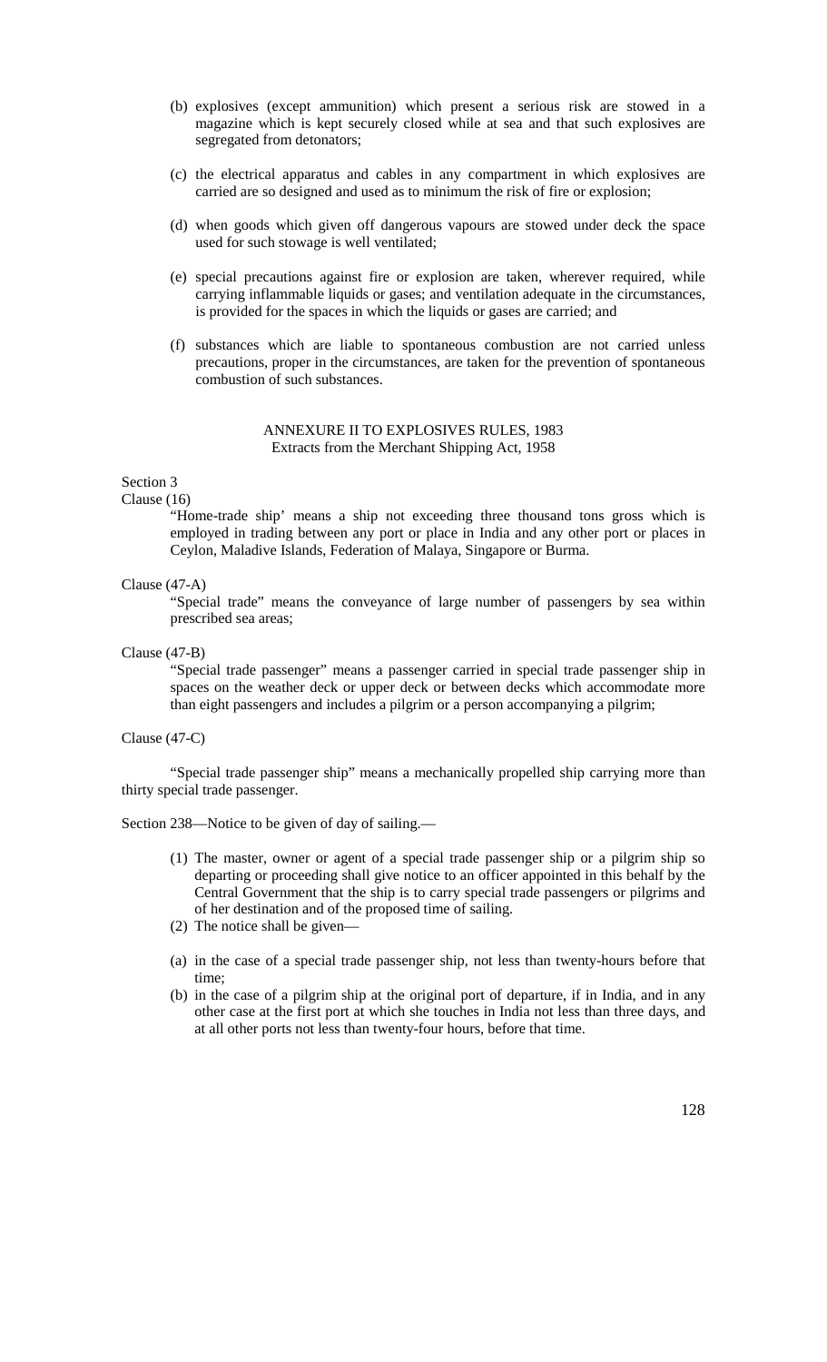(b) explosives (except ammunition) which present a serious risk are stowed in a magazine which is kept securely closed while at sea and that such explosives are segregated from detonators;

(c) the electrical apparatus and cables in any compartment in which explosives are carried are so designed and used as to minimum the risk of fire or explosion;

(d) when goods which given off dangerous vapours are stowed under deck the space used for such stowage is well ventilated;

(e) special precautions against fire or explosion are taken, wherever required, while carrying inflammable liquids or gases; and ventilation adequate in the circumstances, is provided for the spaces in which the liquids or gases are carried; and

(f) substances which are liable to spontaneous combustion are not carried unless precautions, proper in the circumstances, are taken for the prevention of spontaneous combustion of such substances.

## ANNEXURE II TO EXPLOSIVES RULES, 1983

Extracts from the Merchant Shipping Act, 1958

Section 3

Clause (16)

"Home-trade ship' means a ship not exceeding three thousand tons gross which is employed in trading between any port or place in India and any other port or places in Ceylon, Maladive Islands, Federation of Malaya, Singapore or Burma.

Clause (47-A)

"Special trade" means the conveyance of large number of passengers by sea within prescribed sea areas;

Clause (47-B)

"Special trade passenger" means a passenger carried in special trade passenger ship in spaces on the weather deck or upper deck or between decks which accommodate more than eight passengers and includes a pilgrim or a person accompanying a pilgrim;

Clause (47-C)

"Special trade passenger ship" means a mechanically propelled ship carrying more than thirty special trade passenger.

Section 238—Notice to be given of day of sailing.—

(1) The master, owner or agent of a special trade passenger ship or a pilgrim ship so departing or proceeding shall give notice to an officer appointed in this behalf by the Central Government that the ship is to carry special trade passengers or pilgrims and of her destination and of the proposed time of sailing.

(2) The notice shall be given—

(a) in the case of a special trade passenger ship, not less than twenty-hours before that time;

(b) in the case of a pilgrim ship at the original port of departure, if in India, and in any other case at the first port at which she touches in India not less than three days, and at all other ports not less than twenty-four hours, before that time.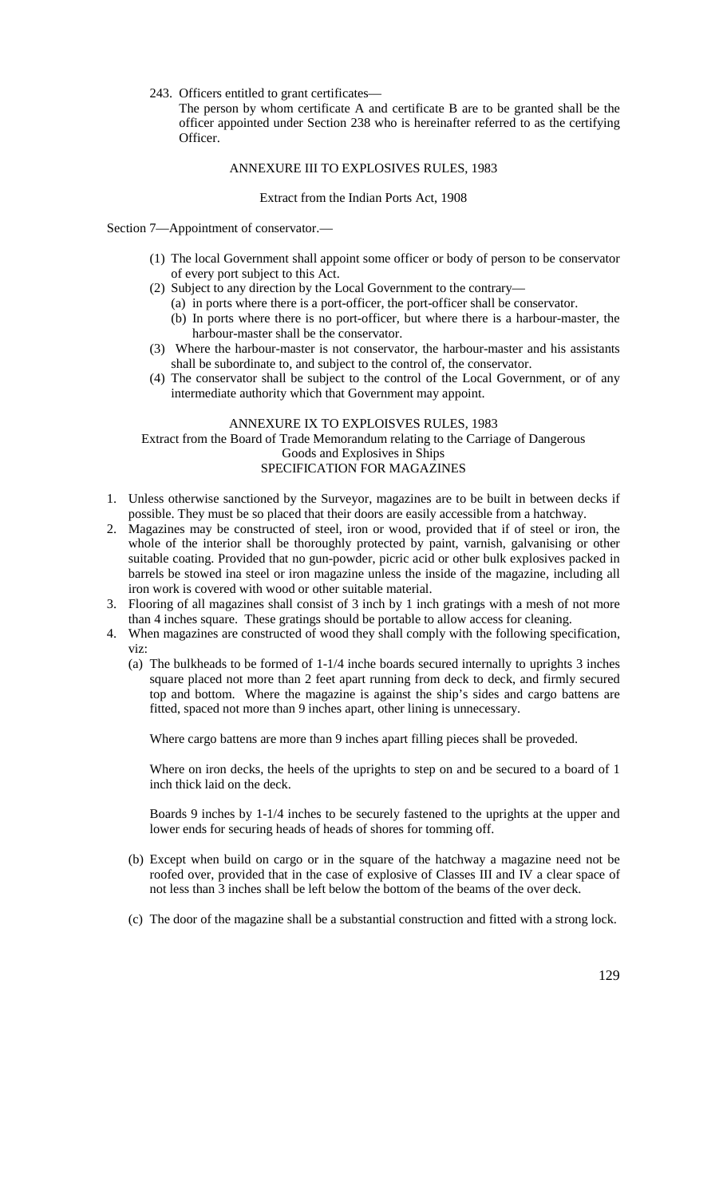243. Officers entitled to grant certificates—

The person by whom certificate A and certificate B are to be granted shall be the officer appointed under Section 238 who is hereinafter referred to as the certifying Officer.

## ANNEXURE III TO EXPLOSIVES RULES, 1983

Extract from the Indian Ports Act, 1908

Section 7—Appointment of conservator.—

(1) The local Government shall appoint some officer or body of person to be conservator of every port subject to this Act.

(2) Subject to any direction by the Local Government to the contrary—

   (a) in ports where there is a port-officer, the port-officer shall be conservator.

   (b) In ports where there is no port-officer, but where there is a harbour-master, the harbour-master shall be the conservator.

(3) Where the harbour-master is not conservator, the harbour-master and his assistants shall be subordinate to, and subject to the control of, the conservator.

(4) The conservator shall be subject to the control of the Local Government, or of any intermediate authority which that Government may appoint.

## ANNEXURE IX TO EXPLOISVES RULES, 1983

Extract from the Board of Trade Memorandum relating to the Carriage of Dangerous Goods and Explosives in Ships

SPECIFICATION FOR MAGAZINES

1. Unless otherwise sanctioned by the Surveyor, magazines are to be built in between decks if possible. They must be so placed that their doors are easily accessible from a hatchway.
2. Magazines may be constructed of steel, iron or wood, provided that if of steel or iron, the whole of the interior shall be thoroughly protected by paint, varnish, galvanising or other suitable coating. Provided that no gun-powder, picric acid or other bulk explosives packed in barrels be stowed ina steel or iron magazine unless the inside of the magazine, including all iron work is covered with wood or other suitable material.
3. Flooring of all magazines shall consist of 3 inch by 1 inch gratings with a mesh of not more than 4 inches square. These gratings should be portable to allow access for cleaning.
4. When magazines are constructed of wood they shall comply with the following specification, viz:

   (a) The bulkheads to be formed of 1-1/4 inche boards secured internally to uprights 3 inches square placed not more than 2 feet apart running from deck to deck, and firmly secured top and bottom. Where the magazine is against the ship's sides and cargo battens are fitted, spaced not more than 9 inches apart, other lining is unnecessary.

   Where cargo battens are more than 9 inches apart filling pieces shall be proveded.

   Where on iron decks, the heels of the uprights to step on and be secured to a board of 1 inch thick laid on the deck.

   Boards 9 inches by 1-1/4 inches to be securely fastened to the uprights at the upper and lower ends for securing heads of heads of shores for tomming off.

   (b) Except when build on cargo or in the square of the hatchway a magazine need not be roofed over, provided that in the case of explosive of Classes III and IV a clear space of not less than 3 inches shall be left below the bottom of the beams of the over deck.

   (c) The door of the magazine shall be a substantial construction and fitted with a strong lock.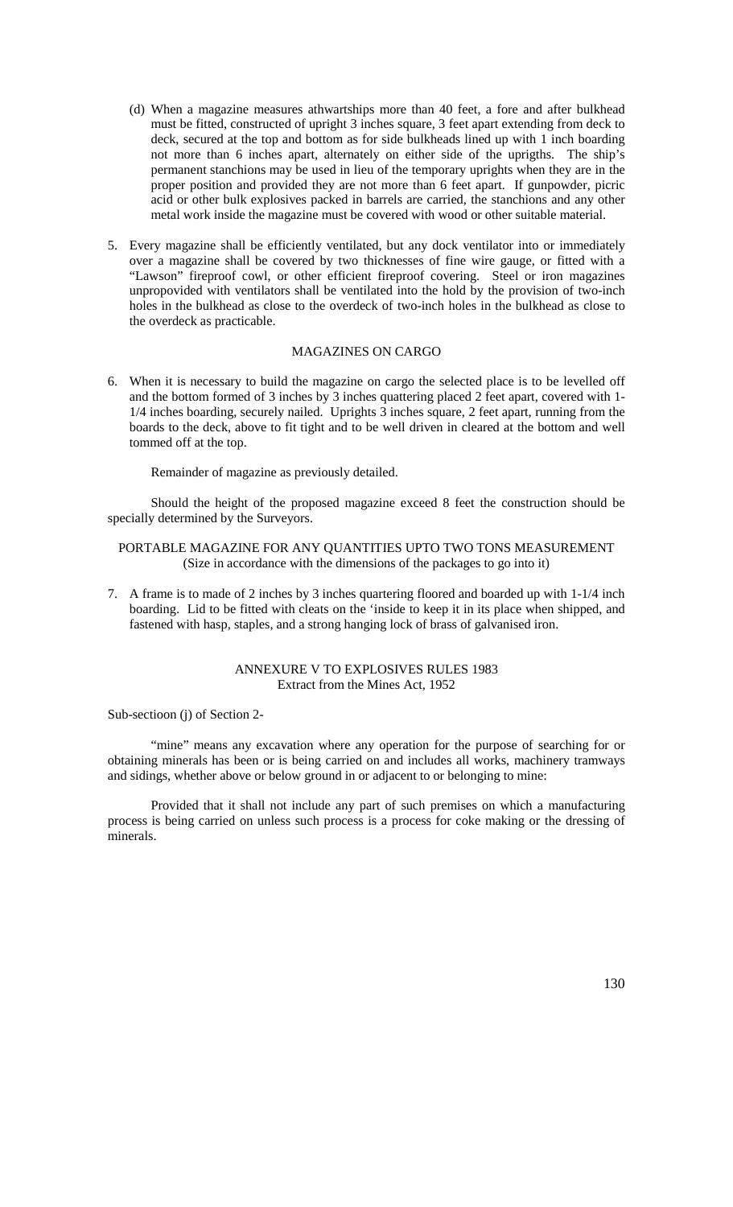(d) When a magazine measures athwartships more than 40 feet, a fore and after bulkhead must be fitted, constructed of upright 3 inches square, 3 feet apart extending from deck to deck, secured at the top and bottom as for side bulkheads lined up with 1 inch boarding not more than 6 inches apart, alternately on either side of the uprigths. The ship's permanent stanchions may be used in lieu of the temporary uprights when they are in the proper position and provided they are not more than 6 feet apart. If gunpowder, picric acid or other bulk explosives packed in barrels are carried, the stanchions and any other metal work inside the magazine must be covered with wood or other suitable material.

5. Every magazine shall be efficiently ventilated, but any dock ventilator into or immediately over a magazine shall be covered by two thicknesses of fine wire gauge, or fitted with a "Lawson" fireproof cowl, or other efficient fireproof covering. Steel or iron magazines unpropovided with ventilators shall be ventilated into the hold by the provision of two-inch holes in the bulkhead as close to the overdeck of two-inch holes in the bulkhead as close to the overdeck as practicable.

## MAGAZINES ON CARGO

6. When it is necessary to build the magazine on cargo the selected place is to be levelled off and the bottom formed of 3 inches by 3 inches quattering placed 2 feet apart, covered with 1-1/4 inches boarding, securely nailed. Uprights 3 inches square, 2 feet apart, running from the boards to the deck, above to fit tight and to be well driven in cleared at the bottom and well tommed off at the top.

Remainder of magazine as previously detailed.

Should the height of the proposed magazine exceed 8 feet the construction should be specially determined by the Surveyors.

## PORTABLE MAGAZINE FOR ANY QUANTITIES UPTO TWO TONS MEASUREMENT

(Size in accordance with the dimensions of the packages to go into it)

7. A frame is to made of 2 inches by 3 inches quartering floored and boarded up with 1-1/4 inch boarding. Lid to be fitted with cleats on the 'inside to keep it in its place when shipped, and fastened with hasp, staples, and a strong hanging lock of brass of galvanised iron.

## ANNEXURE V TO EXPLOSIVES RULES 1983

Extract from the Mines Act, 1952

Sub-sectioon (j) of Section 2-

"mine" means any excavation where any operation for the purpose of searching for or obtaining minerals has been or is being carried on and includes all works, machinery tramways and sidings, whether above or below ground in or adjacent to or belonging to mine:

Provided that it shall not include any part of such premises on which a manufacturing process is being carried on unless such process is a process for coke making or the dressing of minerals.